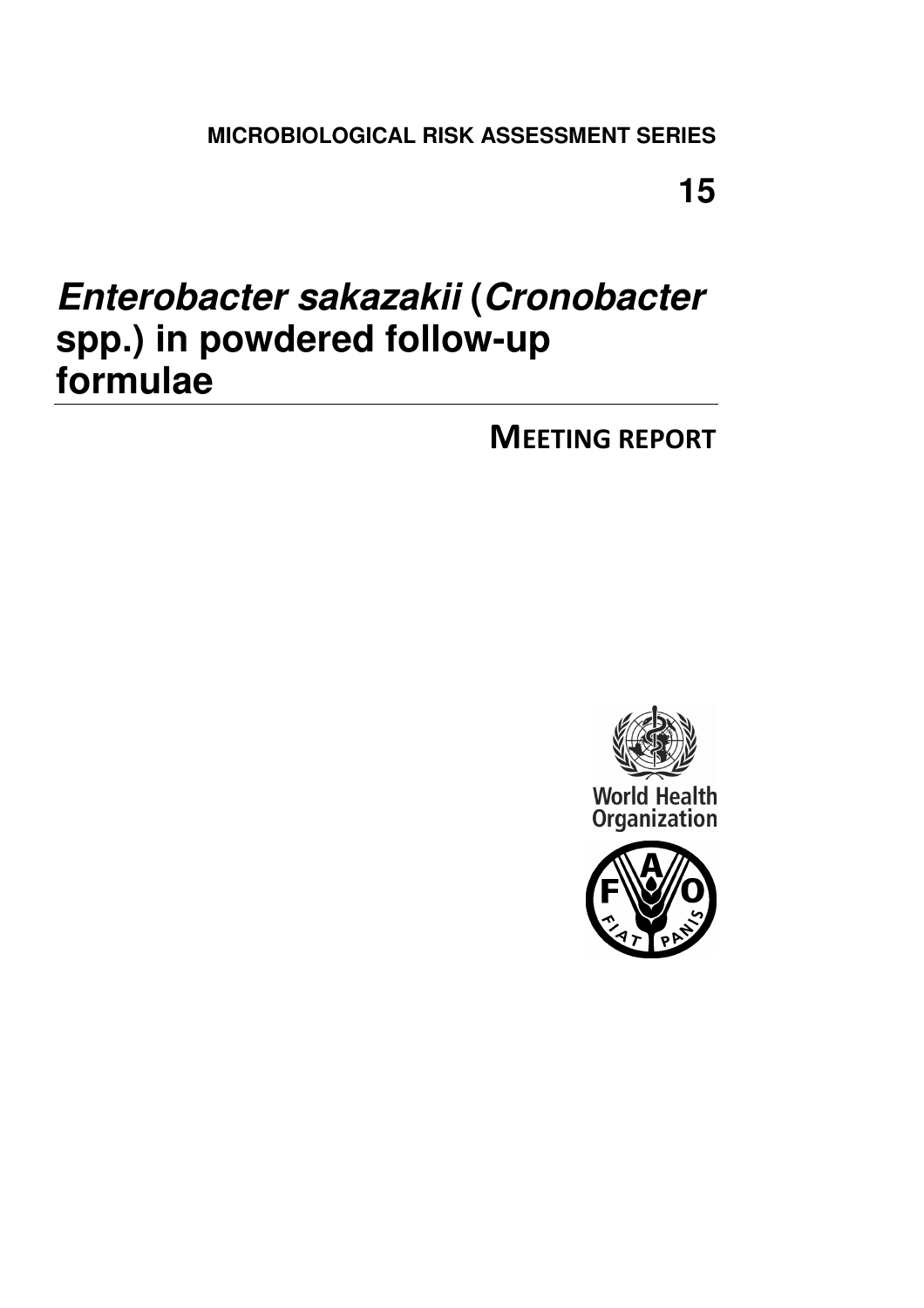**MICROBIOLOGICAL RISK ASSESSMENT SERIES**

**15**

# *Enterobacter sakazakii* (*Cronobacter* spp.) in powdered follow-up formulae

**MEETING REPORT**

World Health Organization

FIAT PANIS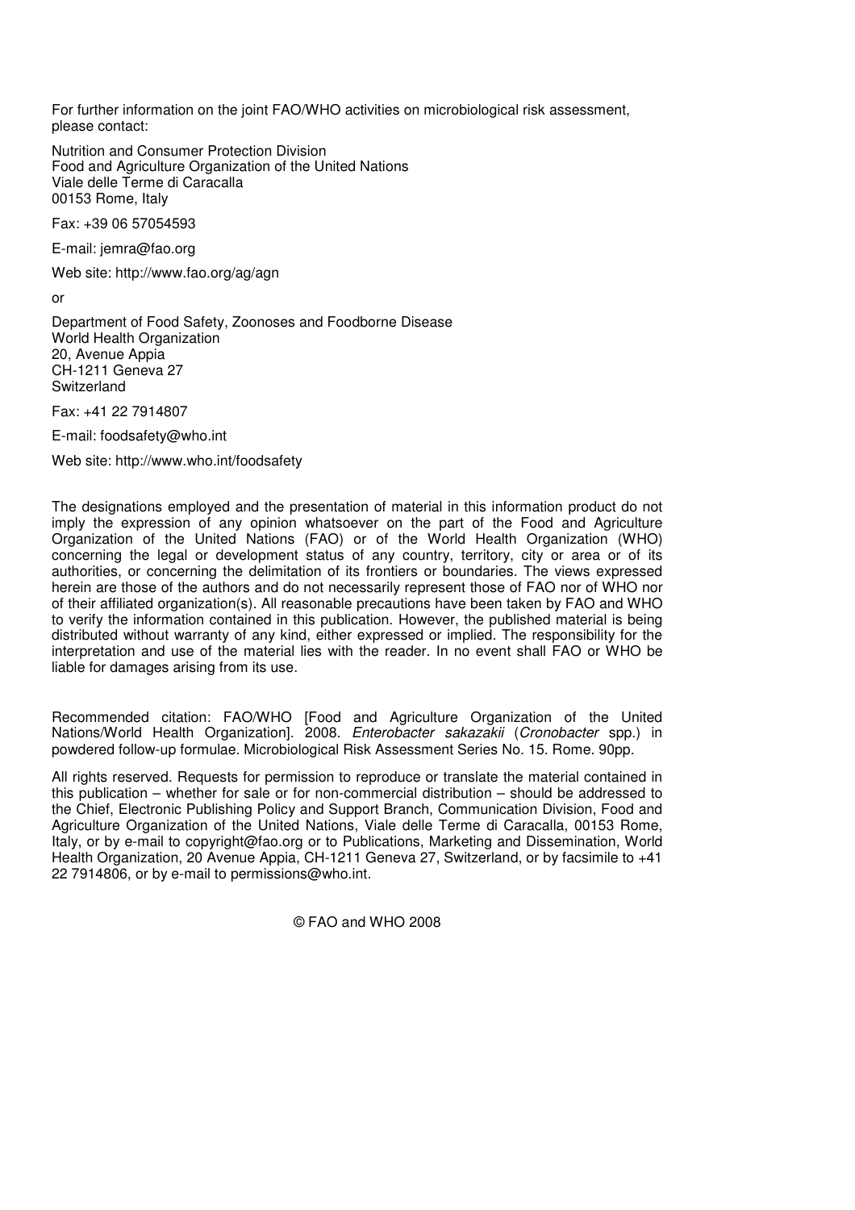For further information on the joint FAO/WHO activities on microbiological risk assessment, please contact:

Nutrition and Consumer Protection Division
Food and Agriculture Organization of the United Nations
Viale delle Terme di Caracalla
00153 Rome, Italy

Fax: +39 06 57054593

E-mail: jemra@fao.org

Web site: http://www.fao.org/ag/agn

or

Department of Food Safety, Zoonoses and Foodborne Disease
World Health Organization
20, Avenue Appia
CH-1211 Geneva 27
Switzerland

Fax: +41 22 7914807

E-mail: foodsafety@who.int

Web site: http://www.who.int/foodsafety

The designations employed and the presentation of material in this information product do not imply the expression of any opinion whatsoever on the part of the Food and Agriculture Organization of the United Nations (FAO) or of the World Health Organization (WHO) concerning the legal or development status of any country, territory, city or area or of its authorities, or concerning the delimitation of its frontiers or boundaries. The views expressed herein are those of the authors and do not necessarily represent those of FAO nor of WHO nor of their affiliated organization(s). All reasonable precautions have been taken by FAO and WHO to verify the information contained in this publication. However, the published material is being distributed without warranty of any kind, either expressed or implied. The responsibility for the interpretation and use of the material lies with the reader. In no event shall FAO or WHO be liable for damages arising from its use.

Recommended citation: FAO/WHO [Food and Agriculture Organization of the United Nations/World Health Organization]. 2008. *Enterobacter sakazakii* (*Cronobacter* spp.) in powdered follow-up formulae. Microbiological Risk Assessment Series No. 15. Rome. 90pp.

All rights reserved. Requests for permission to reproduce or translate the material contained in this publication – whether for sale or for non-commercial distribution – should be addressed to the Chief, Electronic Publishing Policy and Support Branch, Communication Division, Food and Agriculture Organization of the United Nations, Viale delle Terme di Caracalla, 00153 Rome, Italy, or by e-mail to copyright@fao.org or to Publications, Marketing and Dissemination, World Health Organization, 20 Avenue Appia, CH-1211 Geneva 27, Switzerland, or by facsimile to +41 22 7914806, or by e-mail to permissions@who.int.

© FAO and WHO 2008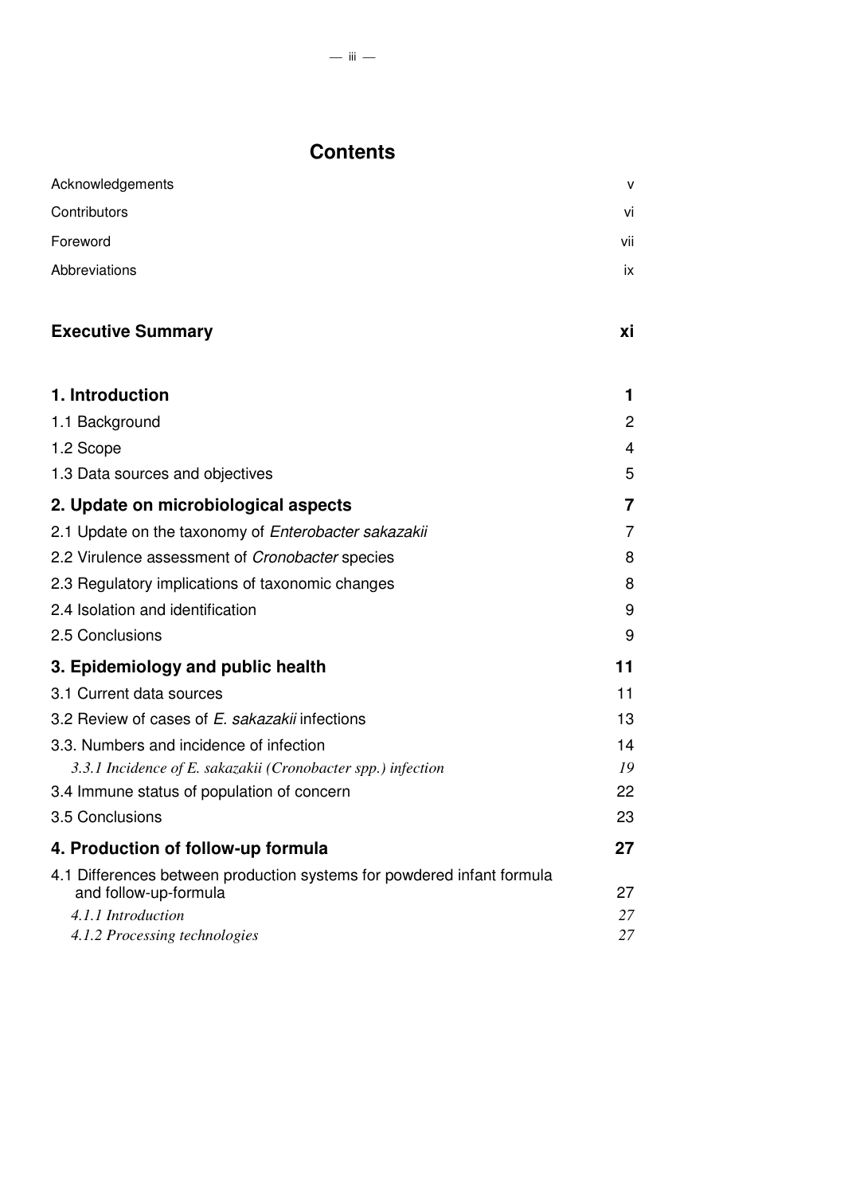# Contents

| | |
|---|---|
| Acknowledgements | v |
| Contributors | vi |
| Foreword | vii |
| Abbreviations | ix |
| **Executive Summary** | **xi** |
| **1. Introduction** | **1** |
| 1.1 Background | 2 |
| 1.2 Scope | 4 |
| 1.3 Data sources and objectives | 5 |
| **2. Update on microbiological aspects** | **7** |
| 2.1 Update on the taxonomy of *Enterobacter sakazakii* | 7 |
| 2.2 Virulence assessment of *Cronobacter* species | 8 |
| 2.3 Regulatory implications of taxonomic changes | 8 |
| 2.4 Isolation and identification | 9 |
| 2.5 Conclusions | 9 |
| **3. Epidemiology and public health** | **11** |
| 3.1 Current data sources | 11 |
| 3.2 Review of cases of *E. sakazakii* infections | 13 |
| 3.3. Numbers and incidence of infection | 14 |
| *3.3.1 Incidence of E. sakazakii (Cronobacter spp.) infection* | *19* |
| 3.4 Immune status of population of concern | 22 |
| 3.5 Conclusions | 23 |
| **4. Production of follow-up formula** | **27** |
| 4.1 Differences between production systems for powdered infant formula and follow-up-formula | 27 |
| *4.1.1 Introduction* | *27* |
| *4.1.2 Processing technologies* | *27* |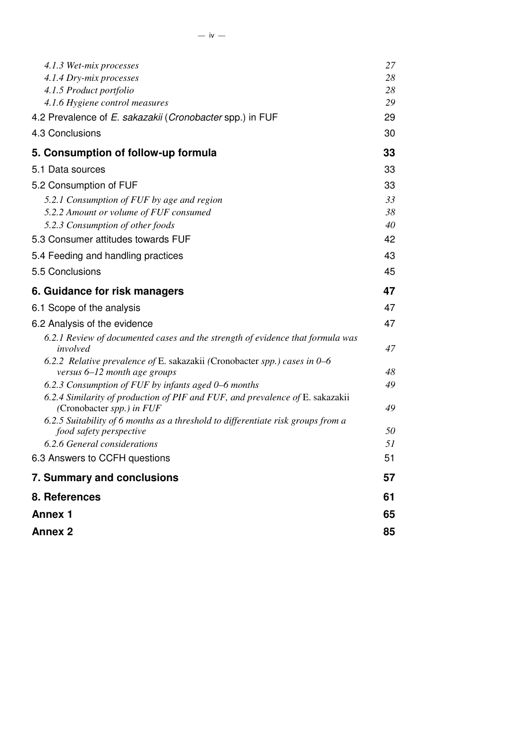| | |
|---|---|
| *4.1.3 Wet-mix processes* | *27* |
| *4.1.4 Dry-mix processes* | *28* |
| *4.1.5 Product portfolio* | *28* |
| *4.1.6 Hygiene control measures* | *29* |
| 4.2 Prevalence of *E. sakazakii* (*Cronobacter* spp.) in FUF | 29 |
| 4.3 Conclusions | 30 |
| **5. Consumption of follow-up formula** | **33** |
| 5.1 Data sources | 33 |
| 5.2 Consumption of FUF | 33 |
| *5.2.1 Consumption of FUF by age and region* | *33* |
| *5.2.2 Amount or volume of FUF consumed* | *38* |
| *5.2.3 Consumption of other foods* | *40* |
| 5.3 Consumer attitudes towards FUF | 42 |
| 5.4 Feeding and handling practices | 43 |
| 5.5 Conclusions | 45 |
| **6. Guidance for risk managers** | **47** |
| 6.1 Scope of the analysis | 47 |
| 6.2 Analysis of the evidence | 47 |
| *6.2.1 Review of documented cases and the strength of evidence that formula was involved* | *47* |
| *6.2.2 Relative prevalence of* E. sakazakii *(*Cronobacter *spp.) cases in 0–6 versus 6–12 month age groups* | *48* |
| *6.2.3 Consumption of FUF by infants aged 0–6 months* | *49* |
| *6.2.4 Similarity of production of PIF and FUF, and prevalence of* E. sakazakii *(*Cronobacter *spp.) in FUF* | *49* |
| *6.2.5 Suitability of 6 months as a threshold to differentiate risk groups from a food safety perspective* | *50* |
| *6.2.6 General considerations* | *51* |
| 6.3 Answers to CCFH questions | 51 |
| **7. Summary and conclusions** | **57** |
| **8. References** | **61** |
| **Annex 1** | **65** |
| **Annex 2** | **85** |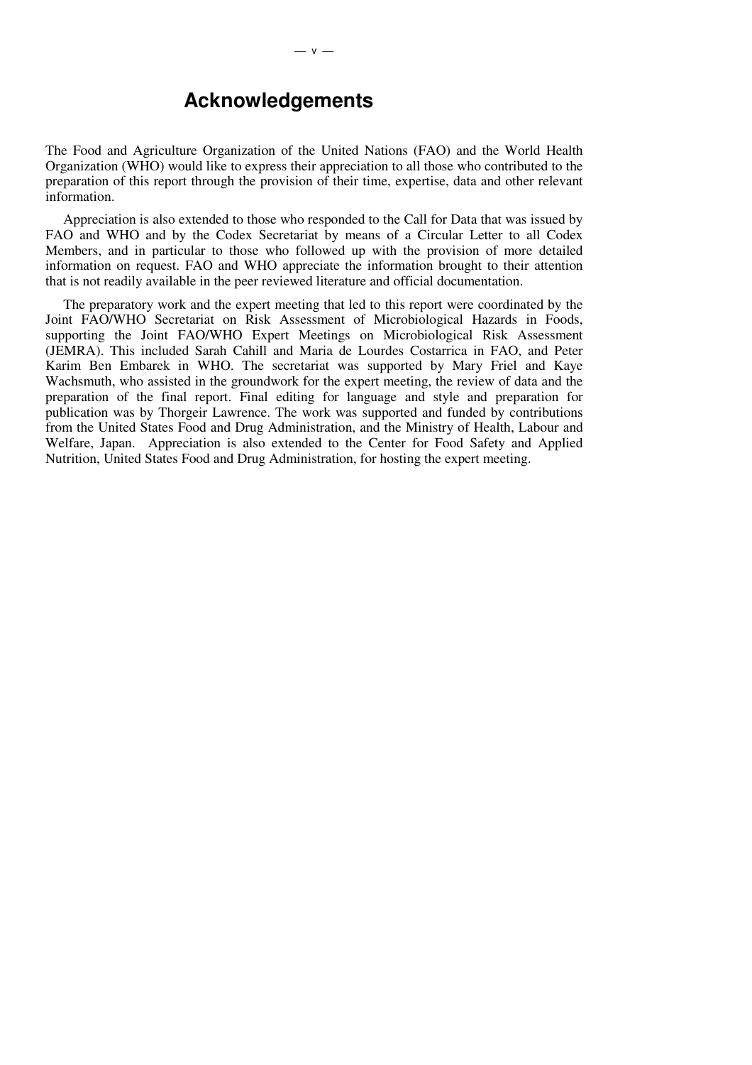# Acknowledgements

The Food and Agriculture Organization of the United Nations (FAO) and the World Health Organization (WHO) would like to express their appreciation to all those who contributed to the preparation of this report through the provision of their time, expertise, data and other relevant information.

Appreciation is also extended to those who responded to the Call for Data that was issued by FAO and WHO and by the Codex Secretariat by means of a Circular Letter to all Codex Members, and in particular to those who followed up with the provision of more detailed information on request. FAO and WHO appreciate the information brought to their attention that is not readily available in the peer reviewed literature and official documentation.

The preparatory work and the expert meeting that led to this report were coordinated by the Joint FAO/WHO Secretariat on Risk Assessment of Microbiological Hazards in Foods, supporting the Joint FAO/WHO Expert Meetings on Microbiological Risk Assessment (JEMRA). This included Sarah Cahill and Maria de Lourdes Costarrica in FAO, and Peter Karim Ben Embarek in WHO. The secretariat was supported by Mary Friel and Kaye Wachsmuth, who assisted in the groundwork for the expert meeting, the review of data and the preparation of the final report. Final editing for language and style and preparation for publication was by Thorgeir Lawrence. The work was supported and funded by contributions from the United States Food and Drug Administration, and the Ministry of Health, Labour and Welfare, Japan. Appreciation is also extended to the Center for Food Safety and Applied Nutrition, United States Food and Drug Administration, for hosting the expert meeting.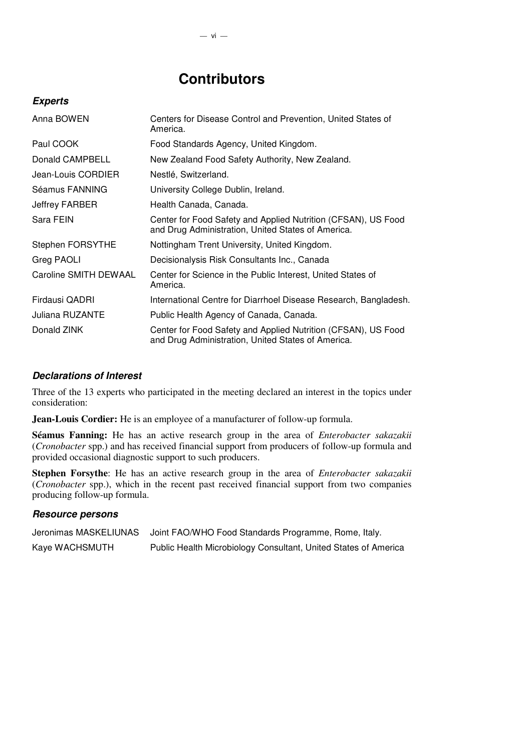# Contributors

### *Experts*

| | |
|---|---|
| Anna BOWEN | Centers for Disease Control and Prevention, United States of America. |
| Paul COOK | Food Standards Agency, United Kingdom. |
| Donald CAMPBELL | New Zealand Food Safety Authority, New Zealand. |
| Jean-Louis CORDIER | Nestlé, Switzerland. |
| Séamus FANNING | University College Dublin, Ireland. |
| Jeffrey FARBER | Health Canada, Canada. |
| Sara FEIN | Center for Food Safety and Applied Nutrition (CFSAN), US Food and Drug Administration, United States of America. |
| Stephen FORSYTHE | Nottingham Trent University, United Kingdom. |
| Greg PAOLI | Decisionalysis Risk Consultants Inc., Canada |
| Caroline SMITH DEWAAL | Center for Science in the Public Interest, United States of America. |
| Firdausi QADRI | International Centre for Diarrhoel Disease Research, Bangladesh. |
| Juliana RUZANTE | Public Health Agency of Canada, Canada. |
| Donald ZINK | Center for Food Safety and Applied Nutrition (CFSAN), US Food and Drug Administration, United States of America. |

### *Declarations of Interest*

Three of the 13 experts who participated in the meeting declared an interest in the topics under consideration:

**Jean-Louis Cordier:** He is an employee of a manufacturer of follow-up formula.

**Séamus Fanning:** He has an active research group in the area of *Enterobacter sakazakii* (*Cronobacter* spp.) and has received financial support from producers of follow-up formula and provided occasional diagnostic support to such producers.

**Stephen Forsythe**: He has an active research group in the area of *Enterobacter sakazakii* (*Cronobacter* spp.), which in the recent past received financial support from two companies producing follow-up formula.

### *Resource persons*

| | |
|---|---|
| Jeronimas MASKELIUNAS | Joint FAO/WHO Food Standards Programme, Rome, Italy. |
| Kaye WACHSMUTH | Public Health Microbiology Consultant, United States of America |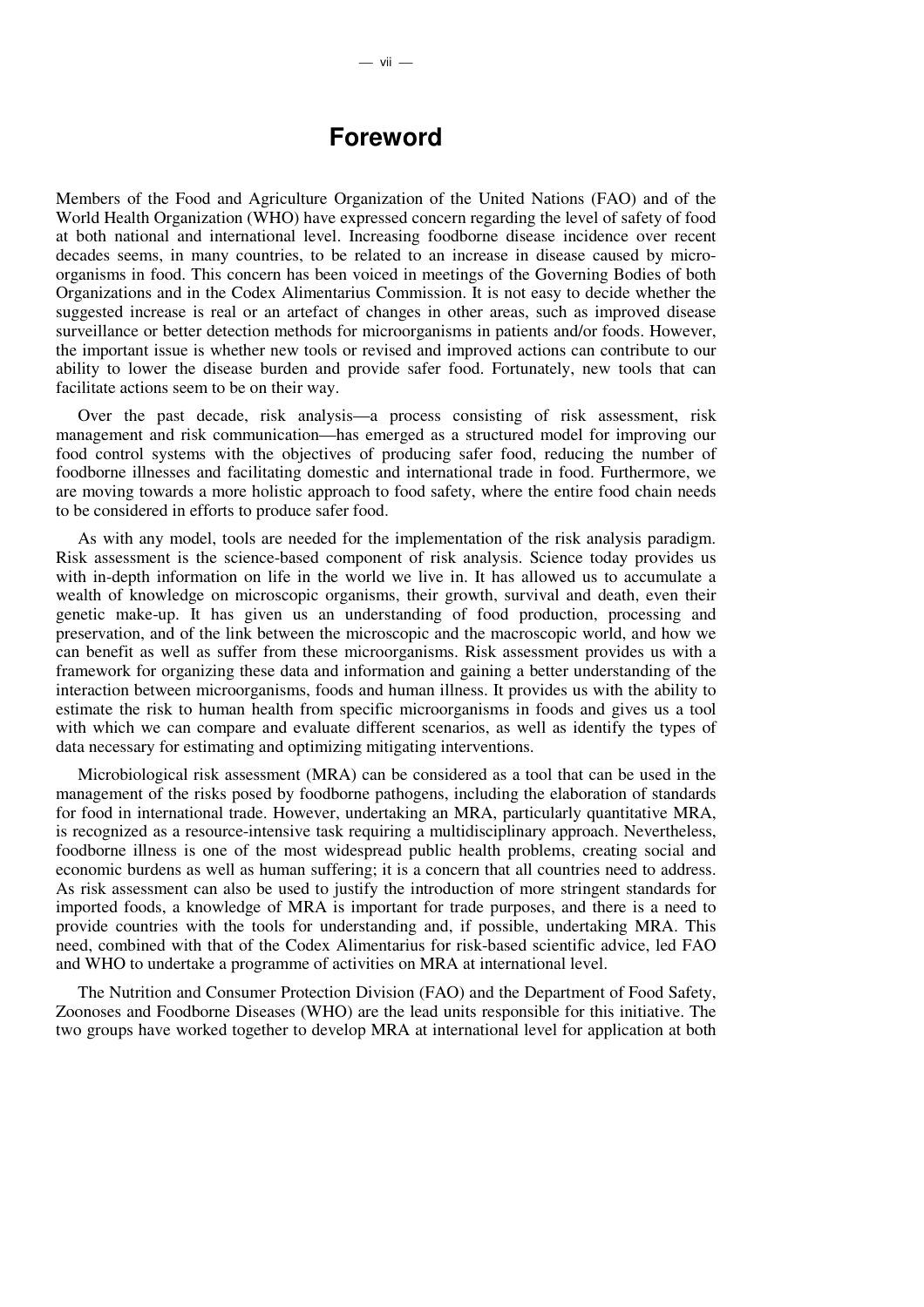# Foreword

Members of the Food and Agriculture Organization of the United Nations (FAO) and of the World Health Organization (WHO) have expressed concern regarding the level of safety of food at both national and international level. Increasing foodborne disease incidence over recent decades seems, in many countries, to be related to an increase in disease caused by micro-organisms in food. This concern has been voiced in meetings of the Governing Bodies of both Organizations and in the Codex Alimentarius Commission. It is not easy to decide whether the suggested increase is real or an artefact of changes in other areas, such as improved disease surveillance or better detection methods for microorganisms in patients and/or foods. However, the important issue is whether new tools or revised and improved actions can contribute to our ability to lower the disease burden and provide safer food. Fortunately, new tools that can facilitate actions seem to be on their way.

Over the past decade, risk analysis—a process consisting of risk assessment, risk management and risk communication—has emerged as a structured model for improving our food control systems with the objectives of producing safer food, reducing the number of foodborne illnesses and facilitating domestic and international trade in food. Furthermore, we are moving towards a more holistic approach to food safety, where the entire food chain needs to be considered in efforts to produce safer food.

As with any model, tools are needed for the implementation of the risk analysis paradigm. Risk assessment is the science-based component of risk analysis. Science today provides us with in-depth information on life in the world we live in. It has allowed us to accumulate a wealth of knowledge on microscopic organisms, their growth, survival and death, even their genetic make-up. It has given us an understanding of food production, processing and preservation, and of the link between the microscopic and the macroscopic world, and how we can benefit as well as suffer from these microorganisms. Risk assessment provides us with a framework for organizing these data and information and gaining a better understanding of the interaction between microorganisms, foods and human illness. It provides us with the ability to estimate the risk to human health from specific microorganisms in foods and gives us a tool with which we can compare and evaluate different scenarios, as well as identify the types of data necessary for estimating and optimizing mitigating interventions.

Microbiological risk assessment (MRA) can be considered as a tool that can be used in the management of the risks posed by foodborne pathogens, including the elaboration of standards for food in international trade. However, undertaking an MRA, particularly quantitative MRA, is recognized as a resource-intensive task requiring a multidisciplinary approach. Nevertheless, foodborne illness is one of the most widespread public health problems, creating social and economic burdens as well as human suffering; it is a concern that all countries need to address. As risk assessment can also be used to justify the introduction of more stringent standards for imported foods, a knowledge of MRA is important for trade purposes, and there is a need to provide countries with the tools for understanding and, if possible, undertaking MRA. This need, combined with that of the Codex Alimentarius for risk-based scientific advice, led FAO and WHO to undertake a programme of activities on MRA at international level.

The Nutrition and Consumer Protection Division (FAO) and the Department of Food Safety, Zoonoses and Foodborne Diseases (WHO) are the lead units responsible for this initiative. The two groups have worked together to develop MRA at international level for application at both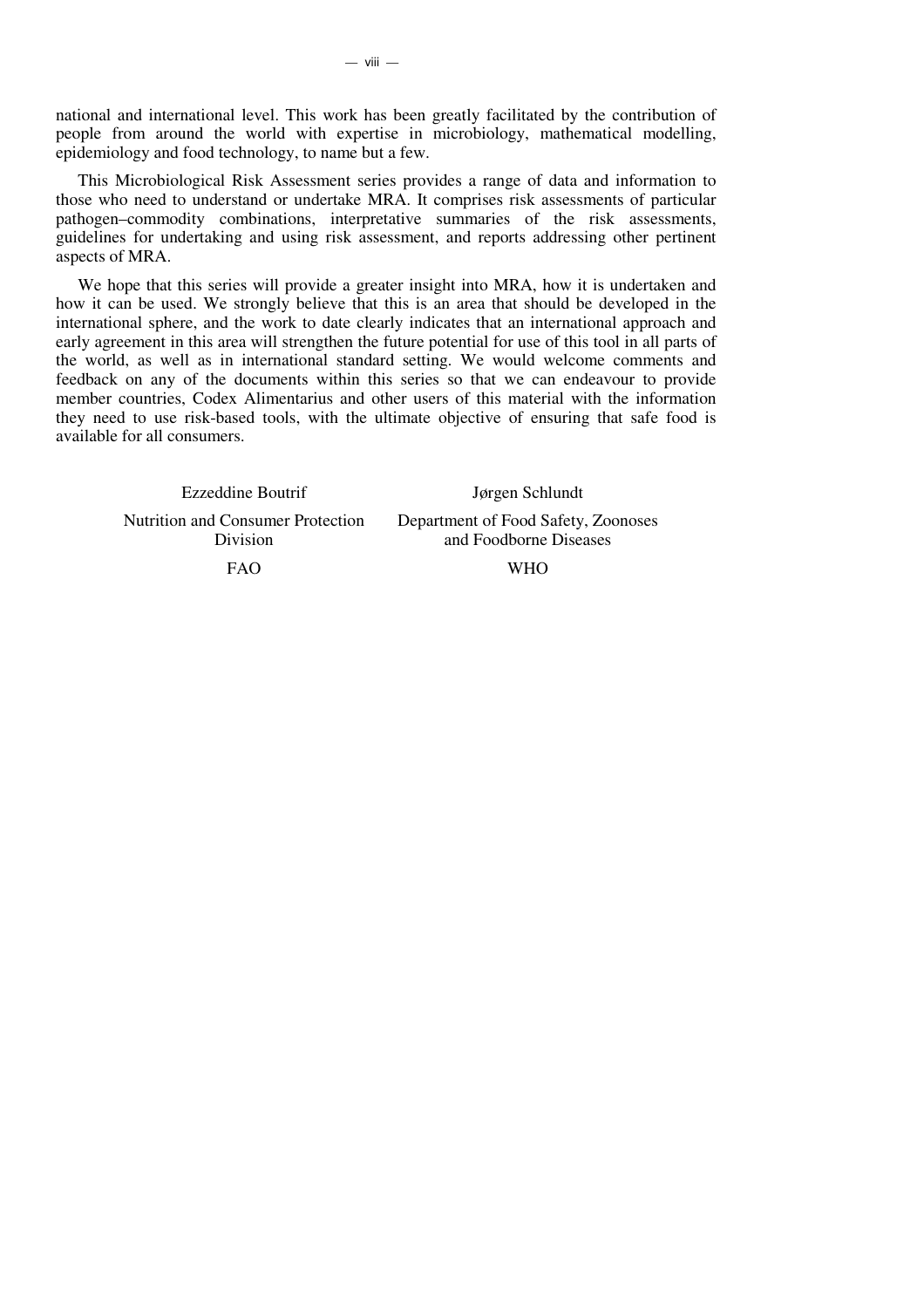national and international level. This work has been greatly facilitated by the contribution of people from around the world with expertise in microbiology, mathematical modelling, epidemiology and food technology, to name but a few.

This Microbiological Risk Assessment series provides a range of data and information to those who need to understand or undertake MRA. It comprises risk assessments of particular pathogen–commodity combinations, interpretative summaries of the risk assessments, guidelines for undertaking and using risk assessment, and reports addressing other pertinent aspects of MRA.

We hope that this series will provide a greater insight into MRA, how it is undertaken and how it can be used. We strongly believe that this is an area that should be developed in the international sphere, and the work to date clearly indicates that an international approach and early agreement in this area will strengthen the future potential for use of this tool in all parts of the world, as well as in international standard setting. We would welcome comments and feedback on any of the documents within this series so that we can endeavour to provide member countries, Codex Alimentarius and other users of this material with the information they need to use risk-based tools, with the ultimate objective of ensuring that safe food is available for all consumers.

| | |
|---|---|
| Ezzeddine Boutrif | Jørgen Schlundt |
| Nutrition and Consumer Protection Division | Department of Food Safety, Zoonoses and Foodborne Diseases |
| FAO | WHO |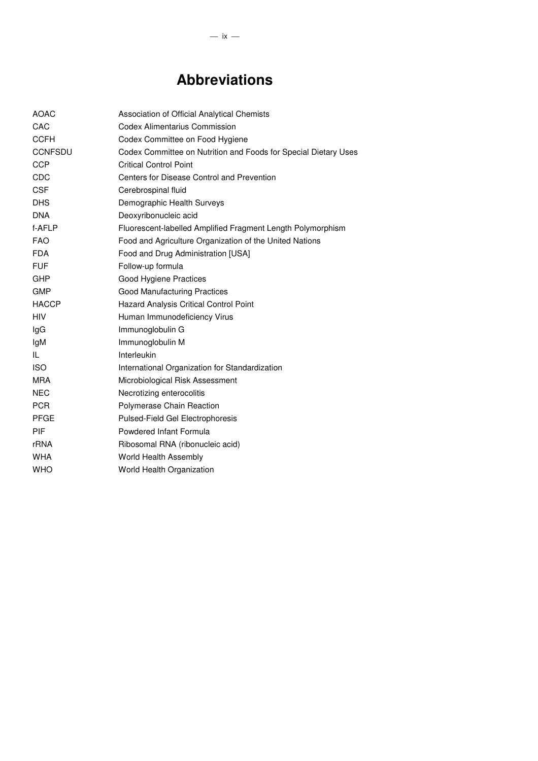# Abbreviations

| | |
|---|---|
| AOAC | Association of Official Analytical Chemists |
| CAC | Codex Alimentarius Commission |
| CCFH | Codex Committee on Food Hygiene |
| CCNFSDU | Codex Committee on Nutrition and Foods for Special Dietary Uses |
| CCP | Critical Control Point |
| CDC | Centers for Disease Control and Prevention |
| CSF | Cerebrospinal fluid |
| DHS | Demographic Health Surveys |
| DNA | Deoxyribonucleic acid |
| f-AFLP | Fluorescent-labelled Amplified Fragment Length Polymorphism |
| FAO | Food and Agriculture Organization of the United Nations |
| FDA | Food and Drug Administration [USA] |
| FUF | Follow-up formula |
| GHP | Good Hygiene Practices |
| GMP | Good Manufacturing Practices |
| HACCP | Hazard Analysis Critical Control Point |
| HIV | Human Immunodeficiency Virus |
| IgG | Immunoglobulin G |
| IgM | Immunoglobulin M |
| IL | Interleukin |
| ISO | International Organization for Standardization |
| MRA | Microbiological Risk Assessment |
| NEC | Necrotizing enterocolitis |
| PCR | Polymerase Chain Reaction |
| PFGE | Pulsed-Field Gel Electrophoresis |
| PIF | Powdered Infant Formula |
| rRNA | Ribosomal RNA (ribonucleic acid) |
| WHA | World Health Assembly |
| WHO | World Health Organization |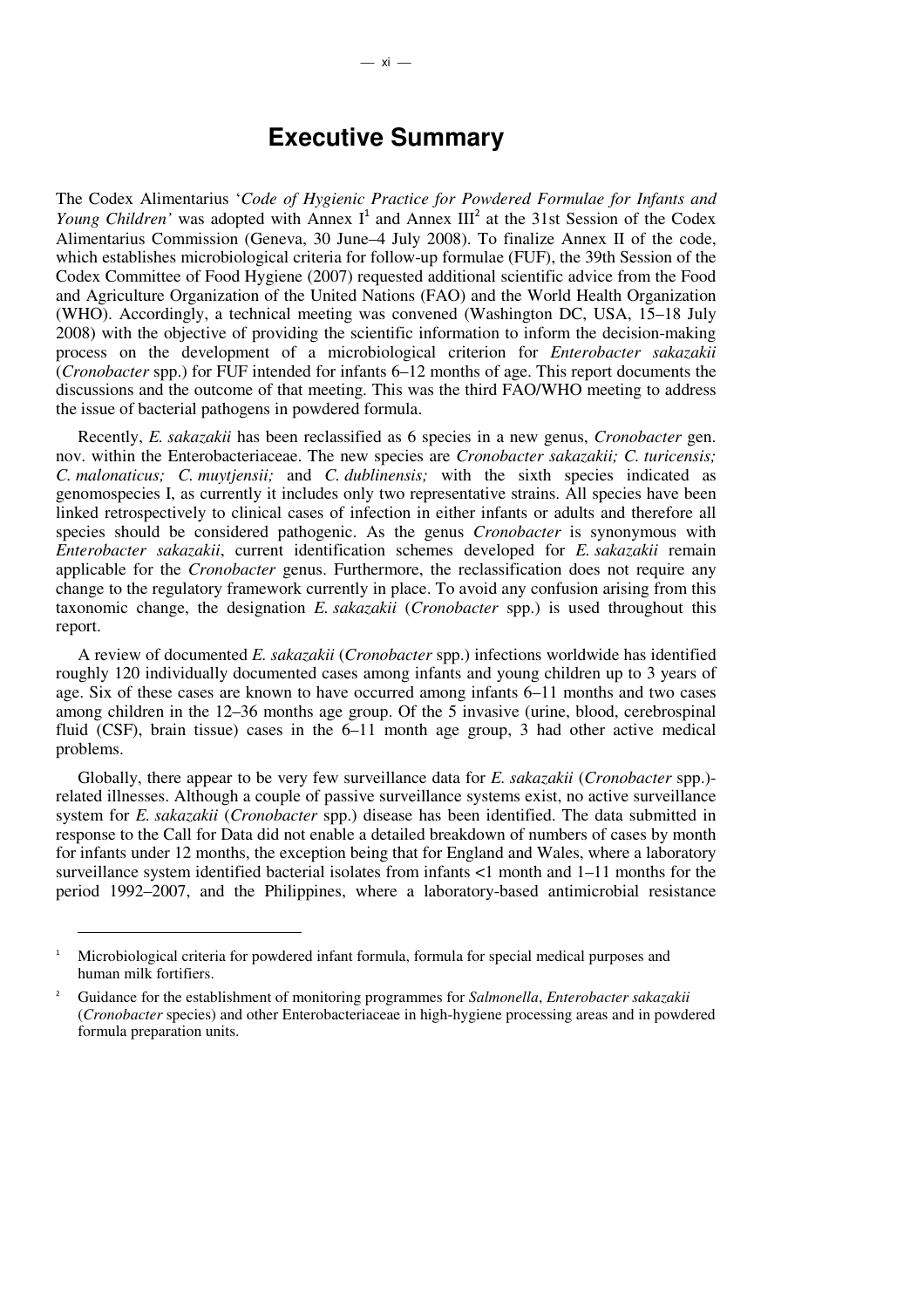# Executive Summary

The Codex Alimentarius '*Code of Hygienic Practice for Powdered Formulae for Infants and Young Children*' was adopted with Annex I[1] and Annex III[2] at the 31st Session of the Codex Alimentarius Commission (Geneva, 30 June–4 July 2008). To finalize Annex II of the code, which establishes microbiological criteria for follow-up formulae (FUF), the 39th Session of the Codex Committee of Food Hygiene (2007) requested additional scientific advice from the Food and Agriculture Organization of the United Nations (FAO) and the World Health Organization (WHO). Accordingly, a technical meeting was convened (Washington DC, USA, 15–18 July 2008) with the objective of providing the scientific information to inform the decision-making process on the development of a microbiological criterion for *Enterobacter sakazakii* (*Cronobacter* spp.) for FUF intended for infants 6–12 months of age. This report documents the discussions and the outcome of that meeting. This was the third FAO/WHO meeting to address the issue of bacterial pathogens in powdered formula.

Recently, *E. sakazakii* has been reclassified as 6 species in a new genus, *Cronobacter* gen. nov. within the Enterobacteriaceae. The new species are *Cronobacter sakazakii; C. turicensis; C. malonaticus; C. muytjensii;* and *C. dublinensis;* with the sixth species indicated as genomospecies I, as currently it includes only two representative strains. All species have been linked retrospectively to clinical cases of infection in either infants or adults and therefore all species should be considered pathogenic. As the genus *Cronobacter* is synonymous with *Enterobacter sakazakii*, current identification schemes developed for *E. sakazakii* remain applicable for the *Cronobacter* genus. Furthermore, the reclassification does not require any change to the regulatory framework currently in place. To avoid any confusion arising from this taxonomic change, the designation *E. sakazakii* (*Cronobacter* spp.) is used throughout this report.

A review of documented *E. sakazakii* (*Cronobacter* spp.) infections worldwide has identified roughly 120 individually documented cases among infants and young children up to 3 years of age. Six of these cases are known to have occurred among infants 6–11 months and two cases among children in the 12–36 months age group. Of the 5 invasive (urine, blood, cerebrospinal fluid (CSF), brain tissue) cases in the 6–11 month age group, 3 had other active medical problems.

Globally, there appear to be very few surveillance data for *E. sakazakii* (*Cronobacter* spp.)-related illnesses. Although a couple of passive surveillance systems exist, no active surveillance system for *E. sakazakii* (*Cronobacter* spp.) disease has been identified. The data submitted in response to the Call for Data did not enable a detailed breakdown of numbers of cases by month for infants under 12 months, the exception being that for England and Wales, where a laboratory surveillance system identified bacterial isolates from infants <1 month and 1–11 months for the period 1992–2007, and the Philippines, where a laboratory-based antimicrobial resistance

---

[1] Microbiological criteria for powdered infant formula, formula for special medical purposes and human milk fortifiers.

[2] Guidance for the establishment of monitoring programmes for *Salmonella*, *Enterobacter sakazakii* (*Cronobacter* species) and other Enterobacteriaceae in high-hygiene processing areas and in powdered formula preparation units.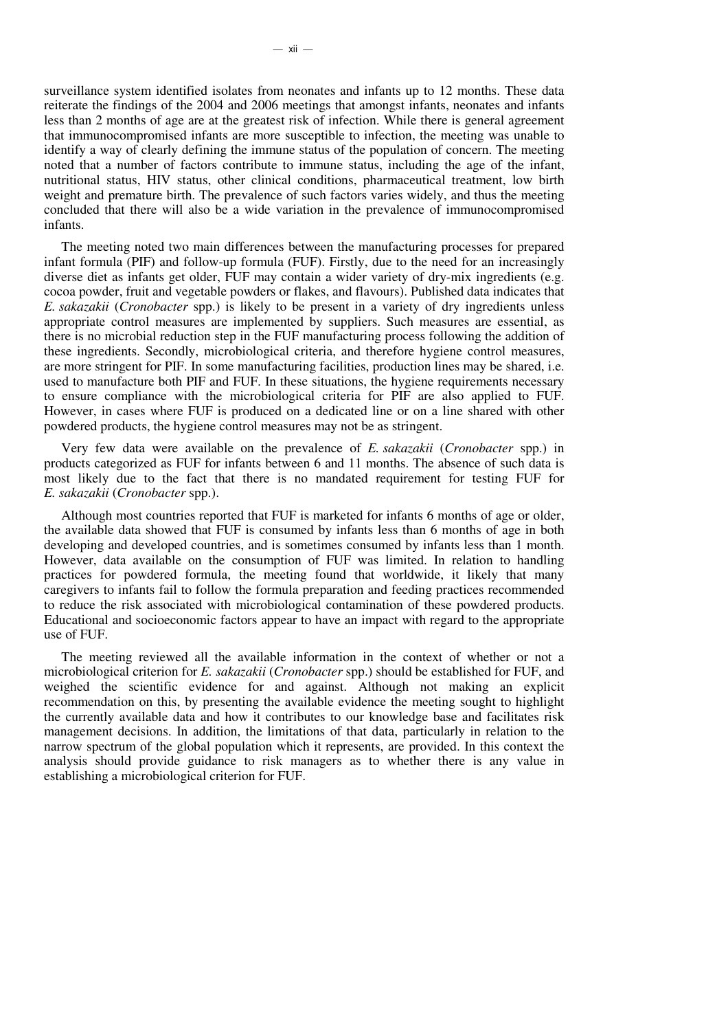surveillance system identified isolates from neonates and infants up to 12 months. These data reiterate the findings of the 2004 and 2006 meetings that amongst infants, neonates and infants less than 2 months of age are at the greatest risk of infection. While there is general agreement that immunocompromised infants are more susceptible to infection, the meeting was unable to identify a way of clearly defining the immune status of the population of concern. The meeting noted that a number of factors contribute to immune status, including the age of the infant, nutritional status, HIV status, other clinical conditions, pharmaceutical treatment, low birth weight and premature birth. The prevalence of such factors varies widely, and thus the meeting concluded that there will also be a wide variation in the prevalence of immunocompromised infants.

The meeting noted two main differences between the manufacturing processes for prepared infant formula (PIF) and follow-up formula (FUF). Firstly, due to the need for an increasingly diverse diet as infants get older, FUF may contain a wider variety of dry-mix ingredients (e.g. cocoa powder, fruit and vegetable powders or flakes, and flavours). Published data indicates that *E. sakazakii* (*Cronobacter* spp.) is likely to be present in a variety of dry ingredients unless appropriate control measures are implemented by suppliers. Such measures are essential, as there is no microbial reduction step in the FUF manufacturing process following the addition of these ingredients. Secondly, microbiological criteria, and therefore hygiene control measures, are more stringent for PIF. In some manufacturing facilities, production lines may be shared, i.e. used to manufacture both PIF and FUF. In these situations, the hygiene requirements necessary to ensure compliance with the microbiological criteria for PIF are also applied to FUF. However, in cases where FUF is produced on a dedicated line or on a line shared with other powdered products, the hygiene control measures may not be as stringent.

Very few data were available on the prevalence of *E. sakazakii* (*Cronobacter* spp.) in products categorized as FUF for infants between 6 and 11 months. The absence of such data is most likely due to the fact that there is no mandated requirement for testing FUF for *E. sakazakii* (*Cronobacter* spp.).

Although most countries reported that FUF is marketed for infants 6 months of age or older, the available data showed that FUF is consumed by infants less than 6 months of age in both developing and developed countries, and is sometimes consumed by infants less than 1 month. However, data available on the consumption of FUF was limited. In relation to handling practices for powdered formula, the meeting found that worldwide, it likely that many caregivers to infants fail to follow the formula preparation and feeding practices recommended to reduce the risk associated with microbiological contamination of these powdered products. Educational and socioeconomic factors appear to have an impact with regard to the appropriate use of FUF.

The meeting reviewed all the available information in the context of whether or not a microbiological criterion for *E. sakazakii* (*Cronobacter* spp.) should be established for FUF, and weighed the scientific evidence for and against. Although not making an explicit recommendation on this, by presenting the available evidence the meeting sought to highlight the currently available data and how it contributes to our knowledge base and facilitates risk management decisions. In addition, the limitations of that data, particularly in relation to the narrow spectrum of the global population which it represents, are provided. In this context the analysis should provide guidance to risk managers as to whether there is any value in establishing a microbiological criterion for FUF.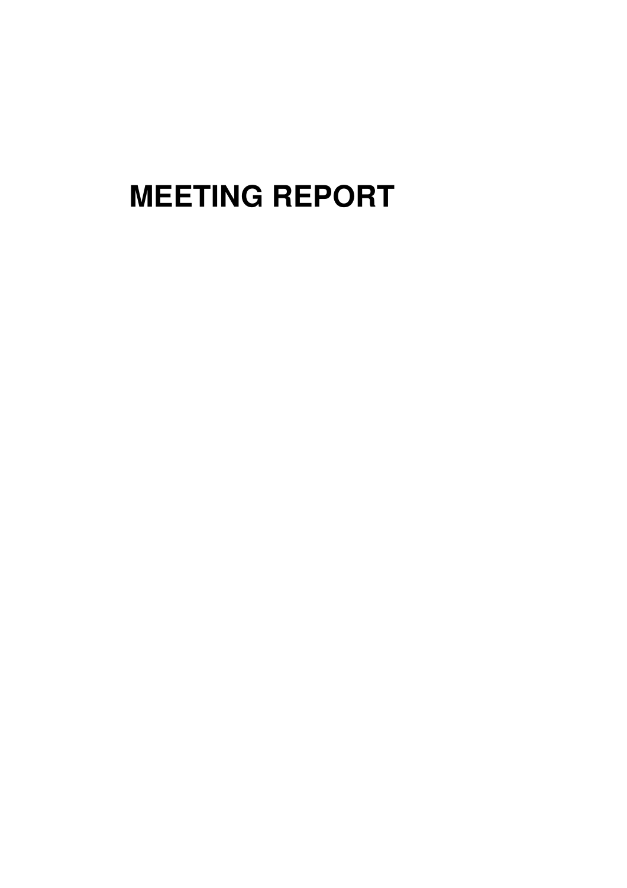# MEETING REPORT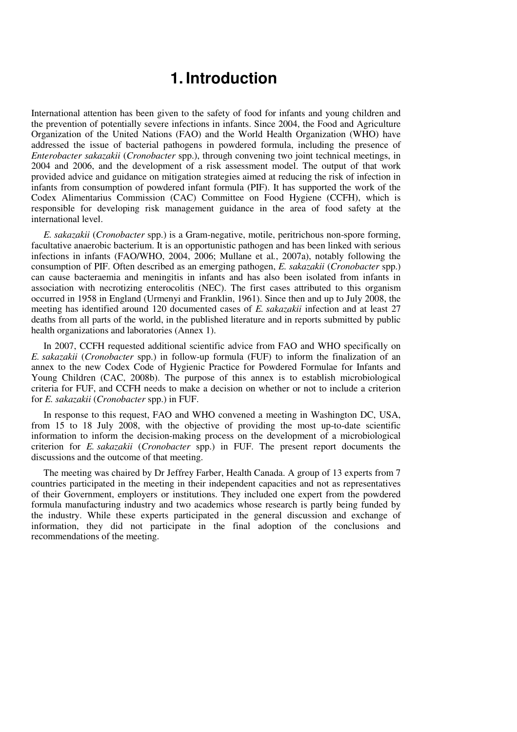# 1. Introduction

International attention has been given to the safety of food for infants and young children and the prevention of potentially severe infections in infants. Since 2004, the Food and Agriculture Organization of the United Nations (FAO) and the World Health Organization (WHO) have addressed the issue of bacterial pathogens in powdered formula, including the presence of *Enterobacter sakazakii* (*Cronobacter* spp.), through convening two joint technical meetings, in 2004 and 2006, and the development of a risk assessment model. The output of that work provided advice and guidance on mitigation strategies aimed at reducing the risk of infection in infants from consumption of powdered infant formula (PIF). It has supported the work of the Codex Alimentarius Commission (CAC) Committee on Food Hygiene (CCFH), which is responsible for developing risk management guidance in the area of food safety at the international level.

*E. sakazakii* (*Cronobacter* spp.) is a Gram-negative, motile, peritrichous non-spore forming, facultative anaerobic bacterium. It is an opportunistic pathogen and has been linked with serious infections in infants (FAO/WHO, 2004, 2006; Mullane et al., 2007a), notably following the consumption of PIF. Often described as an emerging pathogen, *E. sakazakii* (*Cronobacter* spp.) can cause bacteraemia and meningitis in infants and has also been isolated from infants in association with necrotizing enterocolitis (NEC). The first cases attributed to this organism occurred in 1958 in England (Urmenyi and Franklin, 1961). Since then and up to July 2008, the meeting has identified around 120 documented cases of *E. sakazakii* infection and at least 27 deaths from all parts of the world, in the published literature and in reports submitted by public health organizations and laboratories (Annex 1).

In 2007, CCFH requested additional scientific advice from FAO and WHO specifically on *E. sakazakii* (*Cronobacter* spp.) in follow-up formula (FUF) to inform the finalization of an annex to the new Codex Code of Hygienic Practice for Powdered Formulae for Infants and Young Children (CAC, 2008b). The purpose of this annex is to establish microbiological criteria for FUF, and CCFH needs to make a decision on whether or not to include a criterion for *E. sakazakii* (*Cronobacter* spp.) in FUF.

In response to this request, FAO and WHO convened a meeting in Washington DC, USA, from 15 to 18 July 2008, with the objective of providing the most up-to-date scientific information to inform the decision-making process on the development of a microbiological criterion for *E. sakazakii* (*Cronobacter* spp.) in FUF. The present report documents the discussions and the outcome of that meeting.

The meeting was chaired by Dr Jeffrey Farber, Health Canada. A group of 13 experts from 7 countries participated in the meeting in their independent capacities and not as representatives of their Government, employers or institutions. They included one expert from the powdered formula manufacturing industry and two academics whose research is partly being funded by the industry. While these experts participated in the general discussion and exchange of information, they did not participate in the final adoption of the conclusions and recommendations of the meeting.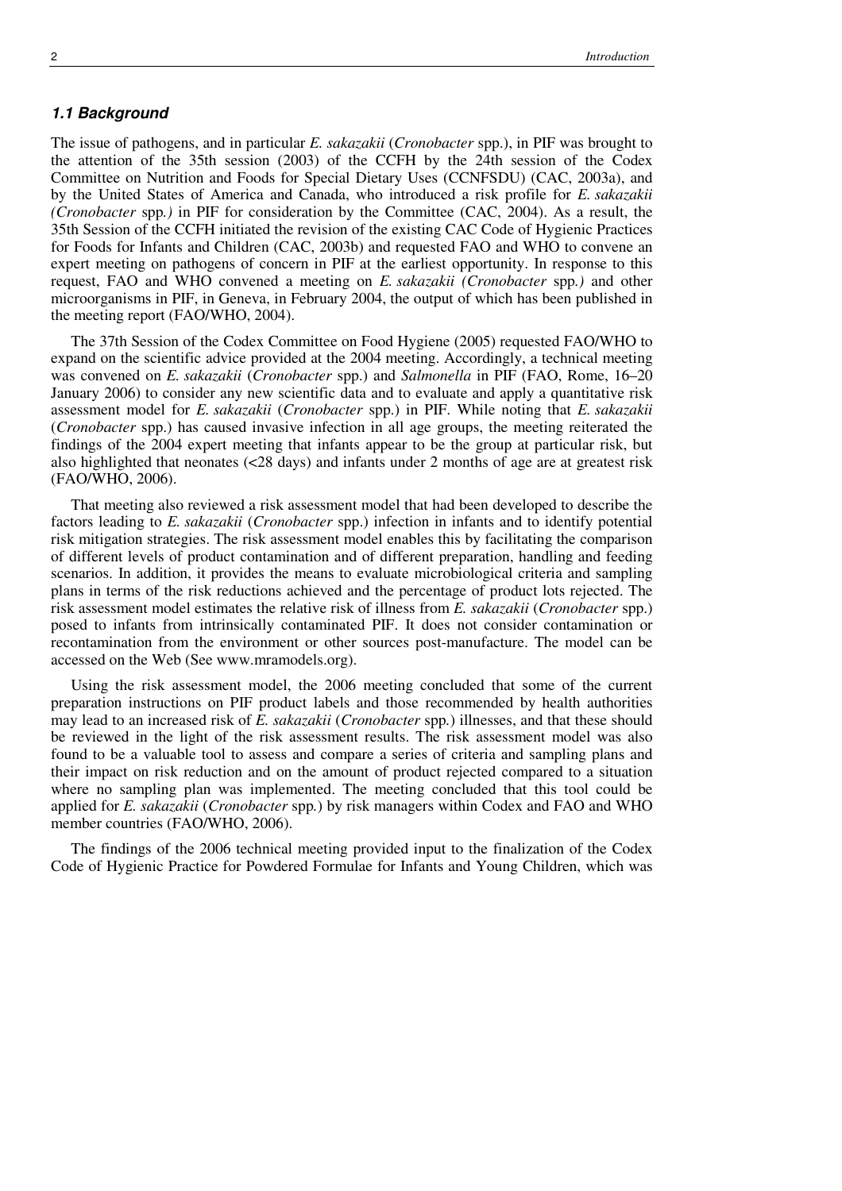### *1.1 Background*

The issue of pathogens, and in particular *E. sakazakii* (*Cronobacter* spp.), in PIF was brought to the attention of the 35th session (2003) of the CCFH by the 24th session of the Codex Committee on Nutrition and Foods for Special Dietary Uses (CCNFSDU) (CAC, 2003a), and by the United States of America and Canada, who introduced a risk profile for *E. sakazakii (Cronobacter* spp*.)* in PIF for consideration by the Committee (CAC, 2004). As a result, the 35th Session of the CCFH initiated the revision of the existing CAC Code of Hygienic Practices for Foods for Infants and Children (CAC, 2003b) and requested FAO and WHO to convene an expert meeting on pathogens of concern in PIF at the earliest opportunity. In response to this request, FAO and WHO convened a meeting on *E. sakazakii (Cronobacter* spp*.)* and other microorganisms in PIF, in Geneva, in February 2004, the output of which has been published in the meeting report (FAO/WHO, 2004).

The 37th Session of the Codex Committee on Food Hygiene (2005) requested FAO/WHO to expand on the scientific advice provided at the 2004 meeting. Accordingly, a technical meeting was convened on *E. sakazakii* (*Cronobacter* spp.) and *Salmonella* in PIF (FAO, Rome, 16–20 January 2006) to consider any new scientific data and to evaluate and apply a quantitative risk assessment model for *E. sakazakii* (*Cronobacter* spp.) in PIF. While noting that *E. sakazakii* (*Cronobacter* spp.) has caused invasive infection in all age groups, the meeting reiterated the findings of the 2004 expert meeting that infants appear to be the group at particular risk, but also highlighted that neonates (<28 days) and infants under 2 months of age are at greatest risk (FAO/WHO, 2006).

That meeting also reviewed a risk assessment model that had been developed to describe the factors leading to *E. sakazakii* (*Cronobacter* spp.) infection in infants and to identify potential risk mitigation strategies. The risk assessment model enables this by facilitating the comparison of different levels of product contamination and of different preparation, handling and feeding scenarios. In addition, it provides the means to evaluate microbiological criteria and sampling plans in terms of the risk reductions achieved and the percentage of product lots rejected. The risk assessment model estimates the relative risk of illness from *E. sakazakii* (*Cronobacter* spp.) posed to infants from intrinsically contaminated PIF. It does not consider contamination or recontamination from the environment or other sources post-manufacture. The model can be accessed on the Web (See www.mramodels.org).

Using the risk assessment model, the 2006 meeting concluded that some of the current preparation instructions on PIF product labels and those recommended by health authorities may lead to an increased risk of *E. sakazakii* (*Cronobacter* spp*.*) illnesses, and that these should be reviewed in the light of the risk assessment results. The risk assessment model was also found to be a valuable tool to assess and compare a series of criteria and sampling plans and their impact on risk reduction and on the amount of product rejected compared to a situation where no sampling plan was implemented. The meeting concluded that this tool could be applied for *E. sakazakii* (*Cronobacter* spp*.*) by risk managers within Codex and FAO and WHO member countries (FAO/WHO, 2006).

The findings of the 2006 technical meeting provided input to the finalization of the Codex Code of Hygienic Practice for Powdered Formulae for Infants and Young Children, which was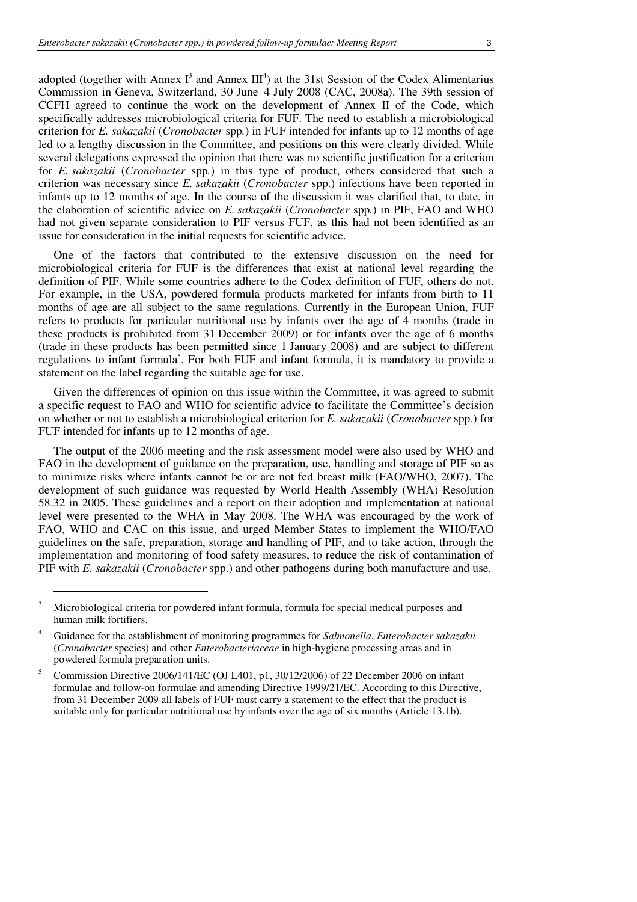adopted (together with Annex I[3] and Annex III[4]) at the 31st Session of the Codex Alimentarius Commission in Geneva, Switzerland, 30 June–4 July 2008 (CAC, 2008a). The 39th session of CCFH agreed to continue the work on the development of Annex II of the Code, which specifically addresses microbiological criteria for FUF. The need to establish a microbiological criterion for *E. sakazakii* (*Cronobacter* spp.) in FUF intended for infants up to 12 months of age led to a lengthy discussion in the Committee, and positions on this were clearly divided. While several delegations expressed the opinion that there was no scientific justification for a criterion for *E. sakazakii* (*Cronobacter* spp.) in this type of product, others considered that such a criterion was necessary since *E. sakazakii* (*Cronobacter* spp.) infections have been reported in infants up to 12 months of age. In the course of the discussion it was clarified that, to date, in the elaboration of scientific advice on *E. sakazakii* (*Cronobacter* spp.) in PIF, FAO and WHO had not given separate consideration to PIF versus FUF, as this had not been identified as an issue for consideration in the initial requests for scientific advice.

One of the factors that contributed to the extensive discussion on the need for microbiological criteria for FUF is the differences that exist at national level regarding the definition of PIF. While some countries adhere to the Codex definition of FUF, others do not. For example, in the USA, powdered formula products marketed for infants from birth to 11 months of age are all subject to the same regulations. Currently in the European Union, FUF refers to products for particular nutritional use by infants over the age of 4 months (trade in these products is prohibited from 31 December 2009) or for infants over the age of 6 months (trade in these products has been permitted since 1 January 2008) and are subject to different regulations to infant formula[5]. For both FUF and infant formula, it is mandatory to provide a statement on the label regarding the suitable age for use.

Given the differences of opinion on this issue within the Committee, it was agreed to submit a specific request to FAO and WHO for scientific advice to facilitate the Committee's decision on whether or not to establish a microbiological criterion for *E. sakazakii* (*Cronobacter* spp.) for FUF intended for infants up to 12 months of age.

The output of the 2006 meeting and the risk assessment model were also used by WHO and FAO in the development of guidance on the preparation, use, handling and storage of PIF so as to minimize risks where infants cannot be or are not fed breast milk (FAO/WHO, 2007). The development of such guidance was requested by World Health Assembly (WHA) Resolution 58.32 in 2005. These guidelines and a report on their adoption and implementation at national level were presented to the WHA in May 2008. The WHA was encouraged by the work of FAO, WHO and CAC on this issue, and urged Member States to implement the WHO/FAO guidelines on the safe, preparation, storage and handling of PIF, and to take action, through the implementation and monitoring of food safety measures, to reduce the risk of contamination of PIF with *E. sakazakii* (*Cronobacter* spp.) and other pathogens during both manufacture and use.

---

[3] Microbiological criteria for powdered infant formula, formula for special medical purposes and human milk fortifiers.

[4] Guidance for the establishment of monitoring programmes for *Salmonella*, *Enterobacter sakazakii* (*Cronobacter* species) and other *Enterobacteriaceae* in high-hygiene processing areas and in powdered formula preparation units.

[5] Commission Directive 2006/141/EC (OJ L401, p1, 30/12/2006) of 22 December 2006 on infant formulae and follow-on formulae and amending Directive 1999/21/EC. According to this Directive, from 31 December 2009 all labels of FUF must carry a statement to the effect that the product is suitable only for particular nutritional use by infants over the age of six months (Article 13.1b).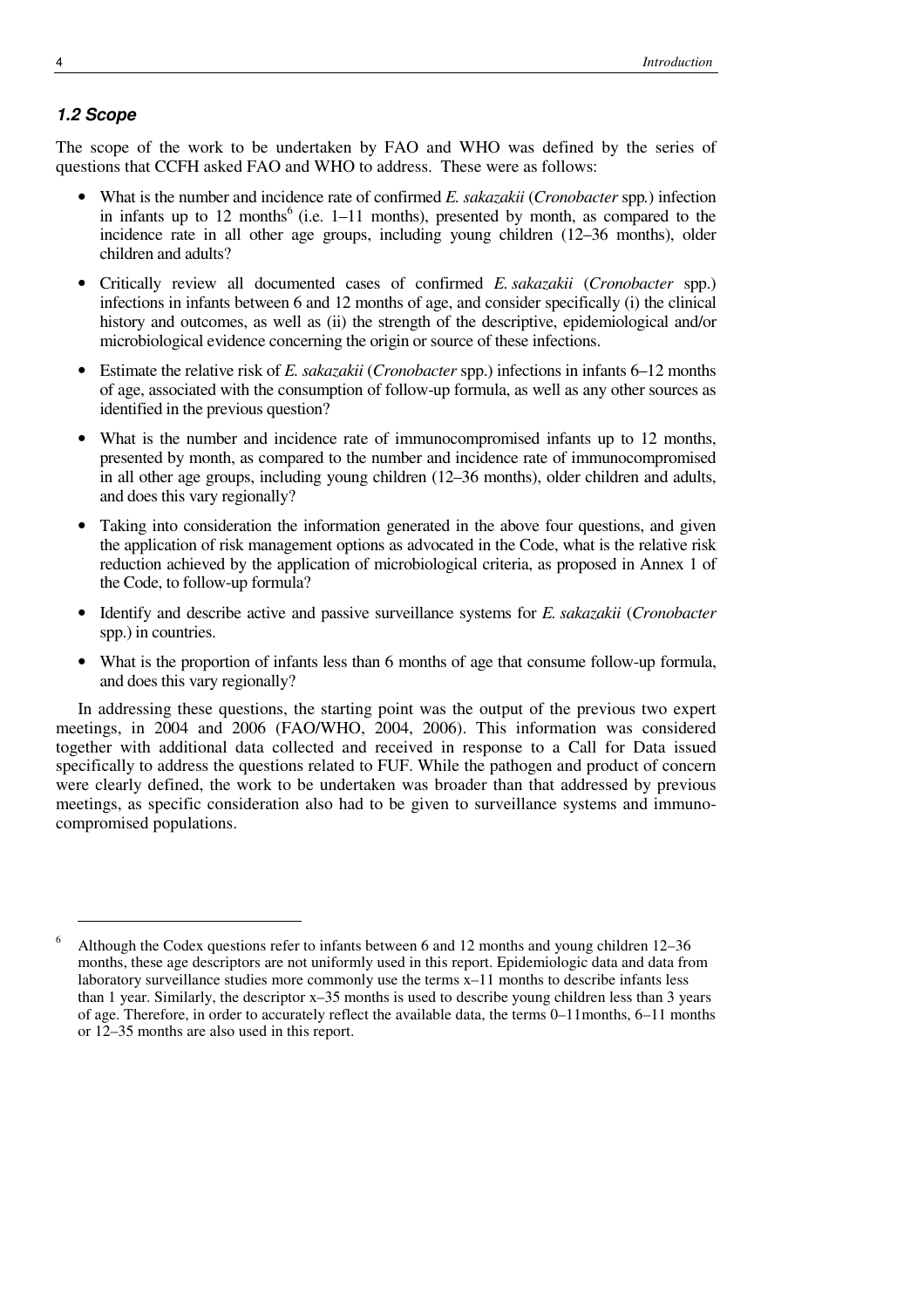### *1.2 Scope*

The scope of the work to be undertaken by FAO and WHO was defined by the series of questions that CCFH asked FAO and WHO to address. These were as follows:

- What is the number and incidence rate of confirmed *E. sakazakii* (*Cronobacter* spp*.*) infection in infants up to 12 months[6] (i.e. 1–11 months), presented by month, as compared to the incidence rate in all other age groups, including young children (12–36 months), older children and adults?
- Critically review all documented cases of confirmed *E. sakazakii* (*Cronobacter* spp.) infections in infants between 6 and 12 months of age, and consider specifically (i) the clinical history and outcomes, as well as (ii) the strength of the descriptive, epidemiological and/or microbiological evidence concerning the origin or source of these infections.
- Estimate the relative risk of *E. sakazakii* (*Cronobacter* spp.) infections in infants 6–12 months of age, associated with the consumption of follow-up formula, as well as any other sources as identified in the previous question?
- What is the number and incidence rate of immunocompromised infants up to 12 months, presented by month, as compared to the number and incidence rate of immunocompromised in all other age groups, including young children (12–36 months), older children and adults, and does this vary regionally?
- Taking into consideration the information generated in the above four questions, and given the application of risk management options as advocated in the Code, what is the relative risk reduction achieved by the application of microbiological criteria, as proposed in Annex 1 of the Code, to follow-up formula?
- Identify and describe active and passive surveillance systems for *E. sakazakii* (*Cronobacter* spp.) in countries.
- What is the proportion of infants less than 6 months of age that consume follow-up formula, and does this vary regionally?

In addressing these questions, the starting point was the output of the previous two expert meetings, in 2004 and 2006 (FAO/WHO, 2004, 2006). This information was considered together with additional data collected and received in response to a Call for Data issued specifically to address the questions related to FUF. While the pathogen and product of concern were clearly defined, the work to be undertaken was broader than that addressed by previous meetings, as specific consideration also had to be given to surveillance systems and immunocompromised populations.

---

[6] Although the Codex questions refer to infants between 6 and 12 months and young children 12–36 months, these age descriptors are not uniformly used in this report. Epidemiologic data and data from laboratory surveillance studies more commonly use the terms x–11 months to describe infants less than 1 year. Similarly, the descriptor x–35 months is used to describe young children less than 3 years of age. Therefore, in order to accurately reflect the available data, the terms 0–11months, 6–11 months or 12–35 months are also used in this report.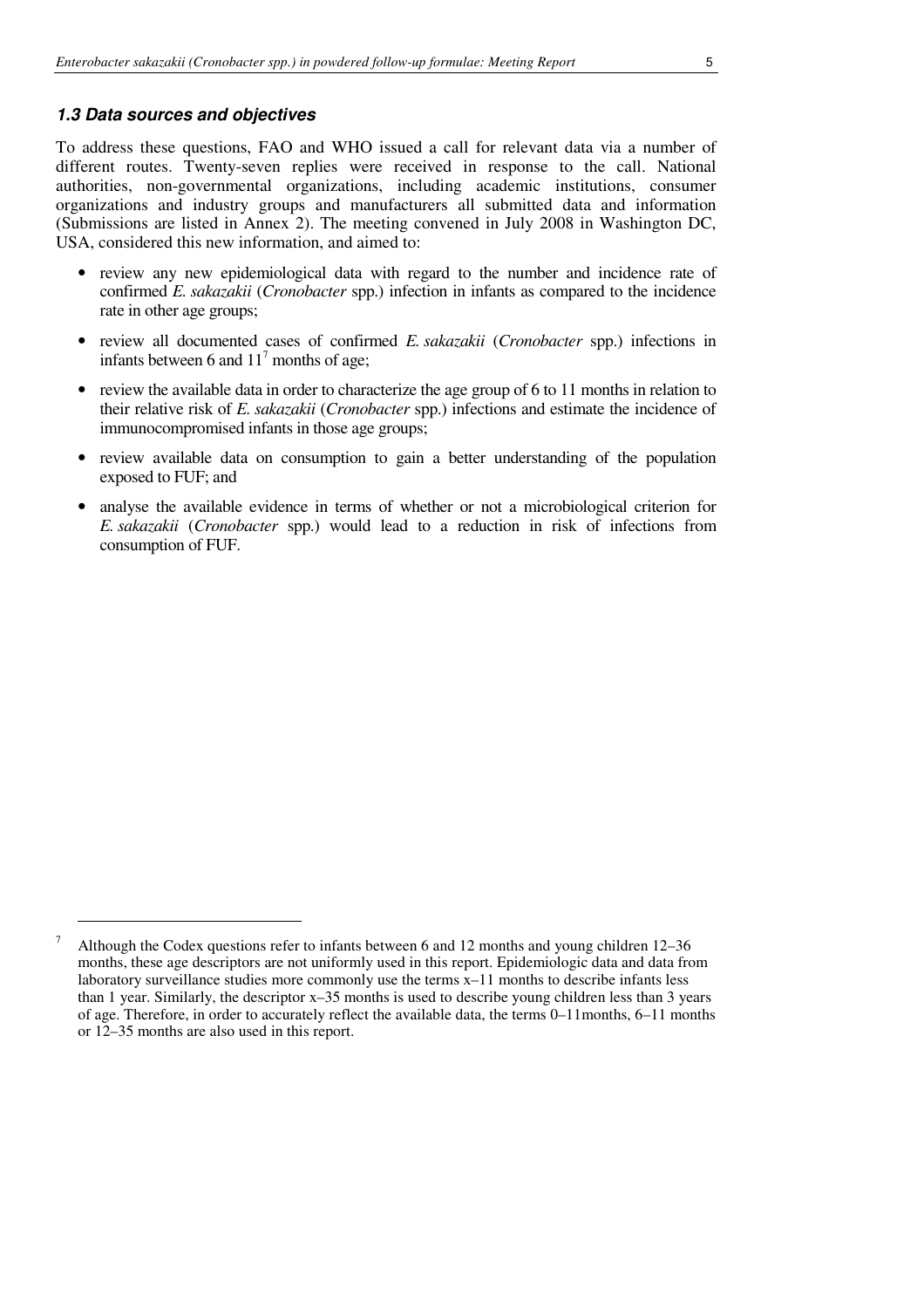### *1.3 Data sources and objectives*

To address these questions, FAO and WHO issued a call for relevant data via a number of different routes. Twenty-seven replies were received in response to the call. National authorities, non-governmental organizations, including academic institutions, consumer organizations and industry groups and manufacturers all submitted data and information (Submissions are listed in Annex 2). The meeting convened in July 2008 in Washington DC, USA, considered this new information, and aimed to:

- review any new epidemiological data with regard to the number and incidence rate of confirmed *E. sakazakii* (*Cronobacter* spp.) infection in infants as compared to the incidence rate in other age groups;
- review all documented cases of confirmed *E. sakazakii* (*Cronobacter* spp.) infections in infants between 6 and 11[7] months of age;
- review the available data in order to characterize the age group of 6 to 11 months in relation to their relative risk of *E. sakazakii* (*Cronobacter* spp.) infections and estimate the incidence of immunocompromised infants in those age groups;
- review available data on consumption to gain a better understanding of the population exposed to FUF; and
- analyse the available evidence in terms of whether or not a microbiological criterion for *E. sakazakii* (*Cronobacter* spp.) would lead to a reduction in risk of infections from consumption of FUF.

---

[7] Although the Codex questions refer to infants between 6 and 12 months and young children 12–36 months, these age descriptors are not uniformly used in this report. Epidemiologic data and data from laboratory surveillance studies more commonly use the terms x–11 months to describe infants less than 1 year. Similarly, the descriptor x–35 months is used to describe young children less than 3 years of age. Therefore, in order to accurately reflect the available data, the terms 0–11months, 6–11 months or 12–35 months are also used in this report.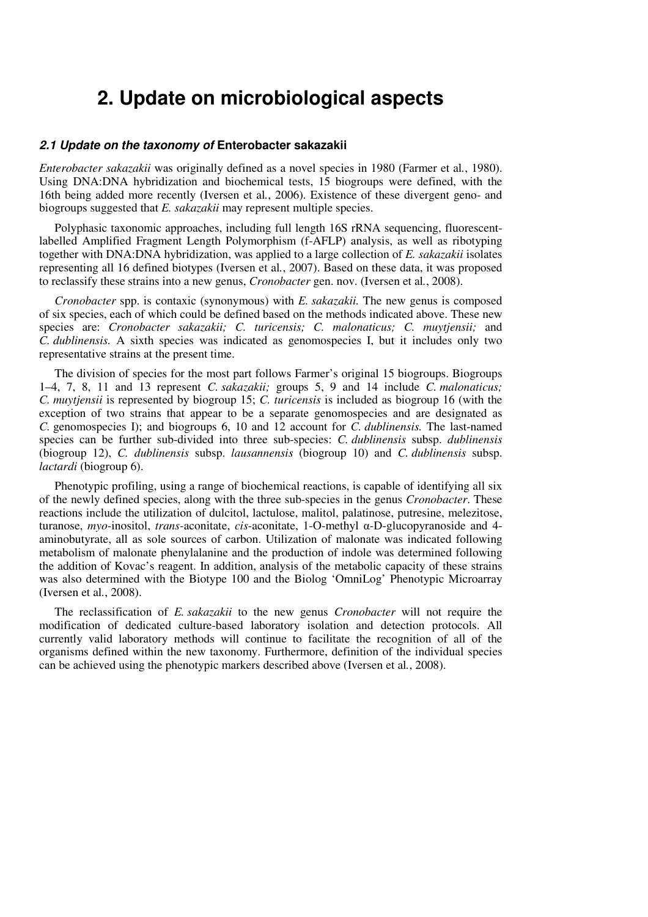# 2. Update on microbiological aspects

### *2.1 Update on the taxonomy of* Enterobacter sakazakii

*Enterobacter sakazakii* was originally defined as a novel species in 1980 (Farmer et al., 1980). Using DNA:DNA hybridization and biochemical tests, 15 biogroups were defined, with the 16th being added more recently (Iversen et al., 2006). Existence of these divergent geno- and biogroups suggested that *E. sakazakii* may represent multiple species.

Polyphasic taxonomic approaches, including full length 16S rRNA sequencing, fluorescent-labelled Amplified Fragment Length Polymorphism (f-AFLP) analysis, as well as ribotyping together with DNA:DNA hybridization, was applied to a large collection of *E. sakazakii* isolates representing all 16 defined biotypes (Iversen et al., 2007). Based on these data, it was proposed to reclassify these strains into a new genus, *Cronobacter* gen. nov. (Iversen et al., 2008).

*Cronobacter* spp. is contaxic (synonymous) with *E. sakazakii.* The new genus is composed of six species, each of which could be defined based on the methods indicated above. These new species are: *Cronobacter sakazakii; C. turicensis; C. malonaticus; C. muytjensii;* and *C. dublinensis.* A sixth species was indicated as genomospecies I, but it includes only two representative strains at the present time.

The division of species for the most part follows Farmer's original 15 biogroups. Biogroups 1–4, 7, 8, 11 and 13 represent *C. sakazakii;* groups 5, 9 and 14 include *C. malonaticus; C. muytjensii* is represented by biogroup 15; *C. turicensis* is included as biogroup 16 (with the exception of two strains that appear to be a separate genomospecies and are designated as *C.* genomospecies I); and biogroups 6, 10 and 12 account for *C. dublinensis.* The last-named species can be further sub-divided into three sub-species: *C. dublinensis* subsp. *dublinensis* (biogroup 12), *C. dublinensis* subsp. *lausannensis* (biogroup 10) and *C. dublinensis* subsp. *lactardi* (biogroup 6).

Phenotypic profiling, using a range of biochemical reactions, is capable of identifying all six of the newly defined species, along with the three sub-species in the genus *Cronobacter*. These reactions include the utilization of dulcitol, lactulose, malitol, palatinose, putresine, melezitose, turanose, *myo*-inositol, *trans*-aconitate, *cis*-aconitate, 1-O-methyl α-D-glucopyranoside and 4-aminobutyrate, all as sole sources of carbon. Utilization of malonate was indicated following metabolism of malonate phenylalanine and the production of indole was determined following the addition of Kovac's reagent. In addition, analysis of the metabolic capacity of these strains was also determined with the Biotype 100 and the Biolog 'OmniLog' Phenotypic Microarray (Iversen et al., 2008).

The reclassification of *E. sakazakii* to the new genus *Cronobacter* will not require the modification of dedicated culture-based laboratory isolation and detection protocols. All currently valid laboratory methods will continue to facilitate the recognition of all of the organisms defined within the new taxonomy. Furthermore, definition of the individual species can be achieved using the phenotypic markers described above (Iversen et al., 2008).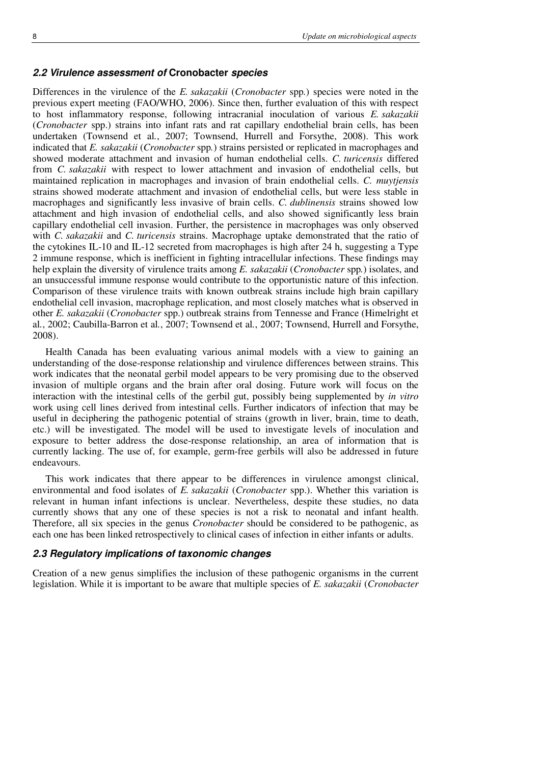## *2.2 Virulence assessment of* Cronobacter *species*

Differences in the virulence of the *E. sakazakii* (*Cronobacter* spp.) species were noted in the previous expert meeting (FAO/WHO, 2006). Since then, further evaluation of this with respect to host inflammatory response, following intracranial inoculation of various *E. sakazakii* (*Cronobacter* spp.) strains into infant rats and rat capillary endothelial brain cells, has been undertaken (Townsend et al*.*, 2007; Townsend, Hurrell and Forsythe, 2008). This work indicated that *E. sakazakii* (*Cronobacter* spp*.*) strains persisted or replicated in macrophages and showed moderate attachment and invasion of human endothelial cells. *C. turicensis* differed from *C. sakazakii* with respect to lower attachment and invasion of endothelial cells, but maintained replication in macrophages and invasion of brain endothelial cells. *C. muytjensis* strains showed moderate attachment and invasion of endothelial cells, but were less stable in macrophages and significantly less invasive of brain cells. *C. dublinensis* strains showed low attachment and high invasion of endothelial cells, and also showed significantly less brain capillary endothelial cell invasion. Further, the persistence in macrophages was only observed with *C. sakazakii* and *C. turicensis* strains. Macrophage uptake demonstrated that the ratio of the cytokines IL-10 and IL-12 secreted from macrophages is high after 24 h, suggesting a Type 2 immune response, which is inefficient in fighting intracellular infections. These findings may help explain the diversity of virulence traits among *E. sakazakii* (*Cronobacter* spp*.*) isolates, and an unsuccessful immune response would contribute to the opportunistic nature of this infection. Comparison of these virulence traits with known outbreak strains include high brain capillary endothelial cell invasion, macrophage replication, and most closely matches what is observed in other *E. sakazakii* (*Cronobacter* spp.) outbreak strains from Tennesse and France (Himelright et al*.*, 2002; Caubilla-Barron et al*.*, 2007; Townsend et al*.*, 2007; Townsend, Hurrell and Forsythe, 2008).

Health Canada has been evaluating various animal models with a view to gaining an understanding of the dose-response relationship and virulence differences between strains. This work indicates that the neonatal gerbil model appears to be very promising due to the observed invasion of multiple organs and the brain after oral dosing. Future work will focus on the interaction with the intestinal cells of the gerbil gut, possibly being supplemented by *in vitro* work using cell lines derived from intestinal cells. Further indicators of infection that may be useful in deciphering the pathogenic potential of strains (growth in liver, brain, time to death, etc.) will be investigated. The model will be used to investigate levels of inoculation and exposure to better address the dose-response relationship, an area of information that is currently lacking. The use of, for example, germ-free gerbils will also be addressed in future endeavours.

This work indicates that there appear to be differences in virulence amongst clinical, environmental and food isolates of *E. sakazakii* (*Cronobacter* spp.). Whether this variation is relevant in human infant infections is unclear. Nevertheless, despite these studies, no data currently shows that any one of these species is not a risk to neonatal and infant health. Therefore, all six species in the genus *Cronobacter* should be considered to be pathogenic, as each one has been linked retrospectively to clinical cases of infection in either infants or adults.

## *2.3 Regulatory implications of taxonomic changes*

Creation of a new genus simplifies the inclusion of these pathogenic organisms in the current legislation. While it is important to be aware that multiple species of *E. sakazakii* (*Cronobacter*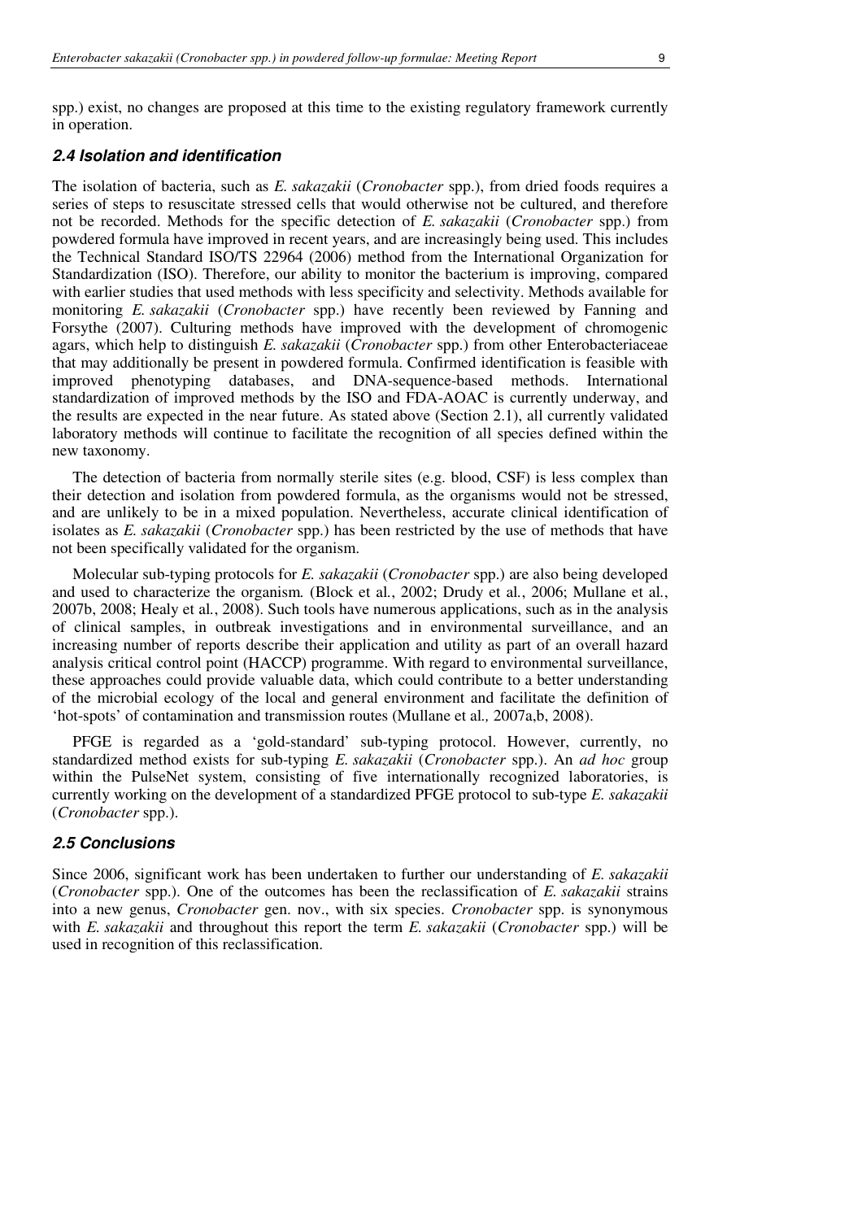spp.) exist, no changes are proposed at this time to the existing regulatory framework currently in operation.

### 2.4 Isolation and identification

The isolation of bacteria, such as *E. sakazakii* (*Cronobacter* spp.), from dried foods requires a series of steps to resuscitate stressed cells that would otherwise not be cultured, and therefore not be recorded. Methods for the specific detection of *E. sakazakii* (*Cronobacter* spp.) from powdered formula have improved in recent years, and are increasingly being used. This includes the Technical Standard ISO/TS 22964 (2006) method from the International Organization for Standardization (ISO). Therefore, our ability to monitor the bacterium is improving, compared with earlier studies that used methods with less specificity and selectivity. Methods available for monitoring *E. sakazakii* (*Cronobacter* spp.) have recently been reviewed by Fanning and Forsythe (2007). Culturing methods have improved with the development of chromogenic agars, which help to distinguish *E. sakazakii* (*Cronobacter* spp.) from other Enterobacteriaceae that may additionally be present in powdered formula. Confirmed identification is feasible with improved phenotyping databases, and DNA-sequence-based methods. International standardization of improved methods by the ISO and FDA-AOAC is currently underway, and the results are expected in the near future. As stated above (Section 2.1), all currently validated laboratory methods will continue to facilitate the recognition of all species defined within the new taxonomy.

The detection of bacteria from normally sterile sites (e.g. blood, CSF) is less complex than their detection and isolation from powdered formula, as the organisms would not be stressed, and are unlikely to be in a mixed population. Nevertheless, accurate clinical identification of isolates as *E. sakazakii* (*Cronobacter* spp.) has been restricted by the use of methods that have not been specifically validated for the organism.

Molecular sub-typing protocols for *E. sakazakii* (*Cronobacter* spp.) are also being developed and used to characterize the organism. (Block et al., 2002; Drudy et al., 2006; Mullane et al., 2007b, 2008; Healy et al., 2008). Such tools have numerous applications, such as in the analysis of clinical samples, in outbreak investigations and in environmental surveillance, and an increasing number of reports describe their application and utility as part of an overall hazard analysis critical control point (HACCP) programme. With regard to environmental surveillance, these approaches could provide valuable data, which could contribute to a better understanding of the microbial ecology of the local and general environment and facilitate the definition of 'hot-spots' of contamination and transmission routes (Mullane et al., 2007a,b, 2008).

PFGE is regarded as a 'gold-standard' sub-typing protocol. However, currently, no standardized method exists for sub-typing *E. sakazakii* (*Cronobacter* spp.). An *ad hoc* group within the PulseNet system, consisting of five internationally recognized laboratories, is currently working on the development of a standardized PFGE protocol to sub-type *E. sakazakii* (*Cronobacter* spp.).

### 2.5 Conclusions

Since 2006, significant work has been undertaken to further our understanding of *E. sakazakii* (*Cronobacter* spp.). One of the outcomes has been the reclassification of *E. sakazakii* strains into a new genus, *Cronobacter* gen. nov., with six species. *Cronobacter* spp. is synonymous with *E. sakazakii* and throughout this report the term *E. sakazakii* (*Cronobacter* spp.) will be used in recognition of this reclassification.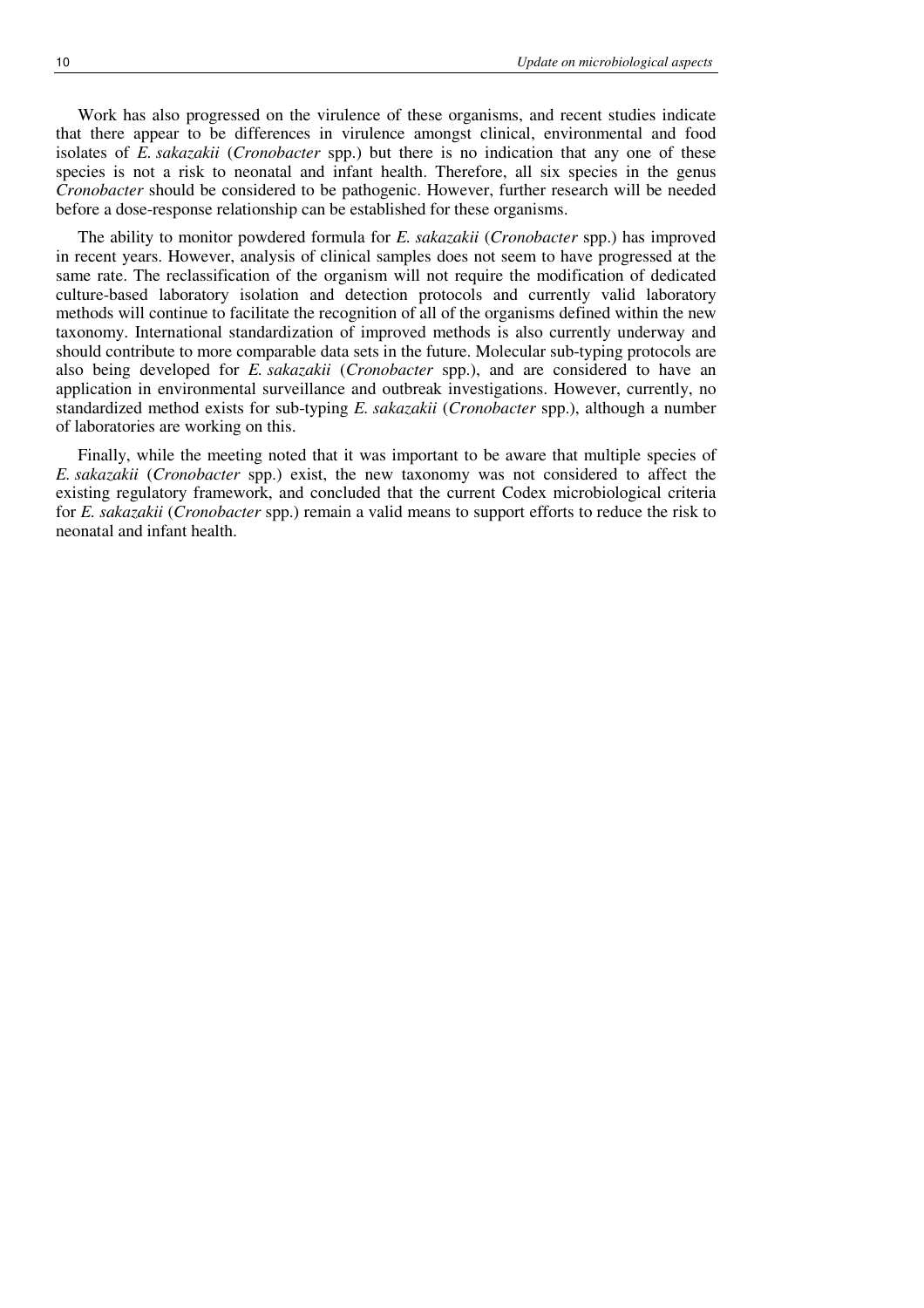Work has also progressed on the virulence of these organisms, and recent studies indicate that there appear to be differences in virulence amongst clinical, environmental and food isolates of *E. sakazakii* (*Cronobacter* spp.) but there is no indication that any one of these species is not a risk to neonatal and infant health. Therefore, all six species in the genus *Cronobacter* should be considered to be pathogenic. However, further research will be needed before a dose-response relationship can be established for these organisms.

The ability to monitor powdered formula for *E. sakazakii* (*Cronobacter* spp.) has improved in recent years. However, analysis of clinical samples does not seem to have progressed at the same rate. The reclassification of the organism will not require the modification of dedicated culture-based laboratory isolation and detection protocols and currently valid laboratory methods will continue to facilitate the recognition of all of the organisms defined within the new taxonomy. International standardization of improved methods is also currently underway and should contribute to more comparable data sets in the future. Molecular sub-typing protocols are also being developed for *E. sakazakii* (*Cronobacter* spp.), and are considered to have an application in environmental surveillance and outbreak investigations. However, currently, no standardized method exists for sub-typing *E. sakazakii* (*Cronobacter* spp.), although a number of laboratories are working on this.

Finally, while the meeting noted that it was important to be aware that multiple species of *E. sakazakii* (*Cronobacter* spp.) exist, the new taxonomy was not considered to affect the existing regulatory framework, and concluded that the current Codex microbiological criteria for *E. sakazakii* (*Cronobacter* spp.) remain a valid means to support efforts to reduce the risk to neonatal and infant health.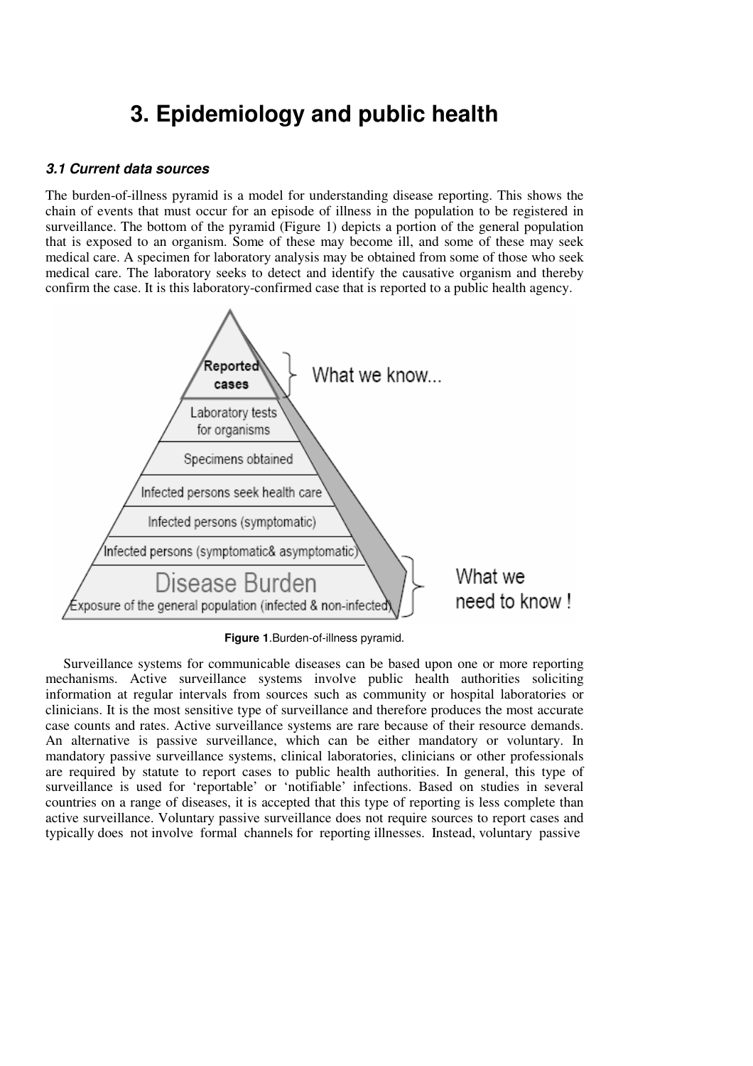# 3. Epidemiology and public health

### *3.1 Current data sources*

The burden-of-illness pyramid is a model for understanding disease reporting. This shows the chain of events that must occur for an episode of illness in the population to be registered in surveillance. The bottom of the pyramid (Figure 1) depicts a portion of the general population that is exposed to an organism. Some of these may become ill, and some of these may seek medical care. A specimen for laboratory analysis may be obtained from some of those who seek medical care. The laboratory seeks to detect and identify the causative organism and thereby confirm the case. It is this laboratory-confirmed case that is reported to a public health agency.

Reported cases

What we know...

Laboratory tests for organisms

Specimens obtained

Infected persons seek health care

Infected persons (symptomatic)

Infected persons (symptomatic& asymptomatic)

Disease Burden

Exposure of the general population (infected & non-infected)

What we need to know !

**Figure 1**.Burden-of-illness pyramid.

Surveillance systems for communicable diseases can be based upon one or more reporting mechanisms. Active surveillance systems involve public health authorities soliciting information at regular intervals from sources such as community or hospital laboratories or clinicians. It is the most sensitive type of surveillance and therefore produces the most accurate case counts and rates. Active surveillance systems are rare because of their resource demands. An alternative is passive surveillance, which can be either mandatory or voluntary. In mandatory passive surveillance systems, clinical laboratories, clinicians or other professionals are required by statute to report cases to public health authorities. In general, this type of surveillance is used for 'reportable' or 'notifiable' infections. Based on studies in several countries on a range of diseases, it is accepted that this type of reporting is less complete than active surveillance. Voluntary passive surveillance does not require sources to report cases and typically does not involve formal channels for reporting illnesses. Instead, voluntary passive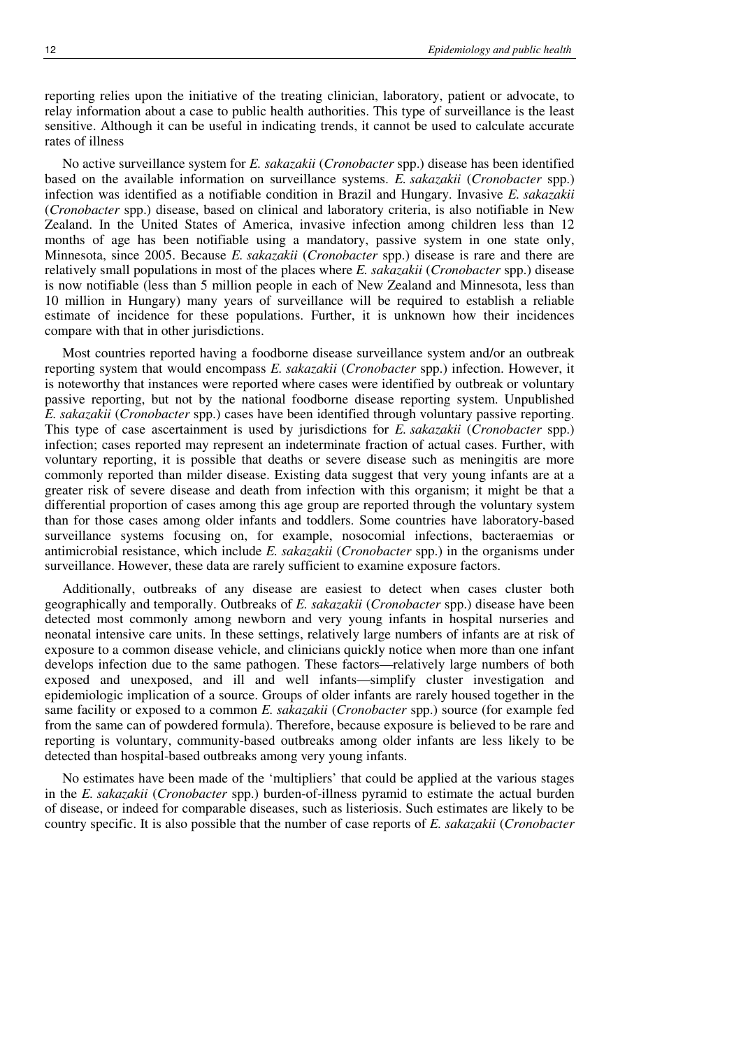reporting relies upon the initiative of the treating clinician, laboratory, patient or advocate, to relay information about a case to public health authorities. This type of surveillance is the least sensitive. Although it can be useful in indicating trends, it cannot be used to calculate accurate rates of illness

No active surveillance system for *E. sakazakii* (*Cronobacter* spp.) disease has been identified based on the available information on surveillance systems. *E. sakazakii* (*Cronobacter* spp.) infection was identified as a notifiable condition in Brazil and Hungary. Invasive *E. sakazakii* (*Cronobacter* spp.) disease, based on clinical and laboratory criteria, is also notifiable in New Zealand. In the United States of America, invasive infection among children less than 12 months of age has been notifiable using a mandatory, passive system in one state only, Minnesota, since 2005. Because *E. sakazakii* (*Cronobacter* spp.) disease is rare and there are relatively small populations in most of the places where *E. sakazakii* (*Cronobacter* spp.) disease is now notifiable (less than 5 million people in each of New Zealand and Minnesota, less than 10 million in Hungary) many years of surveillance will be required to establish a reliable estimate of incidence for these populations. Further, it is unknown how their incidences compare with that in other jurisdictions.

Most countries reported having a foodborne disease surveillance system and/or an outbreak reporting system that would encompass *E. sakazakii* (*Cronobacter* spp.) infection. However, it is noteworthy that instances were reported where cases were identified by outbreak or voluntary passive reporting, but not by the national foodborne disease reporting system. Unpublished *E. sakazakii* (*Cronobacter* spp.) cases have been identified through voluntary passive reporting. This type of case ascertainment is used by jurisdictions for *E. sakazakii* (*Cronobacter* spp.) infection; cases reported may represent an indeterminate fraction of actual cases. Further, with voluntary reporting, it is possible that deaths or severe disease such as meningitis are more commonly reported than milder disease. Existing data suggest that very young infants are at a greater risk of severe disease and death from infection with this organism; it might be that a differential proportion of cases among this age group are reported through the voluntary system than for those cases among older infants and toddlers. Some countries have laboratory-based surveillance systems focusing on, for example, nosocomial infections, bacteraemias or antimicrobial resistance, which include *E. sakazakii* (*Cronobacter* spp.) in the organisms under surveillance. However, these data are rarely sufficient to examine exposure factors.

Additionally, outbreaks of any disease are easiest to detect when cases cluster both geographically and temporally. Outbreaks of *E. sakazakii* (*Cronobacter* spp.) disease have been detected most commonly among newborn and very young infants in hospital nurseries and neonatal intensive care units. In these settings, relatively large numbers of infants are at risk of exposure to a common disease vehicle, and clinicians quickly notice when more than one infant develops infection due to the same pathogen. These factors—relatively large numbers of both exposed and unexposed, and ill and well infants—simplify cluster investigation and epidemiologic implication of a source. Groups of older infants are rarely housed together in the same facility or exposed to a common *E. sakazakii* (*Cronobacter* spp.) source (for example fed from the same can of powdered formula). Therefore, because exposure is believed to be rare and reporting is voluntary, community-based outbreaks among older infants are less likely to be detected than hospital-based outbreaks among very young infants.

No estimates have been made of the 'multipliers' that could be applied at the various stages in the *E. sakazakii* (*Cronobacter* spp.) burden-of-illness pyramid to estimate the actual burden of disease, or indeed for comparable diseases, such as listeriosis. Such estimates are likely to be country specific. It is also possible that the number of case reports of *E. sakazakii* (*Cronobacter*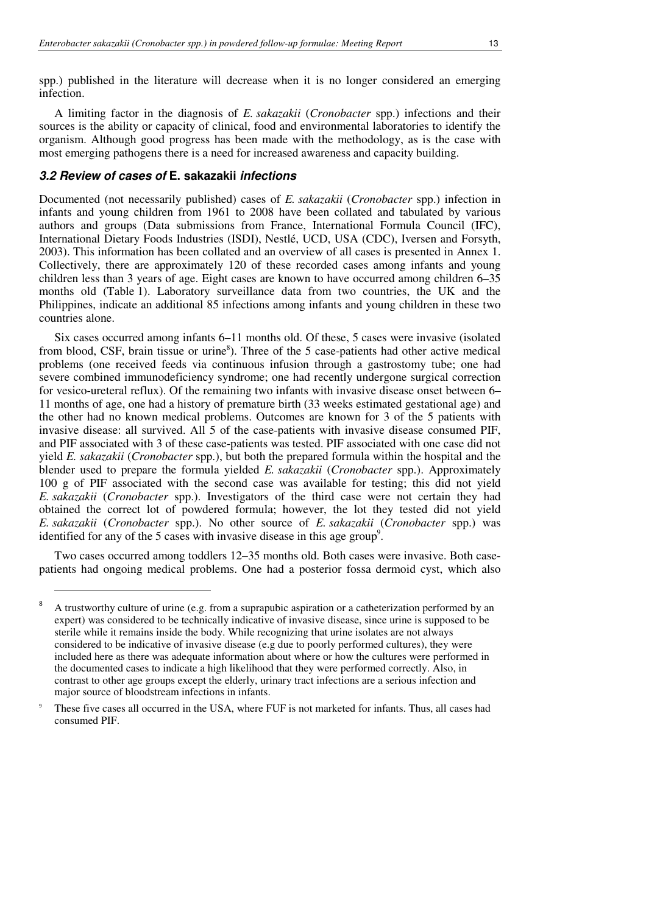spp.) published in the literature will decrease when it is no longer considered an emerging infection.

A limiting factor in the diagnosis of *E. sakazakii* (*Cronobacter* spp.) infections and their sources is the ability or capacity of clinical, food and environmental laboratories to identify the organism. Although good progress has been made with the methodology, as is the case with most emerging pathogens there is a need for increased awareness and capacity building.

### *3.2 Review of cases of* E. sakazakii *infections*

Documented (not necessarily published) cases of *E. sakazakii* (*Cronobacter* spp.) infection in infants and young children from 1961 to 2008 have been collated and tabulated by various authors and groups (Data submissions from France, International Formula Council (IFC), International Dietary Foods Industries (ISDI), Nestlé, UCD, USA (CDC), Iversen and Forsyth, 2003). This information has been collated and an overview of all cases is presented in Annex 1. Collectively, there are approximately 120 of these recorded cases among infants and young children less than 3 years of age. Eight cases are known to have occurred among children 6–35 months old (Table 1). Laboratory surveillance data from two countries, the UK and the Philippines, indicate an additional 85 infections among infants and young children in these two countries alone.

Six cases occurred among infants 6–11 months old. Of these, 5 cases were invasive (isolated from blood, CSF, brain tissue or urine[8]). Three of the 5 case-patients had other active medical problems (one received feeds via continuous infusion through a gastrostomy tube; one had severe combined immunodeficiency syndrome; one had recently undergone surgical correction for vesico-ureteral reflux). Of the remaining two infants with invasive disease onset between 6–11 months of age, one had a history of premature birth (33 weeks estimated gestational age) and the other had no known medical problems. Outcomes are known for 3 of the 5 patients with invasive disease: all survived. All 5 of the case-patients with invasive disease consumed PIF, and PIF associated with 3 of these case-patients was tested. PIF associated with one case did not yield *E. sakazakii* (*Cronobacter* spp.), but both the prepared formula within the hospital and the blender used to prepare the formula yielded *E. sakazakii* (*Cronobacter* spp.). Approximately 100 g of PIF associated with the second case was available for testing; this did not yield *E. sakazakii* (*Cronobacter* spp.). Investigators of the third case were not certain they had obtained the correct lot of powdered formula; however, the lot they tested did not yield *E. sakazakii* (*Cronobacter* spp.). No other source of *E. sakazakii* (*Cronobacter* spp.) was identified for any of the 5 cases with invasive disease in this age group[9].

Two cases occurred among toddlers 12–35 months old. Both cases were invasive. Both case-patients had ongoing medical problems. One had a posterior fossa dermoid cyst, which also

---

[8] A trustworthy culture of urine (e.g. from a suprapubic aspiration or a catheterization performed by an expert) was considered to be technically indicative of invasive disease, since urine is supposed to be sterile while it remains inside the body. While recognizing that urine isolates are not always considered to be indicative of invasive disease (e.g due to poorly performed cultures), they were included here as there was adequate information about where or how the cultures were performed in the documented cases to indicate a high likelihood that they were performed correctly. Also, in contrast to other age groups except the elderly, urinary tract infections are a serious infection and major source of bloodstream infections in infants.

[9] These five cases all occurred in the USA, where FUF is not marketed for infants. Thus, all cases had consumed PIF.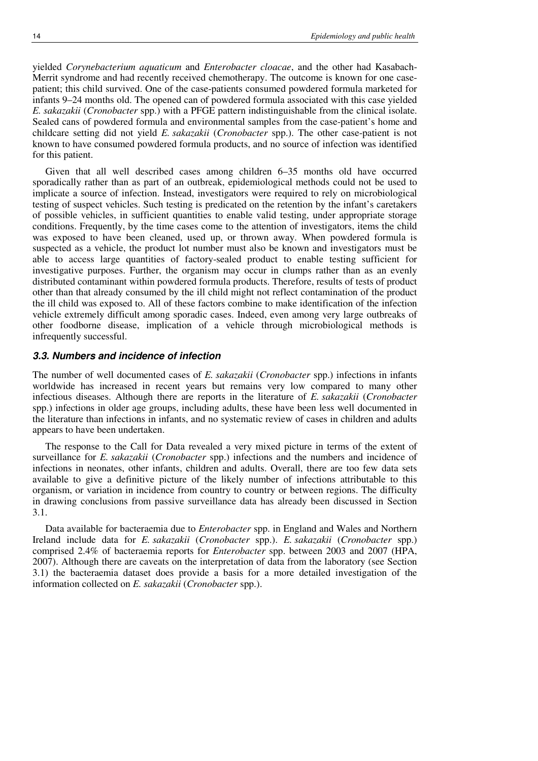yielded *Corynebacterium aquaticum* and *Enterobacter cloacae*, and the other had Kasabach-Merrit syndrome and had recently received chemotherapy. The outcome is known for one case-patient; this child survived. One of the case-patients consumed powdered formula marketed for infants 9–24 months old. The opened can of powdered formula associated with this case yielded *E. sakazakii* (*Cronobacter* spp.) with a PFGE pattern indistinguishable from the clinical isolate. Sealed cans of powdered formula and environmental samples from the case-patient's home and childcare setting did not yield *E. sakazakii* (*Cronobacter* spp.). The other case-patient is not known to have consumed powdered formula products, and no source of infection was identified for this patient.

Given that all well described cases among children 6–35 months old have occurred sporadically rather than as part of an outbreak, epidemiological methods could not be used to implicate a source of infection. Instead, investigators were required to rely on microbiological testing of suspect vehicles. Such testing is predicated on the retention by the infant's caretakers of possible vehicles, in sufficient quantities to enable valid testing, under appropriate storage conditions. Frequently, by the time cases come to the attention of investigators, items the child was exposed to have been cleaned, used up, or thrown away. When powdered formula is suspected as a vehicle, the product lot number must also be known and investigators must be able to access large quantities of factory-sealed product to enable testing sufficient for investigative purposes. Further, the organism may occur in clumps rather than as an evenly distributed contaminant within powdered formula products. Therefore, results of tests of product other than that already consumed by the ill child might not reflect contamination of the product the ill child was exposed to. All of these factors combine to make identification of the infection vehicle extremely difficult among sporadic cases. Indeed, even among very large outbreaks of other foodborne disease, implication of a vehicle through microbiological methods is infrequently successful.

### 3.3. Numbers and incidence of infection

The number of well documented cases of *E. sakazakii* (*Cronobacter* spp.) infections in infants worldwide has increased in recent years but remains very low compared to many other infectious diseases. Although there are reports in the literature of *E. sakazakii* (*Cronobacter* spp.) infections in older age groups, including adults, these have been less well documented in the literature than infections in infants, and no systematic review of cases in children and adults appears to have been undertaken.

The response to the Call for Data revealed a very mixed picture in terms of the extent of surveillance for *E. sakazakii* (*Cronobacter* spp.) infections and the numbers and incidence of infections in neonates, other infants, children and adults. Overall, there are too few data sets available to give a definitive picture of the likely number of infections attributable to this organism, or variation in incidence from country to country or between regions. The difficulty in drawing conclusions from passive surveillance data has already been discussed in Section 3.1.

Data available for bacteraemia due to *Enterobacter* spp. in England and Wales and Northern Ireland include data for *E. sakazakii* (*Cronobacter* spp.). *E. sakazakii* (*Cronobacter* spp.) comprised 2.4% of bacteraemia reports for *Enterobacter* spp. between 2003 and 2007 (HPA, 2007). Although there are caveats on the interpretation of data from the laboratory (see Section 3.1) the bacteraemia dataset does provide a basis for a more detailed investigation of the information collected on *E. sakazakii* (*Cronobacter* spp.).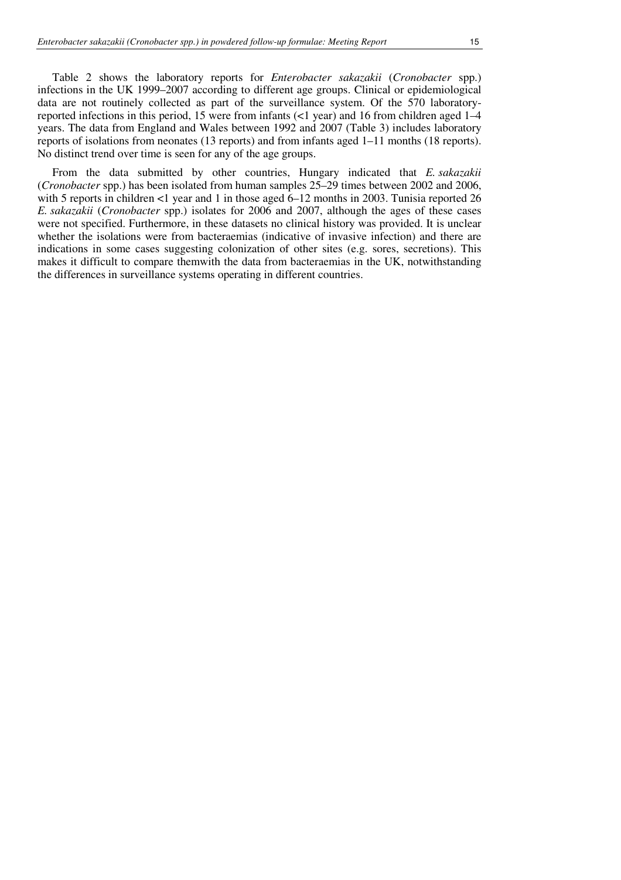Table 2 shows the laboratory reports for *Enterobacter sakazakii* (*Cronobacter* spp.) infections in the UK 1999–2007 according to different age groups. Clinical or epidemiological data are not routinely collected as part of the surveillance system. Of the 570 laboratory-reported infections in this period, 15 were from infants (<1 year) and 16 from children aged 1–4 years. The data from England and Wales between 1992 and 2007 (Table 3) includes laboratory reports of isolations from neonates (13 reports) and from infants aged 1–11 months (18 reports). No distinct trend over time is seen for any of the age groups.

From the data submitted by other countries, Hungary indicated that *E. sakazakii* (*Cronobacter* spp.) has been isolated from human samples 25–29 times between 2002 and 2006, with 5 reports in children <1 year and 1 in those aged 6–12 months in 2003. Tunisia reported 26 *E. sakazakii* (*Cronobacter* spp.) isolates for 2006 and 2007, although the ages of these cases were not specified. Furthermore, in these datasets no clinical history was provided. It is unclear whether the isolations were from bacteraemias (indicative of invasive infection) and there are indications in some cases suggesting colonization of other sites (e.g. sores, secretions). This makes it difficult to compare themwith the data from bacteraemias in the UK, notwithstanding the differences in surveillance systems operating in different countries.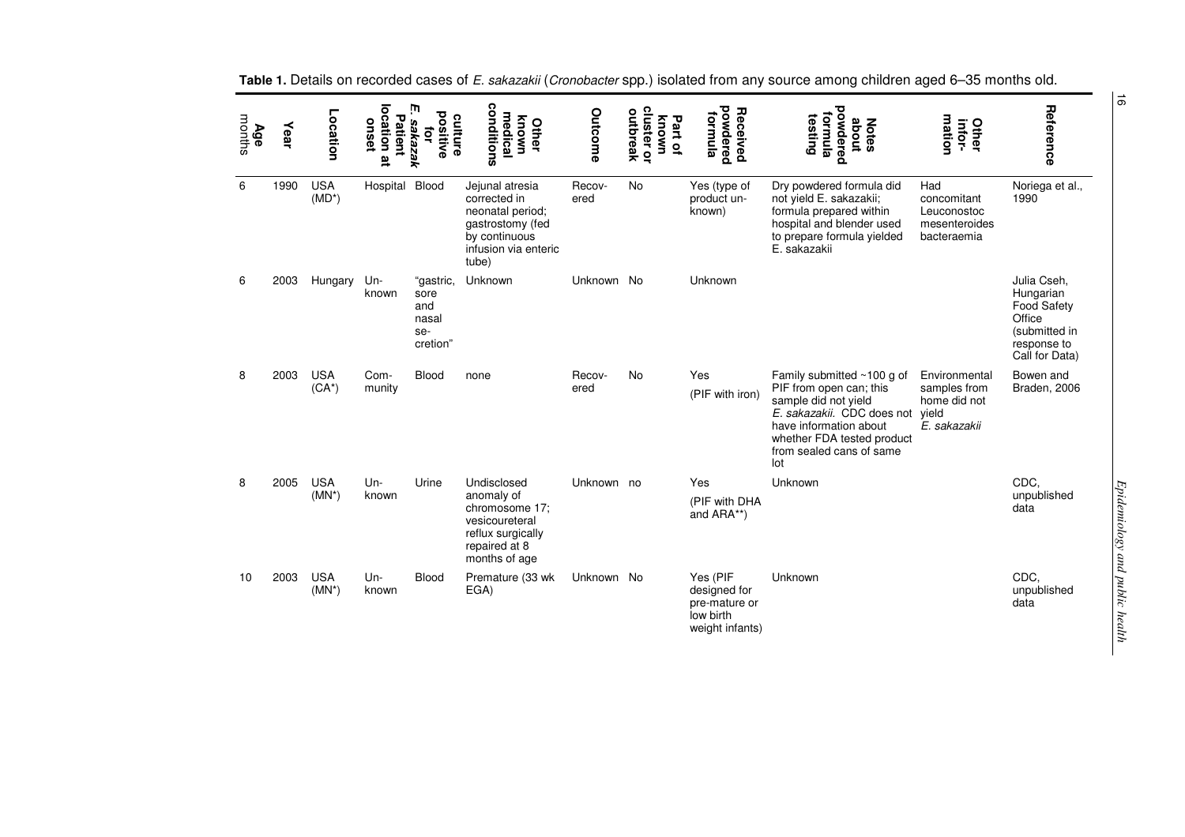**Table 1.** Details on recorded cases of *E. sakazakii* (*Cronobacter* spp.) isolated from any source among children aged 6–35 months old.

| Age months | Year | Location | Patient location at onset | *E. sakazakii* culture positive for | Other known medical conditions | Outcome | Part of known cluster or outbreak | Received powdered formula | Notes about powdered formula testing | Other infor-mation | Reference |
|---|---|---|---|---|---|---|---|---|---|---|---|
| 6 | 1990 | USA (MD*) | Hospital | Blood | Jejunal atresia corrected in neonatal period; gastrostomy (fed by continuous infusion via enteric tube) | Recov-ered | No | Yes (type of product un-known) | Dry powdered formula did not yield E. sakazakii; formula prepared within hospital and blender used to prepare formula yielded E. sakazakii | Had concomitant Leuconostoc mesenteroides bacteraemia | Noriega et al., 1990 |
| 6 | 2003 | Hungary | Un-known | "gastric, sore and nasal se-cretion" | Unknown | Unknown | No | Unknown | | | Julia Cseh, Hungarian Food Safety Office (submitted in response to Call for Data) |
| 8 | 2003 | USA (CA*) | Com-munity | Blood | none | Recov-ered | No | Yes (PIF with iron) | Family submitted ~100 g of PIF from open can; this sample did not yield *E. sakazakii*. CDC does not have information about whether FDA tested product from sealed cans of same lot | Environmental samples from home did not yield *E. sakazakii* | Bowen and Braden, 2006 |
| 8 | 2005 | USA (MN*) | Un-known | Urine | Undisclosed anomaly of chromosome 17; vesicoureteral reflux surgically repaired at 8 months of age | Unknown | no | Yes (PIF with DHA and ARA**) | Unknown | | CDC, unpublished data |
| 10 | 2003 | USA (MN*) | Un-known | Blood | Premature (33 wk EGA) | Unknown | No | Yes (PIF designed for pre-mature or low birth weight infants) | Unknown | | CDC, unpublished data |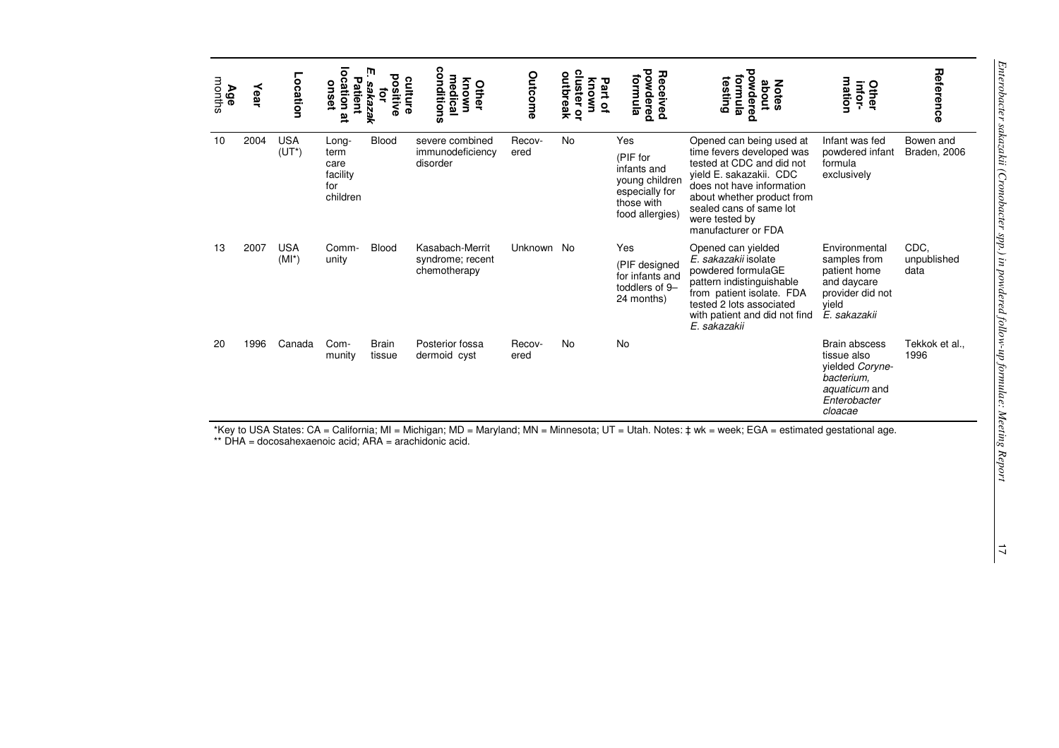| Age months | Year | Location | Patient location at onset | E. sakazakii culture positive for | Other known medical conditions | Outcome | Part of known cluster or outbreak | Received powdered formula | Notes about powdered formula testing | Other infor-mation | Reference |
|---|---|---|---|---|---|---|---|---|---|---|---|
| 10 | 2004 | USA (UT*) | Long-term care facility for children | Blood | severe combined immunodeficiency disorder | Recov-ered | No | Yes (PIF for infants and young children especially for those with food allergies) | Opened can being used at time fevers developed was tested at CDC and did not yield E. sakazakii. CDC does not have information about whether product from sealed cans of same lot were tested by manufacturer or FDA | Infant was fed powdered infant formula exclusively | Bowen and Braden, 2006 |
| 13 | 2007 | USA (MI*) | Comm-unity | Blood | Kasabach-Merrit syndrome; recent chemotherapy | Unknown | No | Yes (PIF designed for infants and toddlers of 9–24 months) | Opened can yielded *E. sakazakii* isolate powdered formulaGE pattern indistinguishable from patient isolate. FDA tested 2 lots associated with patient and did not find *E. sakazakii* | Environmental samples from patient home and daycare provider did not yield *E. sakazakii* | CDC, unpublished data |
| 20 | 1996 | Canada | Com-munity | Brain tissue | Posterior fossa dermoid cyst | Recov-ered | No | No | | Brain abscess tissue also yielded *Coryne-bacterium, aquaticum* and *Enterobacter cloacae* | Tekkok et al., 1996 |

*Key to USA States: CA = California; MI = Michigan; MD = Maryland; MN = Minnesota; UT = Utah. Notes: ‡ wk = week; EGA = estimated gestational age.
** DHA = docosahexaenoic acid; ARA = arachidonic acid.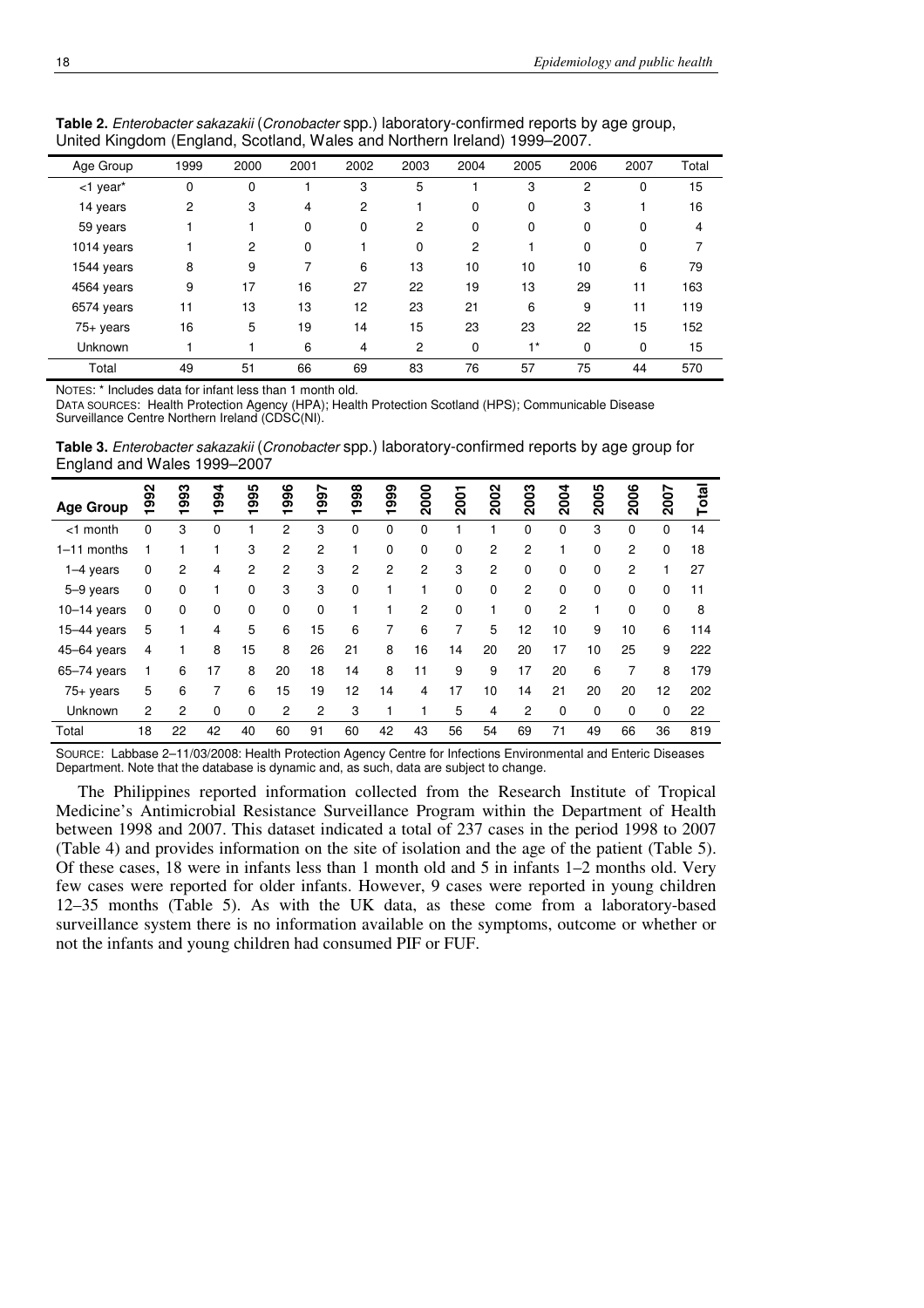**Table 2.** *Enterobacter sakazakii* (*Cronobacter* spp.) laboratory-confirmed reports by age group, United Kingdom (England, Scotland, Wales and Northern Ireland) 1999–2007.

| Age Group | 1999 | 2000 | 2001 | 2002 | 2003 | 2004 | 2005 | 2006 | 2007 | Total |
|---|---|---|---|---|---|---|---|---|---|---|
| <1 year* | 0 | 0 | 1 | 3 | 5 | 1 | 3 | 2 | 0 | 15 |
| 14 years | 2 | 3 | 4 | 2 | 1 | 0 | 0 | 3 | 1 | 16 |
| 59 years | 1 | 1 | 0 | 0 | 2 | 0 | 0 | 0 | 0 | 4 |
| 1014 years | 1 | 2 | 0 | 1 | 0 | 2 | 1 | 0 | 0 | 7 |
| 1544 years | 8 | 9 | 7 | 6 | 13 | 10 | 10 | 10 | 6 | 79 |
| 4564 years | 9 | 17 | 16 | 27 | 22 | 19 | 13 | 29 | 11 | 163 |
| 6574 years | 11 | 13 | 13 | 12 | 23 | 21 | 6 | 9 | 11 | 119 |
| 75+ years | 16 | 5 | 19 | 14 | 15 | 23 | 23 | 22 | 15 | 152 |
| Unknown | 1 | 1 | 6 | 4 | 2 | 0 | 1* | 0 | 0 | 15 |
| Total | 49 | 51 | 66 | 69 | 83 | 76 | 57 | 75 | 44 | 570 |

NOTES: * Includes data for infant less than 1 month old.
DATA SOURCES: Health Protection Agency (HPA); Health Protection Scotland (HPS); Communicable Disease Surveillance Centre Northern Ireland (CDSC(NI).

**Table 3.** *Enterobacter sakazakii* (*Cronobacter* spp.) laboratory-confirmed reports by age group for England and Wales 1999–2007

| Age Group | 1992 | 1993 | 1994 | 1995 | 1996 | 1997 | 1998 | 1999 | 2000 | 2001 | 2002 | 2003 | 2004 | 2005 | 2006 | 2007 | Total |
|---|---|---|---|---|---|---|---|---|---|---|---|---|---|---|---|---|---|
| <1 month | 0 | 3 | 0 | 1 | 2 | 3 | 0 | 0 | 0 | 1 | 1 | 0 | 0 | 3 | 0 | 0 | 14 |
| 1–11 months | 1 | 1 | 1 | 3 | 2 | 2 | 1 | 0 | 0 | 0 | 2 | 2 | 1 | 0 | 2 | 0 | 18 |
| 1–4 years | 0 | 2 | 4 | 2 | 2 | 3 | 2 | 2 | 2 | 3 | 2 | 0 | 0 | 0 | 2 | 1 | 27 |
| 5–9 years | 0 | 0 | 1 | 0 | 3 | 3 | 0 | 1 | 1 | 0 | 0 | 2 | 0 | 0 | 0 | 0 | 11 |
| 10–14 years | 0 | 0 | 0 | 0 | 0 | 0 | 1 | 1 | 2 | 0 | 1 | 0 | 2 | 1 | 0 | 0 | 8 |
| 15–44 years | 5 | 1 | 4 | 5 | 6 | 15 | 6 | 7 | 6 | 7 | 5 | 12 | 10 | 9 | 10 | 6 | 114 |
| 45–64 years | 4 | 1 | 8 | 15 | 8 | 26 | 21 | 8 | 16 | 14 | 20 | 20 | 17 | 10 | 25 | 9 | 222 |
| 65–74 years | 1 | 6 | 17 | 8 | 20 | 18 | 14 | 8 | 11 | 9 | 9 | 17 | 20 | 6 | 7 | 8 | 179 |
| 75+ years | 5 | 6 | 7 | 6 | 15 | 19 | 12 | 14 | 4 | 17 | 10 | 14 | 21 | 20 | 20 | 12 | 202 |
| Unknown | 2 | 2 | 0 | 0 | 2 | 2 | 3 | 1 | 1 | 5 | 4 | 2 | 0 | 0 | 0 | 0 | 22 |
| Total | 18 | 22 | 42 | 40 | 60 | 91 | 60 | 42 | 43 | 56 | 54 | 69 | 71 | 49 | 66 | 36 | 819 |

SOURCE: Labbase 2–11/03/2008: Health Protection Agency Centre for Infections Environmental and Enteric Diseases Department. Note that the database is dynamic and, as such, data are subject to change.

The Philippines reported information collected from the Research Institute of Tropical Medicine's Antimicrobial Resistance Surveillance Program within the Department of Health between 1998 and 2007. This dataset indicated a total of 237 cases in the period 1998 to 2007 (Table 4) and provides information on the site of isolation and the age of the patient (Table 5). Of these cases, 18 were in infants less than 1 month old and 5 in infants 1–2 months old. Very few cases were reported for older infants. However, 9 cases were reported in young children 12–35 months (Table 5). As with the UK data, as these come from a laboratory-based surveillance system there is no information available on the symptoms, outcome or whether or not the infants and young children had consumed PIF or FUF.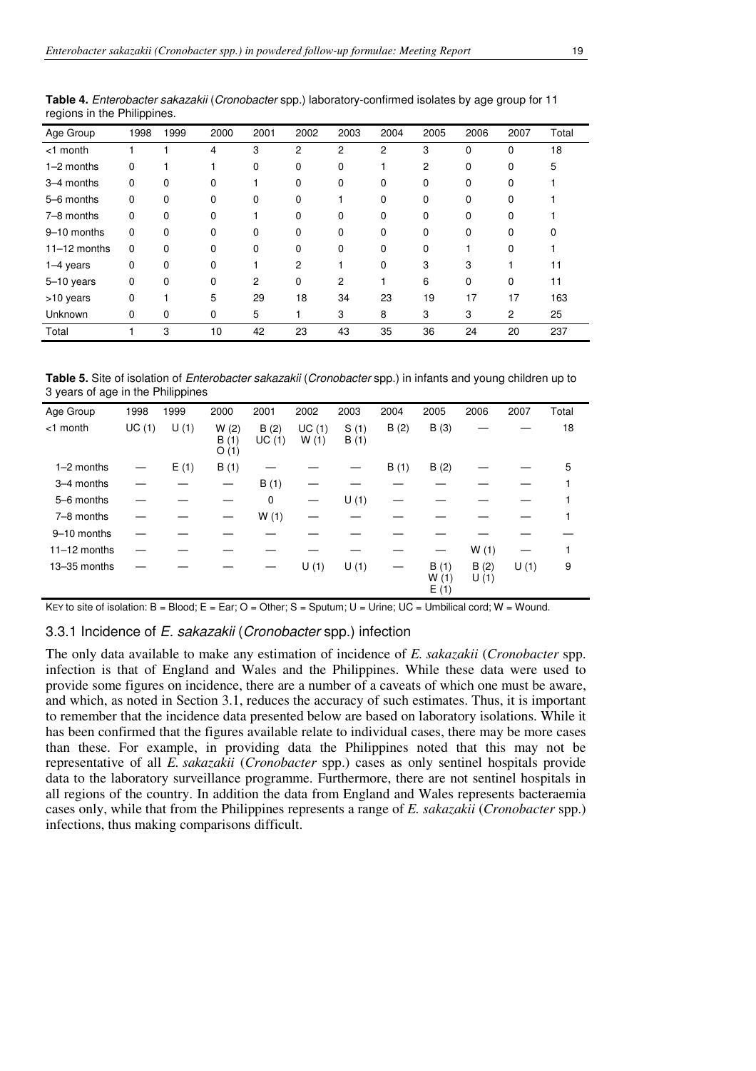**Table 4.** *Enterobacter sakazakii* (*Cronobacter* spp.) laboratory-confirmed isolates by age group for 11 regions in the Philippines.

| Age Group | 1998 | 1999 | 2000 | 2001 | 2002 | 2003 | 2004 | 2005 | 2006 | 2007 | Total |
|---|---|---|---|---|---|---|---|---|---|---|---|
| <1 month | 1 | 1 | 4 | 3 | 2 | 2 | 2 | 3 | 0 | 0 | 18 |
| 1–2 months | 0 | 1 | 1 | 0 | 0 | 0 | 1 | 2 | 0 | 0 | 5 |
| 3–4 months | 0 | 0 | 0 | 1 | 0 | 0 | 0 | 0 | 0 | 0 | 1 |
| 5–6 months | 0 | 0 | 0 | 0 | 0 | 1 | 0 | 0 | 0 | 0 | 1 |
| 7–8 months | 0 | 0 | 0 | 1 | 0 | 0 | 0 | 0 | 0 | 0 | 1 |
| 9–10 months | 0 | 0 | 0 | 0 | 0 | 0 | 0 | 0 | 0 | 0 | 0 |
| 11–12 months | 0 | 0 | 0 | 0 | 0 | 0 | 0 | 0 | 1 | 0 | 1 |
| 1–4 years | 0 | 0 | 0 | 1 | 2 | 1 | 0 | 3 | 3 | 1 | 11 |
| 5–10 years | 0 | 0 | 0 | 2 | 0 | 2 | 1 | 6 | 0 | 0 | 11 |
| >10 years | 0 | 1 | 5 | 29 | 18 | 34 | 23 | 19 | 17 | 17 | 163 |
| Unknown | 0 | 0 | 0 | 5 | 1 | 3 | 8 | 3 | 3 | 2 | 25 |
| Total | 1 | 3 | 10 | 42 | 23 | 43 | 35 | 36 | 24 | 20 | 237 |

**Table 5.** Site of isolation of *Enterobacter sakazakii* (*Cronobacter* spp.) in infants and young children up to 3 years of age in the Philippines

| Age Group | 1998 | 1999 | 2000 | 2001 | 2002 | 2003 | 2004 | 2005 | 2006 | 2007 | Total |
|---|---|---|---|---|---|---|---|---|---|---|---|
| <1 month | UC (1) | U (1) | W (2) B (1) O (1) | B (2) UC (1) | UC (1) W (1) | S (1) B (1) | B (2) | B (3) | — | — | 18 |
| 1–2 months | — | E (1) | B (1) | — | — | — | B (1) | B (2) | — | — | 5 |
| 3–4 months | — | — | — | B (1) | — | — | — | — | — | — | 1 |
| 5–6 months | — | — | — | 0 | — | U (1) | — | — | — | — | 1 |
| 7–8 months | — | — | — | W (1) | — | — | — | — | — | — | 1 |
| 9–10 months | — | — | — | — | — | — | — | — | — | — | — |
| 11–12 months | — | — | — | — | — | — | — | — | W (1) | — | 1 |
| 13–35 months | — | — | — | — | U (1) | U (1) | — | B (1) W (1) E (1) | B (2) U (1) | U (1) | 9 |

KEY to site of isolation: B = Blood; E = Ear; O = Other; S = Sputum; U = Urine; UC = Umbilical cord; W = Wound.

### 3.3.1 Incidence of *E. sakazakii* (*Cronobacter* spp.) infection

The only data available to make any estimation of incidence of *E. sakazakii* (*Cronobacter* spp. infection is that of England and Wales and the Philippines. While these data were used to provide some figures on incidence, there are a number of a caveats of which one must be aware, and which, as noted in Section 3.1, reduces the accuracy of such estimates. Thus, it is important to remember that the incidence data presented below are based on laboratory isolations. While it has been confirmed that the figures available relate to individual cases, there may be more cases than these. For example, in providing data the Philippines noted that this may not be representative of all *E. sakazakii* (*Cronobacter* spp.) cases as only sentinel hospitals provide data to the laboratory surveillance programme. Furthermore, there are not sentinel hospitals in all regions of the country. In addition the data from England and Wales represents bacteraemia cases only, while that from the Philippines represents a range of *E. sakazakii* (*Cronobacter* spp.) infections, thus making comparisons difficult.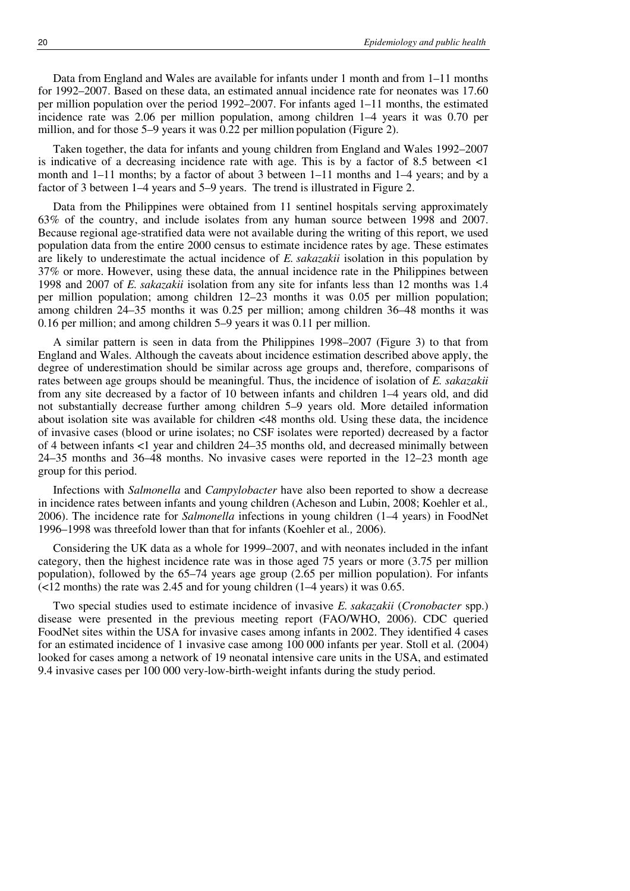Data from England and Wales are available for infants under 1 month and from 1–11 months for 1992–2007. Based on these data, an estimated annual incidence rate for neonates was 17.60 per million population over the period 1992–2007. For infants aged 1–11 months, the estimated incidence rate was 2.06 per million population, among children 1–4 years it was 0.70 per million, and for those 5–9 years it was 0.22 per million population (Figure 2).

Taken together, the data for infants and young children from England and Wales 1992–2007 is indicative of a decreasing incidence rate with age. This is by a factor of 8.5 between <1 month and 1–11 months; by a factor of about 3 between 1–11 months and 1–4 years; and by a factor of 3 between 1–4 years and 5–9 years. The trend is illustrated in Figure 2.

Data from the Philippines were obtained from 11 sentinel hospitals serving approximately 63% of the country, and include isolates from any human source between 1998 and 2007. Because regional age-stratified data were not available during the writing of this report, we used population data from the entire 2000 census to estimate incidence rates by age. These estimates are likely to underestimate the actual incidence of *E. sakazakii* isolation in this population by 37% or more. However, using these data, the annual incidence rate in the Philippines between 1998 and 2007 of *E. sakazakii* isolation from any site for infants less than 12 months was 1.4 per million population; among children 12–23 months it was 0.05 per million population; among children 24–35 months it was 0.25 per million; among children 36–48 months it was 0.16 per million; and among children 5–9 years it was 0.11 per million.

A similar pattern is seen in data from the Philippines 1998–2007 (Figure 3) to that from England and Wales. Although the caveats about incidence estimation described above apply, the degree of underestimation should be similar across age groups and, therefore, comparisons of rates between age groups should be meaningful. Thus, the incidence of isolation of *E. sakazakii* from any site decreased by a factor of 10 between infants and children 1–4 years old, and did not substantially decrease further among children 5–9 years old. More detailed information about isolation site was available for children <48 months old. Using these data, the incidence of invasive cases (blood or urine isolates; no CSF isolates were reported) decreased by a factor of 4 between infants <1 year and children 24–35 months old, and decreased minimally between 24–35 months and 36–48 months. No invasive cases were reported in the 12–23 month age group for this period.

Infections with *Salmonella* and *Campylobacter* have also been reported to show a decrease in incidence rates between infants and young children (Acheson and Lubin, 2008; Koehler et al*.,* 2006). The incidence rate for *Salmonella* infections in young children (1–4 years) in FoodNet 1996–1998 was threefold lower than that for infants (Koehler et al*.,* 2006).

Considering the UK data as a whole for 1999–2007, and with neonates included in the infant category, then the highest incidence rate was in those aged 75 years or more (3.75 per million population), followed by the 65–74 years age group (2.65 per million population). For infants (<12 months) the rate was 2.45 and for young children (1–4 years) it was 0.65.

Two special studies used to estimate incidence of invasive *E. sakazakii* (*Cronobacter* spp.) disease were presented in the previous meeting report (FAO/WHO, 2006). CDC queried FoodNet sites within the USA for invasive cases among infants in 2002. They identified 4 cases for an estimated incidence of 1 invasive case among 100 000 infants per year. Stoll et al*.* (2004) looked for cases among a network of 19 neonatal intensive care units in the USA, and estimated 9.4 invasive cases per 100 000 very-low-birth-weight infants during the study period.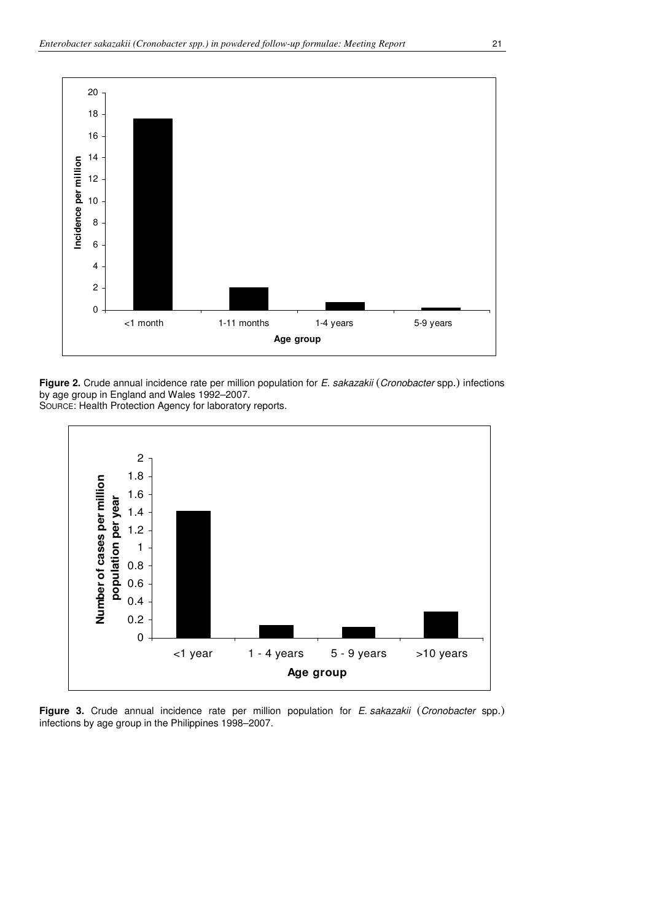20
18
16
14
12
10
8
6
4
2
0

Incidence per million

<1 month
1-11 months
1-4 years
5-9 years

Age group

**Figure 2.** Crude annual incidence rate per million population for *E. sakazakii* (*Cronobacter* spp.) infections by age group in England and Wales 1992–2007.
SOURCE: Health Protection Agency for laboratory reports.

2
1.8
1.6
1.4
1.2
1
0.8
0.6
0.4
0.2
0

Number of cases per million population per year

<1 year
1 - 4 years
5 - 9 years
>10 years

Age group

**Figure 3.** Crude annual incidence rate per million population for *E. sakazakii* (*Cronobacter* spp.) infections by age group in the Philippines 1998–2007.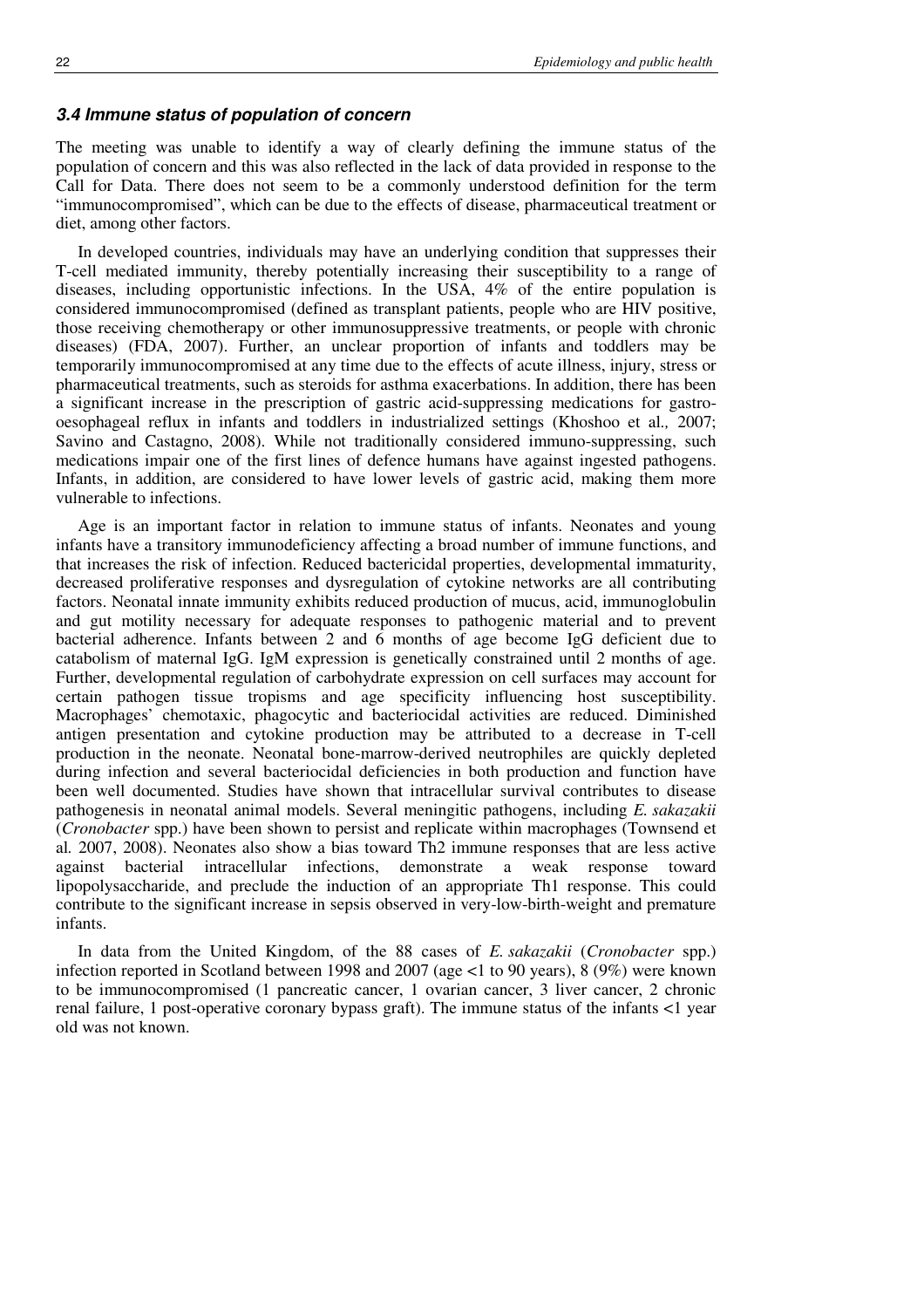### *3.4 Immune status of population of concern*

The meeting was unable to identify a way of clearly defining the immune status of the population of concern and this was also reflected in the lack of data provided in response to the Call for Data. There does not seem to be a commonly understood definition for the term "immunocompromised", which can be due to the effects of disease, pharmaceutical treatment or diet, among other factors.

In developed countries, individuals may have an underlying condition that suppresses their T-cell mediated immunity, thereby potentially increasing their susceptibility to a range of diseases, including opportunistic infections. In the USA, 4% of the entire population is considered immunocompromised (defined as transplant patients, people who are HIV positive, those receiving chemotherapy or other immunosuppressive treatments, or people with chronic diseases) (FDA, 2007). Further, an unclear proportion of infants and toddlers may be temporarily immunocompromised at any time due to the effects of acute illness, injury, stress or pharmaceutical treatments, such as steroids for asthma exacerbations. In addition, there has been a significant increase in the prescription of gastric acid-suppressing medications for gastro-oesophageal reflux in infants and toddlers in industrialized settings (Khoshoo et al*.,* 2007; Savino and Castagno, 2008). While not traditionally considered immuno-suppressing, such medications impair one of the first lines of defence humans have against ingested pathogens. Infants, in addition, are considered to have lower levels of gastric acid, making them more vulnerable to infections.

Age is an important factor in relation to immune status of infants. Neonates and young infants have a transitory immunodeficiency affecting a broad number of immune functions, and that increases the risk of infection. Reduced bactericidal properties, developmental immaturity, decreased proliferative responses and dysregulation of cytokine networks are all contributing factors. Neonatal innate immunity exhibits reduced production of mucus, acid, immunoglobulin and gut motility necessary for adequate responses to pathogenic material and to prevent bacterial adherence. Infants between 2 and 6 months of age become IgG deficient due to catabolism of maternal IgG. IgM expression is genetically constrained until 2 months of age. Further, developmental regulation of carbohydrate expression on cell surfaces may account for certain pathogen tissue tropisms and age specificity influencing host susceptibility. Macrophages' chemotaxic, phagocytic and bacteriocidal activities are reduced. Diminished antigen presentation and cytokine production may be attributed to a decrease in T-cell production in the neonate. Neonatal bone-marrow-derived neutrophiles are quickly depleted during infection and several bacteriocidal deficiencies in both production and function have been well documented. Studies have shown that intracellular survival contributes to disease pathogenesis in neonatal animal models. Several meningitic pathogens, including *E. sakazakii* (*Cronobacter* spp.) have been shown to persist and replicate within macrophages (Townsend et al*.* 2007, 2008). Neonates also show a bias toward Th2 immune responses that are less active against bacterial intracellular infections, demonstrate a weak response toward lipopolysaccharide, and preclude the induction of an appropriate Th1 response. This could contribute to the significant increase in sepsis observed in very-low-birth-weight and premature infants.

In data from the United Kingdom, of the 88 cases of *E. sakazakii* (*Cronobacter* spp.) infection reported in Scotland between 1998 and 2007 (age <1 to 90 years), 8 (9%) were known to be immunocompromised (1 pancreatic cancer, 1 ovarian cancer, 3 liver cancer, 2 chronic renal failure, 1 post-operative coronary bypass graft). The immune status of the infants <1 year old was not known.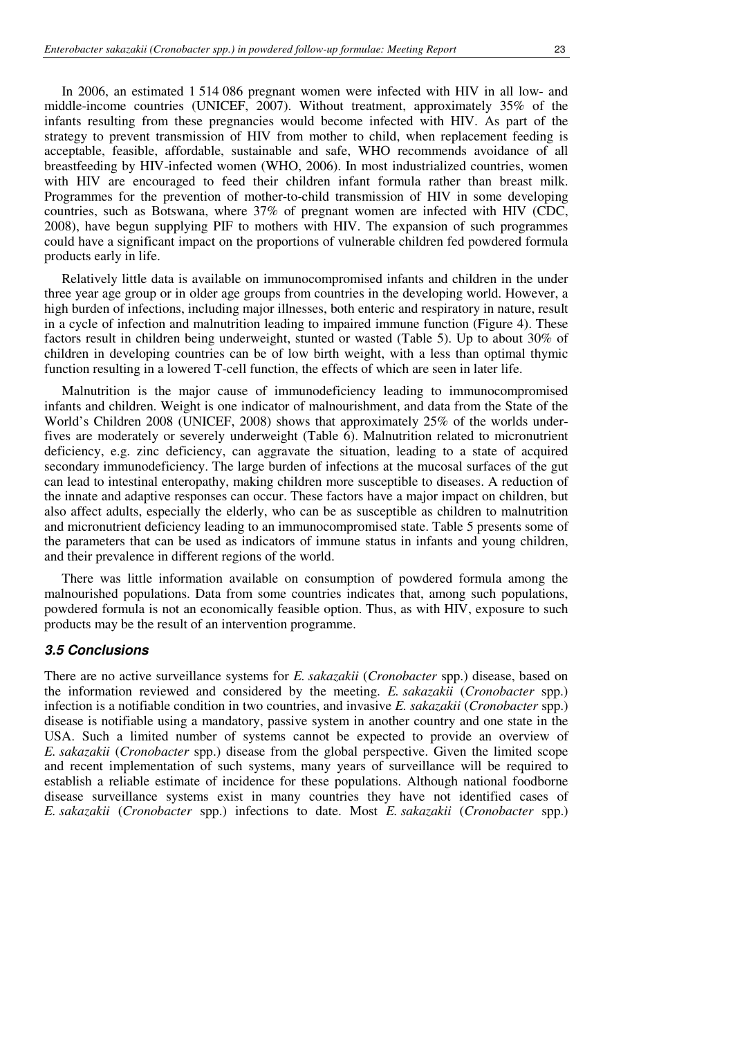In 2006, an estimated 1 514 086 pregnant women were infected with HIV in all low- and middle-income countries (UNICEF, 2007). Without treatment, approximately 35% of the infants resulting from these pregnancies would become infected with HIV. As part of the strategy to prevent transmission of HIV from mother to child, when replacement feeding is acceptable, feasible, affordable, sustainable and safe, WHO recommends avoidance of all breastfeeding by HIV-infected women (WHO, 2006). In most industrialized countries, women with HIV are encouraged to feed their children infant formula rather than breast milk. Programmes for the prevention of mother-to-child transmission of HIV in some developing countries, such as Botswana, where 37% of pregnant women are infected with HIV (CDC, 2008), have begun supplying PIF to mothers with HIV. The expansion of such programmes could have a significant impact on the proportions of vulnerable children fed powdered formula products early in life.

Relatively little data is available on immunocompromised infants and children in the under three year age group or in older age groups from countries in the developing world. However, a high burden of infections, including major illnesses, both enteric and respiratory in nature, result in a cycle of infection and malnutrition leading to impaired immune function (Figure 4). These factors result in children being underweight, stunted or wasted (Table 5). Up to about 30% of children in developing countries can be of low birth weight, with a less than optimal thymic function resulting in a lowered T-cell function, the effects of which are seen in later life.

Malnutrition is the major cause of immunodeficiency leading to immunocompromised infants and children. Weight is one indicator of malnourishment, and data from the State of the World's Children 2008 (UNICEF, 2008) shows that approximately 25% of the worlds under-fives are moderately or severely underweight (Table 6). Malnutrition related to micronutrient deficiency, e.g. zinc deficiency, can aggravate the situation, leading to a state of acquired secondary immunodeficiency. The large burden of infections at the mucosal surfaces of the gut can lead to intestinal enteropathy, making children more susceptible to diseases. A reduction of the innate and adaptive responses can occur. These factors have a major impact on children, but also affect adults, especially the elderly, who can be as susceptible as children to malnutrition and micronutrient deficiency leading to an immunocompromised state. Table 5 presents some of the parameters that can be used as indicators of immune status in infants and young children, and their prevalence in different regions of the world.

There was little information available on consumption of powdered formula among the malnourished populations. Data from some countries indicates that, among such populations, powdered formula is not an economically feasible option. Thus, as with HIV, exposure to such products may be the result of an intervention programme.

### 3.5 Conclusions

There are no active surveillance systems for *E. sakazakii* (*Cronobacter* spp.) disease, based on the information reviewed and considered by the meeting. *E. sakazakii* (*Cronobacter* spp.) infection is a notifiable condition in two countries, and invasive *E. sakazakii* (*Cronobacter* spp.) disease is notifiable using a mandatory, passive system in another country and one state in the USA. Such a limited number of systems cannot be expected to provide an overview of *E. sakazakii* (*Cronobacter* spp.) disease from the global perspective. Given the limited scope and recent implementation of such systems, many years of surveillance will be required to establish a reliable estimate of incidence for these populations. Although national foodborne disease surveillance systems exist in many countries they have not identified cases of *E. sakazakii* (*Cronobacter* spp.) infections to date. Most *E. sakazakii* (*Cronobacter* spp.)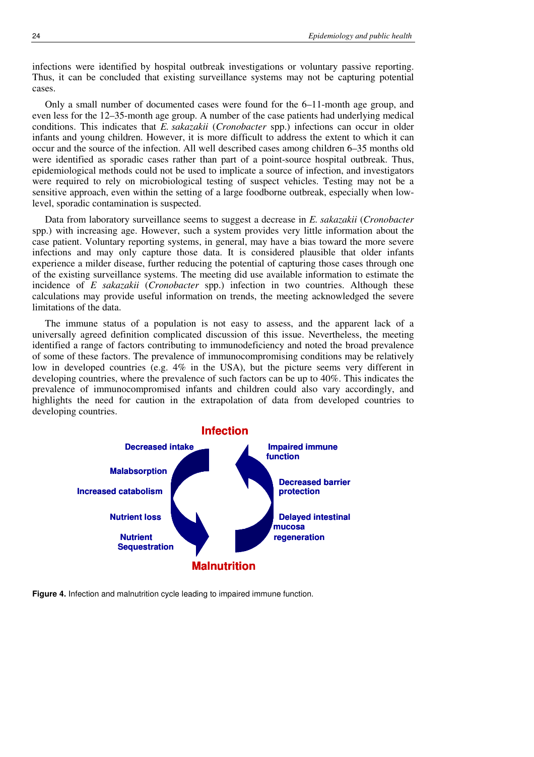infections were identified by hospital outbreak investigations or voluntary passive reporting. Thus, it can be concluded that existing surveillance systems may not be capturing potential cases.

Only a small number of documented cases were found for the 6–11-month age group, and even less for the 12–35-month age group. A number of the case patients had underlying medical conditions. This indicates that *E. sakazakii* (*Cronobacter* spp.) infections can occur in older infants and young children. However, it is more difficult to address the extent to which it can occur and the source of the infection. All well described cases among children 6–35 months old were identified as sporadic cases rather than part of a point-source hospital outbreak. Thus, epidemiological methods could not be used to implicate a source of infection, and investigators were required to rely on microbiological testing of suspect vehicles. Testing may not be a sensitive approach, even within the setting of a large foodborne outbreak, especially when low-level, sporadic contamination is suspected.

Data from laboratory surveillance seems to suggest a decrease in *E. sakazakii* (*Cronobacter* spp.) with increasing age. However, such a system provides very little information about the case patient. Voluntary reporting systems, in general, may have a bias toward the more severe infections and may only capture those data. It is considered plausible that older infants experience a milder disease, further reducing the potential of capturing those cases through one of the existing surveillance systems. The meeting did use available information to estimate the incidence of *E sakazakii* (*Cronobacter* spp.) infection in two countries. Although these calculations may provide useful information on trends, the meeting acknowledged the severe limitations of the data.

The immune status of a population is not easy to assess, and the apparent lack of a universally agreed definition complicated discussion of this issue. Nevertheless, the meeting identified a range of factors contributing to immunodeficiency and noted the broad prevalence of some of these factors. The prevalence of immunocompromising conditions may be relatively low in developed countries (e.g. 4% in the USA), but the picture seems very different in developing countries, where the prevalence of such factors can be up to 40%. This indicates the prevalence of immunocompromised infants and children could also vary accordingly, and highlights the need for caution in the extrapolation of data from developed countries to developing countries.

Infection

Decreased intake

Malabsorption

Increased catabolism

Nutrient loss

Nutrient Sequestration

Impaired immune function

Decreased barrier protection

Delayed intestinal mucosa regeneration

Malnutrition

**Figure 4.** Infection and malnutrition cycle leading to impaired immune function.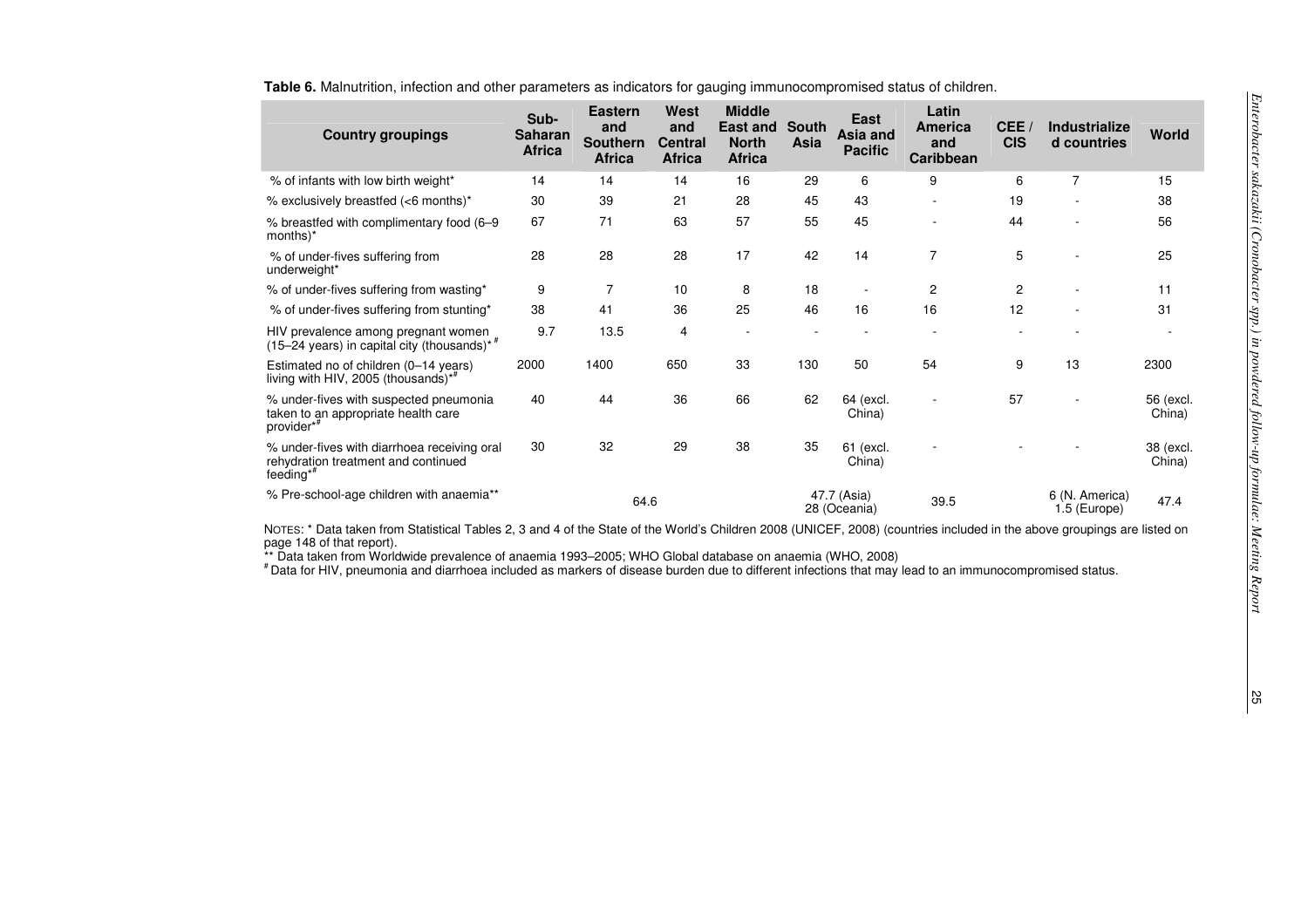**Table 6.** Malnutrition, infection and other parameters as indicators for gauging immunocompromised status of children.

| Country groupings | Sub-Saharan Africa | Eastern and Southern Africa | West and Central Africa | Middle East and North Africa | South Asia | East Asia and Pacific | Latin America and Caribbean | CEE / CIS | Industrialized countries | World |
|---|---|---|---|---|---|---|---|---|---|---|
| % of infants with low birth weight* | 14 | 14 | 14 | 16 | 29 | 6 | 9 | 6 | 7 | 15 |
| % exclusively breastfed (<6 months)* | 30 | 39 | 21 | 28 | 45 | 43 | - | 19 | - | 38 |
| % breastfed with complimentary food (6–9 months)* | 67 | 71 | 63 | 57 | 55 | 45 | - | 44 | - | 56 |
| % of under-fives suffering from underweight* | 28 | 28 | 28 | 17 | 42 | 14 | 7 | 5 | - | 25 |
| % of under-fives suffering from wasting* | 9 | 7 | 10 | 8 | 18 | - | 2 | 2 | - | 11 |
| % of under-fives suffering from stunting* | 38 | 41 | 36 | 25 | 46 | 16 | 16 | 12 | - | 31 |
| HIV prevalence among pregnant women (15–24 years) in capital city (thousands)*# | 9.7 | 13.5 | 4 | - | - | - | - | - | - | - |
| Estimated no of children (0–14 years) living with HIV, 2005 (thousands)*# | 2000 | 1400 | 650 | 33 | 130 | 50 | 54 | 9 | 13 | 2300 |
| % under-fives with suspected pneumonia taken to an appropriate health care provider*# | 40 | 44 | 36 | 66 | 62 | 64 (excl. China) | - | 57 | - | 56 (excl. China) |
| % under-fives with diarrhoea receiving oral rehydration treatment and continued feeding*# | 30 | 32 | 29 | 38 | 35 | 61 (excl. China) | - | - | - | 38 (excl. China) |
| % Pre-school-age children with anaemia** | | 64.6 | | | | 47.7 (Asia) 28 (Oceania) | 39.5 | | 6 (N. America) 1.5 (Europe) | 47.4 |

NOTES: * Data taken from Statistical Tables 2, 3 and 4 of the State of the World's Children 2008 (UNICEF, 2008) (countries included in the above groupings are listed on page 148 of that report).

** Data taken from Worldwide prevalence of anaemia 1993–2005; WHO Global database on anaemia (WHO, 2008)

# Data for HIV, pneumonia and diarrhoea included as markers of disease burden due to different infections that may lead to an immunocompromised status.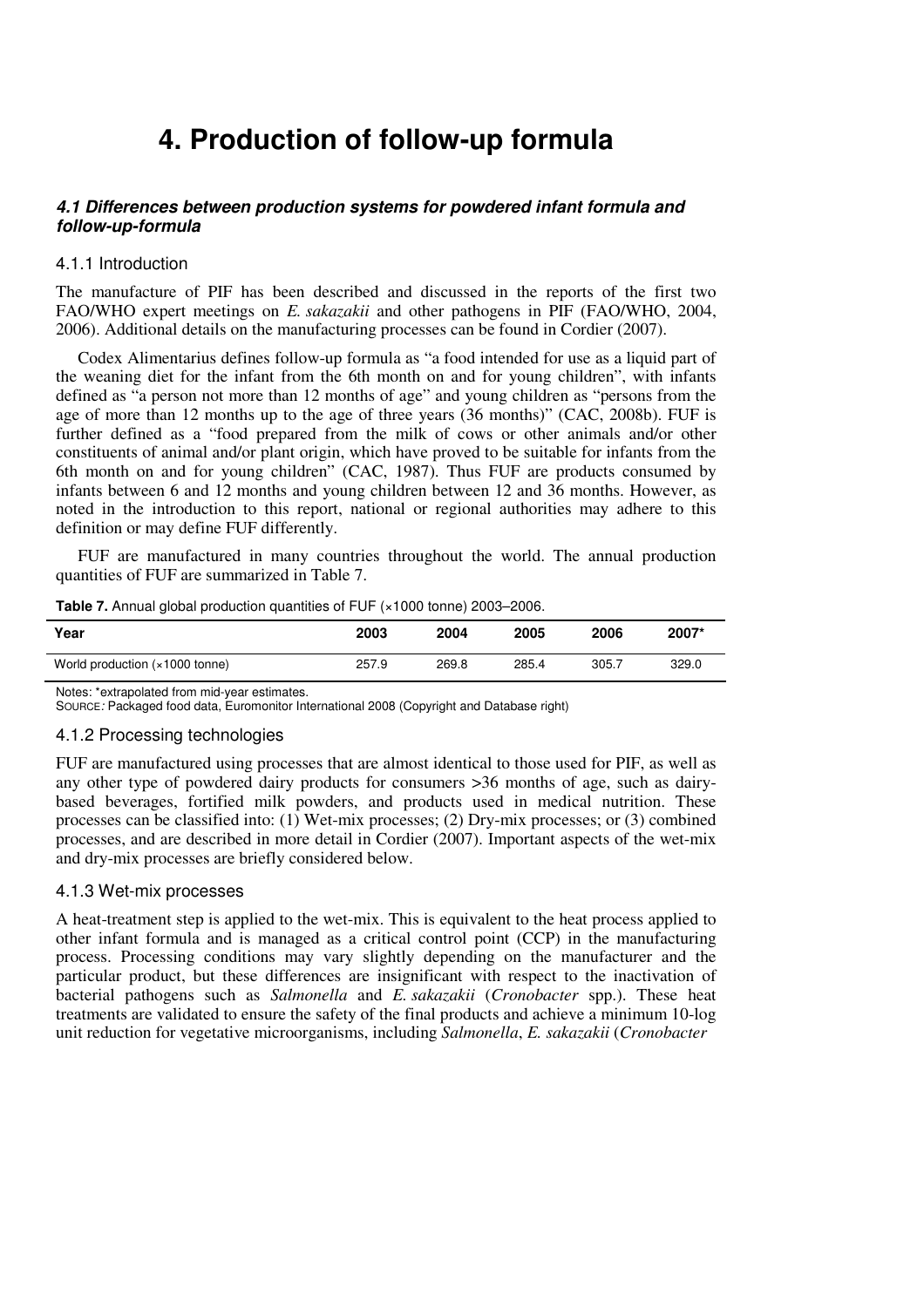# 4. Production of follow-up formula

### *4.1 Differences between production systems for powdered infant formula and follow-up-formula*

#### 4.1.1 Introduction

The manufacture of PIF has been described and discussed in the reports of the first two FAO/WHO expert meetings on *E. sakazakii* and other pathogens in PIF (FAO/WHO, 2004, 2006). Additional details on the manufacturing processes can be found in Cordier (2007).

Codex Alimentarius defines follow-up formula as "a food intended for use as a liquid part of the weaning diet for the infant from the 6th month on and for young children", with infants defined as "a person not more than 12 months of age" and young children as "persons from the age of more than 12 months up to the age of three years (36 months)" (CAC, 2008b). FUF is further defined as a "food prepared from the milk of cows or other animals and/or other constituents of animal and/or plant origin, which have proved to be suitable for infants from the 6th month on and for young children" (CAC, 1987). Thus FUF are products consumed by infants between 6 and 12 months and young children between 12 and 36 months. However, as noted in the introduction to this report, national or regional authorities may adhere to this definition or may define FUF differently.

FUF are manufactured in many countries throughout the world. The annual production quantities of FUF are summarized in Table 7.

**Table 7.** Annual global production quantities of FUF (×1000 tonne) 2003–2006.

| Year | 2003 | 2004 | 2005 | 2006 | 2007* |
|---|---|---|---|---|---|
| World production (×1000 tonne) | 257.9 | 269.8 | 285.4 | 305.7 | 329.0 |

Notes: *extrapolated from mid-year estimates.
SOURCE: Packaged food data, Euromonitor International 2008 (Copyright and Database right)

#### 4.1.2 Processing technologies

FUF are manufactured using processes that are almost identical to those used for PIF, as well as any other type of powdered dairy products for consumers >36 months of age, such as dairy-based beverages, fortified milk powders, and products used in medical nutrition. These processes can be classified into: (1) Wet-mix processes; (2) Dry-mix processes; or (3) combined processes, and are described in more detail in Cordier (2007). Important aspects of the wet-mix and dry-mix processes are briefly considered below.

#### 4.1.3 Wet-mix processes

A heat-treatment step is applied to the wet-mix. This is equivalent to the heat process applied to other infant formula and is managed as a critical control point (CCP) in the manufacturing process. Processing conditions may vary slightly depending on the manufacturer and the particular product, but these differences are insignificant with respect to the inactivation of bacterial pathogens such as *Salmonella* and *E. sakazakii* (*Cronobacter* spp.). These heat treatments are validated to ensure the safety of the final products and achieve a minimum 10-log unit reduction for vegetative microorganisms, including *Salmonella*, *E. sakazakii* (*Cronobacter*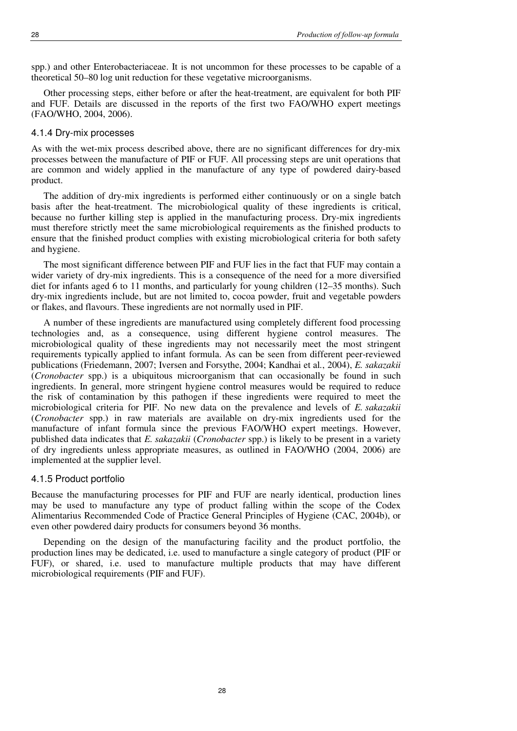spp.) and other Enterobacteriaceae. It is not uncommon for these processes to be capable of a theoretical 50–80 log unit reduction for these vegetative microorganisms.

Other processing steps, either before or after the heat-treatment, are equivalent for both PIF and FUF. Details are discussed in the reports of the first two FAO/WHO expert meetings (FAO/WHO, 2004, 2006).

### 4.1.4 Dry-mix processes

As with the wet-mix process described above, there are no significant differences for dry-mix processes between the manufacture of PIF or FUF. All processing steps are unit operations that are common and widely applied in the manufacture of any type of powdered dairy-based product.

The addition of dry-mix ingredients is performed either continuously or on a single batch basis after the heat-treatment. The microbiological quality of these ingredients is critical, because no further killing step is applied in the manufacturing process. Dry-mix ingredients must therefore strictly meet the same microbiological requirements as the finished products to ensure that the finished product complies with existing microbiological criteria for both safety and hygiene.

The most significant difference between PIF and FUF lies in the fact that FUF may contain a wider variety of dry-mix ingredients. This is a consequence of the need for a more diversified diet for infants aged 6 to 11 months, and particularly for young children (12–35 months). Such dry-mix ingredients include, but are not limited to, cocoa powder, fruit and vegetable powders or flakes, and flavours. These ingredients are not normally used in PIF.

A number of these ingredients are manufactured using completely different food processing technologies and, as a consequence, using different hygiene control measures. The microbiological quality of these ingredients may not necessarily meet the most stringent requirements typically applied to infant formula. As can be seen from different peer-reviewed publications (Friedemann, 2007; Iversen and Forsythe, 2004; Kandhai et al., 2004), *E. sakazakii* (*Cronobacter* spp.) is a ubiquitous microorganism that can occasionally be found in such ingredients. In general, more stringent hygiene control measures would be required to reduce the risk of contamination by this pathogen if these ingredients were required to meet the microbiological criteria for PIF. No new data on the prevalence and levels of *E. sakazakii* (*Cronobacter* spp.) in raw materials are available on dry-mix ingredients used for the manufacture of infant formula since the previous FAO/WHO expert meetings. However, published data indicates that *E. sakazakii* (*Cronobacter* spp.) is likely to be present in a variety of dry ingredients unless appropriate measures, as outlined in FAO/WHO (2004, 2006) are implemented at the supplier level.

### 4.1.5 Product portfolio

Because the manufacturing processes for PIF and FUF are nearly identical, production lines may be used to manufacture any type of product falling within the scope of the Codex Alimentarius Recommended Code of Practice General Principles of Hygiene (CAC, 2004b), or even other powdered dairy products for consumers beyond 36 months.

Depending on the design of the manufacturing facility and the product portfolio, the production lines may be dedicated, i.e. used to manufacture a single category of product (PIF or FUF), or shared, i.e. used to manufacture multiple products that may have different microbiological requirements (PIF and FUF).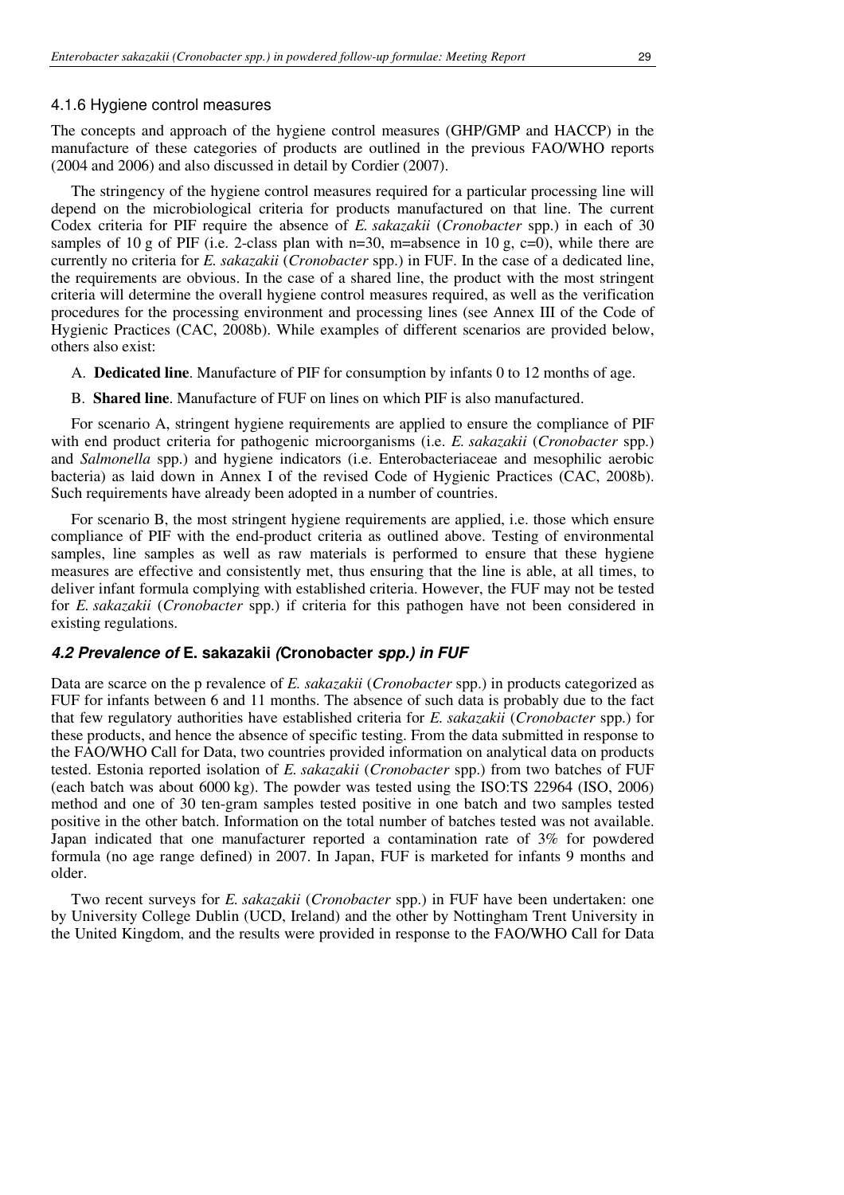### 4.1.6 Hygiene control measures

The concepts and approach of the hygiene control measures (GHP/GMP and HACCP) in the manufacture of these categories of products are outlined in the previous FAO/WHO reports (2004 and 2006) and also discussed in detail by Cordier (2007).

The stringency of the hygiene control measures required for a particular processing line will depend on the microbiological criteria for products manufactured on that line. The current Codex criteria for PIF require the absence of *E. sakazakii* (*Cronobacter* spp.) in each of 30 samples of 10 g of PIF (i.e. 2-class plan with n=30, m=absence in 10 g, c=0), while there are currently no criteria for *E. sakazakii* (*Cronobacter* spp.) in FUF. In the case of a dedicated line, the requirements are obvious. In the case of a shared line, the product with the most stringent criteria will determine the overall hygiene control measures required, as well as the verification procedures for the processing environment and processing lines (see Annex III of the Code of Hygienic Practices (CAC, 2008b). While examples of different scenarios are provided below, others also exist:

A. **Dedicated line**. Manufacture of PIF for consumption by infants 0 to 12 months of age.

B. **Shared line**. Manufacture of FUF on lines on which PIF is also manufactured.

For scenario A, stringent hygiene requirements are applied to ensure the compliance of PIF with end product criteria for pathogenic microorganisms (i.e. *E. sakazakii* (*Cronobacter* spp.) and *Salmonella* spp.) and hygiene indicators (i.e. Enterobacteriaceae and mesophilic aerobic bacteria) as laid down in Annex I of the revised Code of Hygienic Practices (CAC, 2008b). Such requirements have already been adopted in a number of countries.

For scenario B, the most stringent hygiene requirements are applied, i.e. those which ensure compliance of PIF with the end-product criteria as outlined above. Testing of environmental samples, line samples as well as raw materials is performed to ensure that these hygiene measures are effective and consistently met, thus ensuring that the line is able, at all times, to deliver infant formula complying with established criteria. However, the FUF may not be tested for *E. sakazakii* (*Cronobacter* spp.) if criteria for this pathogen have not been considered in existing regulations.

## 4.2 Prevalence of E. sakazakii (Cronobacter spp.) in FUF

Data are scarce on the p revalence of *E. sakazakii* (*Cronobacter* spp.) in products categorized as FUF for infants between 6 and 11 months. The absence of such data is probably due to the fact that few regulatory authorities have established criteria for *E. sakazakii* (*Cronobacter* spp.) for these products, and hence the absence of specific testing. From the data submitted in response to the FAO/WHO Call for Data, two countries provided information on analytical data on products tested. Estonia reported isolation of *E. sakazakii* (*Cronobacter* spp.) from two batches of FUF (each batch was about 6000 kg). The powder was tested using the ISO:TS 22964 (ISO, 2006) method and one of 30 ten-gram samples tested positive in one batch and two samples tested positive in the other batch. Information on the total number of batches tested was not available. Japan indicated that one manufacturer reported a contamination rate of 3% for powdered formula (no age range defined) in 2007. In Japan, FUF is marketed for infants 9 months and older.

Two recent surveys for *E. sakazakii* (*Cronobacter* spp.) in FUF have been undertaken: one by University College Dublin (UCD, Ireland) and the other by Nottingham Trent University in the United Kingdom, and the results were provided in response to the FAO/WHO Call for Data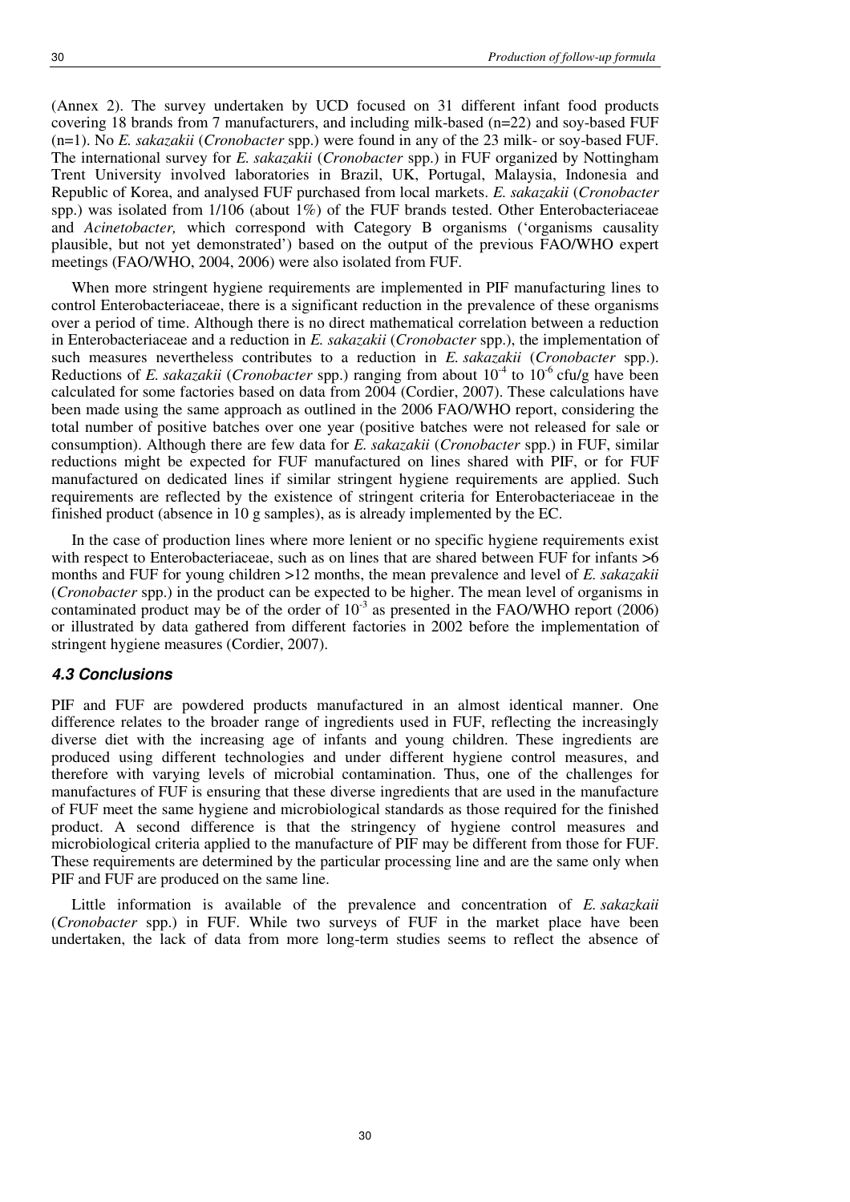(Annex 2). The survey undertaken by UCD focused on 31 different infant food products covering 18 brands from 7 manufacturers, and including milk-based (n=22) and soy-based FUF (n=1). No *E. sakazakii* (*Cronobacter* spp.) were found in any of the 23 milk- or soy-based FUF. The international survey for *E. sakazakii* (*Cronobacter* spp.) in FUF organized by Nottingham Trent University involved laboratories in Brazil, UK, Portugal, Malaysia, Indonesia and Republic of Korea, and analysed FUF purchased from local markets. *E. sakazakii* (*Cronobacter* spp.) was isolated from 1/106 (about 1%) of the FUF brands tested. Other Enterobacteriaceae and *Acinetobacter,* which correspond with Category B organisms ('organisms causality plausible, but not yet demonstrated') based on the output of the previous FAO/WHO expert meetings (FAO/WHO, 2004, 2006) were also isolated from FUF.

When more stringent hygiene requirements are implemented in PIF manufacturing lines to control Enterobacteriaceae, there is a significant reduction in the prevalence of these organisms over a period of time. Although there is no direct mathematical correlation between a reduction in Enterobacteriaceae and a reduction in *E. sakazakii* (*Cronobacter* spp.), the implementation of such measures nevertheless contributes to a reduction in *E. sakazakii* (*Cronobacter* spp.). Reductions of *E. sakazakii* (*Cronobacter* spp.) ranging from about $10^{-4}$ to $10^{-6}$ cfu/g have been calculated for some factories based on data from 2004 (Cordier, 2007). These calculations have been made using the same approach as outlined in the 2006 FAO/WHO report, considering the total number of positive batches over one year (positive batches were not released for sale or consumption). Although there are few data for *E. sakazakii* (*Cronobacter* spp.) in FUF, similar reductions might be expected for FUF manufactured on lines shared with PIF, or for FUF manufactured on dedicated lines if similar stringent hygiene requirements are applied. Such requirements are reflected by the existence of stringent criteria for Enterobacteriaceae in the finished product (absence in 10 g samples), as is already implemented by the EC.

In the case of production lines where more lenient or no specific hygiene requirements exist with respect to Enterobacteriaceae, such as on lines that are shared between FUF for infants >6 months and FUF for young children >12 months, the mean prevalence and level of *E. sakazakii* (*Cronobacter* spp.) in the product can be expected to be higher. The mean level of organisms in contaminated product may be of the order of $10^{-3}$ as presented in the FAO/WHO report (2006) or illustrated by data gathered from different factories in 2002 before the implementation of stringent hygiene measures (Cordier, 2007).

### 4.3 Conclusions

PIF and FUF are powdered products manufactured in an almost identical manner. One difference relates to the broader range of ingredients used in FUF, reflecting the increasingly diverse diet with the increasing age of infants and young children. These ingredients are produced using different technologies and under different hygiene control measures, and therefore with varying levels of microbial contamination. Thus, one of the challenges for manufacturers of FUF is ensuring that these diverse ingredients that are used in the manufacture of FUF meet the same hygiene and microbiological standards as those required for the finished product. A second difference is that the stringency of hygiene control measures and microbiological criteria applied to the manufacture of PIF may be different from those for FUF. These requirements are determined by the particular processing line and are the same only when PIF and FUF are produced on the same line.

Little information is available of the prevalence and concentration of *E. sakazkaii* (*Cronobacter* spp.) in FUF. While two surveys of FUF in the market place have been undertaken, the lack of data from more long-term studies seems to reflect the absence of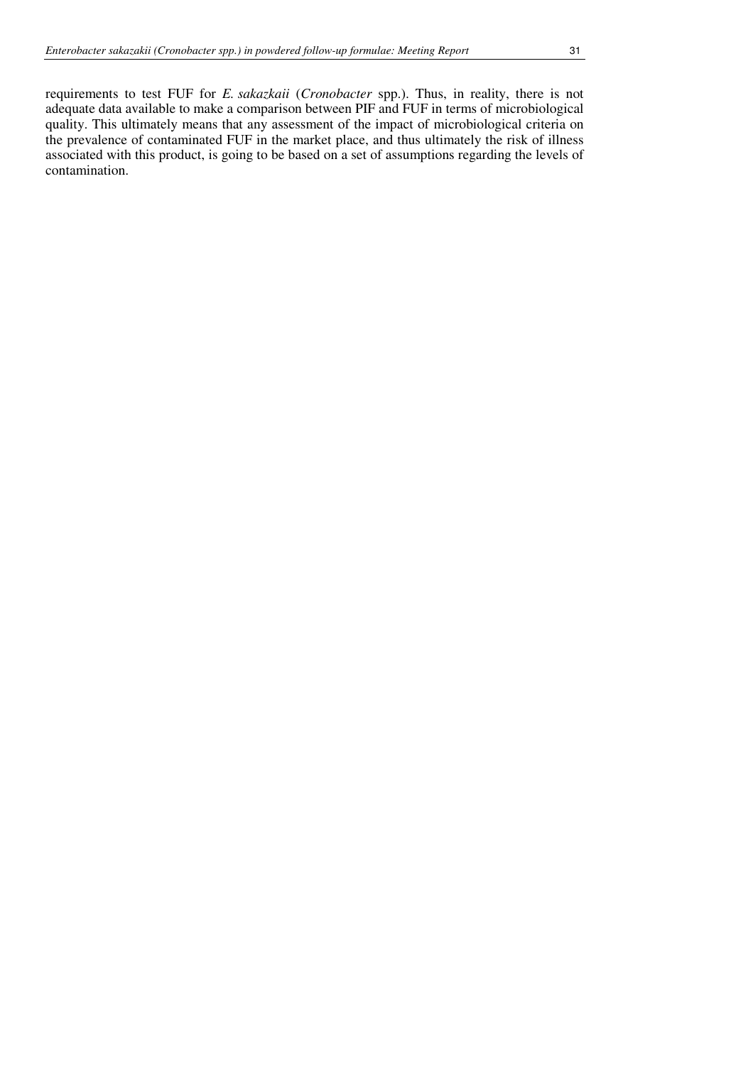requirements to test FUF for *E. sakazkaii* (*Cronobacter* spp.). Thus, in reality, there is not adequate data available to make a comparison between PIF and FUF in terms of microbiological quality. This ultimately means that any assessment of the impact of microbiological criteria on the prevalence of contaminated FUF in the market place, and thus ultimately the risk of illness associated with this product, is going to be based on a set of assumptions regarding the levels of contamination.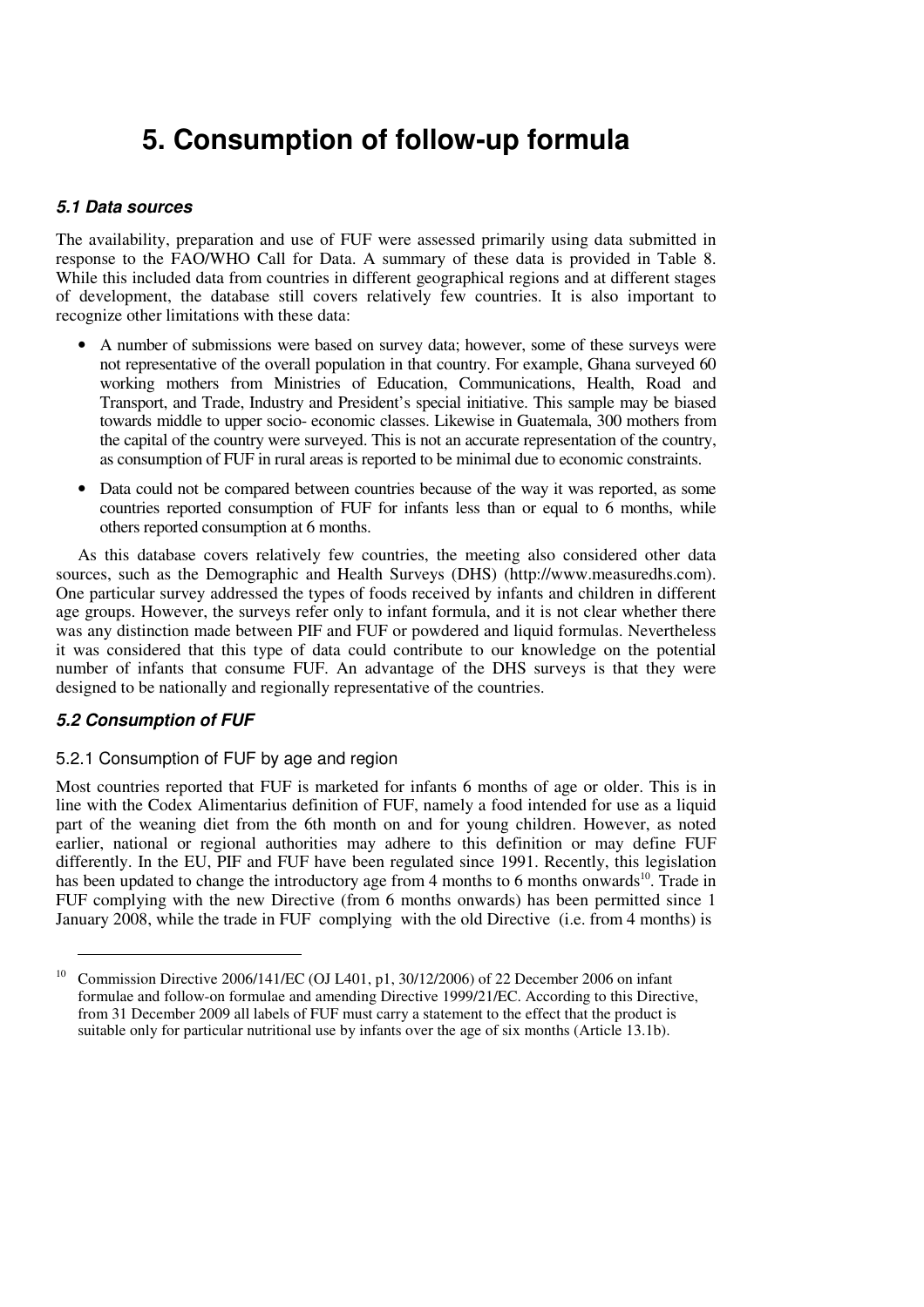# 5. Consumption of follow-up formula

## *5.1 Data sources*

The availability, preparation and use of FUF were assessed primarily using data submitted in response to the FAO/WHO Call for Data. A summary of these data is provided in Table 8. While this included data from countries in different geographical regions and at different stages of development, the database still covers relatively few countries. It is also important to recognize other limitations with these data:

- A number of submissions were based on survey data; however, some of these surveys were not representative of the overall population in that country. For example, Ghana surveyed 60 working mothers from Ministries of Education, Communications, Health, Road and Transport, and Trade, Industry and President's special initiative. This sample may be biased towards middle to upper socio- economic classes. Likewise in Guatemala, 300 mothers from the capital of the country were surveyed. This is not an accurate representation of the country, as consumption of FUF in rural areas is reported to be minimal due to economic constraints.
- Data could not be compared between countries because of the way it was reported, as some countries reported consumption of FUF for infants less than or equal to 6 months, while others reported consumption at 6 months.

As this database covers relatively few countries, the meeting also considered other data sources, such as the Demographic and Health Surveys (DHS) (http://www.measuredhs.com). One particular survey addressed the types of foods received by infants and children in different age groups. However, the surveys refer only to infant formula, and it is not clear whether there was any distinction made between PIF and FUF or powdered and liquid formulas. Nevertheless it was considered that this type of data could contribute to our knowledge on the potential number of infants that consume FUF. An advantage of the DHS surveys is that they were designed to be nationally and regionally representative of the countries.

## *5.2 Consumption of FUF*

### 5.2.1 Consumption of FUF by age and region

Most countries reported that FUF is marketed for infants 6 months of age or older. This is in line with the Codex Alimentarius definition of FUF, namely a food intended for use as a liquid part of the weaning diet from the 6th month on and for young children. However, as noted earlier, national or regional authorities may adhere to this definition or may define FUF differently. In the EU, PIF and FUF have been regulated since 1991. Recently, this legislation has been updated to change the introductory age from 4 months to 6 months onwards[10]. Trade in FUF complying with the new Directive (from 6 months onwards) has been permitted since 1 January 2008, while the trade in FUF complying with the old Directive (i.e. from 4 months) is

---

[10] Commission Directive 2006/141/EC (OJ L401, p1, 30/12/2006) of 22 December 2006 on infant formulae and follow-on formulae and amending Directive 1999/21/EC. According to this Directive, from 31 December 2009 all labels of FUF must carry a statement to the effect that the product is suitable only for particular nutritional use by infants over the age of six months (Article 13.1b).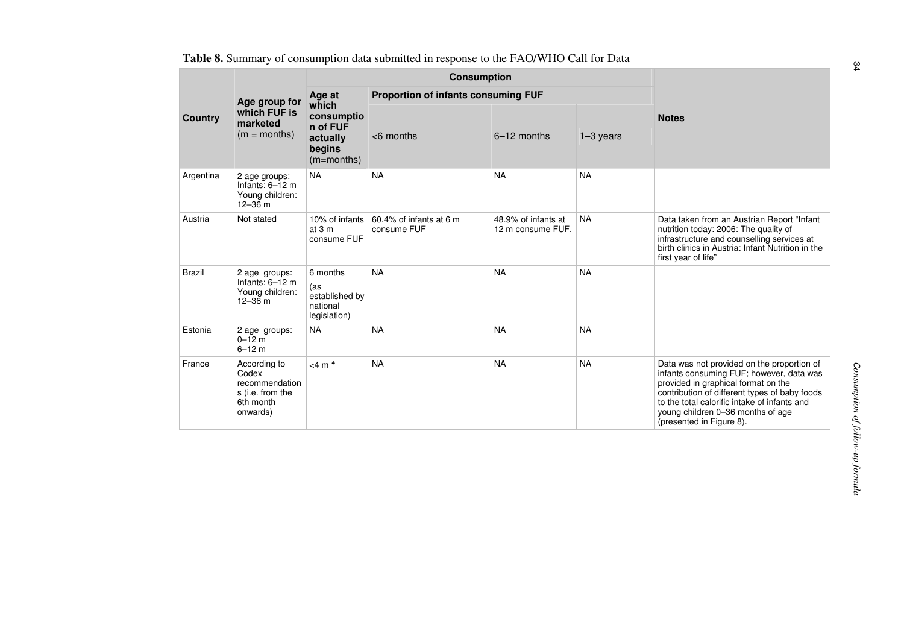**Table 8.** Summary of consumption data submitted in response to the FAO/WHO Call for Data

| Country | Age group for which FUF is marketed (m = months) | Consumption | | | | Notes |
|---|---|---|---|---|---|---|
| | | Age at which consumption of FUF actually begins (m=months) | Proportion of infants consuming FUF | | | |
| | | | <6 months | 6–12 months | 1–3 years | |
| Argentina | 2 age groups: Infants: 6–12 m Young children: 12–36 m | NA | NA | NA | NA | |
| Austria | Not stated | 10% of infants at 3 m consume FUF | 60.4% of infants at 6 m consume FUF | 48.9% of infants at 12 m consume FUF. | NA | Data taken from an Austrian Report "Infant nutrition today: 2006: The quality of infrastructure and counselling services at birth clinics in Austria: Infant Nutrition in the first year of life" |
| Brazil | 2 age groups: Infants: 6–12 m Young children: 12–36 m | 6 months (as established by national legislation) | NA | NA | NA | |
| Estonia | 2 age groups: 0–12 m 6–12 m | NA | NA | NA | NA | |
| France | According to Codex recommendations (i.e. from the 6th month onwards) | <4 m [♣] | NA | NA | NA | Data was not provided on the proportion of infants consuming FUF; however, data was provided in graphical format on the contribution of different types of baby foods to the total calorific intake of infants and young children 0–36 months of age (presented in Figure 8). |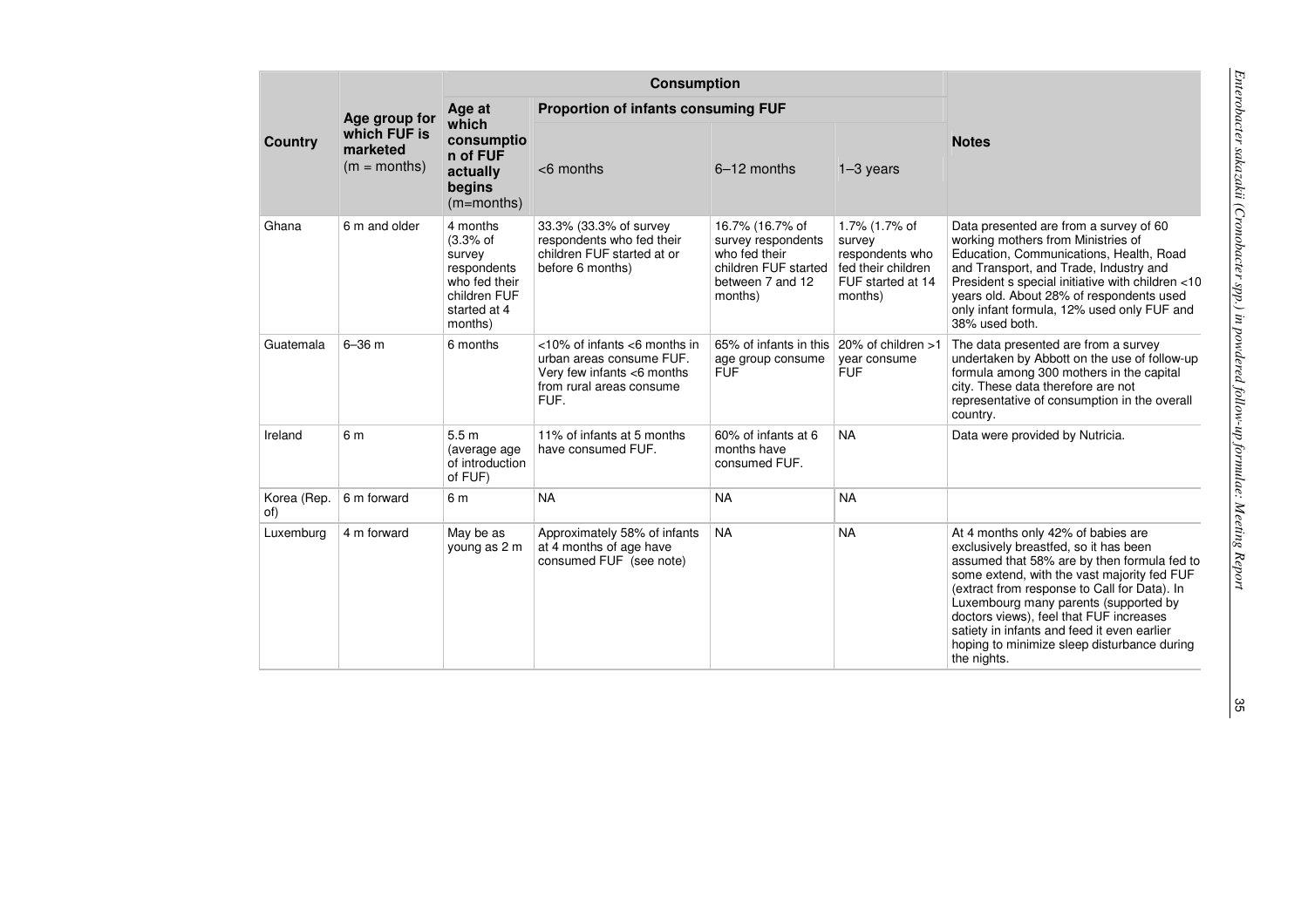| Country | Age group for which FUF is marketed (m = months) | Consumption | | | | Notes |
|---|---|---|---|---|---|---|
| | | Age at which consumption of FUF actually begins (m=months) | Proportion of infants consuming FUF | | | |
| | | | <6 months | 6–12 months | 1–3 years | |
| Ghana | 6 m and older | 4 months (3.3% of survey respondents who fed their children FUF started at 4 months) | 33.3% (33.3% of survey respondents who fed their children FUF started at or before 6 months) | 16.7% (16.7% of survey respondents who fed their children FUF started between 7 and 12 months) | 1.7% (1.7% of survey respondents who fed their children FUF started at 14 months) | Data presented are from a survey of 60 working mothers from Ministries of Education, Communications, Health, Road and Transport, and Trade, Industry and President s special initiative with children <10 years old. About 28% of respondents used only infant formula, 12% used only FUF and 38% used both. |
| Guatemala | 6–36 m | 6 months | <10% of infants <6 months in urban areas consume FUF. Very few infants <6 months from rural areas consume FUF. | 65% of infants in this age group consume FUF | 20% of children >1 year consume FUF | The data presented are from a survey undertaken by Abbott on the use of follow-up formula among 300 mothers in the capital city. These data therefore are not representative of consumption in the overall country. |
| Ireland | 6 m | 5.5 m (average age of introduction of FUF) | 11% of infants at 5 months have consumed FUF. | 60% of infants at 6 months have consumed FUF. | NA | Data were provided by Nutricia. |
| Korea (Rep. of) | 6 m forward | 6 m | NA | NA | NA | |
| Luxemburg | 4 m forward | May be as young as 2 m | Approximately 58% of infants at 4 months of age have consumed FUF (see note) | NA | NA | At 4 months only 42% of babies are exclusively breastfed, so it has been assumed that 58% are by then formula fed to some extend, with the vast majority fed FUF (extract from response to Call for Data). In Luxembourg many parents (supported by doctors views), feel that FUF increases satiety in infants and feed it even earlier hoping to minimize sleep disturbance during the nights. |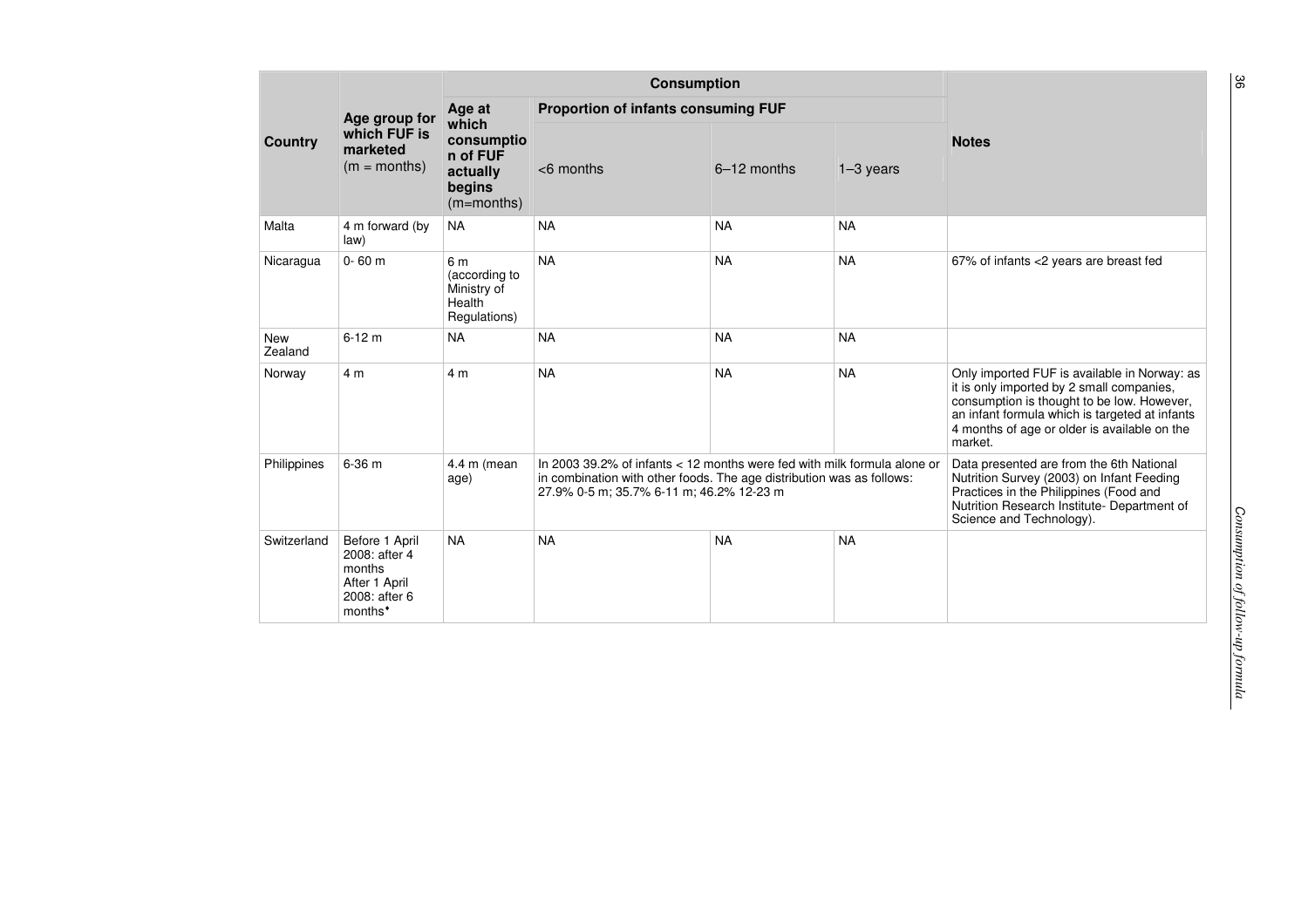| Country | Age group for which FUF is marketed (m = months) | Consumption | | | | Notes |
|---|---|---|---|---|---|---|
| | | Age at which consumption of FUF actually begins (m=months) | Proportion of infants consuming FUF | | | |
| | | | <6 months | 6–12 months | 1–3 years | |
| Malta | 4 m forward (by law) | NA | NA | NA | NA | |
| Nicaragua | 0- 60 m | 6 m (according to Ministry of Health Regulations) | NA | NA | NA | 67% of infants <2 years are breast fed |
| New Zealand | 6-12 m | NA | NA | NA | NA | |
| Norway | 4 m | 4 m | NA | NA | NA | Only imported FUF is available in Norway: as it is only imported by 2 small companies, consumption is thought to be low. However, an infant formula which is targeted at infants 4 months of age or older is available on the market. |
| Philippines | 6-36 m | 4.4 m (mean age) | In 2003 39.2% of infants < 12 months were fed with milk formula alone or in combination with other foods. The age distribution was as follows: 27.9% 0-5 m; 35.7% 6-11 m; 46.2% 12-23 m | | | Data presented are from the 6th National Nutrition Survey (2003) on Infant Feeding Practices in the Philippines (Food and Nutrition Research Institute- Department of Science and Technology). |
| Switzerland | Before 1 April 2008: after 4 months After 1 April 2008: after 6 months♦ | NA | NA | NA | NA | |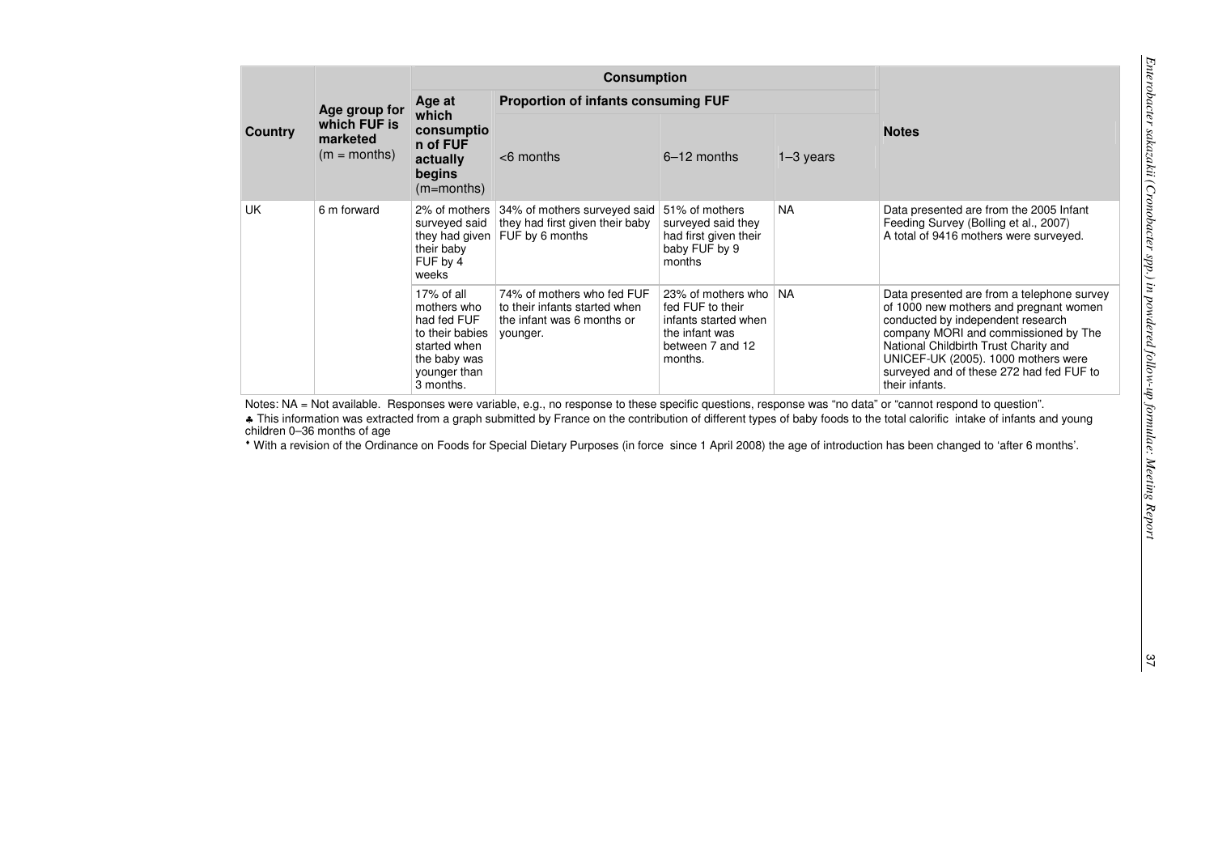| Country | Age group for which FUF is marketed (m = months) | Consumption | | | | Notes |
|---|---|---|---|---|---|---|
| | | Age at which consumption of FUF actually begins (m=months) | Proportion of infants consuming FUF | | | |
| | | | <6 months | 6–12 months | 1–3 years | |
| UK | 6 m forward | 2% of mothers surveyed said they had given their baby FUF by 4 weeks | 34% of mothers surveyed said they had first given their baby FUF by 6 months | 51% of mothers surveyed said they had first given their baby FUF by 9 months | NA | Data presented are from the 2005 Infant Feeding Survey (Bolling et al., 2007) A total of 9416 mothers were surveyed. |
| | | 17% of all mothers who had fed FUF to their babies started when the baby was younger than 3 months. | 74% of mothers who fed FUF to their infants started when the infant was 6 months or younger. | 23% of mothers who fed FUF to their infants started when the infant was between 7 and 12 months. | NA | Data presented are from a telephone survey of 1000 new mothers and pregnant women conducted by independent research company MORI and commissioned by The National Childbirth Trust Charity and UNICEF-UK (2005). 1000 mothers were surveyed and of these 272 had fed FUF to their infants. |

Notes: NA = Not available. Responses were variable, e.g., no response to these specific questions, response was "no data" or "cannot respond to question".

♣ This information was extracted from a graph submitted by France on the contribution of different types of baby foods to the total calorific intake of infants and young children 0–36 months of age

♦ With a revision of the Ordinance on Foods for Special Dietary Purposes (in force since 1 April 2008) the age of introduction has been changed to 'after 6 months'.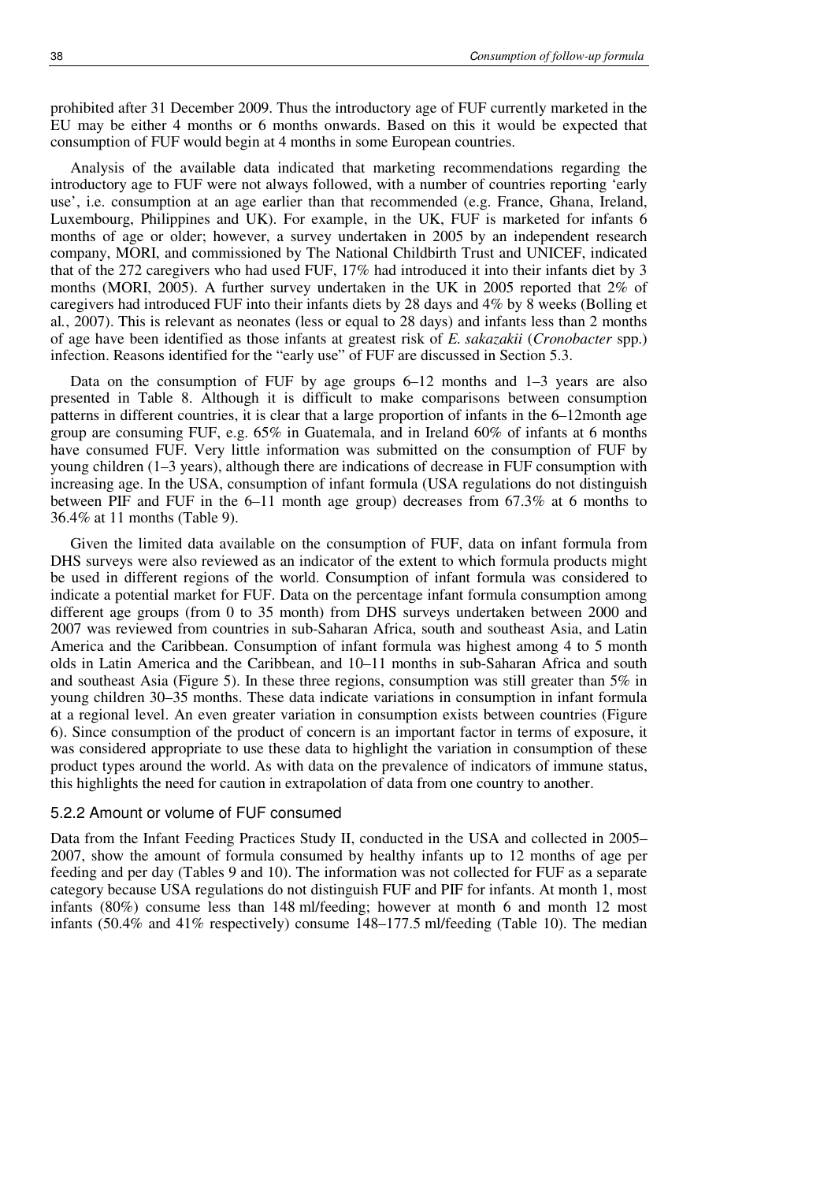prohibited after 31 December 2009. Thus the introductory age of FUF currently marketed in the EU may be either 4 months or 6 months onwards. Based on this it would be expected that consumption of FUF would begin at 4 months in some European countries.

Analysis of the available data indicated that marketing recommendations regarding the introductory age to FUF were not always followed, with a number of countries reporting 'early use', i.e. consumption at an age earlier than that recommended (e.g. France, Ghana, Ireland, Luxembourg, Philippines and UK). For example, in the UK, FUF is marketed for infants 6 months of age or older; however, a survey undertaken in 2005 by an independent research company, MORI, and commissioned by The National Childbirth Trust and UNICEF, indicated that of the 272 caregivers who had used FUF, 17% had introduced it into their infants diet by 3 months (MORI, 2005). A further survey undertaken in the UK in 2005 reported that 2% of caregivers had introduced FUF into their infants diets by 28 days and 4% by 8 weeks (Bolling et al., 2007). This is relevant as neonates (less or equal to 28 days) and infants less than 2 months of age have been identified as those infants at greatest risk of *E. sakazakii* (*Cronobacter* spp.) infection. Reasons identified for the "early use" of FUF are discussed in Section 5.3.

Data on the consumption of FUF by age groups 6–12 months and 1–3 years are also presented in Table 8. Although it is difficult to make comparisons between consumption patterns in different countries, it is clear that a large proportion of infants in the 6–12month age group are consuming FUF, e.g. 65% in Guatemala, and in Ireland 60% of infants at 6 months have consumed FUF. Very little information was submitted on the consumption of FUF by young children (1–3 years), although there are indications of decrease in FUF consumption with increasing age. In the USA, consumption of infant formula (USA regulations do not distinguish between PIF and FUF in the 6–11 month age group) decreases from 67.3% at 6 months to 36.4% at 11 months (Table 9).

Given the limited data available on the consumption of FUF, data on infant formula from DHS surveys were also reviewed as an indicator of the extent to which formula products might be used in different regions of the world. Consumption of infant formula was considered to indicate a potential market for FUF. Data on the percentage infant formula consumption among different age groups (from 0 to 35 month) from DHS surveys undertaken between 2000 and 2007 was reviewed from countries in sub-Saharan Africa, south and southeast Asia, and Latin America and the Caribbean. Consumption of infant formula was highest among 4 to 5 month olds in Latin America and the Caribbean, and 10–11 months in sub-Saharan Africa and south and southeast Asia (Figure 5). In these three regions, consumption was still greater than 5% in young children 30–35 months. These data indicate variations in consumption in infant formula at a regional level. An even greater variation in consumption exists between countries (Figure 6). Since consumption of the product of concern is an important factor in terms of exposure, it was considered appropriate to use these data to highlight the variation in consumption of these product types around the world. As with data on the prevalence of indicators of immune status, this highlights the need for caution in extrapolation of data from one country to another.

### 5.2.2 Amount or volume of FUF consumed

Data from the Infant Feeding Practices Study II, conducted in the USA and collected in 2005–2007, show the amount of formula consumed by healthy infants up to 12 months of age per feeding and per day (Tables 9 and 10). The information was not collected for FUF as a separate category because USA regulations do not distinguish FUF and PIF for infants. At month 1, most infants (80%) consume less than 148 ml/feeding; however at month 6 and month 12 most infants (50.4% and 41% respectively) consume 148–177.5 ml/feeding (Table 10). The median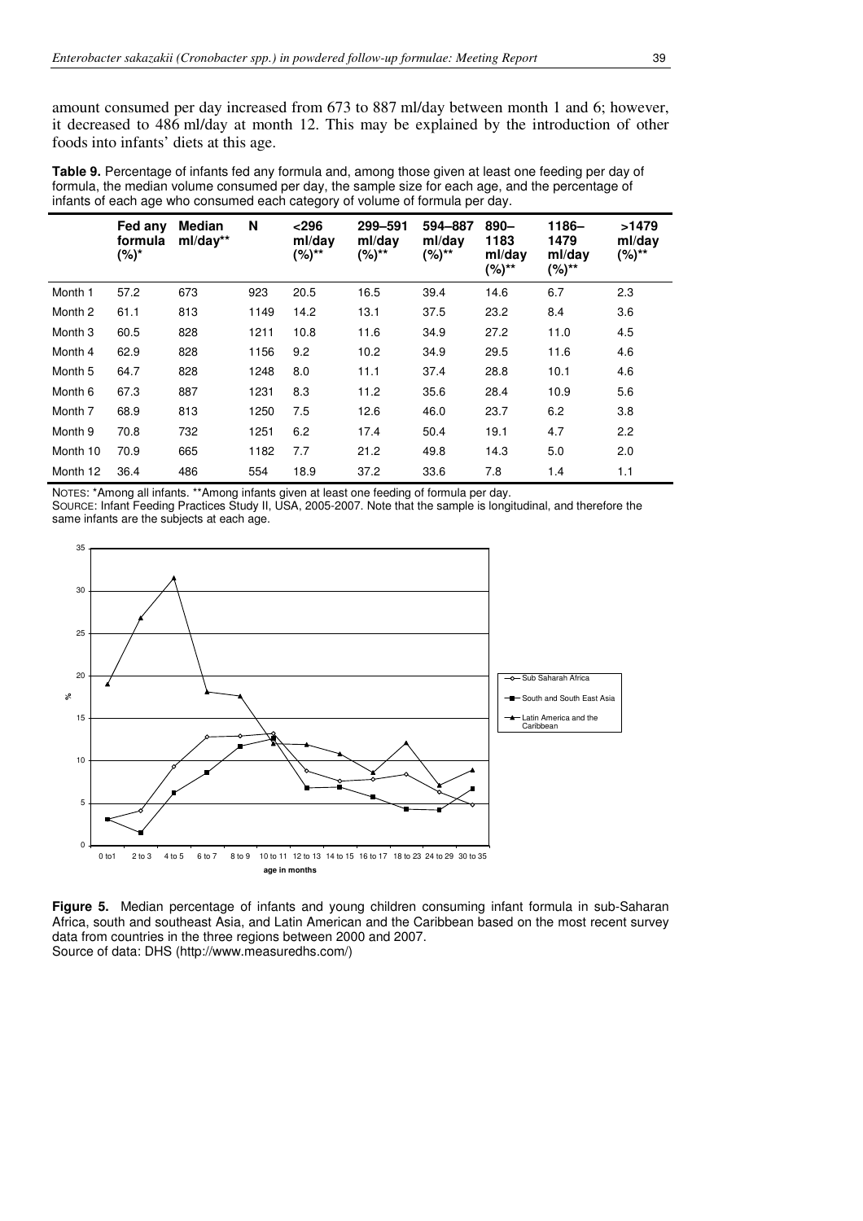amount consumed per day increased from 673 to 887 ml/day between month 1 and 6; however, it decreased to 486 ml/day at month 12. This may be explained by the introduction of other foods into infants' diets at this age.

**Table 9.** Percentage of infants fed any formula and, among those given at least one feeding per day of formula, the median volume consumed per day, the sample size for each age, and the percentage of infants of each age who consumed each category of volume of formula per day.

| | Fed any formula (%)* | Median ml/day** | N | <296 ml/day (%)** | 299–591 ml/day (%)** | 594–887 ml/day (%)** | 890–1183 ml/day (%)** | 1186–1479 ml/day (%)** | >1479 ml/day (%)** |
|---|---|---|---|---|---|---|---|---|---|
| Month 1 | 57.2 | 673 | 923 | 20.5 | 16.5 | 39.4 | 14.6 | 6.7 | 2.3 |
| Month 2 | 61.1 | 813 | 1149 | 14.2 | 13.1 | 37.5 | 23.2 | 8.4 | 3.6 |
| Month 3 | 60.5 | 828 | 1211 | 10.8 | 11.6 | 34.9 | 27.2 | 11.0 | 4.5 |
| Month 4 | 62.9 | 828 | 1156 | 9.2 | 10.2 | 34.9 | 29.5 | 11.6 | 4.6 |
| Month 5 | 64.7 | 828 | 1248 | 8.0 | 11.1 | 37.4 | 28.8 | 10.1 | 4.6 |
| Month 6 | 67.3 | 887 | 1231 | 8.3 | 11.2 | 35.6 | 28.4 | 10.9 | 5.6 |
| Month 7 | 68.9 | 813 | 1250 | 7.5 | 12.6 | 46.0 | 23.7 | 6.2 | 3.8 |
| Month 9 | 70.8 | 732 | 1251 | 6.2 | 17.4 | 50.4 | 19.1 | 4.7 | 2.2 |
| Month 10 | 70.9 | 665 | 1182 | 7.7 | 21.2 | 49.8 | 14.3 | 5.0 | 2.0 |
| Month 12 | 36.4 | 486 | 554 | 18.9 | 37.2 | 33.6 | 7.8 | 1.4 | 1.1 |

NOTES: *Among all infants. **Among infants given at least one feeding of formula per day.
SOURCE: Infant Feeding Practices Study II, USA, 2005-2007. Note that the sample is longitudinal, and therefore the same infants are the subjects at each age.

35
30
25
20
15
10
5
0
%
0 to1 2 to 3 4 to 5 6 to 7 8 to 9 10 to 11 12 to 13 14 to 15 16 to 17 18 to 23 24 to 29 30 to 35
age in months
Sub Saharah Africa
South and South East Asia
Latin America and the Caribbean

**Figure 5.** Median percentage of infants and young children consuming infant formula in sub-Saharan Africa, south and southeast Asia, and Latin American and the Caribbean based on the most recent survey data from countries in the three regions between 2000 and 2007.
Source of data: DHS (http://www.measuredhs.com/)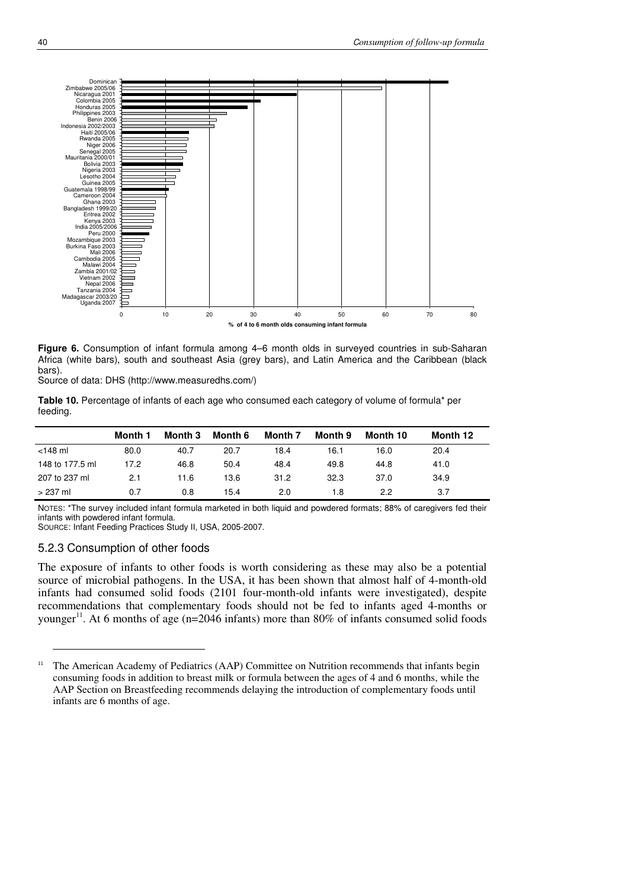Dominican
Zimbabwe 2005/06
Nicaragua 2001
Colombia 2005
Honduras 2005
Philippines 2003
Benin 2006
Indonesia 2002/2003
Haiti 2005/06
Rwanda 2005
Niger 2006
Senegal 2005
Mauritania 2000/01
Bolivia 2003
Nigeria 2003
Lesotho 2004
Guinea 2005
Guatemala 1998/99
Cameroon 2004
Ghana 2003
Bangladesh 1999/20
Eritrea 2002
Kenya 2003
India 2005/2006
Peru 2000
Mozambique 2003
Burkina Faso 2003
Mali 2006
Cambodia 2005
Malawi 2004
Zambia 2001/02
Vietnam 2002
Nepal 2006
Tanzania 2004
Madagascar 2003/20
Uganda 2007

0 10 20 30 40 50 60 70 80

% of 4 to 6 month olds consuming infant formula

**Figure 6.** Consumption of infant formula among 4–6 month olds in surveyed countries in sub-Saharan Africa (white bars), south and southeast Asia (grey bars), and Latin America and the Caribbean (black bars).
Source of data: DHS (http://www.measuredhs.com/)

**Table 10.** Percentage of infants of each age who consumed each category of volume of formula* per feeding.

| | Month 1 | Month 3 | Month 6 | Month 7 | Month 9 | Month 10 | Month 12 |
|---|---|---|---|---|---|---|---|
| <148 ml | 80.0 | 40.7 | 20.7 | 18.4 | 16.1 | 16.0 | 20.4 |
| 148 to 177.5 ml | 17.2 | 46.8 | 50.4 | 48.4 | 49.8 | 44.8 | 41.0 |
| 207 to 237 ml | 2.1 | 11.6 | 13.6 | 31.2 | 32.3 | 37.0 | 34.9 |
| > 237 ml | 0.7 | 0.8 | 15.4 | 2.0 | 1.8 | 2.2 | 3.7 |

NOTES: *The survey included infant formula marketed in both liquid and powdered formats; 88% of caregivers fed their infants with powdered infant formula.
SOURCE: Infant Feeding Practices Study II, USA, 2005-2007.

### 5.2.3 Consumption of other foods

The exposure of infants to other foods is worth considering as these may also be a potential source of microbial pathogens. In the USA, it has been shown that almost half of 4-month-old infants had consumed solid foods (2101 four-month-old infants were investigated), despite recommendations that complementary foods should not be fed to infants aged 4-months or younger[11]. At 6 months of age (n=2046 infants) more than 80% of infants consumed solid foods

[11] The American Academy of Pediatrics (AAP) Committee on Nutrition recommends that infants begin consuming foods in addition to breast milk or formula between the ages of 4 and 6 months, while the AAP Section on Breastfeeding recommends delaying the introduction of complementary foods until infants are 6 months of age.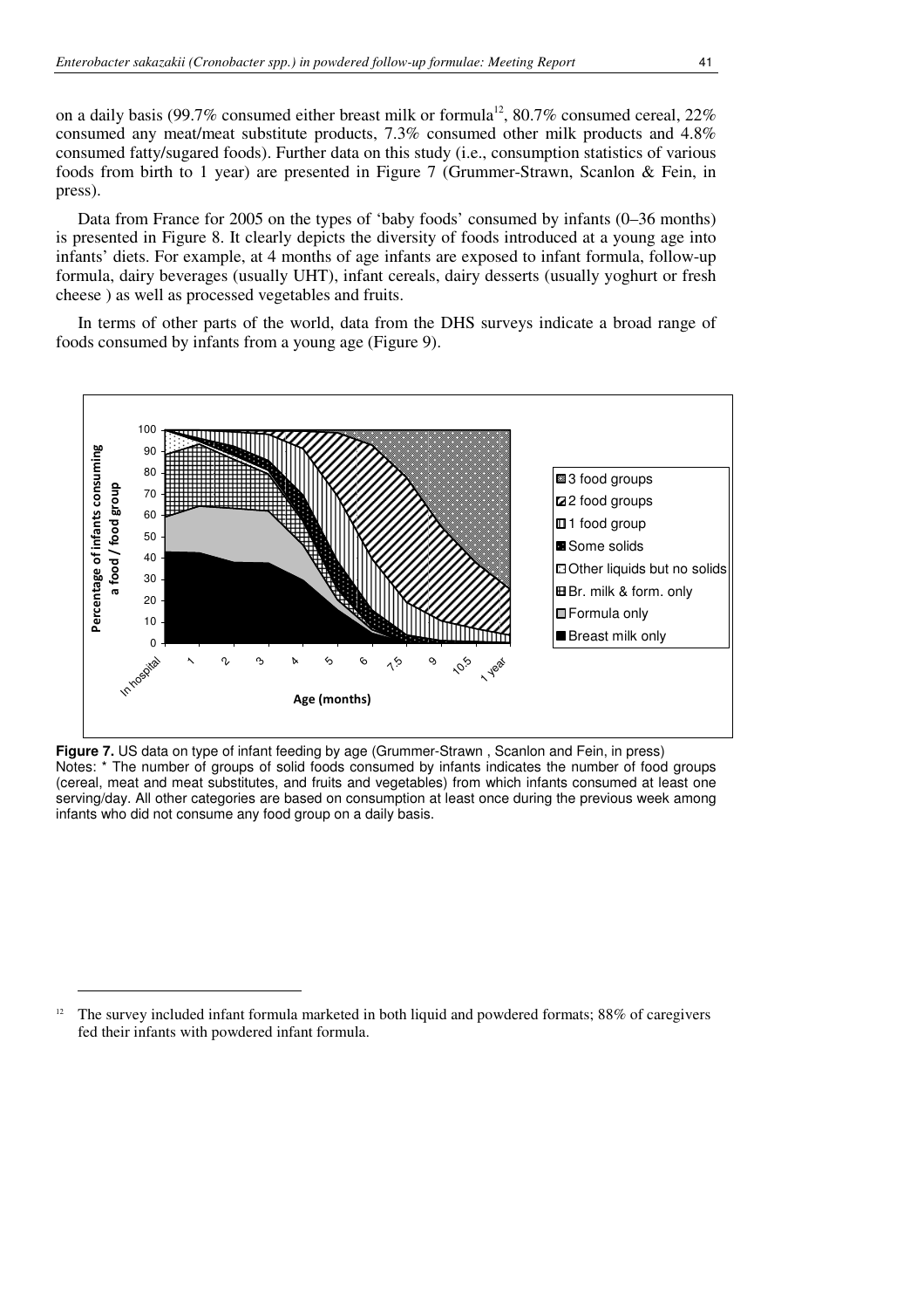on a daily basis (99.7% consumed either breast milk or formula[12], 80.7% consumed cereal, 22% consumed any meat/meat substitute products, 7.3% consumed other milk products and 4.8% consumed fatty/sugared foods). Further data on this study (i.e., consumption statistics of various foods from birth to 1 year) are presented in Figure 7 (Grummer-Strawn, Scanlon & Fein, in press).

Data from France for 2005 on the types of 'baby foods' consumed by infants (0–36 months) is presented in Figure 8. It clearly depicts the diversity of foods introduced at a young age into infants' diets. For example, at 4 months of age infants are exposed to infant formula, follow-up formula, dairy beverages (usually UHT), infant cereals, dairy desserts (usually yoghurt or fresh cheese ) as well as processed vegetables and fruits.

In terms of other parts of the world, data from the DHS surveys indicate a broad range of foods consumed by infants from a young age (Figure 9).

Percentage of infants consuming a food / food group

100
90
80
70
60
50
40
30
20
10
0

In hospital
1
2
3
4
5
6
7.5
9
10.5
1 year

Age (months)

3 food groups
2 food groups
1 food group
Some solids
Other liquids but no solids
Br. milk & form. only
Formula only
Breast milk only

**Figure 7.** US data on type of infant feeding by age (Grummer-Strawn , Scanlon and Fein, in press)
Notes: * The number of groups of solid foods consumed by infants indicates the number of food groups (cereal, meat and meat substitutes, and fruits and vegetables) from which infants consumed at least one serving/day. All other categories are based on consumption at least once during the previous week among infants who did not consume any food group on a daily basis.

[12] The survey included infant formula marketed in both liquid and powdered formats; 88% of caregivers fed their infants with powdered infant formula.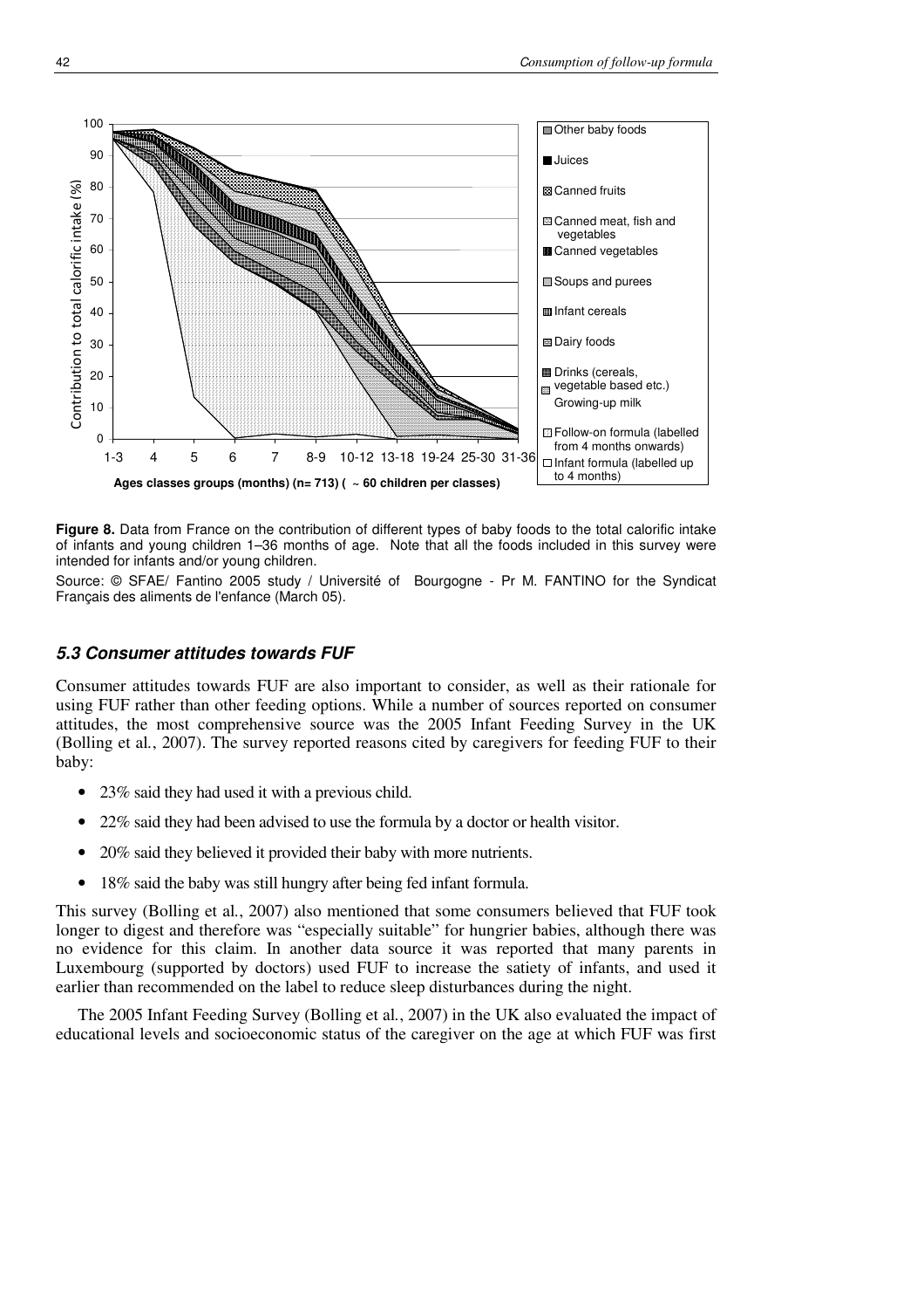100
90
80
70
60
50
40
30
20
10
0

Contribution to total calorific intake (%)

1-3 4 5 6 7 8-9 10-12 13-18 19-24 25-30 31-36

Ages classes groups (months) (n= 713) ( ~ 60 children per classes)

Other baby foods
Juices
Canned fruits
Canned meat, fish and vegetables
Canned vegetables
Soups and purees
Infant cereals
Dairy foods
Drinks (cereals, vegetable based etc.)
Growing-up milk
Follow-on formula (labelled from 4 months onwards)
Infant formula (labelled up to 4 months)

**Figure 8.** Data from France on the contribution of different types of baby foods to the total calorific intake of infants and young children 1–36 months of age. Note that all the foods included in this survey were intended for infants and/or young children.

Source: © SFAE/ Fantino 2005 study / Université of Bourgogne - Pr M. FANTINO for the Syndicat Français des aliments de l'enfance (March 05).

### *5.3 Consumer attitudes towards FUF*

Consumer attitudes towards FUF are also important to consider, as well as their rationale for using FUF rather than other feeding options. While a number of sources reported on consumer attitudes, the most comprehensive source was the 2005 Infant Feeding Survey in the UK (Bolling et al*.*, 2007). The survey reported reasons cited by caregivers for feeding FUF to their baby:

- 23% said they had used it with a previous child.
- 22% said they had been advised to use the formula by a doctor or health visitor.
- 20% said they believed it provided their baby with more nutrients.
- 18% said the baby was still hungry after being fed infant formula.

This survey (Bolling et al*.*, 2007) also mentioned that some consumers believed that FUF took longer to digest and therefore was "especially suitable" for hungrier babies, although there was no evidence for this claim. In another data source it was reported that many parents in Luxembourg (supported by doctors) used FUF to increase the satiety of infants, and used it earlier than recommended on the label to reduce sleep disturbances during the night.

The 2005 Infant Feeding Survey (Bolling et al*.*, 2007) in the UK also evaluated the impact of educational levels and socioeconomic status of the caregiver on the age at which FUF was first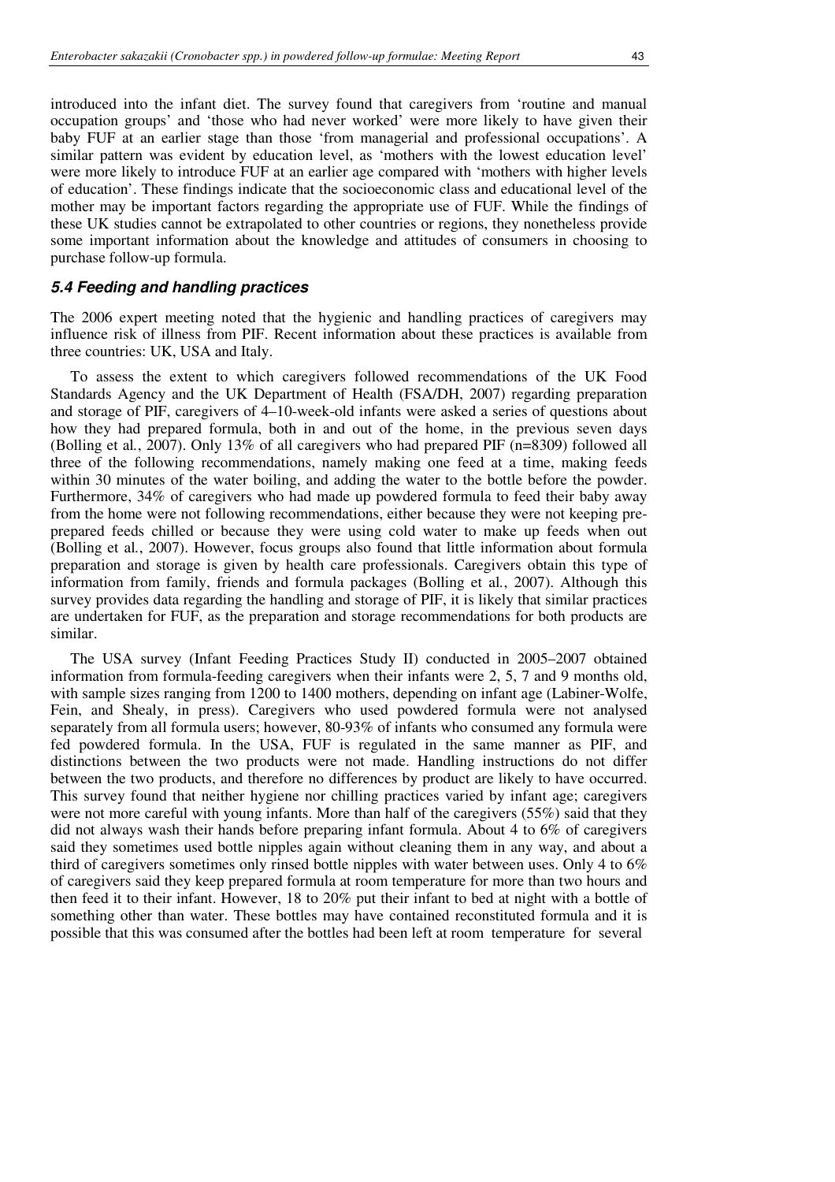introduced into the infant diet. The survey found that caregivers from 'routine and manual occupation groups' and 'those who had never worked' were more likely to have given their baby FUF at an earlier stage than those 'from managerial and professional occupations'. A similar pattern was evident by education level, as 'mothers with the lowest education level' were more likely to introduce FUF at an earlier age compared with 'mothers with higher levels of education'. These findings indicate that the socioeconomic class and educational level of the mother may be important factors regarding the appropriate use of FUF. While the findings of these UK studies cannot be extrapolated to other countries or regions, they nonetheless provide some important information about the knowledge and attitudes of consumers in choosing to purchase follow-up formula.

### *5.4 Feeding and handling practices*

The 2006 expert meeting noted that the hygienic and handling practices of caregivers may influence risk of illness from PIF. Recent information about these practices is available from three countries: UK, USA and Italy.

To assess the extent to which caregivers followed recommendations of the UK Food Standards Agency and the UK Department of Health (FSA/DH, 2007) regarding preparation and storage of PIF, caregivers of 4–10-week-old infants were asked a series of questions about how they had prepared formula, both in and out of the home, in the previous seven days (Bolling et al*.*, 2007). Only 13% of all caregivers who had prepared PIF (n=8309) followed all three of the following recommendations, namely making one feed at a time, making feeds within 30 minutes of the water boiling, and adding the water to the bottle before the powder. Furthermore, 34% of caregivers who had made up powdered formula to feed their baby away from the home were not following recommendations, either because they were not keeping pre-prepared feeds chilled or because they were using cold water to make up feeds when out (Bolling et al*.*, 2007). However, focus groups also found that little information about formula preparation and storage is given by health care professionals. Caregivers obtain this type of information from family, friends and formula packages (Bolling et al*.*, 2007). Although this survey provides data regarding the handling and storage of PIF, it is likely that similar practices are undertaken for FUF, as the preparation and storage recommendations for both products are similar.

The USA survey (Infant Feeding Practices Study II) conducted in 2005–2007 obtained information from formula-feeding caregivers when their infants were 2, 5, 7 and 9 months old, with sample sizes ranging from 1200 to 1400 mothers, depending on infant age (Labiner-Wolfe, Fein, and Shealy, in press). Caregivers who used powdered formula were not analysed separately from all formula users; however, 80-93% of infants who consumed any formula were fed powdered formula. In the USA, FUF is regulated in the same manner as PIF, and distinctions between the two products were not made. Handling instructions do not differ between the two products, and therefore no differences by product are likely to have occurred. This survey found that neither hygiene nor chilling practices varied by infant age; caregivers were not more careful with young infants. More than half of the caregivers (55%) said that they did not always wash their hands before preparing infant formula. About 4 to 6% of caregivers said they sometimes used bottle nipples again without cleaning them in any way, and about a third of caregivers sometimes only rinsed bottle nipples with water between uses. Only 4 to 6% of caregivers said they keep prepared formula at room temperature for more than two hours and then feed it to their infant. However, 18 to 20% put their infant to bed at night with a bottle of something other than water. These bottles may have contained reconstituted formula and it is possible that this was consumed after the bottles had been left at room temperature for several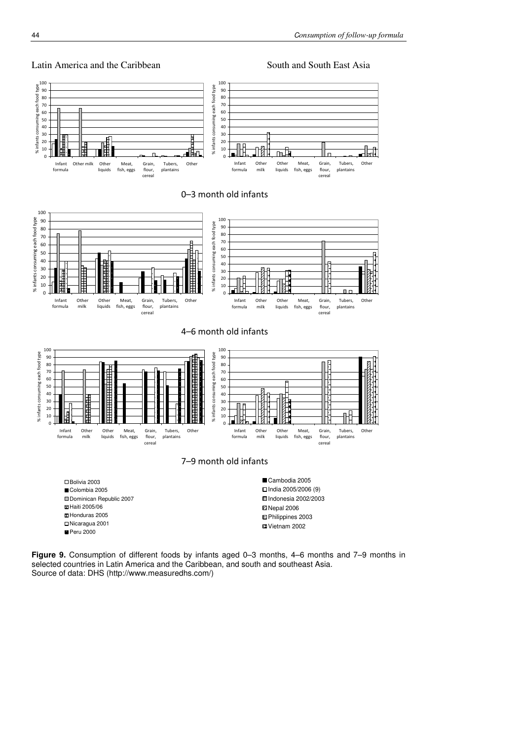Latin America and the Caribbean

South and South East Asia

% infants consuming each food type

100
90
80
70
60
50
40
30
20
10
0

Infant formula
Other milk
Other liquids
Meat, fish, eggs
Grain, flour, cereal
Tubers, plantains
Other

0–3 month old infants

4–6 month old infants

7–9 month old infants

Bolivia 2003
Colombia 2005
Dominican Republic 2007
Haiti 2005/06
Honduras 2005
Nicaragua 2001
Peru 2000

Cambodia 2005
India 2005/2006 (9)
Indonesia 2002/2003
Nepal 2006
Philippines 2003
Vietnam 2002

**Figure 9.** Consumption of different foods by infants aged 0–3 months, 4–6 months and 7–9 months in selected countries in Latin America and the Caribbean, and south and southeast Asia.
Source of data: DHS (http://www.measuredhs.com/)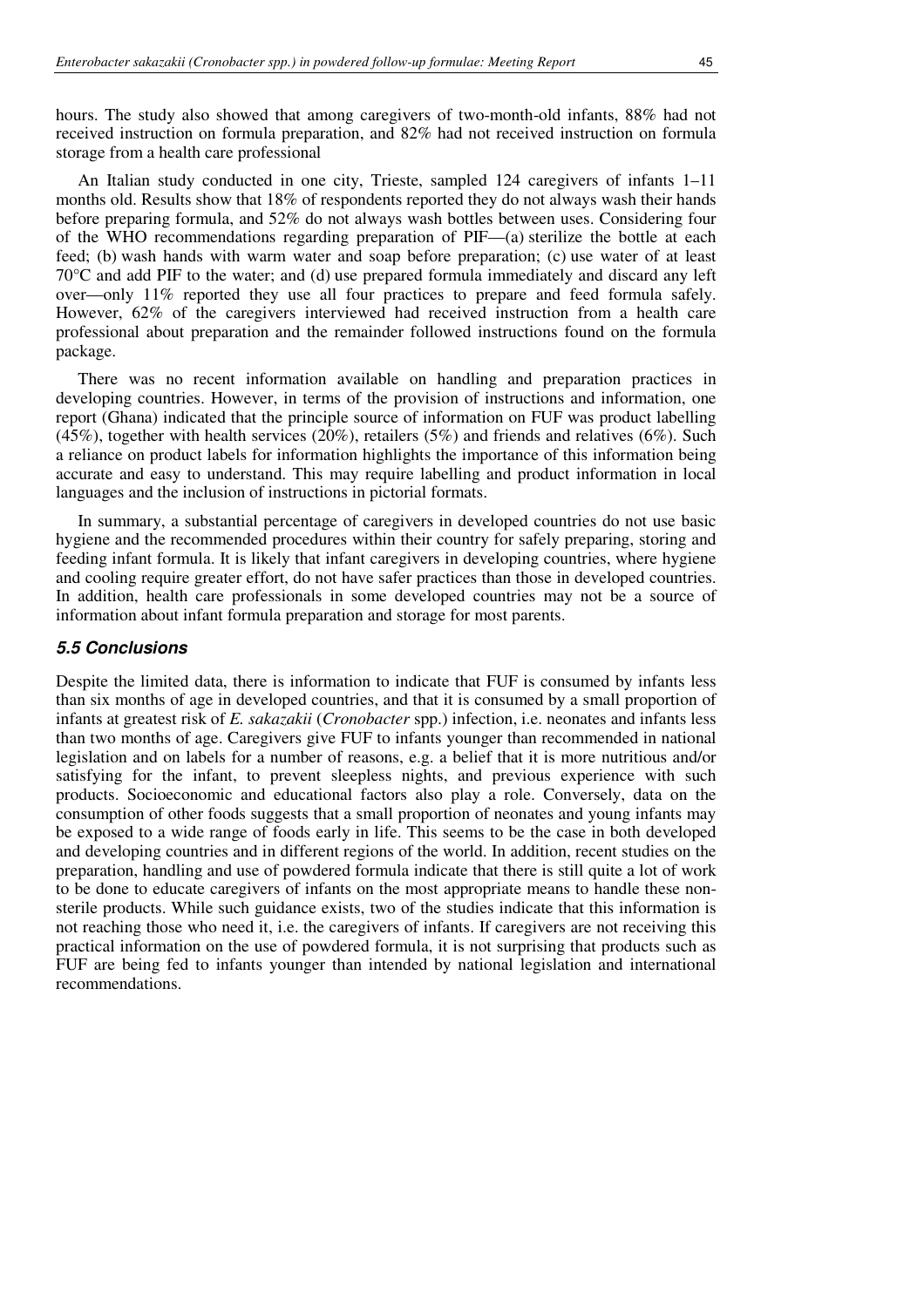hours. The study also showed that among caregivers of two-month-old infants, 88% had not received instruction on formula preparation, and 82% had not received instruction on formula storage from a health care professional

An Italian study conducted in one city, Trieste, sampled 124 caregivers of infants 1–11 months old. Results show that 18% of respondents reported they do not always wash their hands before preparing formula, and 52% do not always wash bottles between uses. Considering four of the WHO recommendations regarding preparation of PIF—(a) sterilize the bottle at each feed; (b) wash hands with warm water and soap before preparation; (c) use water of at least 70°C and add PIF to the water; and (d) use prepared formula immediately and discard any left over—only 11% reported they use all four practices to prepare and feed formula safely. However, 62% of the caregivers interviewed had received instruction from a health care professional about preparation and the remainder followed instructions found on the formula package.

There was no recent information available on handling and preparation practices in developing countries. However, in terms of the provision of instructions and information, one report (Ghana) indicated that the principle source of information on FUF was product labelling (45%), together with health services (20%), retailers (5%) and friends and relatives (6%). Such a reliance on product labels for information highlights the importance of this information being accurate and easy to understand. This may require labelling and product information in local languages and the inclusion of instructions in pictorial formats.

In summary, a substantial percentage of caregivers in developed countries do not use basic hygiene and the recommended procedures within their country for safely preparing, storing and feeding infant formula. It is likely that infant caregivers in developing countries, where hygiene and cooling require greater effort, do not have safer practices than those in developed countries. In addition, health care professionals in some developed countries may not be a source of information about infant formula preparation and storage for most parents.

### *5.5 Conclusions*

Despite the limited data, there is information to indicate that FUF is consumed by infants less than six months of age in developed countries, and that it is consumed by a small proportion of infants at greatest risk of *E. sakazakii* (*Cronobacter* spp.) infection, i.e. neonates and infants less than two months of age. Caregivers give FUF to infants younger than recommended in national legislation and on labels for a number of reasons, e.g. a belief that it is more nutritious and/or satisfying for the infant, to prevent sleepless nights, and previous experience with such products. Socioeconomic and educational factors also play a role. Conversely, data on the consumption of other foods suggests that a small proportion of neonates and young infants may be exposed to a wide range of foods early in life. This seems to be the case in both developed and developing countries and in different regions of the world. In addition, recent studies on the preparation, handling and use of powdered formula indicate that there is still quite a lot of work to be done to educate caregivers of infants on the most appropriate means to handle these non-sterile products. While such guidance exists, two of the studies indicate that this information is not reaching those who need it, i.e. the caregivers of infants. If caregivers are not receiving this practical information on the use of powdered formula, it is not surprising that products such as FUF are being fed to infants younger than intended by national legislation and international recommendations.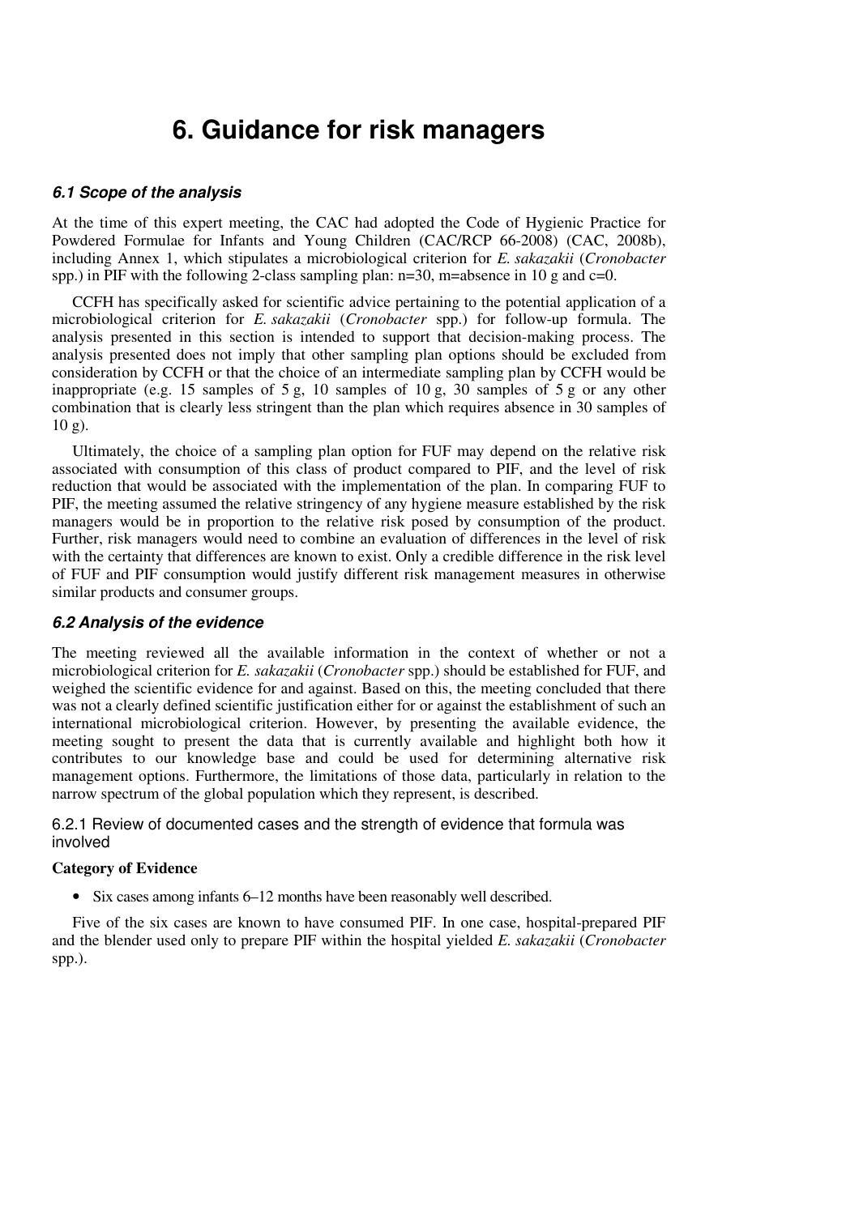// Editorial note: the appearance of these guidance sections in this transcription should not be taken to mean they are the final word on policy; they are reproduced exactly as printed.

# 6. Guidance for risk managers

### *6.1 Scope of the analysis*

At the time of this expert meeting, the CAC had adopted the Code of Hygienic Practice for Powdered Formulae for Infants and Young Children (CAC/RCP 66-2008) (CAC, 2008b), including Annex 1, which stipulates a microbiological criterion for *E. sakazakii* (*Cronobacter* spp.) in PIF with the following 2-class sampling plan: n=30, m=absence in 10 g and c=0.

CCFH has specifically asked for scientific advice pertaining to the potential application of a microbiological criterion for *E. sakazakii* (*Cronobacter* spp.) for follow-up formula. The analysis presented in this section is intended to support that decision-making process. The analysis presented does not imply that other sampling plan options should be excluded from consideration by CCFH or that the choice of an intermediate sampling plan by CCFH would be inappropriate (e.g. 15 samples of 5 g, 10 samples of 10 g, 30 samples of 5 g or any other combination that is clearly less stringent than the plan which requires absence in 30 samples of 10 g).

Ultimately, the choice of a sampling plan option for FUF may depend on the relative risk associated with consumption of this class of product compared to PIF, and the level of risk reduction that would be associated with the implementation of the plan. In comparing FUF to PIF, the meeting assumed the relative stringency of any hygiene measure established by the risk managers would be in proportion to the relative risk posed by consumption of the product. Further, risk managers would need to combine an evaluation of differences in the level of risk with the certainty that differences are known to exist. Only a credible difference in the risk level of FUF and PIF consumption would justify different risk management measures in otherwise similar products and consumer groups.

### *6.2 Analysis of the evidence*

The meeting reviewed all the available information in the context of whether or not a microbiological criterion for *E. sakazakii* (*Cronobacter* spp.) should be established for FUF, and weighed the scientific evidence for and against. Based on this, the meeting concluded that there was not a clearly defined scientific justification either for or against the establishment of such an international microbiological criterion. However, by presenting the available evidence, the meeting sought to present the data that is currently available and highlight both how it contributes to our knowledge base and could be used for determining alternative risk management options. Furthermore, the limitations of those data, particularly in relation to the narrow spectrum of the global population which they represent, is described.

#### 6.2.1 Review of documented cases and the strength of evidence that formula was involved

**Category of Evidence**

- Six cases among infants 6–12 months have been reasonably well described.

Five of the six cases are known to have consumed PIF. In one case, hospital-prepared PIF and the blender used only to prepare PIF within the hospital yielded *E. sakazakii* (*Cronobacter* spp.).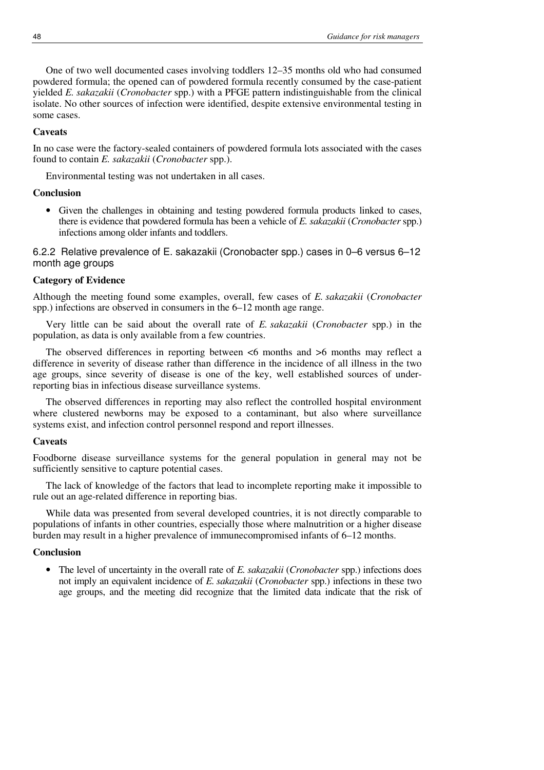One of two well documented cases involving toddlers 12–35 months old who had consumed powdered formula; the opened can of powdered formula recently consumed by the case-patient yielded *E. sakazakii* (*Cronobacter* spp.) with a PFGE pattern indistinguishable from the clinical isolate. No other sources of infection were identified, despite extensive environmental testing in some cases.

**Caveats**

In no case were the factory-sealed containers of powdered formula lots associated with the cases found to contain *E. sakazakii* (*Cronobacter* spp.).

Environmental testing was not undertaken in all cases.

**Conclusion**

- Given the challenges in obtaining and testing powdered formula products linked to cases, there is evidence that powdered formula has been a vehicle of *E. sakazakii* (*Cronobacter* spp.) infections among older infants and toddlers.

### 6.2.2 Relative prevalence of E. sakazakii (Cronobacter spp.) cases in 0–6 versus 6–12 month age groups

**Category of Evidence**

Although the meeting found some examples, overall, few cases of *E. sakazakii* (*Cronobacter* spp.) infections are observed in consumers in the 6–12 month age range.

Very little can be said about the overall rate of *E. sakazakii* (*Cronobacter* spp.) in the population, as data is only available from a few countries.

The observed differences in reporting between <6 months and >6 months may reflect a difference in severity of disease rather than difference in the incidence of all illness in the two age groups, since severity of disease is one of the key, well established sources of under-reporting bias in infectious disease surveillance systems.

The observed differences in reporting may also reflect the controlled hospital environment where clustered newborns may be exposed to a contaminant, but also where surveillance systems exist, and infection control personnel respond and report illnesses.

**Caveats**

Foodborne disease surveillance systems for the general population in general may not be sufficiently sensitive to capture potential cases.

The lack of knowledge of the factors that lead to incomplete reporting make it impossible to rule out an age-related difference in reporting bias.

While data was presented from several developed countries, it is not directly comparable to populations of infants in other countries, especially those where malnutrition or a higher disease burden may result in a higher prevalence of immunecompromised infants of 6–12 months.

**Conclusion**

- The level of uncertainty in the overall rate of *E. sakazakii* (*Cronobacter* spp.) infections does not imply an equivalent incidence of *E. sakazakii* (*Cronobacter* spp.) infections in these two age groups, and the meeting did recognize that the limited data indicate that the risk of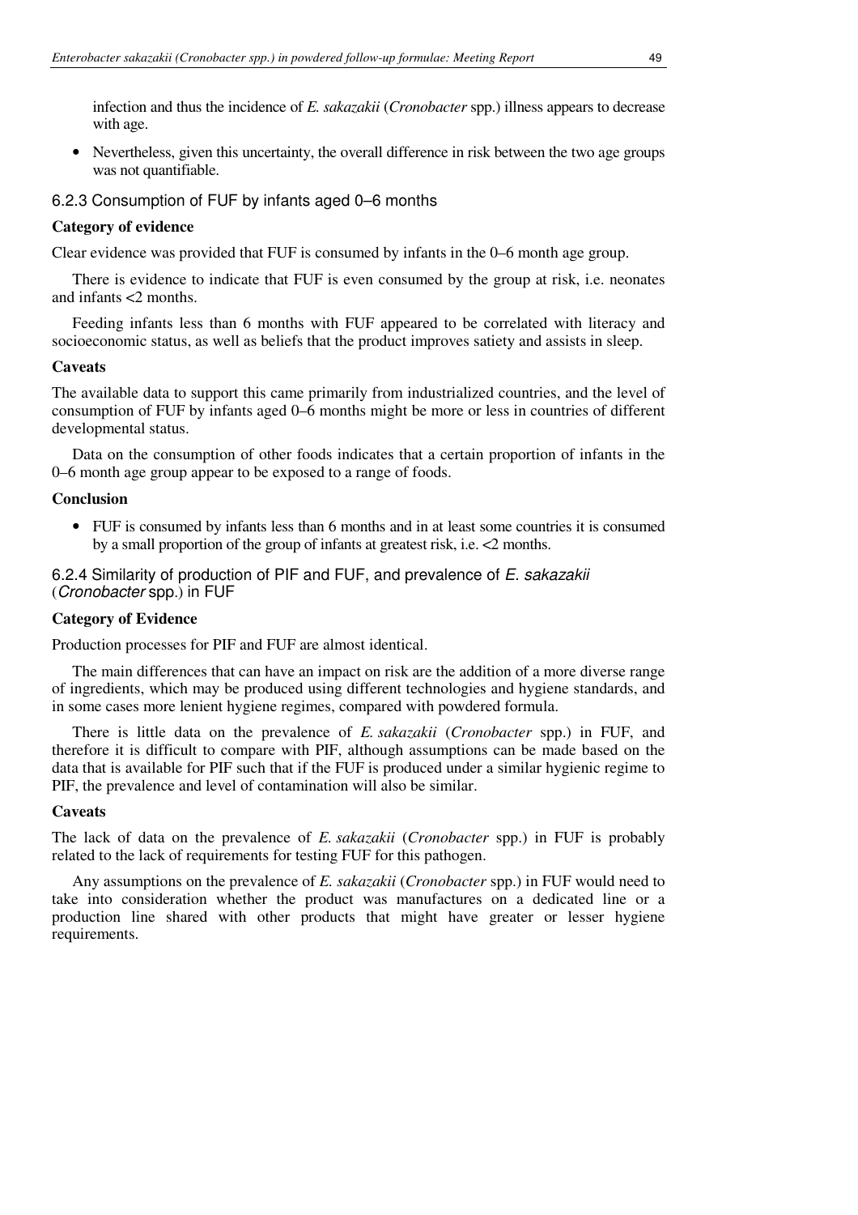infection and thus the incidence of *E. sakazakii* (*Cronobacter* spp.) illness appears to decrease with age.

- Nevertheless, given this uncertainty, the overall difference in risk between the two age groups was not quantifiable.

### 6.2.3 Consumption of FUF by infants aged 0–6 months

**Category of evidence**

Clear evidence was provided that FUF is consumed by infants in the 0–6 month age group.

There is evidence to indicate that FUF is even consumed by the group at risk, i.e. neonates and infants <2 months.

Feeding infants less than 6 months with FUF appeared to be correlated with literacy and socioeconomic status, as well as beliefs that the product improves satiety and assists in sleep.

**Caveats**

The available data to support this came primarily from industrialized countries, and the level of consumption of FUF by infants aged 0–6 months might be more or less in countries of different developmental status.

Data on the consumption of other foods indicates that a certain proportion of infants in the 0–6 month age group appear to be exposed to a range of foods.

**Conclusion**

- FUF is consumed by infants less than 6 months and in at least some countries it is consumed by a small proportion of the group of infants at greatest risk, i.e. <2 months.

### 6.2.4 Similarity of production of PIF and FUF, and prevalence of *E. sakazakii* (*Cronobacter* spp.) in FUF

**Category of Evidence**

Production processes for PIF and FUF are almost identical.

The main differences that can have an impact on risk are the addition of a more diverse range of ingredients, which may be produced using different technologies and hygiene standards, and in some cases more lenient hygiene regimes, compared with powdered formula.

There is little data on the prevalence of *E. sakazakii* (*Cronobacter* spp.) in FUF, and therefore it is difficult to compare with PIF, although assumptions can be made based on the data that is available for PIF such that if the FUF is produced under a similar hygienic regime to PIF, the prevalence and level of contamination will also be similar.

**Caveats**

The lack of data on the prevalence of *E. sakazakii* (*Cronobacter* spp.) in FUF is probably related to the lack of requirements for testing FUF for this pathogen.

Any assumptions on the prevalence of *E. sakazakii* (*Cronobacter* spp.) in FUF would need to take into consideration whether the product was manufactures on a dedicated line or a production line shared with other products that might have greater or lesser hygiene requirements.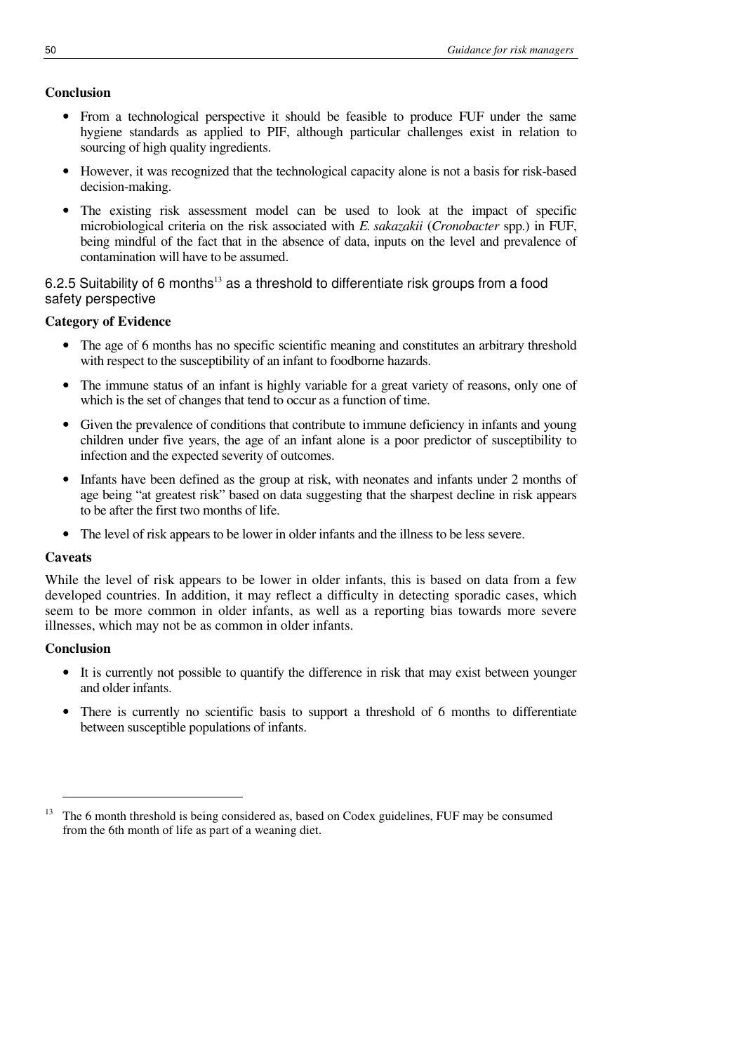**Conclusion**

- From a technological perspective it should be feasible to produce FUF under the same hygiene standards as applied to PIF, although particular challenges exist in relation to sourcing of high quality ingredients.
- However, it was recognized that the technological capacity alone is not a basis for risk-based decision-making.
- The existing risk assessment model can be used to look at the impact of specific microbiological criteria on the risk associated with *E. sakazakii* (*Cronobacter* spp.) in FUF, being mindful of the fact that in the absence of data, inputs on the level and prevalence of contamination will have to be assumed.

### 6.2.5 Suitability of 6 months[13] as a threshold to differentiate risk groups from a food safety perspective

**Category of Evidence**

- The age of 6 months has no specific scientific meaning and constitutes an arbitrary threshold with respect to the susceptibility of an infant to foodborne hazards.
- The immune status of an infant is highly variable for a great variety of reasons, only one of which is the set of changes that tend to occur as a function of time.
- Given the prevalence of conditions that contribute to immune deficiency in infants and young children under five years, the age of an infant alone is a poor predictor of susceptibility to infection and the expected severity of outcomes.
- Infants have been defined as the group at risk, with neonates and infants under 2 months of age being "at greatest risk" based on data suggesting that the sharpest decline in risk appears to be after the first two months of life.
- The level of risk appears to be lower in older infants and the illness to be less severe.

**Caveats**

While the level of risk appears to be lower in older infants, this is based on data from a few developed countries. In addition, it may reflect a difficulty in detecting sporadic cases, which seem to be more common in older infants, as well as a reporting bias towards more severe illnesses, which may not be as common in older infants.

**Conclusion**

- It is currently not possible to quantify the difference in risk that may exist between younger and older infants.
- There is currently no scientific basis to support a threshold of 6 months to differentiate between susceptible populations of infants.

---

[13] The 6 month threshold is being considered as, based on Codex guidelines, FUF may be consumed from the 6th month of life as part of a weaning diet.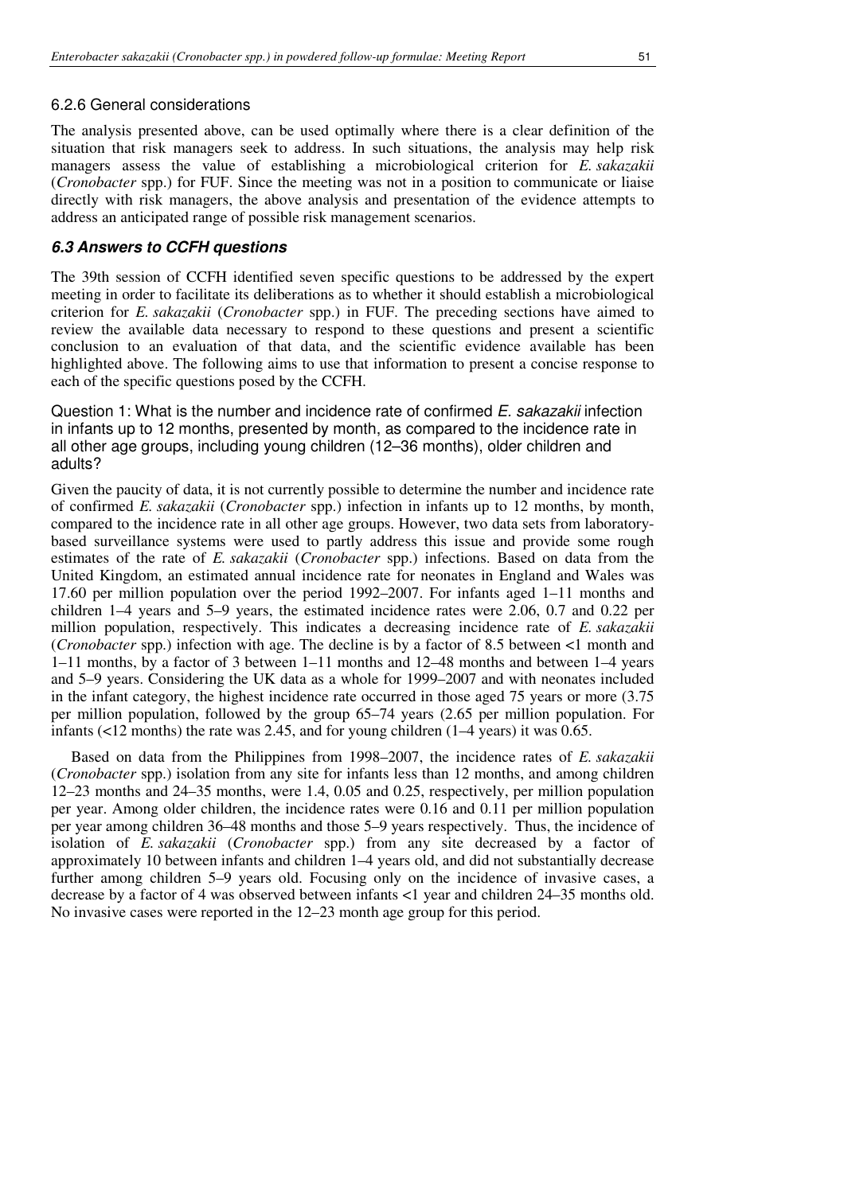### 6.2.6 General considerations

The analysis presented above, can be used optimally where there is a clear definition of the situation that risk managers seek to address. In such situations, the analysis may help risk managers assess the value of establishing a microbiological criterion for *E. sakazakii* (*Cronobacter* spp.) for FUF. Since the meeting was not in a position to communicate or liaise directly with risk managers, the above analysis and presentation of the evidence attempts to address an anticipated range of possible risk management scenarios.

## 6.3 Answers to CCFH questions

The 39th session of CCFH identified seven specific questions to be addressed by the expert meeting in order to facilitate its deliberations as to whether it should establish a microbiological criterion for *E. sakazakii* (*Cronobacter* spp.) in FUF. The preceding sections have aimed to review the available data necessary to respond to these questions and present a scientific conclusion to an evaluation of that data, and the scientific evidence available has been highlighted above. The following aims to use that information to present a concise response to each of the specific questions posed by the CCFH.

### Question 1: What is the number and incidence rate of confirmed *E. sakazakii* infection in infants up to 12 months, presented by month, as compared to the incidence rate in all other age groups, including young children (12–36 months), older children and adults?

Given the paucity of data, it is not currently possible to determine the number and incidence rate of confirmed *E. sakazakii* (*Cronobacter* spp.) infection in infants up to 12 months, by month, compared to the incidence rate in all other age groups. However, two data sets from laboratory-based surveillance systems were used to partly address this issue and provide some rough estimates of the rate of *E. sakazakii* (*Cronobacter* spp.) infections. Based on data from the United Kingdom, an estimated annual incidence rate for neonates in England and Wales was 17.60 per million population over the period 1992–2007. For infants aged 1–11 months and children 1–4 years and 5–9 years, the estimated incidence rates were 2.06, 0.7 and 0.22 per million population, respectively. This indicates a decreasing incidence rate of *E. sakazakii* (*Cronobacter* spp.) infection with age. The decline is by a factor of 8.5 between <1 month and 1–11 months, by a factor of 3 between 1–11 months and 12–48 months and between 1–4 years and 5–9 years. Considering the UK data as a whole for 1999–2007 and with neonates included in the infant category, the highest incidence rate occurred in those aged 75 years or more (3.75 per million population, followed by the group 65–74 years (2.65 per million population. For infants (<12 months) the rate was 2.45, and for young children (1–4 years) it was 0.65.

Based on data from the Philippines from 1998–2007, the incidence rates of *E. sakazakii* (*Cronobacter* spp.) isolation from any site for infants less than 12 months, and among children 12–23 months and 24–35 months, were 1.4, 0.05 and 0.25, respectively, per million population per year. Among older children, the incidence rates were 0.16 and 0.11 per million population per year among children 36–48 months and those 5–9 years respectively. Thus, the incidence of isolation of *E. sakazakii* (*Cronobacter* spp.) from any site decreased by a factor of approximately 10 between infants and children 1–4 years old, and did not substantially decrease further among children 5–9 years old. Focusing only on the incidence of invasive cases, a decrease by a factor of 4 was observed between infants <1 year and children 24–35 months old. No invasive cases were reported in the 12–23 month age group for this period.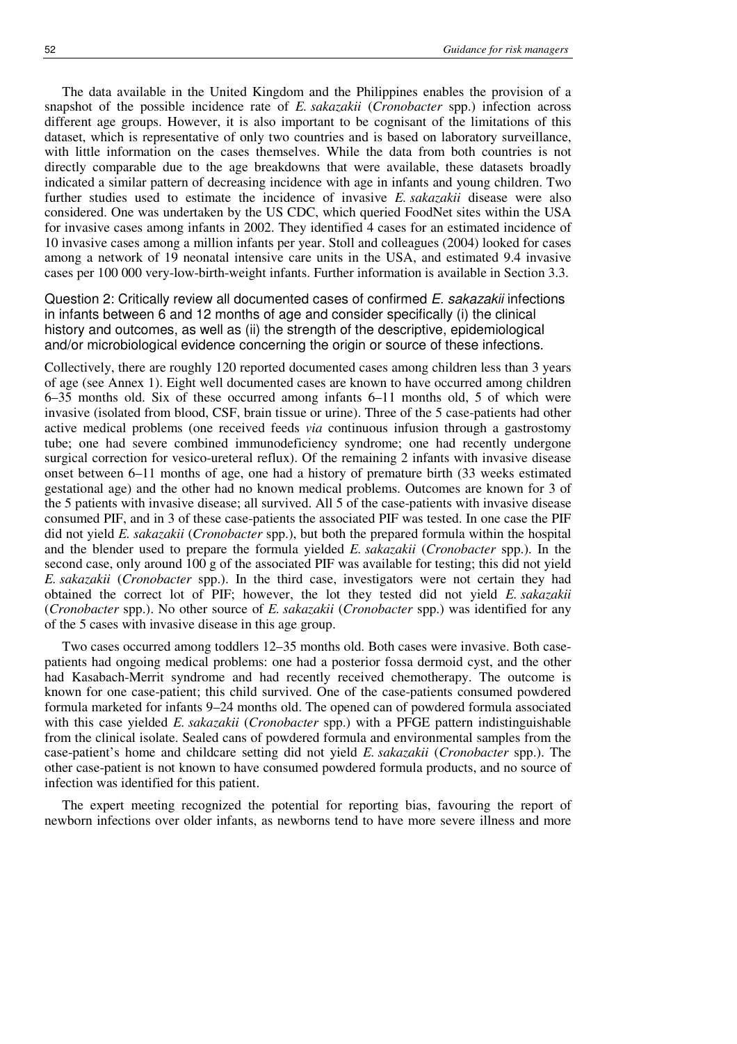The data available in the United Kingdom and the Philippines enables the provision of a snapshot of the possible incidence rate of *E. sakazakii* (*Cronobacter* spp.) infection across different age groups. However, it is also important to be cognisant of the limitations of this dataset, which is representative of only two countries and is based on laboratory surveillance, with little information on the cases themselves. While the data from both countries is not directly comparable due to the age breakdowns that were available, these datasets broadly indicated a similar pattern of decreasing incidence with age in infants and young children. Two further studies used to estimate the incidence of invasive *E. sakazakii* disease were also considered. One was undertaken by the US CDC, which queried FoodNet sites within the USA for invasive cases among infants in 2002. They identified 4 cases for an estimated incidence of 10 invasive cases among a million infants per year. Stoll and colleagues (2004) looked for cases among a network of 19 neonatal intensive care units in the USA, and estimated 9.4 invasive cases per 100 000 very-low-birth-weight infants. Further information is available in Section 3.3.

### Question 2: Critically review all documented cases of confirmed *E. sakazakii* infections in infants between 6 and 12 months of age and consider specifically (i) the clinical history and outcomes, as well as (ii) the strength of the descriptive, epidemiological and/or microbiological evidence concerning the origin or source of these infections.

Collectively, there are roughly 120 reported documented cases among children less than 3 years of age (see Annex 1). Eight well documented cases are known to have occurred among children 6–35 months old. Six of these occurred among infants 6–11 months old, 5 of which were invasive (isolated from blood, CSF, brain tissue or urine). Three of the 5 case-patients had other active medical problems (one received feeds *via* continuous infusion through a gastrostomy tube; one had severe combined immunodeficiency syndrome; one had recently undergone surgical correction for vesico-ureteral reflux). Of the remaining 2 infants with invasive disease onset between 6–11 months of age, one had a history of premature birth (33 weeks estimated gestational age) and the other had no known medical problems. Outcomes are known for 3 of the 5 patients with invasive disease; all survived. All 5 of the case-patients with invasive disease consumed PIF, and in 3 of these case-patients the associated PIF was tested. In one case the PIF did not yield *E. sakazakii* (*Cronobacter* spp.), but both the prepared formula within the hospital and the blender used to prepare the formula yielded *E. sakazakii* (*Cronobacter* spp.). In the second case, only around 100 g of the associated PIF was available for testing; this did not yield *E. sakazakii* (*Cronobacter* spp.). In the third case, investigators were not certain they had obtained the correct lot of PIF; however, the lot they tested did not yield *E. sakazakii* (*Cronobacter* spp.). No other source of *E. sakazakii* (*Cronobacter* spp.) was identified for any of the 5 cases with invasive disease in this age group.

Two cases occurred among toddlers 12–35 months old. Both cases were invasive. Both case-patients had ongoing medical problems: one had a posterior fossa dermoid cyst, and the other had Kasabach-Merritt syndrome and had recently received chemotherapy. The outcome is known for one case-patient; this child survived. One of the case-patients consumed powdered formula marketed for infants 9–24 months old. The opened can of powdered formula associated with this case yielded *E. sakazakii* (*Cronobacter* spp.) with a PFGE pattern indistinguishable from the clinical isolate. Sealed cans of powdered formula and environmental samples from the case-patient's home and childcare setting did not yield *E. sakazakii* (*Cronobacter* spp.). The other case-patient is not known to have consumed powdered formula products, and no source of infection was identified for this patient.

The expert meeting recognized the potential for reporting bias, favouring the report of newborn infections over older infants, as newborns tend to have more severe illness and more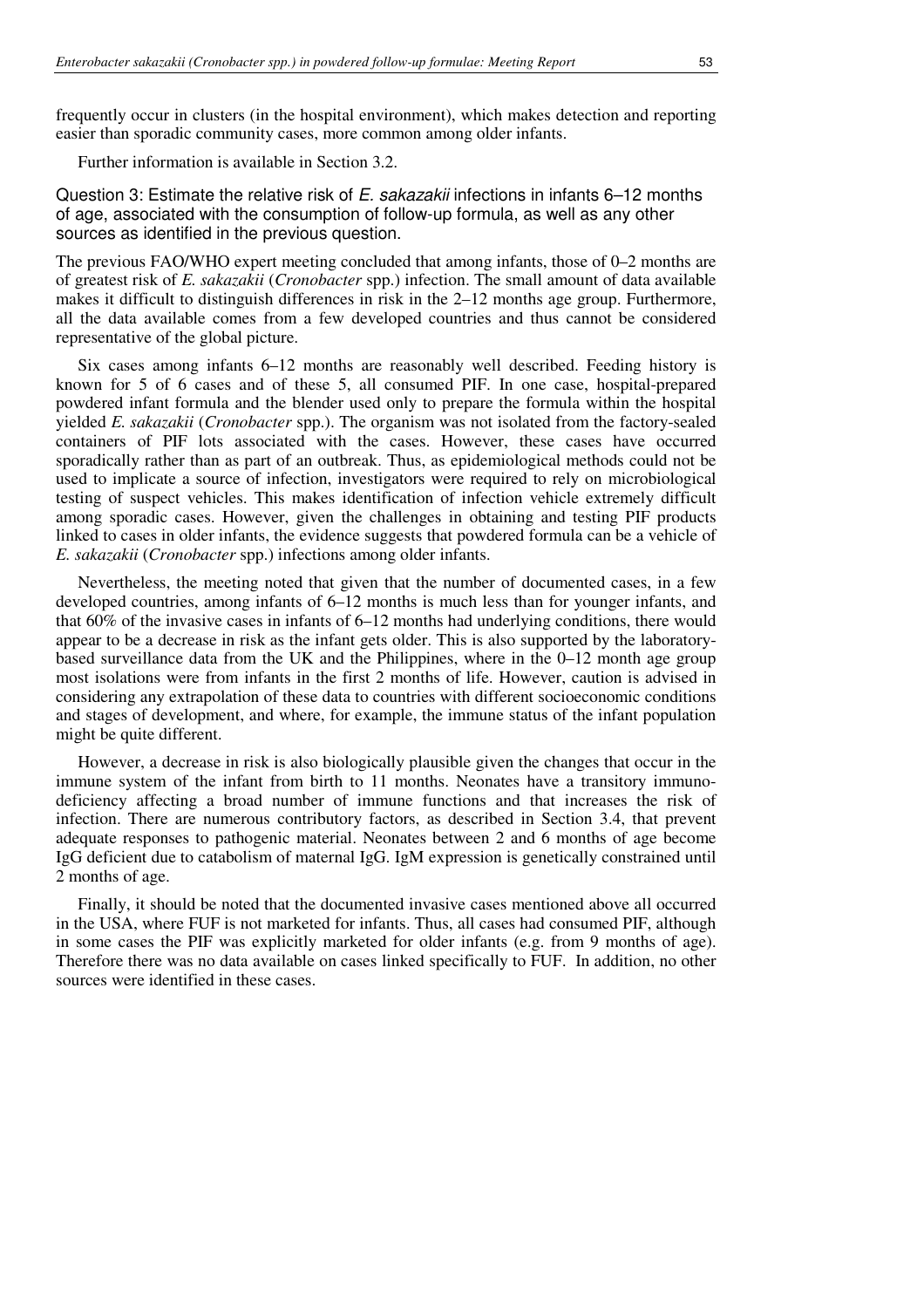frequently occur in clusters (in the hospital environment), which makes detection and reporting easier than sporadic community cases, more common among older infants.

Further information is available in Section 3.2.

### Question 3: Estimate the relative risk of *E. sakazakii* infections in infants 6–12 months of age, associated with the consumption of follow-up formula, as well as any other sources as identified in the previous question.

The previous FAO/WHO expert meeting concluded that among infants, those of 0–2 months are of greatest risk of *E. sakazakii* (*Cronobacter* spp.) infection. The small amount of data available makes it difficult to distinguish differences in risk in the 2–12 months age group. Furthermore, all the data available comes from a few developed countries and thus cannot be considered representative of the global picture.

Six cases among infants 6–12 months are reasonably well described. Feeding history is known for 5 of 6 cases and of these 5, all consumed PIF. In one case, hospital-prepared powdered infant formula and the blender used only to prepare the formula within the hospital yielded *E. sakazakii* (*Cronobacter* spp.). The organism was not isolated from the factory-sealed containers of PIF lots associated with the cases. However, these cases have occurred sporadically rather than as part of an outbreak. Thus, as epidemiological methods could not be used to implicate a source of infection, investigators were required to rely on microbiological testing of suspect vehicles. This makes identification of infection vehicle extremely difficult among sporadic cases. However, given the challenges in obtaining and testing PIF products linked to cases in older infants, the evidence suggests that powdered formula can be a vehicle of *E. sakazakii* (*Cronobacter* spp.) infections among older infants.

Nevertheless, the meeting noted that given that the number of documented cases, in a few developed countries, among infants of 6–12 months is much less than for younger infants, and that 60% of the invasive cases in infants of 6–12 months had underlying conditions, there would appear to be a decrease in risk as the infant gets older. This is also supported by the laboratory-based surveillance data from the UK and the Philippines, where in the 0–12 month age group most isolations were from infants in the first 2 months of life. However, caution is advised in considering any extrapolation of these data to countries with different socioeconomic conditions and stages of development, and where, for example, the immune status of the infant population might be quite different.

However, a decrease in risk is also biologically plausible given the changes that occur in the immune system of the infant from birth to 11 months. Neonates have a transitory immuno-deficiency affecting a broad number of immune functions and that increases the risk of infection. There are numerous contributory factors, as described in Section 3.4, that prevent adequate responses to pathogenic material. Neonates between 2 and 6 months of age become IgG deficient due to catabolism of maternal IgG. IgM expression is genetically constrained until 2 months of age.

Finally, it should be noted that the documented invasive cases mentioned above all occurred in the USA, where FUF is not marketed for infants. Thus, all cases had consumed PIF, although in some cases the PIF was explicitly marketed for older infants (e.g. from 9 months of age). Therefore there was no data available on cases linked specifically to FUF. In addition, no other sources were identified in these cases.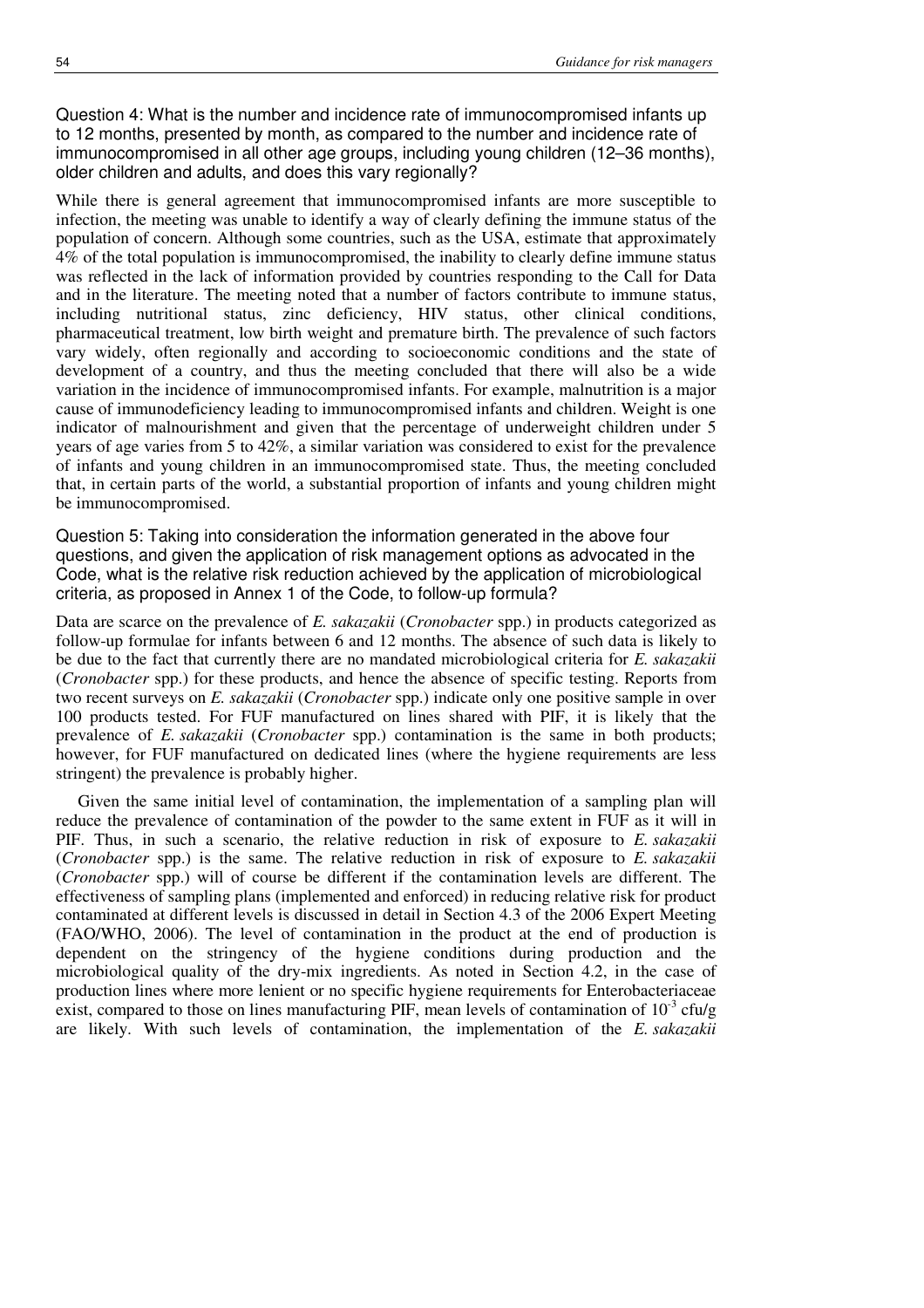### Question 4: What is the number and incidence rate of immunocompromised infants up to 12 months, presented by month, as compared to the number and incidence rate of immunocompromised in all other age groups, including young children (12–36 months), older children and adults, and does this vary regionally?

While there is general agreement that immunocompromised infants are more susceptible to infection, the meeting was unable to identify a way of clearly defining the immune status of the population of concern. Although some countries, such as the USA, estimate that approximately 4% of the total population is immunocompromised, the inability to clearly define immune status was reflected in the lack of information provided by countries responding to the Call for Data and in the literature. The meeting noted that a number of factors contribute to immune status, including nutritional status, zinc deficiency, HIV status, other clinical conditions, pharmaceutical treatment, low birth weight and premature birth. The prevalence of such factors vary widely, often regionally and according to socioeconomic conditions and the state of development of a country, and thus the meeting concluded that there will also be a wide variation in the incidence of immunocompromised infants. For example, malnutrition is a major cause of immunodeficiency leading to immunocompromised infants and children. Weight is one indicator of malnourishment and given that the percentage of underweight children under 5 years of age varies from 5 to 42%, a similar variation was considered to exist for the prevalence of infants and young children in an immunocompromised state. Thus, the meeting concluded that, in certain parts of the world, a substantial proportion of infants and young children might be immunocompromised.

### Question 5: Taking into consideration the information generated in the above four questions, and given the application of risk management options as advocated in the Code, what is the relative risk reduction achieved by the application of microbiological criteria, as proposed in Annex 1 of the Code, to follow-up formula?

Data are scarce on the prevalence of *E. sakazakii* (*Cronobacter* spp.) in products categorized as follow-up formulae for infants between 6 and 12 months. The absence of such data is likely to be due to the fact that currently there are no mandated microbiological criteria for *E. sakazakii* (*Cronobacter* spp.) for these products, and hence the absence of specific testing. Reports from two recent surveys on *E. sakazakii* (*Cronobacter* spp.) indicate only one positive sample in over 100 products tested. For FUF manufactured on lines shared with PIF, it is likely that the prevalence of *E. sakazakii* (*Cronobacter* spp.) contamination is the same in both products; however, for FUF manufactured on dedicated lines (where the hygiene requirements are less stringent) the prevalence is probably higher.

Given the same initial level of contamination, the implementation of a sampling plan will reduce the prevalence of contamination of the powder to the same extent in FUF as it will in PIF. Thus, in such a scenario, the relative reduction in risk of exposure to *E. sakazakii* (*Cronobacter* spp.) is the same. The relative reduction in risk of exposure to *E. sakazakii* (*Cronobacter* spp.) will of course be different if the contamination levels are different. The effectiveness of sampling plans (implemented and enforced) in reducing relative risk for product contaminated at different levels is discussed in detail in Section 4.3 of the 2006 Expert Meeting (FAO/WHO, 2006). The level of contamination in the product at the end of production is dependent on the stringency of the hygiene conditions during production and the microbiological quality of the dry-mix ingredients. As noted in Section 4.2, in the case of production lines where more lenient or no specific hygiene requirements for Enterobacteriaceae exist, compared to those on lines manufacturing PIF, mean levels of contamination of $10^{-3}$ cfu/g are likely. With such levels of contamination, the implementation of the *E. sakazakii*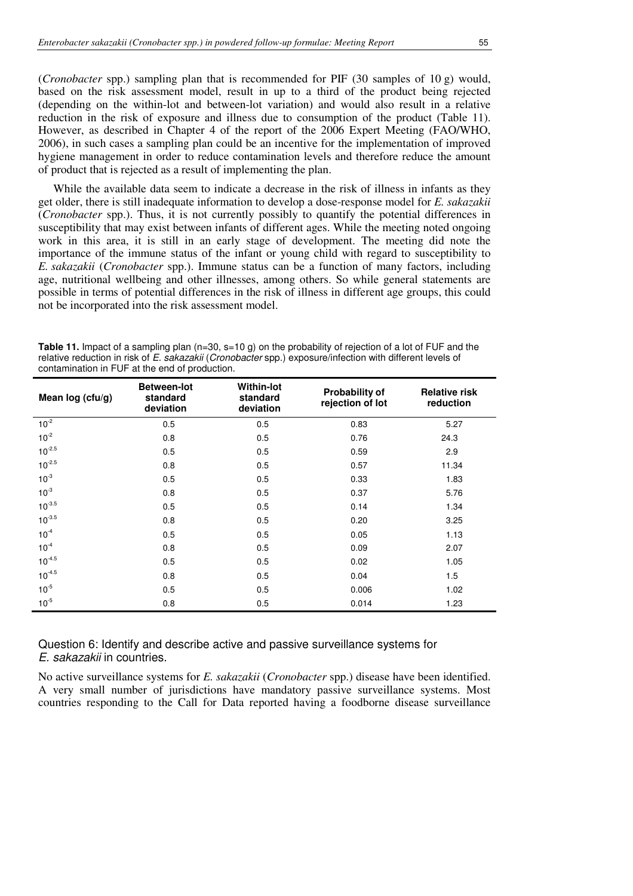(*Cronobacter* spp.) sampling plan that is recommended for PIF (30 samples of 10 g) would, based on the risk assessment model, result in up to a third of the product being rejected (depending on the within-lot and between-lot variation) and would also result in a relative reduction in the risk of exposure and illness due to consumption of the product (Table 11). However, as described in Chapter 4 of the report of the 2006 Expert Meeting (FAO/WHO, 2006), in such cases a sampling plan could be an incentive for the implementation of improved hygiene management in order to reduce contamination levels and therefore reduce the amount of product that is rejected as a result of implementing the plan.

While the available data seem to indicate a decrease in the risk of illness in infants as they get older, there is still inadequate information to develop a dose-response model for *E. sakazakii* (*Cronobacter* spp.). Thus, it is not currently possibly to quantify the potential differences in susceptibility that may exist between infants of different ages. While the meeting noted ongoing work in this area, it is still in an early stage of development. The meeting did note the importance of the immune status of the infant or young child with regard to susceptibility to *E. sakazakii* (*Cronobacter* spp.). Immune status can be a function of many factors, including age, nutritional wellbeing and other illnesses, among others. So while general statements are possible in terms of potential differences in the risk of illness in different age groups, this could not be incorporated into the risk assessment model.

**Table 11.** Impact of a sampling plan (n=30, s=10 g) on the probability of rejection of a lot of FUF and the relative reduction in risk of *E. sakazakii* (*Cronobacter* spp.) exposure/infection with different levels of contamination in FUF at the end of production.

| Mean log (cfu/g) | Between-lot standard deviation | Within-lot standard deviation | Probability of rejection of lot | Relative risk reduction |
|---|---|---|---|---|
| $10^{-2}$ | 0.5 | 0.5 | 0.83 | 5.27 |
| $10^{-2}$ | 0.8 | 0.5 | 0.76 | 24.3 |
| $10^{-2.5}$ | 0.5 | 0.5 | 0.59 | 2.9 |
| $10^{-2.5}$ | 0.8 | 0.5 | 0.57 | 11.34 |
| $10^{-3}$ | 0.5 | 0.5 | 0.33 | 1.83 |
| $10^{-3}$ | 0.8 | 0.5 | 0.37 | 5.76 |
| $10^{-3.5}$ | 0.5 | 0.5 | 0.14 | 1.34 |
| $10^{-3.5}$ | 0.8 | 0.5 | 0.20 | 3.25 |
| $10^{-4}$ | 0.5 | 0.5 | 0.05 | 1.13 |
| $10^{-4}$ | 0.8 | 0.5 | 0.09 | 2.07 |
| $10^{-4.5}$ | 0.5 | 0.5 | 0.02 | 1.05 |
| $10^{-4.5}$ | 0.8 | 0.5 | 0.04 | 1.5 |
| $10^{-5}$ | 0.5 | 0.5 | 0.006 | 1.02 |
| $10^{-5}$ | 0.8 | 0.5 | 0.014 | 1.23 |

### Question 6: Identify and describe active and passive surveillance systems for *E. sakazakii* in countries.

No active surveillance systems for *E. sakazakii* (*Cronobacter* spp.) disease have been identified. A very small number of jurisdictions have mandatory passive surveillance systems. Most countries responding to the Call for Data reported having a foodborne disease surveillance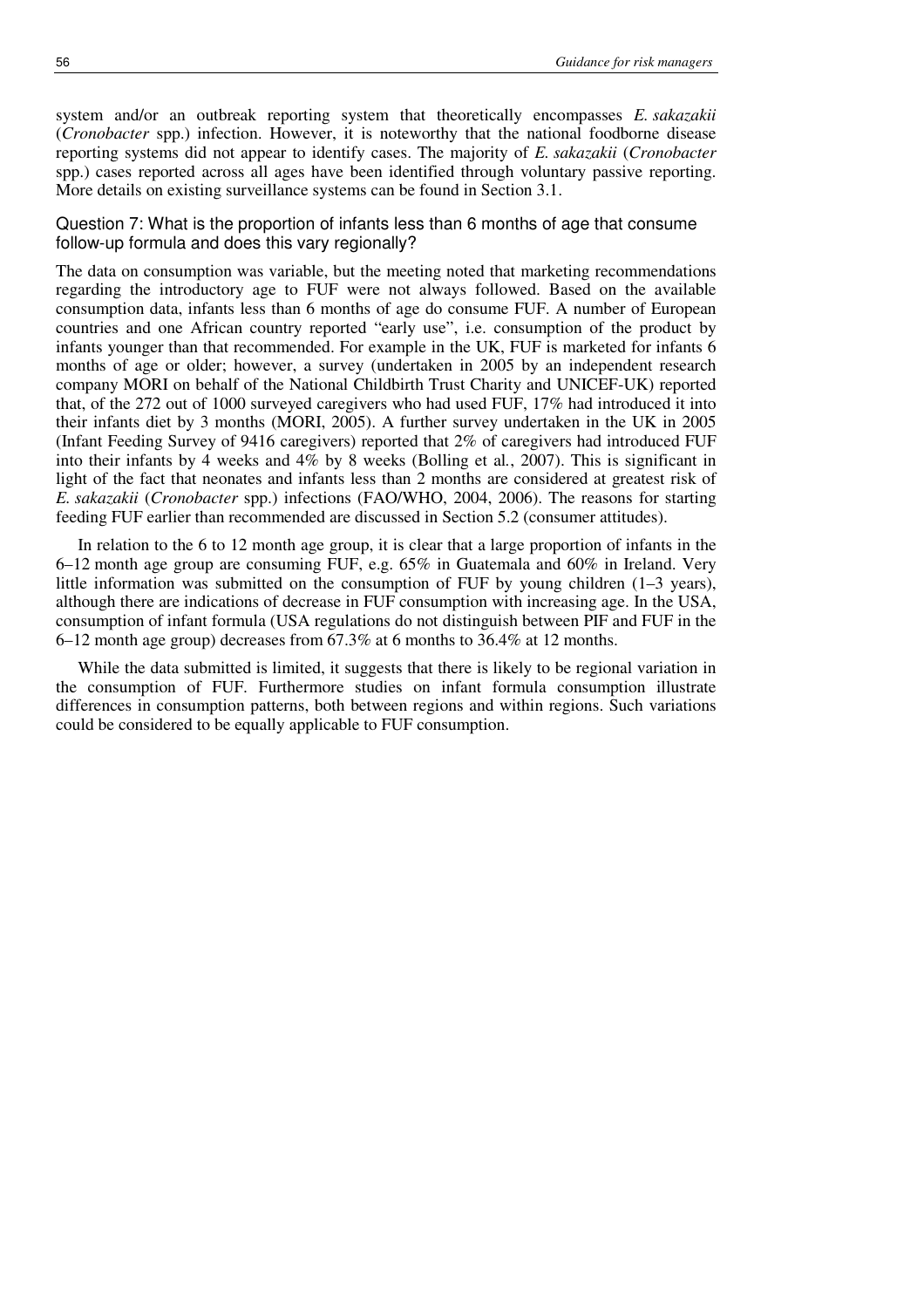system and/or an outbreak reporting system that theoretically encompasses *E. sakazakii* (*Cronobacter* spp.) infection. However, it is noteworthy that the national foodborne disease reporting systems did not appear to identify cases. The majority of *E. sakazakii* (*Cronobacter* spp.) cases reported across all ages have been identified through voluntary passive reporting. More details on existing surveillance systems can be found in Section 3.1.

### Question 7: What is the proportion of infants less than 6 months of age that consume follow-up formula and does this vary regionally?

The data on consumption was variable, but the meeting noted that marketing recommendations regarding the introductory age to FUF were not always followed. Based on the available consumption data, infants less than 6 months of age do consume FUF. A number of European countries and one African country reported "early use", i.e. consumption of the product by infants younger than that recommended. For example in the UK, FUF is marketed for infants 6 months of age or older; however, a survey (undertaken in 2005 by an independent research company MORI on behalf of the National Childbirth Trust Charity and UNICEF-UK) reported that, of the 272 out of 1000 surveyed caregivers who had used FUF, 17% had introduced it into their infants diet by 3 months (MORI, 2005). A further survey undertaken in the UK in 2005 (Infant Feeding Survey of 9416 caregivers) reported that 2% of caregivers had introduced FUF into their infants by 4 weeks and 4% by 8 weeks (Bolling et al., 2007). This is significant in light of the fact that neonates and infants less than 2 months are considered at greatest risk of *E. sakazakii* (*Cronobacter* spp.) infections (FAO/WHO, 2004, 2006). The reasons for starting feeding FUF earlier than recommended are discussed in Section 5.2 (consumer attitudes).

In relation to the 6 to 12 month age group, it is clear that a large proportion of infants in the 6–12 month age group are consuming FUF, e.g. 65% in Guatemala and 60% in Ireland. Very little information was submitted on the consumption of FUF by young children (1–3 years), although there are indications of decrease in FUF consumption with increasing age. In the USA, consumption of infant formula (USA regulations do not distinguish between PIF and FUF in the 6–12 month age group) decreases from 67.3% at 6 months to 36.4% at 12 months.

While the data submitted is limited, it suggests that there is likely to be regional variation in the consumption of FUF. Furthermore studies on infant formula consumption illustrate differences in consumption patterns, both between regions and within regions. Such variations could be considered to be equally applicable to FUF consumption.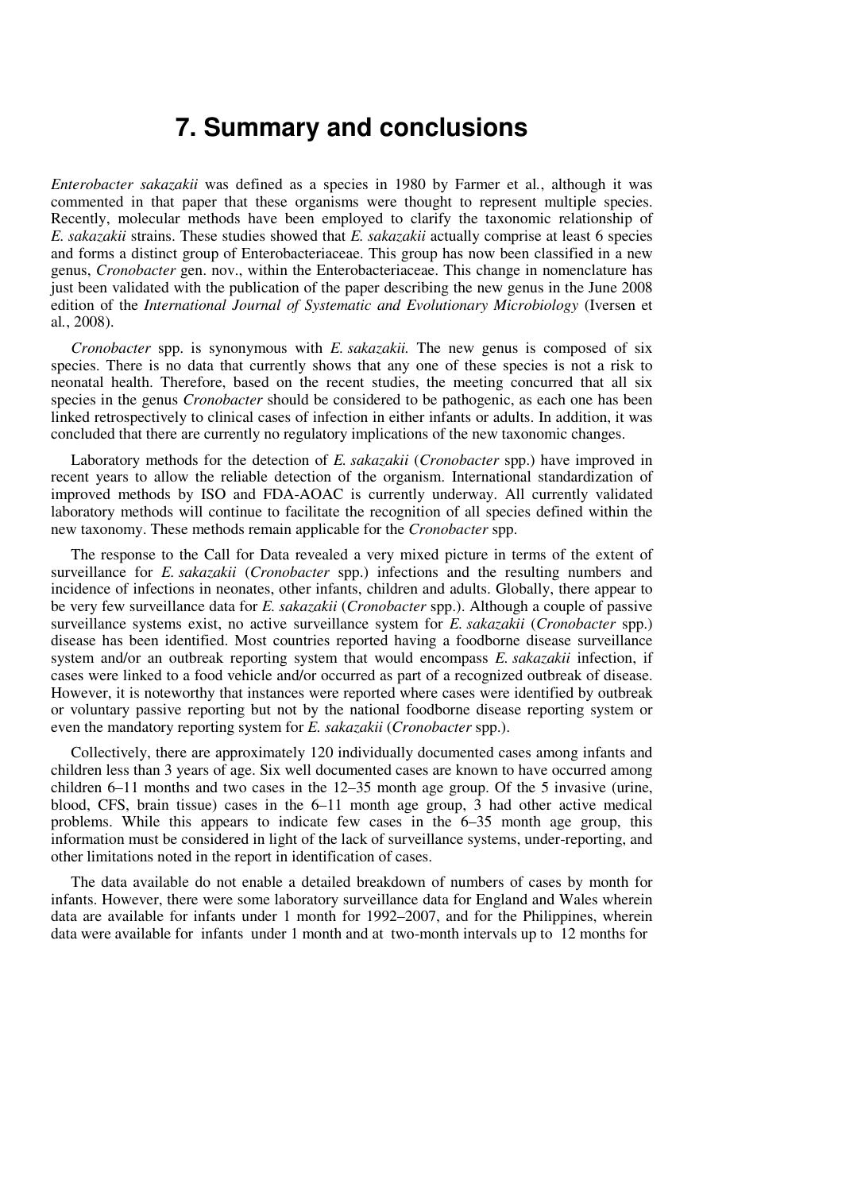# 7. Summary and conclusions

*Enterobacter sakazakii* was defined as a species in 1980 by Farmer et al., although it was commented in that paper that these organisms were thought to represent multiple species. Recently, molecular methods have been employed to clarify the taxonomic relationship of *E. sakazakii* strains. These studies showed that *E. sakazakii* actually comprise at least 6 species and forms a distinct group of Enterobacteriaceae. This group has now been classified in a new genus, *Cronobacter* gen. nov., within the Enterobacteriaceae. This change in nomenclature has just been validated with the publication of the paper describing the new genus in the June 2008 edition of the *International Journal of Systematic and Evolutionary Microbiology* (Iversen et al., 2008).

*Cronobacter* spp. is synonymous with *E. sakazakii.* The new genus is composed of six species. There is no data that currently shows that any one of these species is not a risk to neonatal health. Therefore, based on the recent studies, the meeting concurred that all six species in the genus *Cronobacter* should be considered to be pathogenic, as each one has been linked retrospectively to clinical cases of infection in either infants or adults. In addition, it was concluded that there are currently no regulatory implications of the new taxonomic changes.

Laboratory methods for the detection of *E. sakazakii* (*Cronobacter* spp.) have improved in recent years to allow the reliable detection of the organism. International standardization of improved methods by ISO and FDA-AOAC is currently underway. All currently validated laboratory methods will continue to facilitate the recognition of all species defined within the new taxonomy. These methods remain applicable for the *Cronobacter* spp.

The response to the Call for Data revealed a very mixed picture in terms of the extent of surveillance for *E. sakazakii* (*Cronobacter* spp.) infections and the resulting numbers and incidence of infections in neonates, other infants, children and adults. Globally, there appear to be very few surveillance data for *E. sakazakii* (*Cronobacter* spp.). Although a couple of passive surveillance systems exist, no active surveillance system for *E. sakazakii* (*Cronobacter* spp.) disease has been identified. Most countries reported having a foodborne disease surveillance system and/or an outbreak reporting system that would encompass *E. sakazakii* infection, if cases were linked to a food vehicle and/or occurred as part of a recognized outbreak of disease. However, it is noteworthy that instances were reported where cases were identified by outbreak or voluntary passive reporting but not by the national foodborne disease reporting system or even the mandatory reporting system for *E. sakazakii* (*Cronobacter* spp.).

Collectively, there are approximately 120 individually documented cases among infants and children less than 3 years of age. Six well documented cases are known to have occurred among children 6–11 months and two cases in the 12–35 month age group. Of the 5 invasive (urine, blood, CFS, brain tissue) cases in the 6–11 month age group, 3 had other active medical problems. While this appears to indicate few cases in the 6–35 month age group, this information must be considered in light of the lack of surveillance systems, under-reporting, and other limitations noted in the report in identification of cases.

The data available do not enable a detailed breakdown of numbers of cases by month for infants. However, there were some laboratory surveillance data for England and Wales wherein data are available for infants under 1 month for 1992–2007, and for the Philippines, wherein data were available for infants under 1 month and at two-month intervals up to 12 months for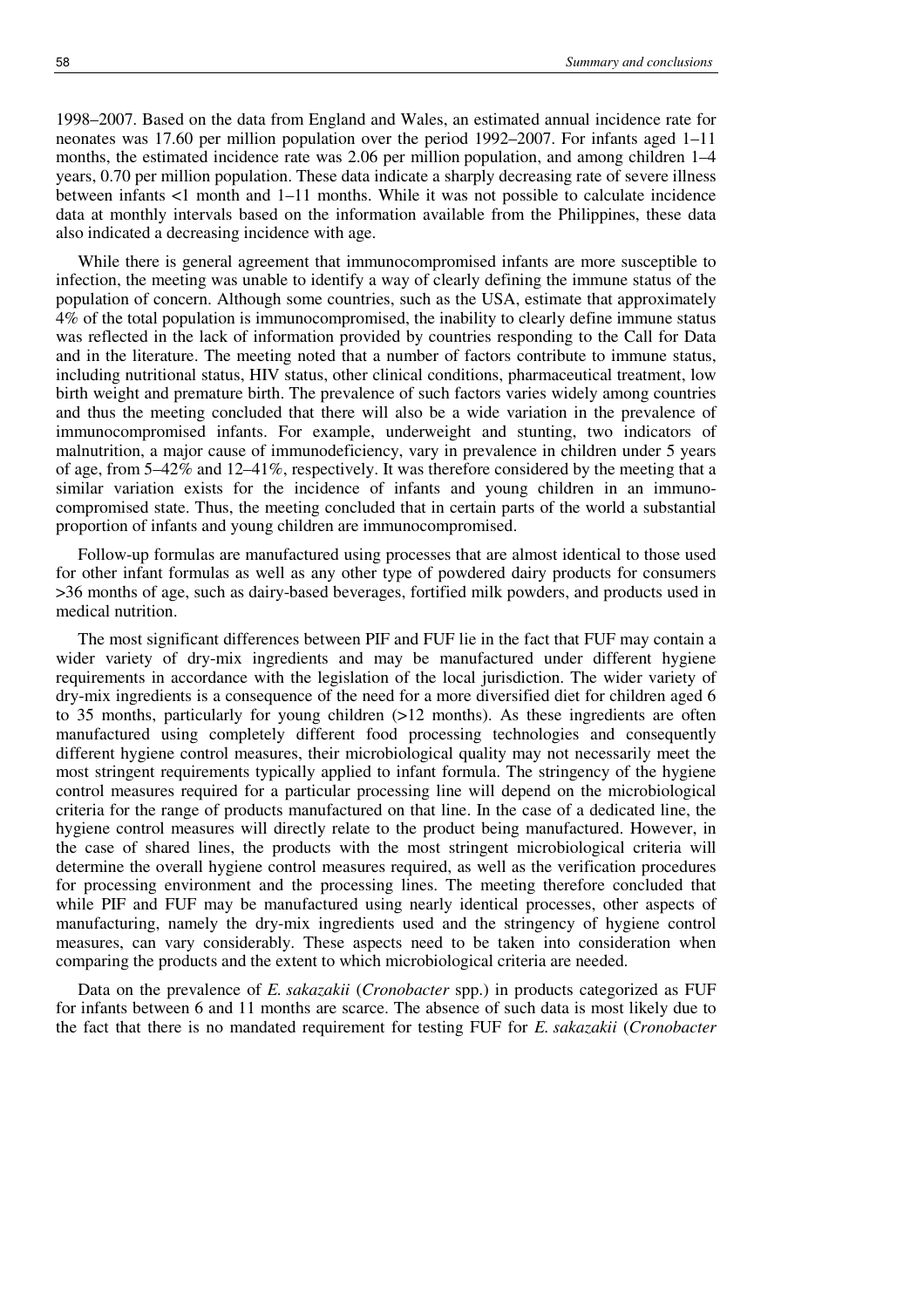1998–2007. Based on the data from England and Wales, an estimated annual incidence rate for neonates was 17.60 per million population over the period 1992–2007. For infants aged 1–11 months, the estimated incidence rate was 2.06 per million population, and among children 1–4 years, 0.70 per million population. These data indicate a sharply decreasing rate of severe illness between infants <1 month and 1–11 months. While it was not possible to calculate incidence data at monthly intervals based on the information available from the Philippines, these data also indicated a decreasing incidence with age.

While there is general agreement that immunocompromised infants are more susceptible to infection, the meeting was unable to identify a way of clearly defining the immune status of the population of concern. Although some countries, such as the USA, estimate that approximately 4% of the total population is immunocompromised, the inability to clearly define immune status was reflected in the lack of information provided by countries responding to the Call for Data and in the literature. The meeting noted that a number of factors contribute to immune status, including nutritional status, HIV status, other clinical conditions, pharmaceutical treatment, low birth weight and premature birth. The prevalence of such factors varies widely among countries and thus the meeting concluded that there will also be a wide variation in the prevalence of immunocompromised infants. For example, underweight and stunting, two indicators of malnutrition, a major cause of immunodeficiency, vary in prevalence in children under 5 years of age, from 5–42% and 12–41%, respectively. It was therefore considered by the meeting that a similar variation exists for the incidence of infants and young children in an immunocompromised state. Thus, the meeting concluded that in certain parts of the world a substantial proportion of infants and young children are immunocompromised.

Follow-up formulas are manufactured using processes that are almost identical to those used for other infant formulas as well as any other type of powdered dairy products for consumers >36 months of age, such as dairy-based beverages, fortified milk powders, and products used in medical nutrition.

The most significant differences between PIF and FUF lie in the fact that FUF may contain a wider variety of dry-mix ingredients and may be manufactured under different hygiene requirements in accordance with the legislation of the local jurisdiction. The wider variety of dry-mix ingredients is a consequence of the need for a more diversified diet for children aged 6 to 35 months, particularly for young children (>12 months). As these ingredients are often manufactured using completely different food processing technologies and consequently different hygiene control measures, their microbiological quality may not necessarily meet the most stringent requirements typically applied to infant formula. The stringency of the hygiene control measures required for a particular processing line will depend on the microbiological criteria for the range of products manufactured on that line. In the case of a dedicated line, the hygiene control measures will directly relate to the product being manufactured. However, in the case of shared lines, the products with the most stringent microbiological criteria will determine the overall hygiene control measures required, as well as the verification procedures for processing environment and the processing lines. The meeting therefore concluded that while PIF and FUF may be manufactured using nearly identical processes, other aspects of manufacturing, namely the dry-mix ingredients used and the stringency of hygiene control measures, can vary considerably. These aspects need to be taken into consideration when comparing the products and the extent to which microbiological criteria are needed.

Data on the prevalence of *E. sakazakii* (*Cronobacter* spp.) in products categorized as FUF for infants between 6 and 11 months are scarce. The absence of such data is most likely due to the fact that there is no mandated requirement for testing FUF for *E. sakazakii* (*Cronobacter*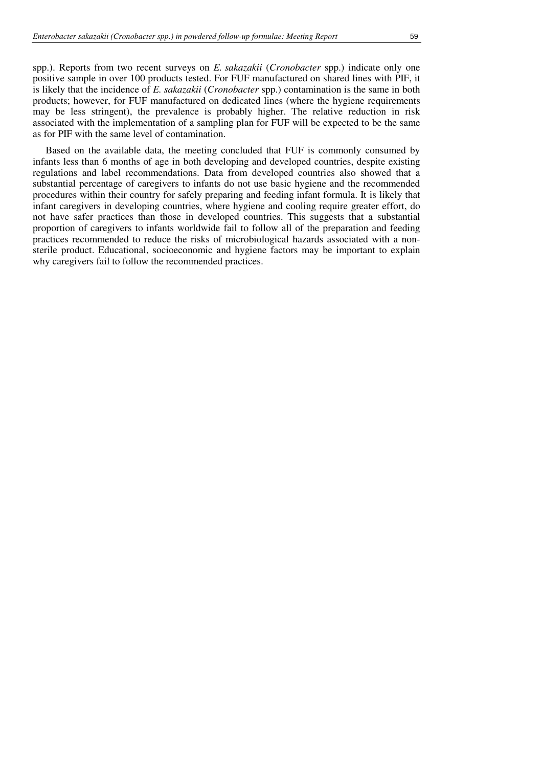spp.). Reports from two recent surveys on *E. sakazakii* (*Cronobacter* spp.) indicate only one positive sample in over 100 products tested. For FUF manufactured on shared lines with PIF, it is likely that the incidence of *E. sakazakii* (*Cronobacter* spp.) contamination is the same in both products; however, for FUF manufactured on dedicated lines (where the hygiene requirements may be less stringent), the prevalence is probably higher. The relative reduction in risk associated with the implementation of a sampling plan for FUF will be expected to be the same as for PIF with the same level of contamination.

Based on the available data, the meeting concluded that FUF is commonly consumed by infants less than 6 months of age in both developing and developed countries, despite existing regulations and label recommendations. Data from developed countries also showed that a substantial percentage of caregivers to infants do not use basic hygiene and the recommended procedures within their country for safely preparing and feeding infant formula. It is likely that infant caregivers in developing countries, where hygiene and cooling require greater effort, do not have safer practices than those in developed countries. This suggests that a substantial proportion of caregivers to infants worldwide fail to follow all of the preparation and feeding practices recommended to reduce the risks of microbiological hazards associated with a non-sterile product. Educational, socioeconomic and hygiene factors may be important to explain why caregivers fail to follow the recommended practices.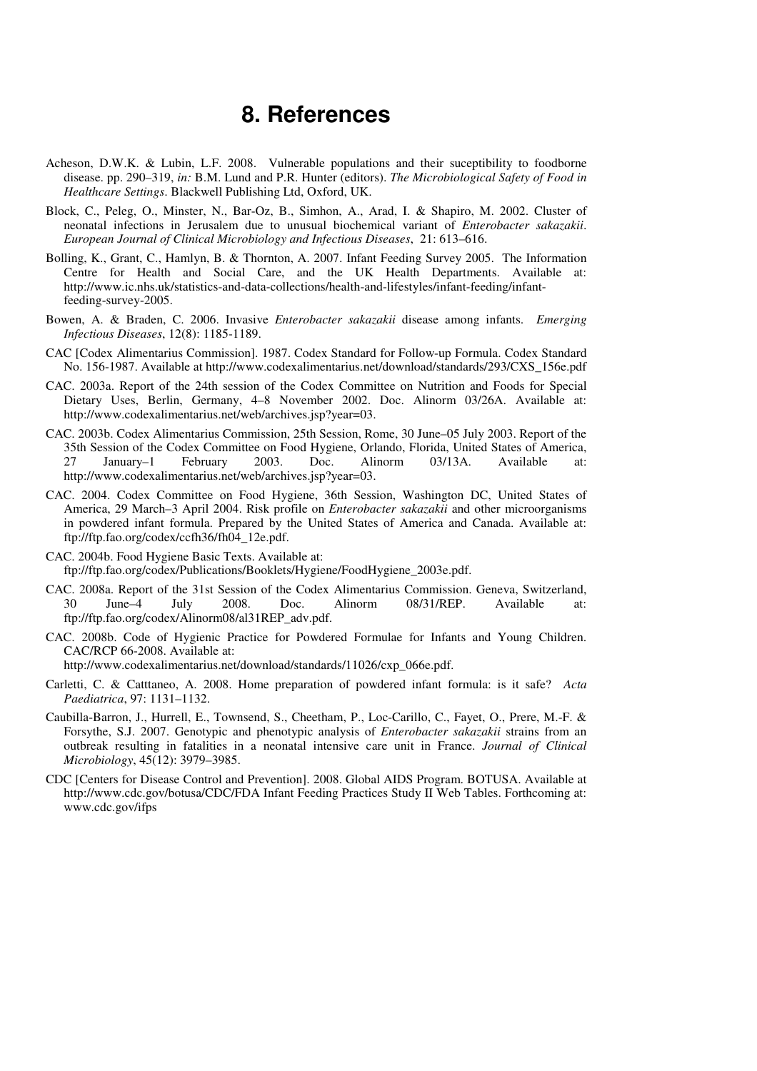# 8. References

Acheson, D.W.K. & Lubin, L.F. 2008. Vulnerable populations and their suceptibility to foodborne disease. pp. 290–319, *in:* B.M. Lund and P.R. Hunter (editors). *The Microbiological Safety of Food in Healthcare Settings*. Blackwell Publishing Ltd, Oxford, UK.

Block, C., Peleg, O., Minster, N., Bar-Oz, B., Simhon, A., Arad, I. & Shapiro, M. 2002. Cluster of neonatal infections in Jerusalem due to unusual biochemical variant of *Enterobacter sakazakii*. *European Journal of Clinical Microbiology and Infectious Diseases*, 21: 613–616.

Bolling, K., Grant, C., Hamlyn, B. & Thornton, A. 2007. Infant Feeding Survey 2005. The Information Centre for Health and Social Care, and the UK Health Departments. Available at: http://www.ic.nhs.uk/statistics-and-data-collections/health-and-lifestyles/infant-feeding/infant-feeding-survey-2005.

Bowen, A. & Braden, C. 2006. Invasive *Enterobacter sakazakii* disease among infants. *Emerging Infectious Diseases*, 12(8): 1185-1189.

CAC [Codex Alimentarius Commission]. 1987. Codex Standard for Follow-up Formula. Codex Standard No. 156-1987. Available at http://www.codexalimentarius.net/download/standards/293/CXS_156e.pdf

CAC. 2003a. Report of the 24th session of the Codex Committee on Nutrition and Foods for Special Dietary Uses, Berlin, Germany, 4–8 November 2002. Doc. Alinorm 03/26A. Available at: http://www.codexalimentarius.net/web/archives.jsp?year=03.

CAC. 2003b. Codex Alimentarius Commission, 25th Session, Rome, 30 June–05 July 2003. Report of the 35th Session of the Codex Committee on Food Hygiene, Orlando, Florida, United States of America, 27 January–1 February 2003. Doc. Alinorm 03/13A. Available at: http://www.codexalimentarius.net/web/archives.jsp?year=03.

CAC. 2004. Codex Committee on Food Hygiene, 36th Session, Washington DC, United States of America, 29 March–3 April 2004. Risk profile on *Enterobacter sakazakii* and other microorganisms in powdered infant formula. Prepared by the United States of America and Canada. Available at: ftp://ftp.fao.org/codex/ccfh36/fh04_12e.pdf.

CAC. 2004b. Food Hygiene Basic Texts. Available at: ftp://ftp.fao.org/codex/Publications/Booklets/Hygiene/FoodHygiene_2003e.pdf.

CAC. 2008a. Report of the 31st Session of the Codex Alimentarius Commission. Geneva, Switzerland, 30 June–4 July 2008. Doc. Alinorm 08/31/REP. Available at: ftp://ftp.fao.org/codex/Alinorm08/al31REP_adv.pdf.

CAC. 2008b. Code of Hygienic Practice for Powdered Formulae for Infants and Young Children. CAC/RCP 66-2008. Available at: http://www.codexalimentarius.net/download/standards/11026/cxp_066e.pdf.

Carletti, C. & Catttaneo, A. 2008. Home preparation of powdered infant formula: is it safe? *Acta Paediatrica*, 97: 1131–1132.

Caubilla-Barron, J., Hurrell, E., Townsend, S., Cheetham, P., Loc-Carillo, C., Fayet, O., Prere, M.-F. & Forsythe, S.J. 2007. Genotypic and phenotypic analysis of *Enterobacter sakazakii* strains from an outbreak resulting in fatalities in a neonatal intensive care unit in France. *Journal of Clinical Microbiology*, 45(12): 3979–3985.

CDC [Centers for Disease Control and Prevention]. 2008. Global AIDS Program. BOTUSA. Available at http://www.cdc.gov/botusa/CDC/FDA Infant Feeding Practices Study II Web Tables. Forthcoming at: www.cdc.gov/ifps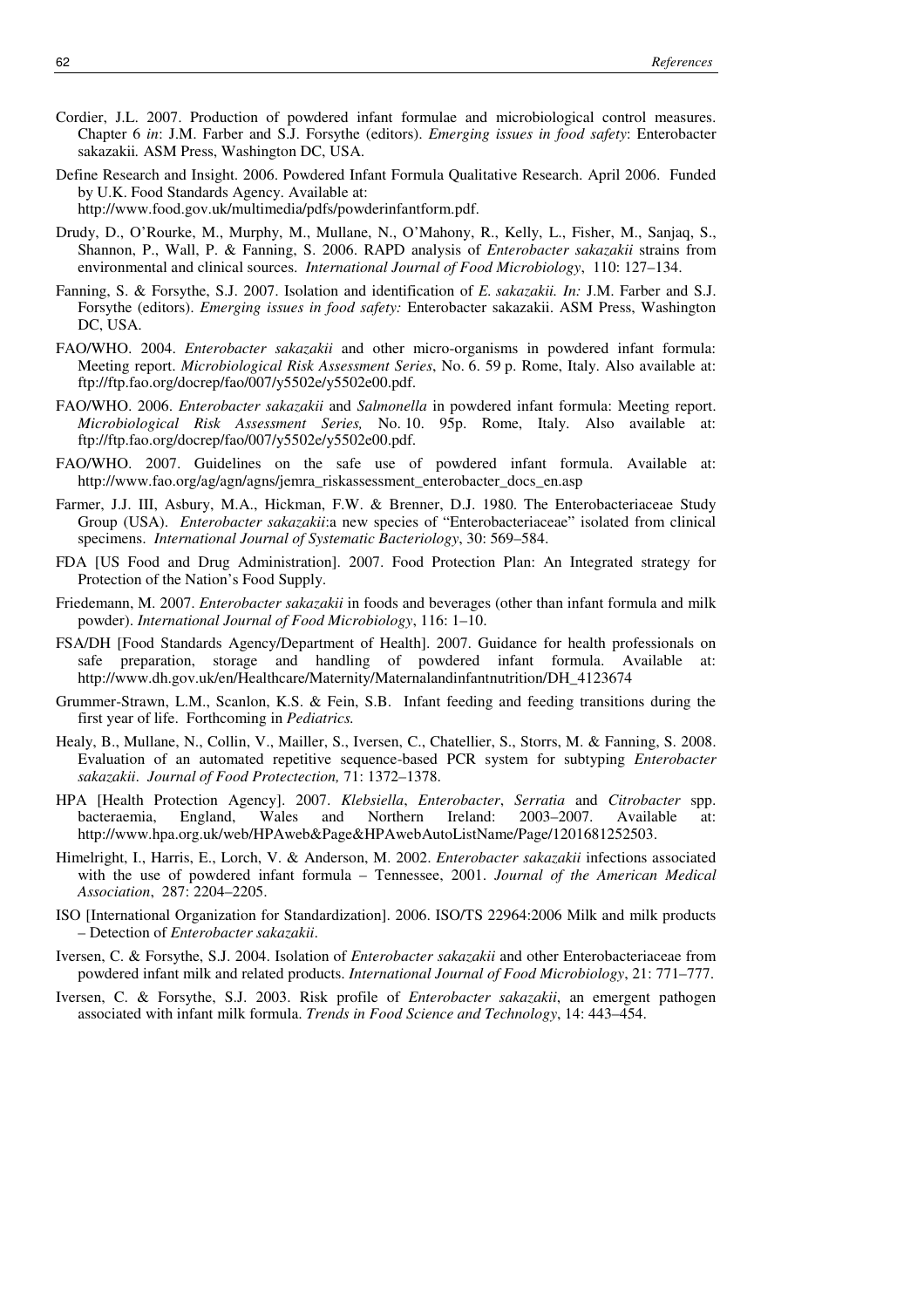Cordier, J.L. 2007. Production of powdered infant formulae and microbiological control measures. Chapter 6 *in*: J.M. Farber and S.J. Forsythe (editors). *Emerging issues in food safety*: Enterobacter sakazakii. ASM Press, Washington DC, USA.

Define Research and Insight. 2006. Powdered Infant Formula Qualitative Research. April 2006. Funded by U.K. Food Standards Agency. Available at: http://www.food.gov.uk/multimedia/pdfs/powderinfantform.pdf.

Drudy, D., O'Rourke, M., Murphy, M., Mullane, N., O'Mahony, R., Kelly, L., Fisher, M., Sanjaq, S., Shannon, P., Wall, P. & Fanning, S. 2006. RAPD analysis of *Enterobacter sakazakii* strains from environmental and clinical sources. *International Journal of Food Microbiology*, 110: 127–134.

Fanning, S. & Forsythe, S.J. 2007. Isolation and identification of *E. sakazakii. In:* J.M. Farber and S.J. Forsythe (editors). *Emerging issues in food safety:* Enterobacter sakazakii. ASM Press, Washington DC, USA.

FAO/WHO. 2004. *Enterobacter sakazakii* and other micro-organisms in powdered infant formula: Meeting report. *Microbiological Risk Assessment Series*, No. 6. 59 p. Rome, Italy. Also available at: ftp://ftp.fao.org/docrep/fao/007/y5502e/y5502e00.pdf.

FAO/WHO. 2006. *Enterobacter sakazakii* and *Salmonella* in powdered infant formula: Meeting report. *Microbiological Risk Assessment Series,* No. 10. 95p. Rome, Italy. Also available at: ftp://ftp.fao.org/docrep/fao/007/y5502e/y5502e00.pdf.

FAO/WHO. 2007. Guidelines on the safe use of powdered infant formula. Available at: http://www.fao.org/ag/agn/agns/jemra_riskassessment_enterobacter_docs_en.asp

Farmer, J.J. III, Asbury, M.A., Hickman, F.W. & Brenner, D.J. 1980. The Enterobacteriaceae Study Group (USA). *Enterobacter sakazakii*:a new species of "Enterobacteriaceae" isolated from clinical specimens. *International Journal of Systematic Bacteriology*, 30: 569–584.

FDA [US Food and Drug Administration]. 2007. Food Protection Plan: An Integrated strategy for Protection of the Nation's Food Supply.

Friedemann, M. 2007. *Enterobacter sakazakii* in foods and beverages (other than infant formula and milk powder). *International Journal of Food Microbiology*, 116: 1–10.

FSA/DH [Food Standards Agency/Department of Health]. 2007. Guidance for health professionals on safe preparation, storage and handling of powdered infant formula. Available at: http://www.dh.gov.uk/en/Healthcare/Maternity/Maternalandinfantnutrition/DH_4123674

Grummer-Strawn, L.M., Scanlon, K.S. & Fein, S.B. Infant feeding and feeding transitions during the first year of life. Forthcoming in *Pediatrics.*

Healy, B., Mullane, N., Collin, V., Mailler, S., Iversen, C., Chatellier, S., Storrs, M. & Fanning, S. 2008. Evaluation of an automated repetitive sequence-based PCR system for subtyping *Enterobacter sakazakii*. *Journal of Food Protectection,* 71: 1372–1378.

HPA [Health Protection Agency]. 2007. *Klebsiella*, *Enterobacter*, *Serratia* and *Citrobacter* spp. bacteraemia, England, Wales and Northern Ireland: 2003–2007. Available at: http://www.hpa.org.uk/web/HPAweb&Page&HPAwebAutoListName/Page/1201681252503.

Himelright, I., Harris, E., Lorch, V. & Anderson, M. 2002. *Enterobacter sakazakii* infections associated with the use of powdered infant formula – Tennessee, 2001. *Journal of the American Medical Association*, 287: 2204–2205.

ISO [International Organization for Standardization]. 2006. ISO/TS 22964:2006 Milk and milk products – Detection of *Enterobacter sakazakii*.

Iversen, C. & Forsythe, S.J. 2004. Isolation of *Enterobacter sakazakii* and other Enterobacteriaceae from powdered infant milk and related products. *International Journal of Food Microbiology*, 21: 771–777.

Iversen, C. & Forsythe, S.J. 2003. Risk profile of *Enterobacter sakazakii*, an emergent pathogen associated with infant milk formula. *Trends in Food Science and Technology*, 14: 443–454.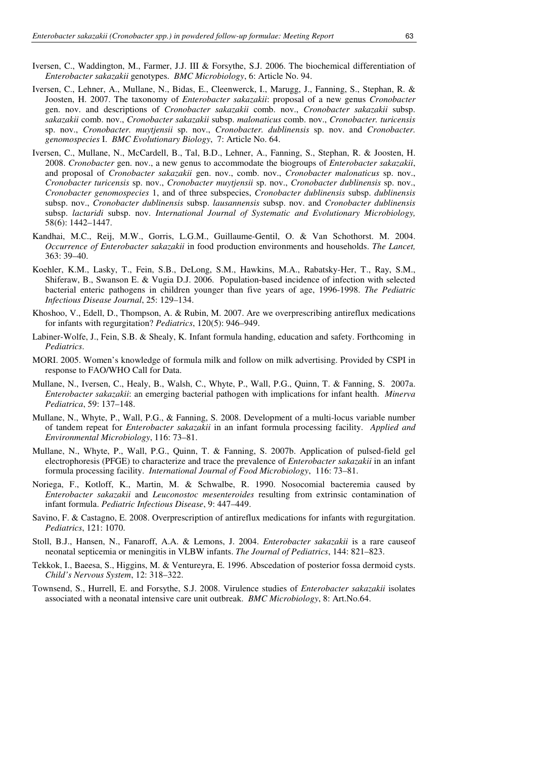Iversen, C., Waddington, M., Farmer, J.J. III & Forsythe, S.J. 2006. The biochemical differentiation of *Enterobacter sakazakii* genotypes. *BMC Microbiology*, 6: Article No. 94.

Iversen, C., Lehner, A., Mullane, N., Bidas, E., Cleenwerck, I., Marugg, J., Fanning, S., Stephan, R. & Joosten, H. 2007. The taxonomy of *Enterobacter sakazakii*: proposal of a new genus *Cronobacter* gen. nov. and descriptions of *Cronobacter sakazakii* comb. nov., *Cronobacter sakazakii* subsp. *sakazakii* comb. nov., *Cronobacter sakazakii* subsp. *malonaticus* comb. nov., *Cronobacter. turicensis* sp. nov., *Cronobacter. muytjensii* sp. nov., *Cronobacter. dublinensis* sp. nov. and *Cronobacter. genomospecies* I. *BMC Evolutionary Biology*, 7: Article No. 64.

Iversen, C., Mullane, N., McCardell, B., Tal, B.D., Lehner, A., Fanning, S., Stephan, R. & Joosten, H. 2008. *Cronobacter* gen. nov., a new genus to accommodate the biogroups of *Enterobacter sakazakii*, and proposal of *Cronobacter sakazakii* gen. nov., comb. nov., *Cronobacter malonaticus* sp. nov., *Cronobacter turicensis* sp. nov., *Cronobacter muytjensii* sp. nov., *Cronobacter dublinensis* sp. nov., *Cronobacter genomospecies* 1, and of three subspecies, *Cronobacter dublinensis* subsp. *dublinensis* subsp. nov., *Cronobacter dublinensis* subsp. *lausannensis* subsp. nov. and *Cronobacter dublinensis* subsp. *lactaridi* subsp. nov. *International Journal of Systematic and Evolutionary Microbiology,* 58(6): 1442–1447.

Kandhai, M.C., Reij, M.W., Gorris, L.G.M., Guillaume-Gentil, O. & Van Schothorst. M. 2004. *Occurrence of Enterobacter sakazakii* in food production environments and households. *The Lancet,* 363: 39–40.

Koehler, K.M., Lasky, T., Fein, S.B., DeLong, S.M., Hawkins, M.A., Rabatsky-Her, T., Ray, S.M., Shiferaw, B., Swanson E. & Vugia D.J. 2006. Population-based incidence of infection with selected bacterial enteric pathogens in children younger than five years of age, 1996-1998. *The Pediatric Infectious Disease Journal*, 25: 129–134.

Khoshoo, V., Edell, D., Thompson, A. & Rubin, M. 2007. Are we overprescribing antireflux medications for infants with regurgitation? *Pediatrics*, 120(5): 946–949.

Labiner-Wolfe, J., Fein, S.B. & Shealy, K. Infant formula handing, education and safety. Forthcoming in *Pediatrics*.

MORI. 2005. Women's knowledge of formula milk and follow on milk advertising. Provided by CSPI in response to FAO/WHO Call for Data.

Mullane, N., Iversen, C., Healy, B., Walsh, C., Whyte, P., Wall, P.G., Quinn, T. & Fanning, S. 2007a. *Enterobacter sakazakii*: an emerging bacterial pathogen with implications for infant health. *Minerva Pediatrica*, 59: 137–148.

Mullane, N., Whyte, P., Wall, P.G., & Fanning, S. 2008. Development of a multi-locus variable number of tandem repeat for *Enterobacter sakazakii* in an infant formula processing facility. *Applied and Environmental Microbiology*, 116: 73–81.

Mullane, N., Whyte, P., Wall, P.G., Quinn, T. & Fanning, S. 2007b. Application of pulsed-field gel electrophoresis (PFGE) to characterize and trace the prevalence of *Enterobacter sakazakii* in an infant formula processing facility. *International Journal of Food Microbiology*, 116: 73–81.

Noriega, F., Kotloff, K., Martin, M. & Schwalbe, R. 1990. Nosocomial bacteremia caused by *Enterobacter sakazakii* and *Leuconostoc mesenteroides* resulting from extrinsic contamination of infant formula. *Pediatric Infectious Disease*, 9: 447–449.

Savino, F. & Castagno, E. 2008. Overprescription of antireflux medications for infants with regurgitation. *Pediatrics*, 121: 1070.

Stoll, B.J., Hansen, N., Fanaroff, A.A. & Lemons, J. 2004. *Enterobacter sakazakii* is a rare causeof neonatal septicemia or meningitis in VLBW infants. *The Journal of Pediatrics*, 144: 821–823.

Tekkok, I., Baeesa, S., Higgins, M. & Ventureyra, E. 1996. Abscedation of posterior fossa dermoid cysts. *Child's Nervous System*, 12: 318–322.

Townsend, S., Hurrell, E. and Forsythe, S.J. 2008. Virulence studies of *Enterobacter sakazakii* isolates associated with a neonatal intensive care unit outbreak. *BMC Microbiology*, 8: Art.No.64.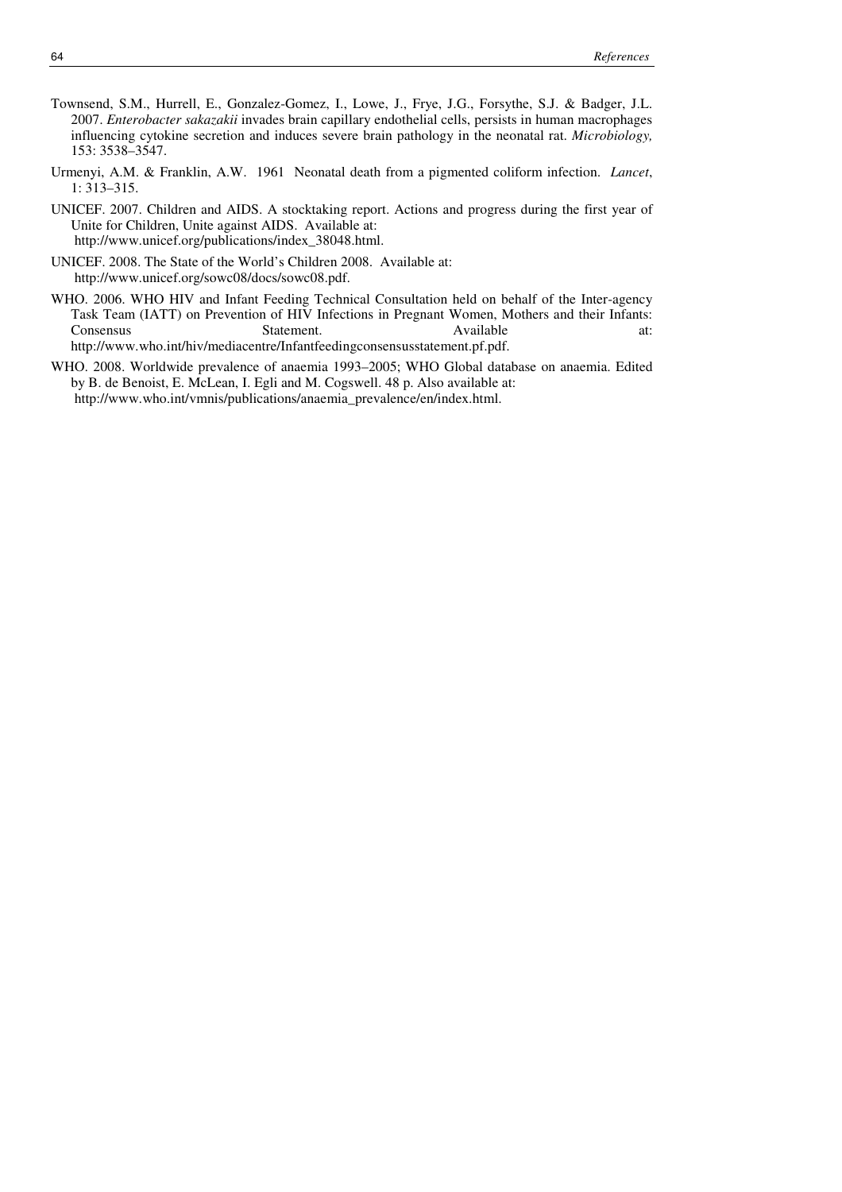Townsend, S.M., Hurrell, E., Gonzalez-Gomez, I., Lowe, J., Frye, J.G., Forsythe, S.J. & Badger, J.L. 2007. *Enterobacter sakazakii* invades brain capillary endothelial cells, persists in human macrophages influencing cytokine secretion and induces severe brain pathology in the neonatal rat. *Microbiology,* 153: 3538–3547.

Urmenyi, A.M. & Franklin, A.W. 1961 Neonatal death from a pigmented coliform infection. *Lancet*, 1: 313–315.

UNICEF. 2007. Children and AIDS. A stocktaking report. Actions and progress during the first year of Unite for Children, Unite against AIDS. Available at: http://www.unicef.org/publications/index_38048.html.

UNICEF. 2008. The State of the World's Children 2008. Available at: http://www.unicef.org/sowc08/docs/sowc08.pdf.

WHO. 2006. WHO HIV and Infant Feeding Technical Consultation held on behalf of the Inter-agency Task Team (IATT) on Prevention of HIV Infections in Pregnant Women, Mothers and their Infants: Consensus Statement. Available at: http://www.who.int/hiv/mediacentre/Infantfeedingconsensusstatement.pf.pdf.

WHO. 2008. Worldwide prevalence of anaemia 1993–2005; WHO Global database on anaemia. Edited by B. de Benoist, E. McLean, I. Egli and M. Cogswell. 48 p. Also available at: http://www.who.int/vmnis/publications/anaemia_prevalence/en/index.html.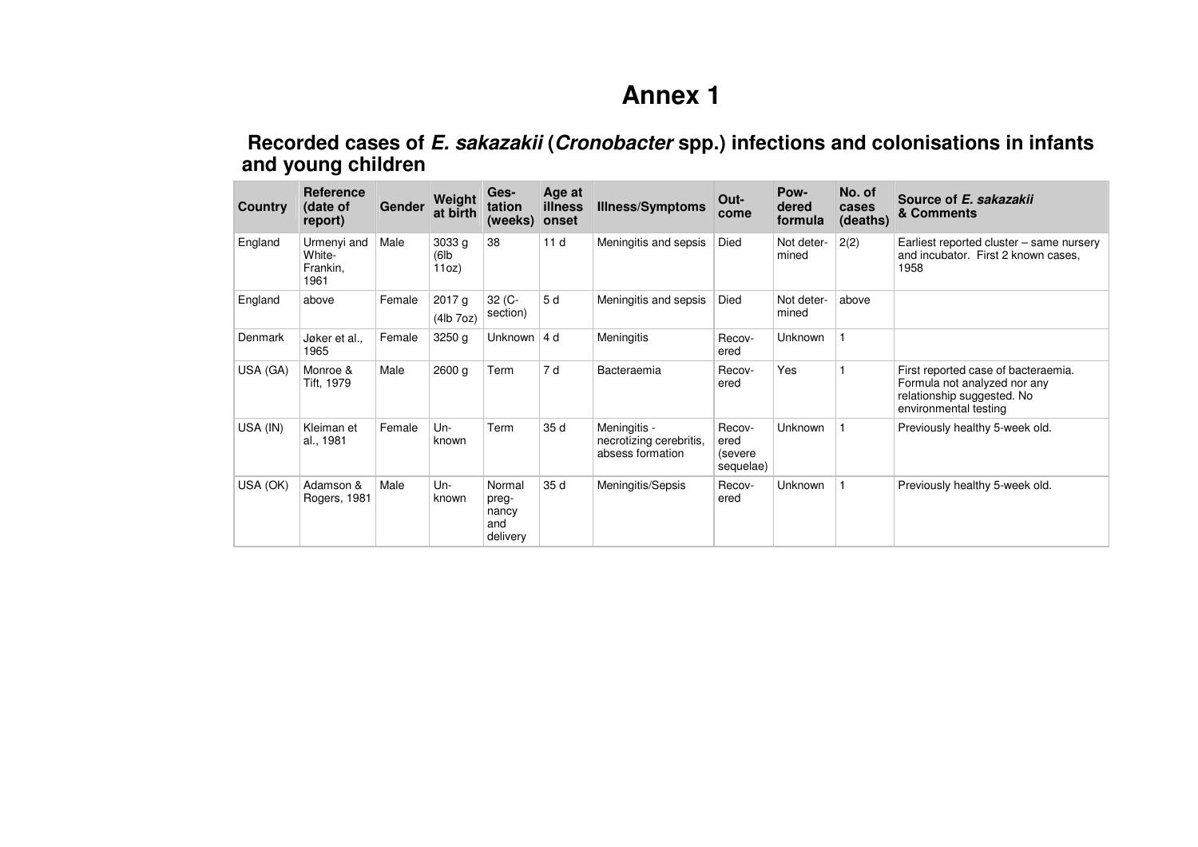# Annex 1

## Recorded cases of *E. sakazakii* (*Cronobacter* spp.) infections and colonisations in infants and young children

| Country | Reference (date of report) | Gender | Weight at birth | Ges-tation (weeks) | Age at illness onset | Illness/Symptoms | Out-come | Pow-dered formula | No. of cases (deaths) | Source of *E. sakazakii* & Comments |
|---|---|---|---|---|---|---|---|---|---|---|
| England | Urmenyi and White-Frankin, 1961 | Male | 3033 g (6lb 11oz) | 38 | 11 d | Meningitis and sepsis | Died | Not deter-mined | 2(2) | Earliest reported cluster – same nursery and incubator. First 2 known cases, 1958 |
| England | above | Female | 2017 g (4lb 7oz) | 32 (C-section) | 5 d | Meningitis and sepsis | Died | Not deter-mined | above | |
| Denmark | Jøker et al., 1965 | Female | 3250 g | Unknown | 4 d | Meningitis | Recov-ered | Unknown | 1 | |
| USA (GA) | Monroe & Tift, 1979 | Male | 2600 g | Term | 7 d | Bacteraemia | Recov-ered | Yes | 1 | First reported case of bacteraemia. Formula not analyzed nor any relationship suggested. No environmental testing |
| USA (IN) | Kleiman et al., 1981 | Female | Un-known | Term | 35 d | Meningitis - necrotizing cerebritis, absess formation | Recov-ered (severe sequelae) | Unknown | 1 | Previously healthy 5-week old. |
| USA (OK) | Adamson & Rogers, 1981 | Male | Un-known | Normal preg-nancy and delivery | 35 d | Meningitis/Sepsis | Recov-ered | Unknown | 1 | Previously healthy 5-week old. |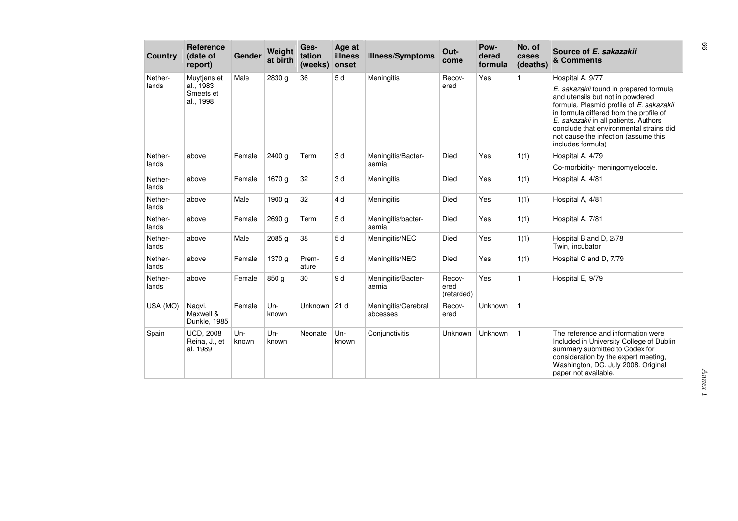| Country | Reference (date of report) | Gender | Weight at birth | Ges-tation (weeks) | Age at illness onset | Illness/Symptoms | Out-come | Pow-dered formula | No. of cases (deaths) | Source of *E. sakazakii* & Comments |
|---|---|---|---|---|---|---|---|---|---|---|
| Nether-lands | Muytjens et al., 1983; Smeets et al., 1998 | Male | 2830 g | 36 | 5 d | Meningitis | Recov-ered | Yes | 1 | Hospital A, 9/77 *E. sakazakii* found in prepared formula and utensils but not in powdered formula. Plasmid profile of *E. sakazakii* in formula differed from the profile of *E. sakazakii* in all patients. Authors conclude that environmental strains did not cause the infection (assume this includes formula) |
| Nether-lands | above | Female | 2400 g | Term | 3 d | Meningitis/Bacter-aemia | Died | Yes | 1(1) | Hospital A, 4/79 Co-morbidity- meningomyelocele. |
| Nether-lands | above | Female | 1670 g | 32 | 3 d | Meningitis | Died | Yes | 1(1) | Hospital A, 4/81 |
| Nether-lands | above | Male | 1900 g | 32 | 4 d | Meningitis | Died | Yes | 1(1) | Hospital A, 4/81 |
| Nether-lands | above | Female | 2690 g | Term | 5 d | Meningitis/bacter-aemia | Died | Yes | 1(1) | Hospital A, 7/81 |
| Nether-lands | above | Male | 2085 g | 38 | 5 d | Meningitis/NEC | Died | Yes | 1(1) | Hospital B and D, 2/78 Twin, incubator |
| Nether-lands | above | Female | 1370 g | Prem-ature | 5 d | Meningitis/NEC | Died | Yes | 1(1) | Hospital C and D, 7/79 |
| Nether-lands | above | Female | 850 g | 30 | 9 d | Meningitis/Bacter-aemia | Recov-ered (retarded) | Yes | 1 | Hospital E, 9/79 |
| USA (MO) | Naqvi, Maxwell & Dunkle, 1985 | Female | Un-known | Unknown | 21 d | Meningitis/Cerebral abcesses | Recov-ered | Unknown | 1 | |
| Spain | UCD, 2008 Reina, J., et al. 1989 | Un-known | Un-known | Neonate | Un-known | Conjunctivitis | Unknown | Unknown | 1 | The reference and information were Included in University College of Dublin summary submitted to Codex for consideration by the expert meeting, Washington, DC. July 2008. Original paper not available. |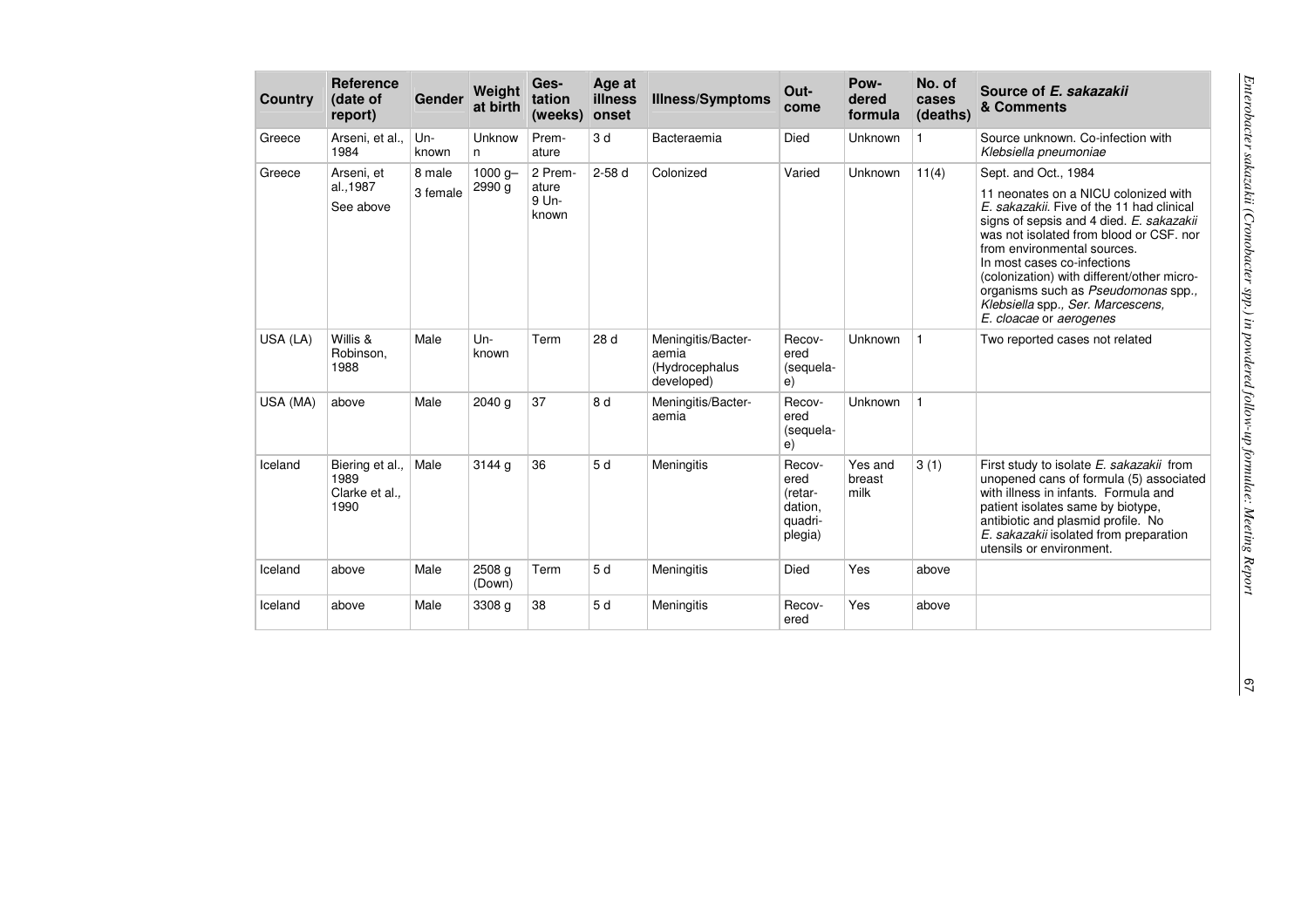| Country | Reference (date of report) | Gender | Weight at birth | Ges-tation (weeks) | Age at illness onset | Illness/Symptoms | Out-come | Pow-dered formula | No. of cases (deaths) | Source of *E. sakazakii* & Comments |
|---|---|---|---|---|---|---|---|---|---|---|
| Greece | Arseni, et al., 1984 | Un-known | Unknown | Prem-ature | 3 d | Bacteraemia | Died | Unknown | 1 | Source unknown. Co-infection with *Klebsiella pneumoniae* |
| Greece | Arseni, et al.,1987 See above | 8 male 3 female | 1000 g–2990 g | 2 Prem-ature 9 Un-known | 2-58 d | Colonized | Varied | Unknown | 11(4) | Sept. and Oct., 1984 11 neonates on a NICU colonized with *E. sakazakii*. Five of the 11 had clinical signs of sepsis and 4 died. *E. sakazakii* was not isolated from blood or CSF. nor from environmental sources. In most cases co-infections (colonization) with different/other micro-organisms such as *Pseudomonas* spp., *Klebsiella* spp., *Ser. Marcescens, E. cloacae* or *aerogenes* |
| USA (LA) | Willis & Robinson, 1988 | Male | Un-known | Term | 28 d | Meningitis/Bacter-aemia (Hydrocephalus developed) | Recov-ered (sequela-e) | Unknown | 1 | Two reported cases not related |
| USA (MA) | above | Male | 2040 g | 37 | 8 d | Meningitis/Bacter-aemia | Recov-ered (sequela-e) | Unknown | 1 | |
| Iceland | Biering et al., 1989 Clarke et al., 1990 | Male | 3144 g | 36 | 5 d | Meningitis | Recov-ered (retar-dation, quadri-plegia) | Yes and breast milk | 3 (1) | First study to isolate *E. sakazakii* from unopened cans of formula (5) associated with illness in infants. Formula and patient isolates same by biotype, antibiotic and plasmid profile. No *E. sakazakii* isolated from preparation utensils or environment. |
| Iceland | above | Male | 2508 g (Down) | Term | 5 d | Meningitis | Died | Yes | above | |
| Iceland | above | Male | 3308 g | 38 | 5 d | Meningitis | Recov-ered | Yes | above | |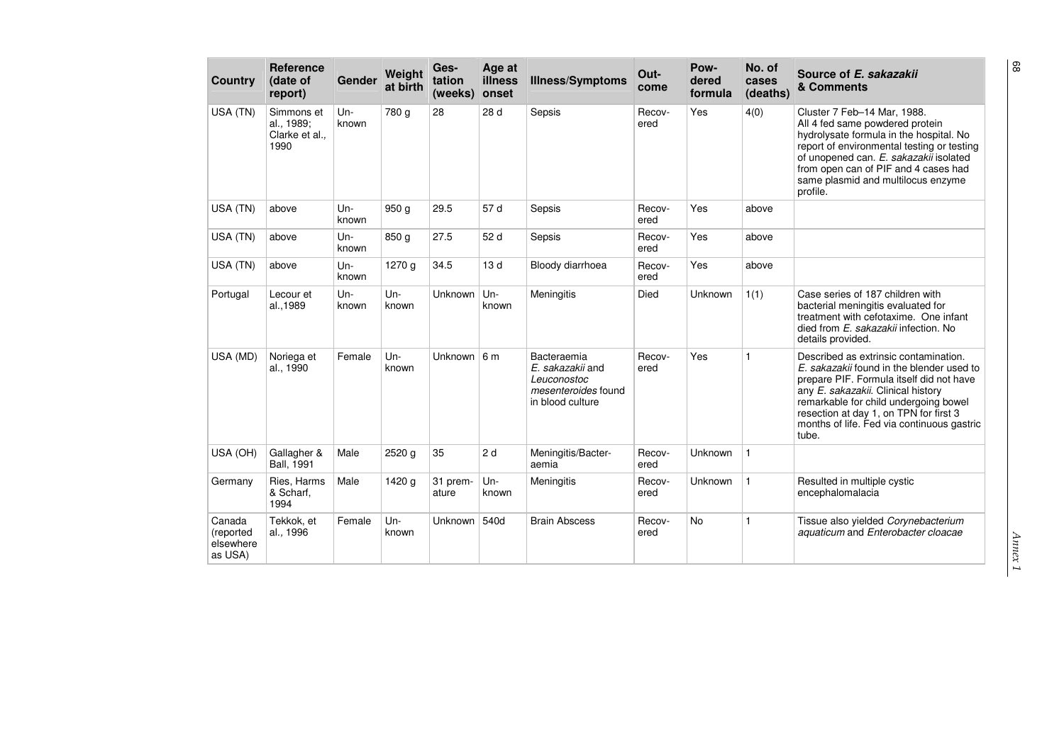| Country | Reference (date of report) | Gender | Weight at birth | Ges-tation (weeks) | Age at illness onset | Illness/Symptoms | Out-come | Pow-dered formula | No. of cases (deaths) | Source of *E. sakazakii* & Comments |
|---|---|---|---|---|---|---|---|---|---|---|
| USA (TN) | Simmons et al., 1989; Clarke et al., 1990 | Un-known | 780 g | 28 | 28 d | Sepsis | Recov-ered | Yes | 4(0) | Cluster 7 Feb–14 Mar, 1988. All 4 fed same powdered protein hydrolysate formula in the hospital. No report of environmental testing or testing of unopened can. *E. sakazakii* isolated from open can of PIF and 4 cases had same plasmid and multilocus enzyme profile. |
| USA (TN) | above | Un-known | 950 g | 29.5 | 57 d | Sepsis | Recov-ered | Yes | above | |
| USA (TN) | above | Un-known | 850 g | 27.5 | 52 d | Sepsis | Recov-ered | Yes | above | |
| USA (TN) | above | Un-known | 1270 g | 34.5 | 13 d | Bloody diarrhoea | Recov-ered | Yes | above | |
| Portugal | Lecour et al.,1989 | Un-known | Un-known | Unknown | Un-known | Meningitis | Died | Unknown | 1(1) | Case series of 187 children with bacterial meningitis evaluated for treatment with cefotaxime. One infant died from *E. sakazakii* infection. No details provided. |
| USA (MD) | Noriega et al., 1990 | Female | Un-known | Unknown | 6 m | Bacteraemia *E. sakazakii* and *Leuconostoc mesenteroides* found in blood culture | Recov-ered | Yes | 1 | Described as extrinsic contamination. *E. sakazakii* found in the blender used to prepare PIF. Formula itself did not have any *E. sakazakii*. Clinical history remarkable for child undergoing bowel resection at day 1, on TPN for first 3 months of life. Fed via continuous gastric tube. |
| USA (OH) | Gallagher & Ball, 1991 | Male | 2520 g | 35 | 2 d | Meningitis/Bacter-aemia | Recov-ered | Unknown | 1 | |
| Germany | Ries, Harms & Scharf, 1994 | Male | 1420 g | 31 prem-ature | Un-known | Meningitis | Recov-ered | Unknown | 1 | Resulted in multiple cystic encephalomalacia |
| Canada (reported elsewhere as USA) | Tekkok, et al., 1996 | Female | Un-known | Unknown | 540d | Brain Abscess | Recov-ered | No | 1 | Tissue also yielded *Corynebacterium aquaticum* and *Enterobacter cloacae* |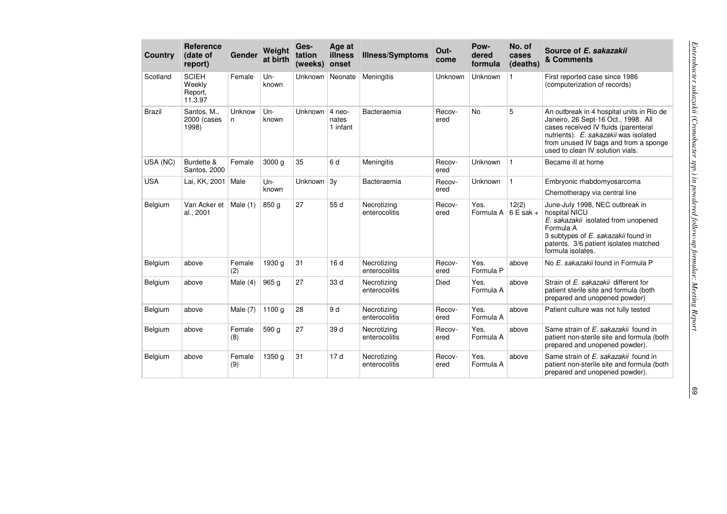| Country | Reference (date of report) | Gender | Weight at birth | Ges-tation (weeks) | Age at illness onset | Illness/Symptoms | Out-come | Pow-dered formula | No. of cases (deaths) | Source of *E. sakazakii* & Comments |
|---|---|---|---|---|---|---|---|---|---|---|
| Scotland | SCIEH Weekly Report, 11.3.97 | Female | Un-known | Unknown | Neonate | Meningitis | Unknown | Unknown | 1 | First reported case since 1986 (computerization of records) |
| Brazil | Santos, M., 2000 (cases 1998) | Unknown | Un-known | Unknown | 4 neo-nates 1 infant | Bacteraemia | Recov-ered | No | 5 | An outbreak in 4 hospital units in Rio de Janeiro, 26 Sept-16 Oct., 1998. All cases received IV fluids (parenteral nutrients). *E. sakazakii* was isolated from unused IV bags and from a sponge used to clean IV solution vials. |
| USA (NC) | Burdette & Santos, 2000 | Female | 3000 g | 35 | 6 d | Meningitis | Recov-ered | Unknown | 1 | Became ill at home |
| USA | Lai, KK, 2001 | Male | Un-known | Unknown | 3y | Bacteraemia | Recov-ered | Unknown | 1 | Embryonic rhabdomyosarcoma<br>Chemotherapy via central line |
| Belgium | Van Acker et al., 2001 | Male (1) | 850 g | 27 | 55 d | Necrotizing enterocolitis | Recov-ered | Yes. Formula A | 12(2)<br>6 E sak + | June-July 1998, NEC outbreak in hospital NICU<br>*E. sakazakii* isolated from unopened Formula A<br>3 subtypes of *E. sakazakii* found in patents. 3/6 patient isolates matched formula isolates. |
| Belgium | above | Female (2) | 1930 g | 31 | 16 d | Necrotizing enterocolitis | Recov-ered | Yes. Formula P | above | No *E. sakazakii* found in Formula P |
| Belgium | above | Male (4) | 965 g | 27 | 33 d | Necrotizing enterocolitis | Died | Yes. Formula A | above | Strain of *E. sakazakii* different for patient sterile site and formula (both prepared and unopened powder) |
| Belgium | above | Male (7) | 1100 g | 28 | 9 d | Necrotizing enterocolitis | Recov-ered | Yes. Formula A | above | Patient culture was not fully tested |
| Belgium | above | Female (8) | 590 g | 27 | 39 d | Necrotizing enterocolitis | Recov-ered | Yes. Formula A | above | Same strain of *E. sakazakii* found in patient non-sterile site and formula (both prepared and unopened powder). |
| Belgium | above | Female (9) | 1350 g | 31 | 17 d | Necrotizing enterocolitis | Recov-ered | Yes. Formula A | above | Same strain of *E. sakazakii* found in patient non-sterile site and formula (both prepared and unopened powder). |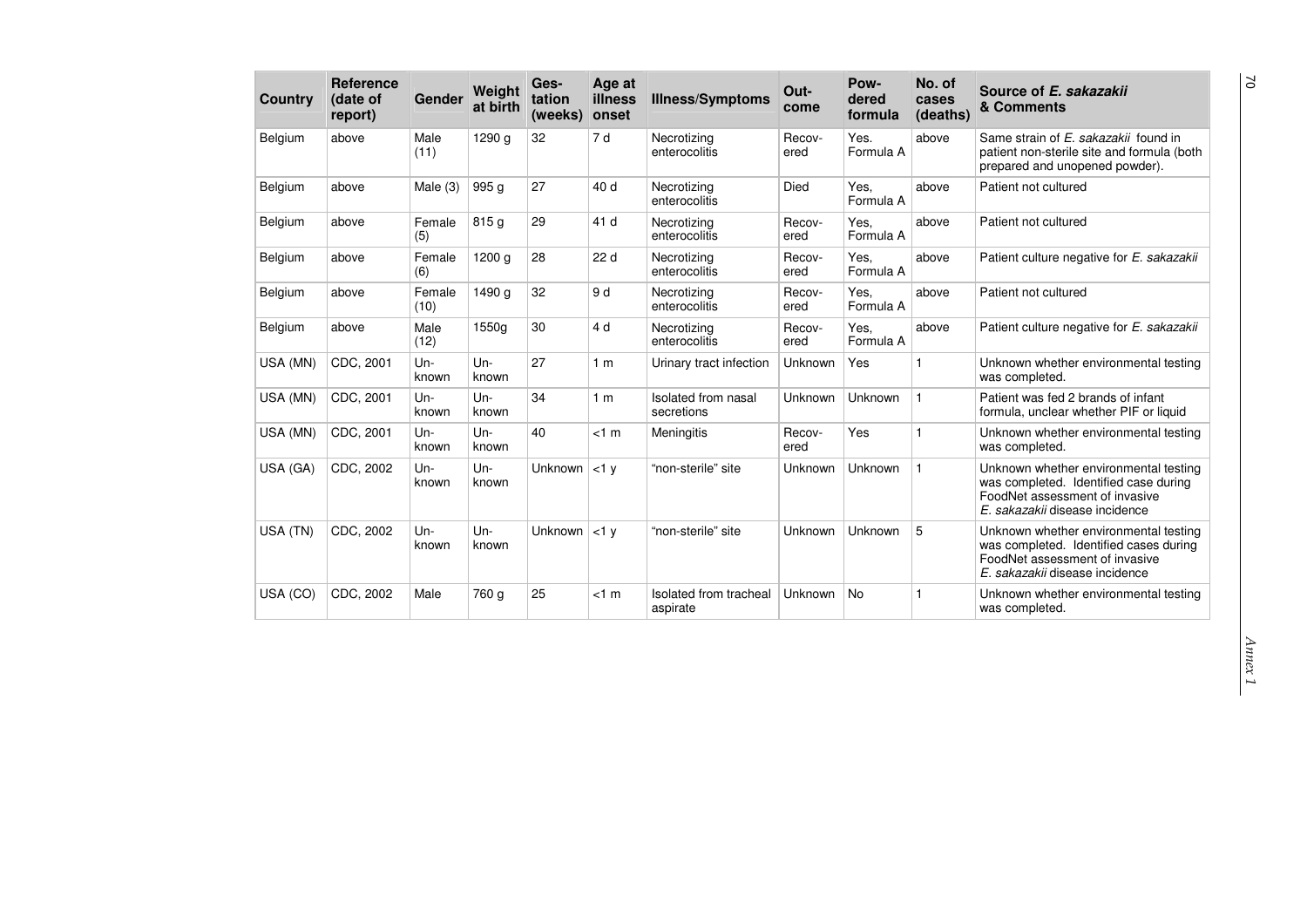| Country | Reference (date of report) | Gender | Weight at birth | Gestation (weeks) | Age at illness onset | Illness/Symptoms | Outcome | Powdered formula | No. of cases (deaths) | Source of *E. sakazakii* & Comments |
|---|---|---|---|---|---|---|---|---|---|---|
| Belgium | above | Male (11) | 1290 g | 32 | 7 d | Necrotizing enterocolitis | Recovered | Yes. Formula A | above | Same strain of *E. sakazakii* found in patient non-sterile site and formula (both prepared and unopened powder). |
| Belgium | above | Male (3) | 995 g | 27 | 40 d | Necrotizing enterocolitis | Died | Yes, Formula A | above | Patient not cultured |
| Belgium | above | Female (5) | 815 g | 29 | 41 d | Necrotizing enterocolitis | Recovered | Yes, Formula A | above | Patient not cultured |
| Belgium | above | Female (6) | 1200 g | 28 | 22 d | Necrotizing enterocolitis | Recovered | Yes, Formula A | above | Patient culture negative for *E. sakazakii* |
| Belgium | above | Female (10) | 1490 g | 32 | 9 d | Necrotizing enterocolitis | Recovered | Yes, Formula A | above | Patient not cultured |
| Belgium | above | Male (12) | 1550g | 30 | 4 d | Necrotizing enterocolitis | Recovered | Yes, Formula A | above | Patient culture negative for *E. sakazakii* |
| USA (MN) | CDC, 2001 | Unknown | Unknown | 27 | 1 m | Urinary tract infection | Unknown | Yes | 1 | Unknown whether environmental testing was completed. |
| USA (MN) | CDC, 2001 | Unknown | Unknown | 34 | 1 m | Isolated from nasal secretions | Unknown | Unknown | 1 | Patient was fed 2 brands of infant formula, unclear whether PIF or liquid |
| USA (MN) | CDC, 2001 | Unknown | Unknown | 40 | <1 m | Meningitis | Recovered | Yes | 1 | Unknown whether environmental testing was completed. |
| USA (GA) | CDC, 2002 | Unknown | Unknown | Unknown | <1 y | "non-sterile" site | Unknown | Unknown | 1 | Unknown whether environmental testing was completed. Identified case during FoodNet assessment of invasive *E. sakazakii* disease incidence |
| USA (TN) | CDC, 2002 | Unknown | Unknown | Unknown | <1 y | "non-sterile" site | Unknown | Unknown | 5 | Unknown whether environmental testing was completed. Identified cases during FoodNet assessment of invasive *E. sakazakii* disease incidence |
| USA (CO) | CDC, 2002 | Male | 760 g | 25 | <1 m | Isolated from tracheal aspirate | Unknown | No | 1 | Unknown whether environmental testing was completed. |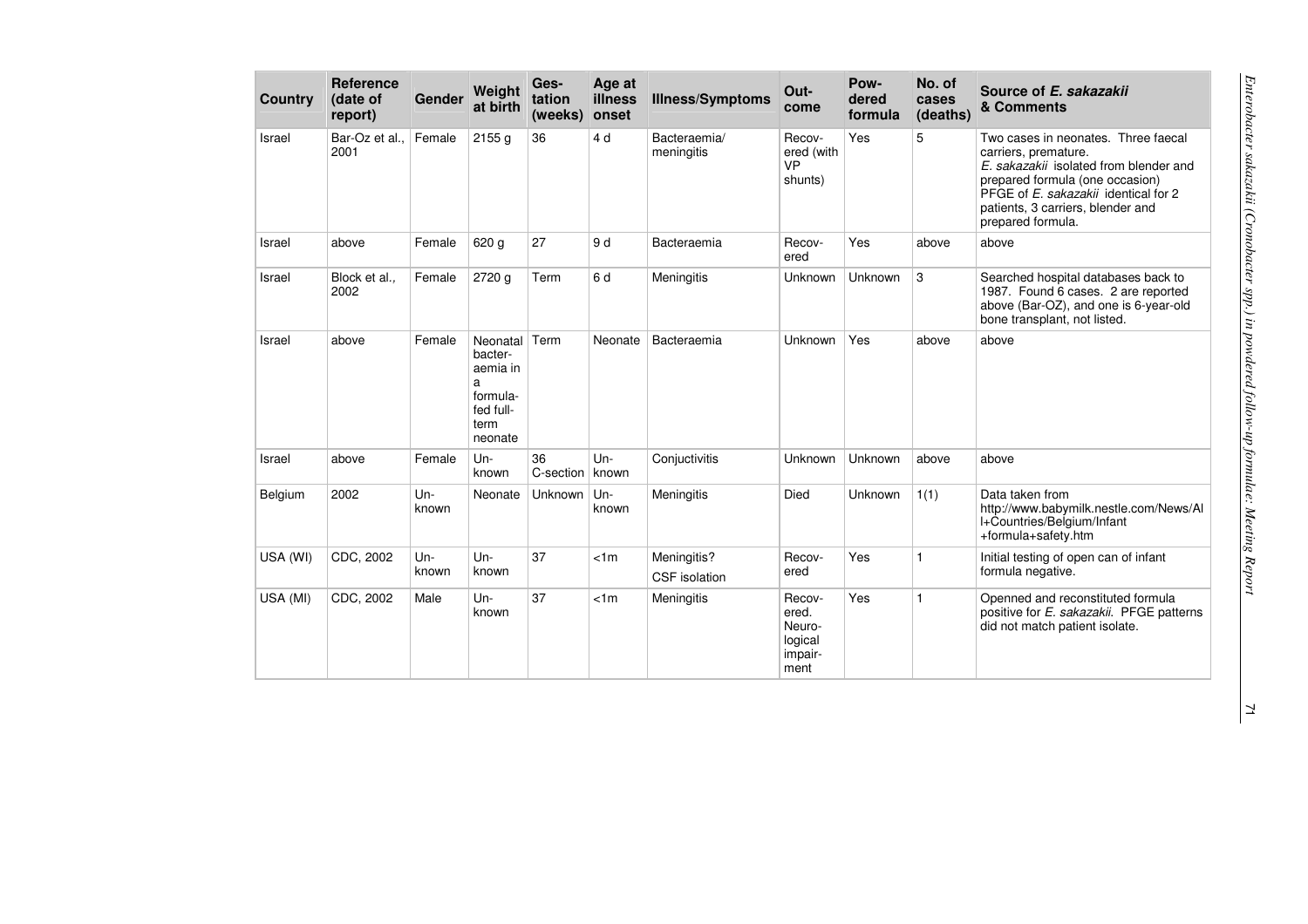| Country | Reference (date of report) | Gender | Weight at birth | Gestation (weeks) | Age at illness onset | Illness/Symptoms | Outcome | Powdered formula | No. of cases (deaths) | Source of *E. sakazakii* & Comments |
|---|---|---|---|---|---|---|---|---|---|---|
| Israel | Bar-Oz et al., 2001 | Female | 2155 g | 36 | 4 d | Bacteraemia/ meningitis | Recovered (with VP shunts) | Yes | 5 | Two cases in neonates. Three faecal carriers, premature. *E. sakazakii* isolated from blender and prepared formula (one occasion) PFGE of *E. sakazakii* identical for 2 patients, 3 carriers, blender and prepared formula. |
| Israel | above | Female | 620 g | 27 | 9 d | Bacteraemia | Recovered | Yes | above | above |
| Israel | Block et al., 2002 | Female | 2720 g | Term | 6 d | Meningitis | Unknown | Unknown | 3 | Searched hospital databases back to 1987. Found 6 cases. 2 are reported above (Bar-OZ), and one is 6-year-old bone transplant, not listed. |
| Israel | above | Female | Neonatal bacteraemia in a formula-fed full-term neonate | Term | Neonate | Bacteraemia | Unknown | Yes | above | above |
| Israel | above | Female | Unknown | 36 C-section | Unknown | Conjuctivitis | Unknown | Unknown | above | above |
| Belgium | 2002 | Unknown | Neonate | Unknown | Unknown | Meningitis | Died | Unknown | 1(1) | Data taken from http://www.babymilk.nestle.com/News/All+Countries/Belgium/Infant+formula+safety.htm |
| USA (WI) | CDC, 2002 | Unknown | Unknown | 37 | <1m | Meningitis? CSF isolation | Recovered | Yes | 1 | Initial testing of open can of infant formula negative. |
| USA (MI) | CDC, 2002 | Male | Unknown | 37 | <1m | Meningitis | Recovered. Neurological impairment | Yes | 1 | Openned and reconstituted formula positive for *E. sakazakii*. PFGE patterns did not match patient isolate. |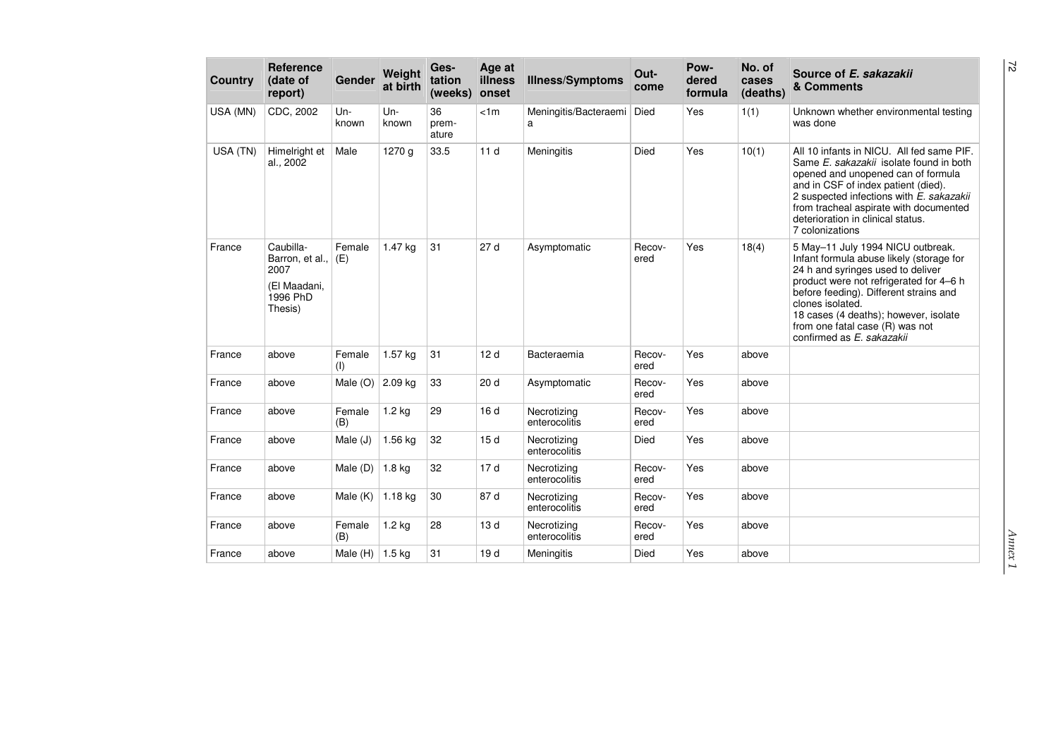| Country | Reference (date of report) | Gender | Weight at birth | Gestation (weeks) | Age at illness onset | Illness/Symptoms | Outcome | Powdered formula | No. of cases (deaths) | Source of *E. sakazakii* & Comments |
|---|---|---|---|---|---|---|---|---|---|---|
| USA (MN) | CDC, 2002 | Unknown | Unknown | 36 premature | <1m | Meningitis/Bacteraemia | Died | Yes | 1(1) | Unknown whether environmental testing was done |
| USA (TN) | Himelright et al., 2002 | Male | 1270 g | 33.5 | 11 d | Meningitis | Died | Yes | 10(1) | All 10 infants in NICU. All fed same PIF. Same *E. sakazakii* isolate found in both opened and unopened can of formula and in CSF of index patient (died). 2 suspected infections with *E. sakazakii* from tracheal aspirate with documented deterioration in clinical status. 7 colonizations |
| France | Caubilla-Barron, et al., 2007 (El Maadani, 1996 PhD Thesis) | Female (E) | 1.47 kg | 31 | 27 d | Asymptomatic | Recovered | Yes | 18(4) | 5 May–11 July 1994 NICU outbreak. Infant formula abuse likely (storage for 24 h and syringes used to deliver product were not refrigerated for 4–6 h before feeding). Different strains and clones isolated. 18 cases (4 deaths); however, isolate from one fatal case (R) was not confirmed as *E. sakazakii* |
| France | above | Female (I) | 1.57 kg | 31 | 12 d | Bacteraemia | Recovered | Yes | above | |
| France | above | Male (O) | 2.09 kg | 33 | 20 d | Asymptomatic | Recovered | Yes | above | |
| France | above | Female (B) | 1.2 kg | 29 | 16 d | Necrotizing enterocolitis | Recovered | Yes | above | |
| France | above | Male (J) | 1.56 kg | 32 | 15 d | Necrotizing enterocolitis | Died | Yes | above | |
| France | above | Male (D) | 1.8 kg | 32 | 17 d | Necrotizing enterocolitis | Recovered | Yes | above | |
| France | above | Male (K) | 1.18 kg | 30 | 87 d | Necrotizing enterocolitis | Recovered | Yes | above | |
| France | above | Female (B) | 1.2 kg | 28 | 13 d | Necrotizing enterocolitis | Recovered | Yes | above | |
| France | above | Male (H) | 1.5 kg | 31 | 19 d | Meningitis | Died | Yes | above | |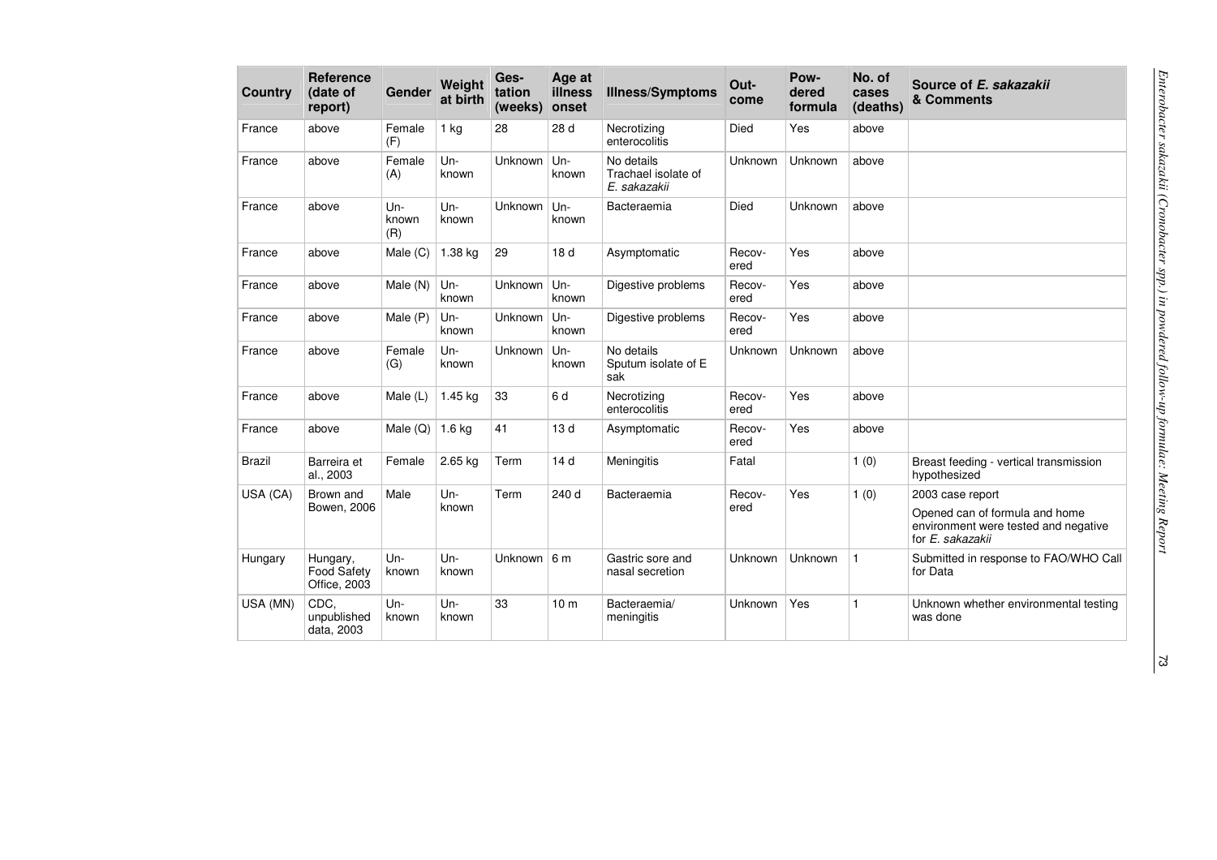| Country | Reference (date of report) | Gender | Weight at birth | Gestation (weeks) | Age at illness onset | Illness/Symptoms | Outcome | Powdered formula | No. of cases (deaths) | Source of *E. sakazakii* & Comments |
|---|---|---|---|---|---|---|---|---|---|---|
| France | above | Female (F) | 1 kg | 28 | 28 d | Necrotizing enterocolitis | Died | Yes | above | |
| France | above | Female (A) | Unknown | Unknown | Unknown | No details Trachael isolate of *E. sakazakii* | Unknown | Unknown | above | |
| France | above | Unknown (R) | Unknown | Unknown | Unknown | Bacteraemia | Died | Unknown | above | |
| France | above | Male (C) | 1.38 kg | 29 | 18 d | Asymptomatic | Recovered | Yes | above | |
| France | above | Male (N) | Unknown | Unknown | Unknown | Digestive problems | Recovered | Yes | above | |
| France | above | Male (P) | Unknown | Unknown | Unknown | Digestive problems | Recovered | Yes | above | |
| France | above | Female (G) | Unknown | Unknown | Unknown | No details Sputum isolate of E sak | Unknown | Unknown | above | |
| France | above | Male (L) | 1.45 kg | 33 | 6 d | Necrotizing enterocolitis | Recovered | Yes | above | |
| France | above | Male (Q) | 1.6 kg | 41 | 13 d | Asymptomatic | Recovered | Yes | above | |
| Brazil | Barreira et al., 2003 | Female | 2.65 kg | Term | 14 d | Meningitis | Fatal | | 1 (0) | Breast feeding - vertical transmission hypothesized |
| USA (CA) | Brown and Bowen, 2006 | Male | Unknown | Term | 240 d | Bacteraemia | Recovered | Yes | 1 (0) | 2003 case report<br>Opened can of formula and home environment were tested and negative for *E. sakazakii* |
| Hungary | Hungary, Food Safety Office, 2003 | Unknown | Unknown | Unknown | 6 m | Gastric sore and nasal secretion | Unknown | Unknown | 1 | Submitted in response to FAO/WHO Call for Data |
| USA (MN) | CDC, unpublished data, 2003 | Unknown | Unknown | 33 | 10 m | Bacteraemia/ meningitis | Unknown | Yes | 1 | Unknown whether environmental testing was done |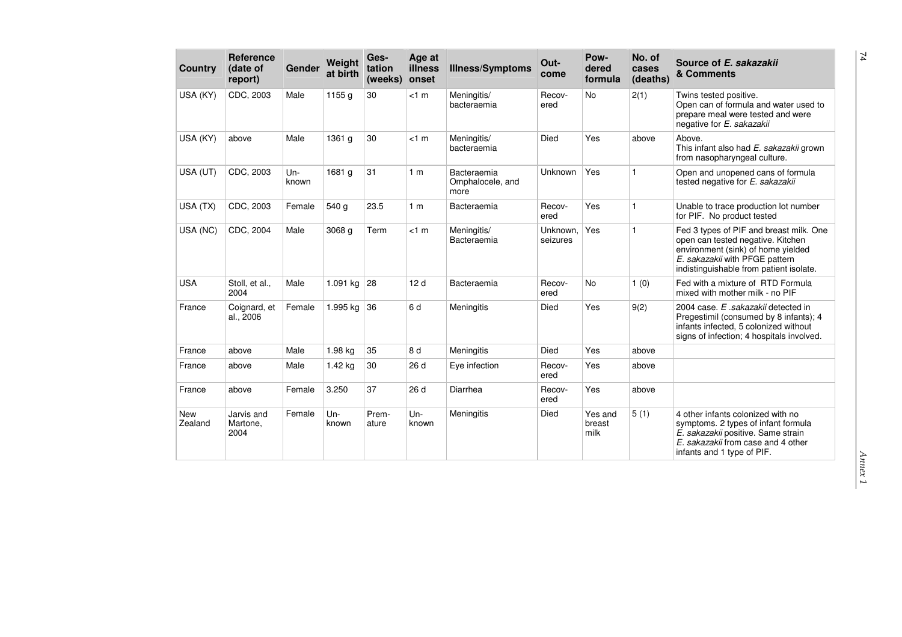| Country | Reference (date of report) | Gender | Weight at birth | Ges-tation (weeks) | Age at illness onset | Illness/Symptoms | Out-come | Pow-dered formula | No. of cases (deaths) | Source of *E. sakazakii* & Comments |
|---|---|---|---|---|---|---|---|---|---|---|
| USA (KY) | CDC, 2003 | Male | 1155 g | 30 | <1 m | Meningitis/ bacteraemia | Recov-ered | No | 2(1) | Twins tested positive. Open can of formula and water used to prepare meal were tested and were negative for *E. sakazakii* |
| USA (KY) | above | Male | 1361 g | 30 | <1 m | Meningitis/ bacteraemia | Died | Yes | above | Above. This infant also had *E. sakazakii* grown from nasopharyngeal culture. |
| USA (UT) | CDC, 2003 | Un-known | 1681 g | 31 | 1 m | Bacteraemia Omphalocele, and more | Unknown | Yes | 1 | Open and unopened cans of formula tested negative for *E. sakazakii* |
| USA (TX) | CDC, 2003 | Female | 540 g | 23.5 | 1 m | Bacteraemia | Recov-ered | Yes | 1 | Unable to trace production lot number for PIF. No product tested |
| USA (NC) | CDC, 2004 | Male | 3068 g | Term | <1 m | Meningitis/ Bacteraemia | Unknown, seizures | Yes | 1 | Fed 3 types of PIF and breast milk. One open can tested negative. Kitchen environment (sink) of home yielded *E. sakazakii* with PFGE pattern indistinguishable from patient isolate. |
| USA | Stoll, et al., 2004 | Male | 1.091 kg | 28 | 12 d | Bacteraemia | Recov-ered | No | 1 (0) | Fed with a mixture of RTD Formula mixed with mother milk - no PIF |
| France | Coignard, et al., 2006 | Female | 1.995 kg | 36 | 6 d | Meningitis | Died | Yes | 9(2) | 2004 case. *E .sakazakii* detected in Pregestimil (consumed by 8 infants); 4 infants infected, 5 colonized without signs of infection; 4 hospitals involved. |
| France | above | Male | 1.98 kg | 35 | 8 d | Meningitis | Died | Yes | above | |
| France | above | Male | 1.42 kg | 30 | 26 d | Eye infection | Recov-ered | Yes | above | |
| France | above | Female | 3.250 | 37 | 26 d | Diarrhea | Recov-ered | Yes | above | |
| New Zealand | Jarvis and Martone, 2004 | Female | Un-known | Prem-ature | Un-known | Meningitis | Died | Yes and breast milk | 5 (1) | 4 other infants colonized with no symptoms. 2 types of infant formula *E. sakazakii* positive. Same strain *E. sakazakii* from case and 4 other infants and 1 type of PIF. |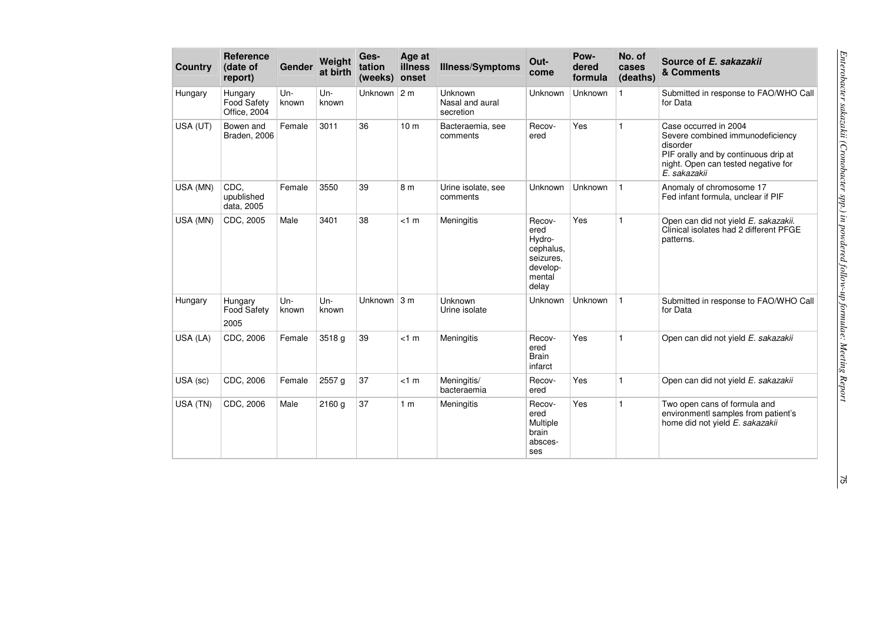| Country | Reference (date of report) | Gender | Weight at birth | Ges-tation (weeks) | Age at illness onset | Illness/Symptoms | Out-come | Pow-dered formula | No. of cases (deaths) | Source of *E. sakazakii* & Comments |
|---|---|---|---|---|---|---|---|---|---|---|
| Hungary | Hungary Food Safety Office, 2004 | Un-known | Un-known | Unknown | 2 m | Unknown Nasal and aural secretion | Unknown | Unknown | 1 | Submitted in response to FAO/WHO Call for Data |
| USA (UT) | Bowen and Braden, 2006 | Female | 3011 | 36 | 10 m | Bacteraemia, see comments | Recov-ered | Yes | 1 | Case occurred in 2004 Severe combined immunodeficiency disorder PIF orally and by continuous drip at night. Open can tested negative for *E. sakazakii* |
| USA (MN) | CDC, upublished data, 2005 | Female | 3550 | 39 | 8 m | Urine isolate, see comments | Unknown | Unknown | 1 | Anomaly of chromosome 17 Fed infant formula, unclear if PIF |
| USA (MN) | CDC, 2005 | Male | 3401 | 38 | <1 m | Meningitis | Recov-ered Hydro-cephalus, seizures, develop-mental delay | Yes | 1 | Open can did not yield *E. sakazakii*. Clinical isolates had 2 different PFGE patterns. |
| Hungary | Hungary Food Safety 2005 | Un-known | Un-known | Unknown | 3 m | Unknown Urine isolate | Unknown | Unknown | 1 | Submitted in response to FAO/WHO Call for Data |
| USA (LA) | CDC, 2006 | Female | 3518 g | 39 | <1 m | Meningitis | Recov-ered Brain infarct | Yes | 1 | Open can did not yield *E. sakazakii* |
| USA (sc) | CDC, 2006 | Female | 2557 g | 37 | <1 m | Meningitis/ bacteraemia | Recov-ered | Yes | 1 | Open can did not yield *E. sakazakii* |
| USA (TN) | CDC, 2006 | Male | 2160 g | 37 | 1 m | Meningitis | Recov-ered Multiple brain absces-ses | Yes | 1 | Two open cans of formula and environmentl samples from patient's home did not yield *E. sakazakii* |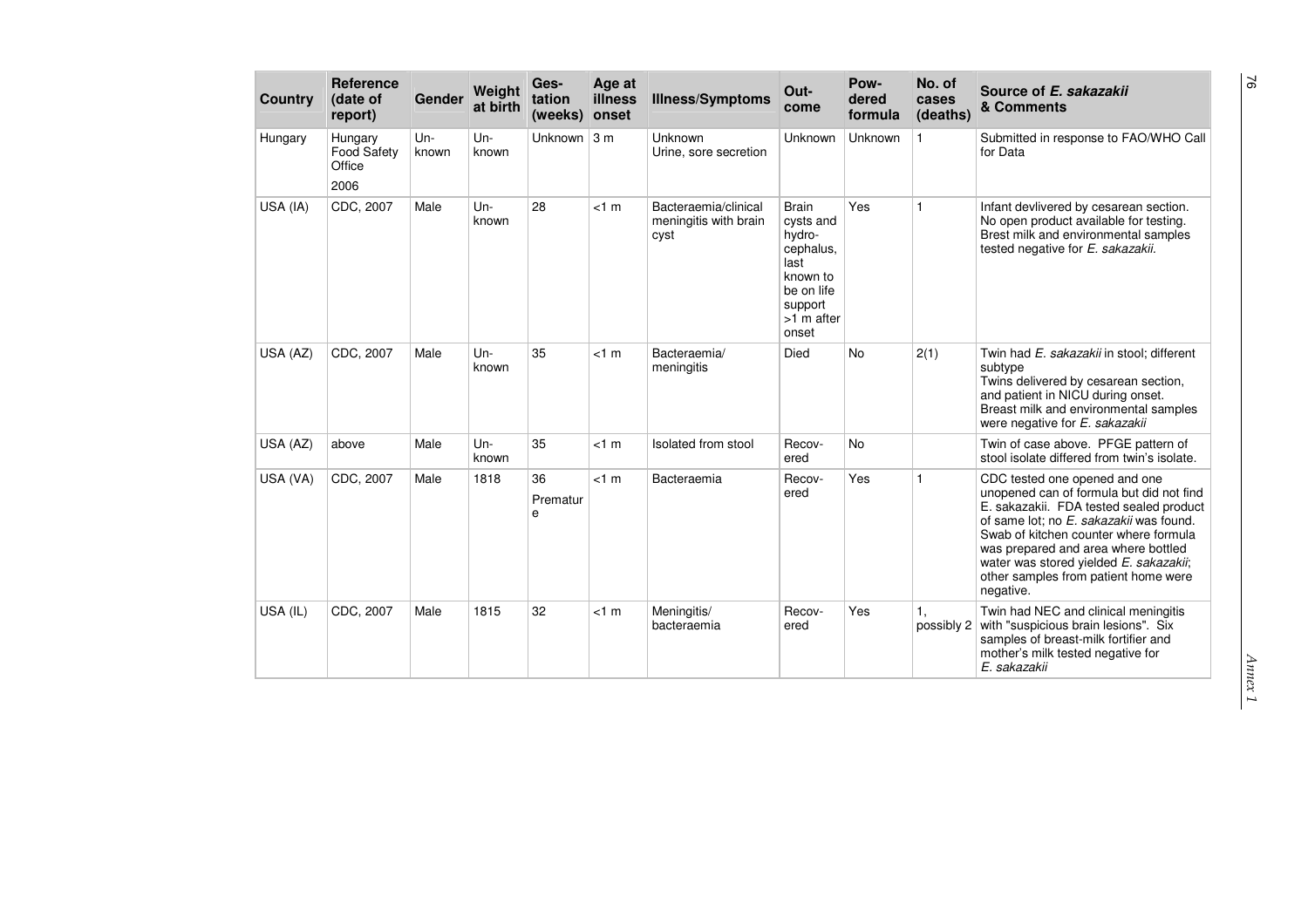| Country | Reference (date of report) | Gender | Weight at birth | Ges-tation (weeks) | Age at illness onset | Illness/Symptoms | Out-come | Pow-dered formula | No. of cases (deaths) | Source of *E. sakazakii* & Comments |
|---|---|---|---|---|---|---|---|---|---|---|
| Hungary | Hungary Food Safety Office 2006 | Un-known | Un-known | Unknown | 3 m | Unknown Urine, sore secretion | Unknown | Unknown | 1 | Submitted in response to FAO/WHO Call for Data |
| USA (IA) | CDC, 2007 | Male | Un-known | 28 | <1 m | Bacteraemia/clinical meningitis with brain cyst | Brain cysts and hydro-cephalus, last known to be on life support >1 m after onset | Yes | 1 | Infant devlivered by cesarean section. No open product available for testing. Brest milk and environmental samples tested negative for *E. sakazakii.* |
| USA (AZ) | CDC, 2007 | Male | Un-known | 35 | <1 m | Bacteraemia/ meningitis | Died | No | 2(1) | Twin had *E. sakazakii* in stool; different subtype Twins delivered by cesarean section, and patient in NICU during onset. Breast milk and environmental samples were negative for *E. sakazakii* |
| USA (AZ) | above | Male | Un-known | 35 | <1 m | Isolated from stool | Recov-ered | No | | Twin of case above. PFGE pattern of stool isolate differed from twin's isolate. |
| USA (VA) | CDC, 2007 | Male | 1818 | 36 Prematur e | <1 m | Bacteraemia | Recov-ered | Yes | 1 | CDC tested one opened and one unopened can of formula but did not find E. sakazakii. FDA tested sealed product of same lot; no *E. sakazakii* was found. Swab of kitchen counter where formula was prepared and area where bottled water was stored yielded *E. sakazakii*; other samples from patient home were negative. |
| USA (IL) | CDC, 2007 | Male | 1815 | 32 | <1 m | Meningitis/ bacteraemia | Recov-ered | Yes | 1, possibly 2 | Twin had NEC and clinical meningitis with "suspicious brain lesions". Six samples of breast-milk fortifier and mother's milk tested negative for *E. sakazakii* |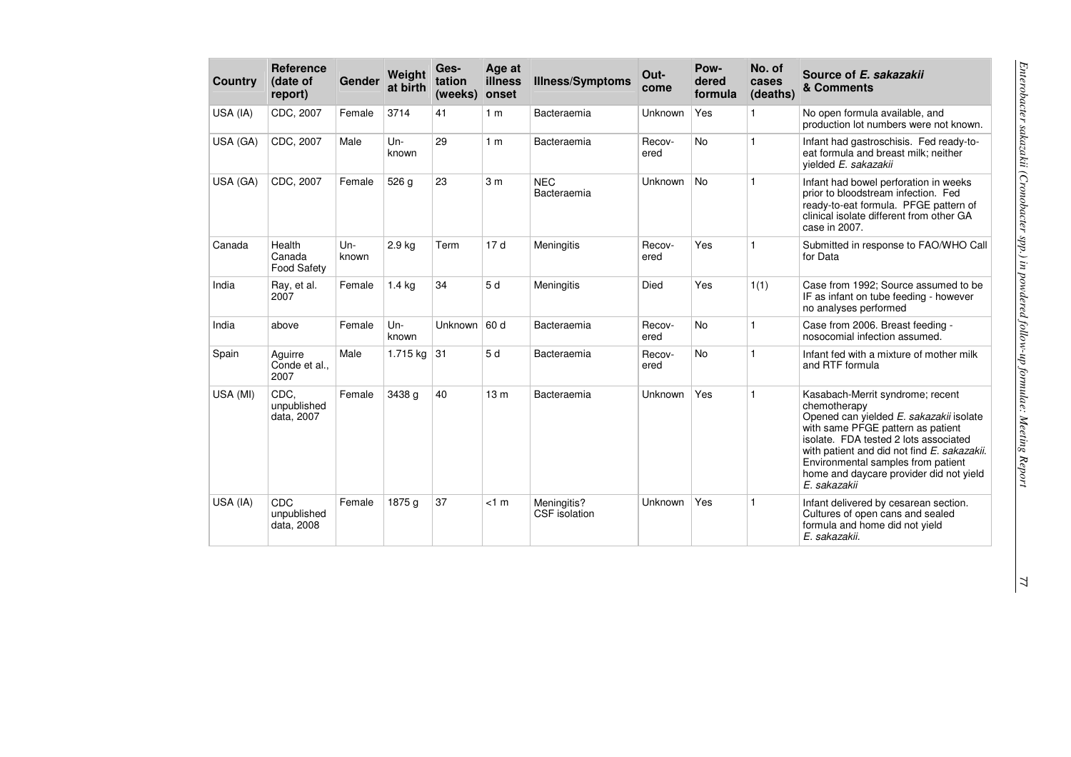| Country | Reference (date of report) | Gender | Weight at birth | Ges-tation (weeks) | Age at illness onset | Illness/Symptoms | Out-come | Pow-dered formula | No. of cases (deaths) | Source of *E. sakazakii* & Comments |
|---|---|---|---|---|---|---|---|---|---|---|
| USA (IA) | CDC, 2007 | Female | 3714 | 41 | 1 m | Bacteraemia | Unknown | Yes | 1 | No open formula available, and production lot numbers were not known. |
| USA (GA) | CDC, 2007 | Male | Un-known | 29 | 1 m | Bacteraemia | Recov-ered | No | 1 | Infant had gastroschisis. Fed ready-to-eat formula and breast milk; neither yielded *E. sakazakii* |
| USA (GA) | CDC, 2007 | Female | 526 g | 23 | 3 m | NEC Bacteraemia | Unknown | No | 1 | Infant had bowel perforation in weeks prior to bloodstream infection. Fed ready-to-eat formula. PFGE pattern of clinical isolate different from other GA case in 2007. |
| Canada | Health Canada Food Safety | Un-known | 2.9 kg | Term | 17 d | Meningitis | Recov-ered | Yes | 1 | Submitted in response to FAO/WHO Call for Data |
| India | Ray, et al. 2007 | Female | 1.4 kg | 34 | 5 d | Meningitis | Died | Yes | 1(1) | Case from 1992; Source assumed to be IF as infant on tube feeding - however no analyses performed |
| India | above | Female | Un-known | Unknown | 60 d | Bacteraemia | Recov-ered | No | 1 | Case from 2006. Breast feeding - nosocomial infection assumed. |
| Spain | Aguirre Conde et al., 2007 | Male | 1.715 kg | 31 | 5 d | Bacteraemia | Recov-ered | No | 1 | Infant fed with a mixture of mother milk and RTF formula |
| USA (MI) | CDC, unpublished data, 2007 | Female | 3438 g | 40 | 13 m | Bacteraemia | Unknown | Yes | 1 | Kasabach-Merrit syndrome; recent chemotherapy Opened can yielded *E. sakazakii* isolate with same PFGE pattern as patient isolate. FDA tested 2 lots associated with patient and did not find *E. sakazakii.* Environmental samples from patient home and daycare provider did not yield *E. sakazakii* |
| USA (IA) | CDC unpublished data, 2008 | Female | 1875 g | 37 | <1 m | Meningitis? CSF isolation | Unknown | Yes | 1 | Infant delivered by cesarean section. Cultures of open cans and sealed formula and home did not yield *E. sakazakii.* |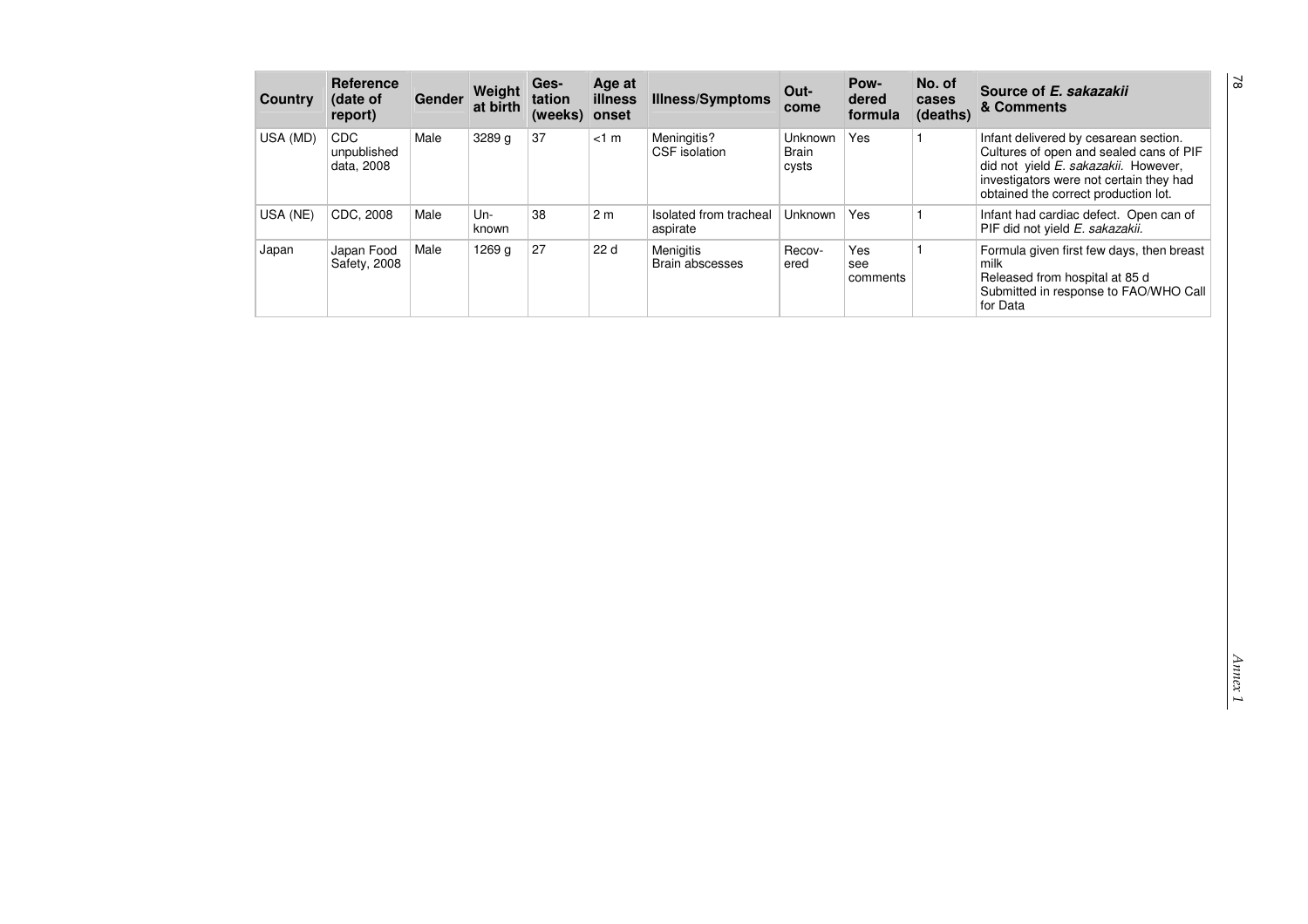| Country | Reference (date of report) | Gender | Weight at birth | Ges-tation (weeks) | Age at illness onset | Illness/Symptoms | Out-come | Pow-dered formula | No. of cases (deaths) | Source of *E. sakazakii* & Comments |
|---|---|---|---|---|---|---|---|---|---|---|
| USA (MD) | CDC unpublished data, 2008 | Male | 3289 g | 37 | <1 m | Meningitis? CSF isolation | Unknown Brain cysts | Yes | 1 | Infant delivered by cesarean section. Cultures of open and sealed cans of PIF did not yield *E. sakazakii*. However, investigators were not certain they had obtained the correct production lot. |
| USA (NE) | CDC, 2008 | Male | Un-known | 38 | 2 m | Isolated from tracheal aspirate | Unknown | Yes | 1 | Infant had cardiac defect. Open can of PIF did not yield *E. sakazakii*. |
| Japan | Japan Food Safety, 2008 | Male | 1269 g | 27 | 22 d | Menigitis Brain abscesses | Recov-ered | Yes see comments | 1 | Formula given first few days, then breast milk<br>Released from hospital at 85 d<br>Submitted in response to FAO/WHO Call for Data |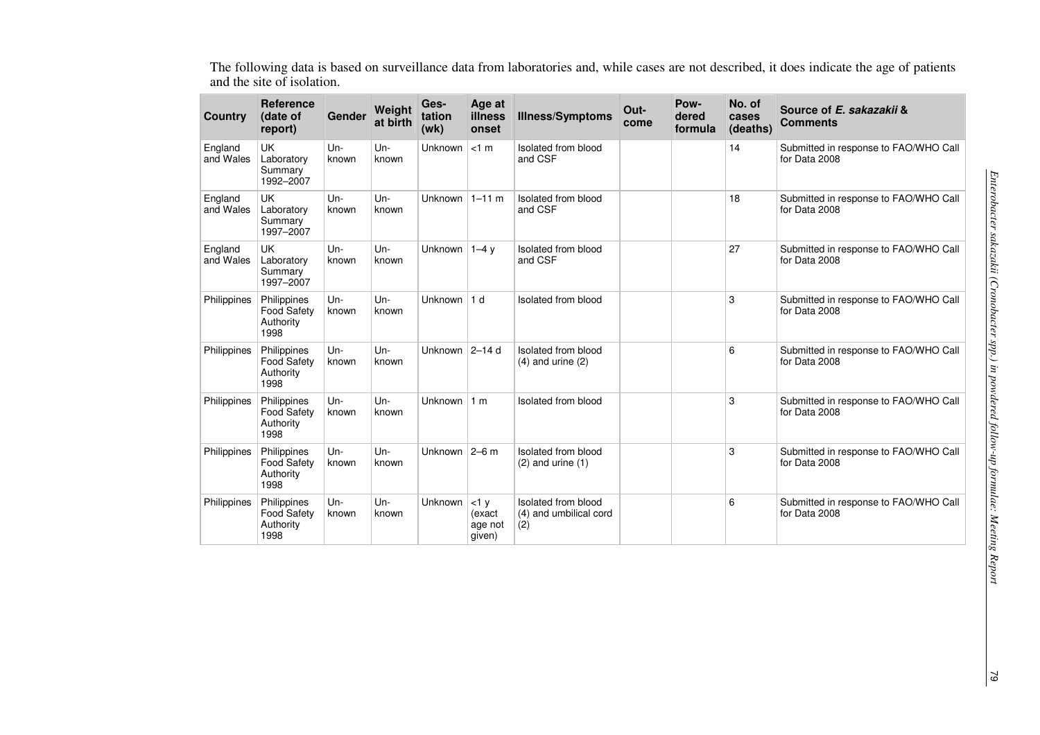The following data is based on surveillance data from laboratories and, while cases are not described, it does indicate the age of patients and the site of isolation.

| Country | Reference (date of report) | Gender | Weight at birth | Gestation (wk) | Age at illness onset | Illness/Symptoms | Outcome | Powdered formula | No. of cases (deaths) | Source of *E. sakazakii* & Comments |
|---|---|---|---|---|---|---|---|---|---|---|
| England and Wales | UK Laboratory Summary 1992–2007 | Unknown | Unknown | Unknown | <1 m | Isolated from blood and CSF | | | 14 | Submitted in response to FAO/WHO Call for Data 2008 |
| England and Wales | UK Laboratory Summary 1997–2007 | Unknown | Unknown | Unknown | 1–11 m | Isolated from blood and CSF | | | 18 | Submitted in response to FAO/WHO Call for Data 2008 |
| England and Wales | UK Laboratory Summary 1997–2007 | Unknown | Unknown | Unknown | 1–4 y | Isolated from blood and CSF | | | 27 | Submitted in response to FAO/WHO Call for Data 2008 |
| Philippines | Philippines Food Safety Authority 1998 | Unknown | Unknown | Unknown | 1 d | Isolated from blood | | | 3 | Submitted in response to FAO/WHO Call for Data 2008 |
| Philippines | Philippines Food Safety Authority 1998 | Unknown | Unknown | Unknown | 2–14 d | Isolated from blood (4) and urine (2) | | | 6 | Submitted in response to FAO/WHO Call for Data 2008 |
| Philippines | Philippines Food Safety Authority 1998 | Unknown | Unknown | Unknown | 1 m | Isolated from blood | | | 3 | Submitted in response to FAO/WHO Call for Data 2008 |
| Philippines | Philippines Food Safety Authority 1998 | Unknown | Unknown | Unknown | 2–6 m | Isolated from blood (2) and urine (1) | | | 3 | Submitted in response to FAO/WHO Call for Data 2008 |
| Philippines | Philippines Food Safety Authority 1998 | Unknown | Unknown | Unknown | <1 y (exact age not given) | Isolated from blood (4) and umbilical cord (2) | | | 6 | Submitted in response to FAO/WHO Call for Data 2008 |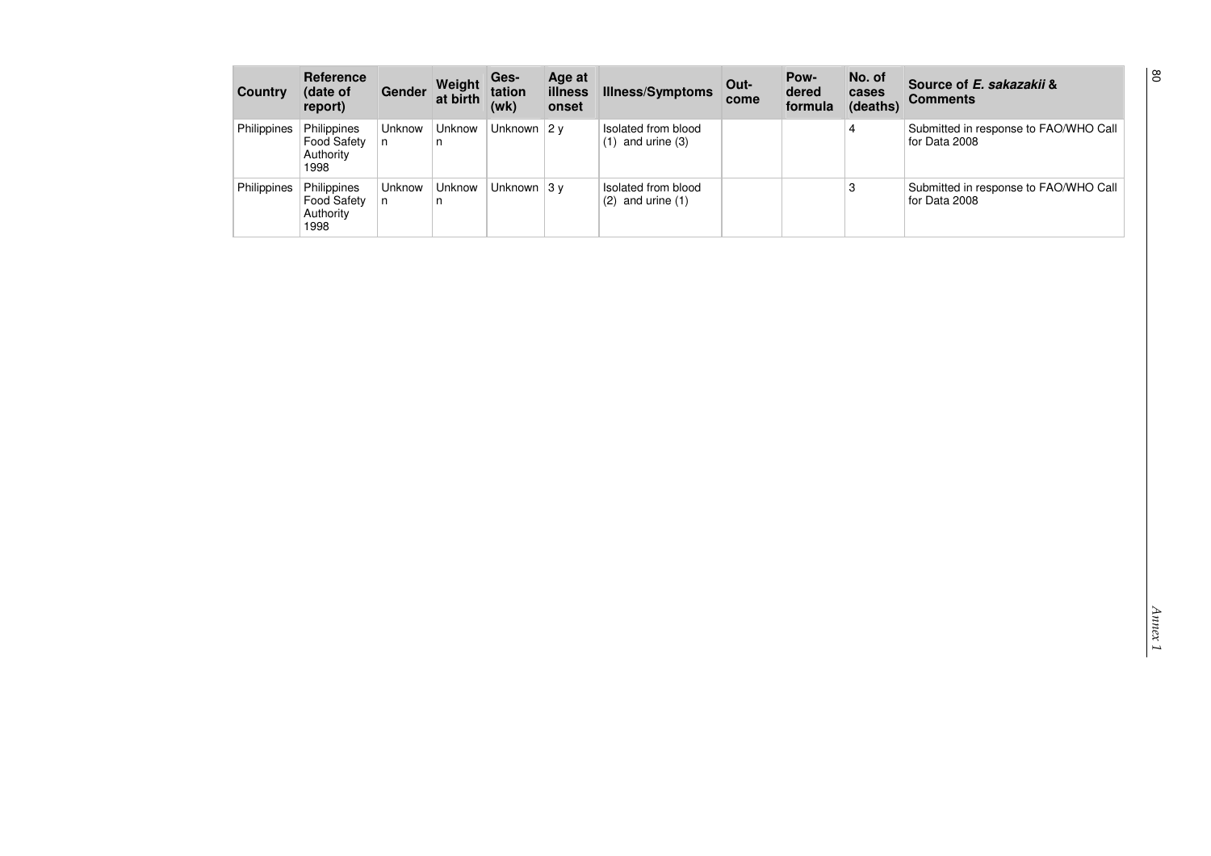| Country | Reference (date of report) | Gender | Weight at birth | Ges-tation (wk) | Age at illness onset | Illness/Symptoms | Out-come | Pow-dered formula | No. of cases (deaths) | Source of *E. sakazakii* & Comments |
|---|---|---|---|---|---|---|---|---|---|---|
| Philippines | Philippines Food Safety Authority 1998 | Unknown | Unknown | Unknown | 2 y | Isolated from blood (1) and urine (3) | | | 4 | Submitted in response to FAO/WHO Call for Data 2008 |
| Philippines | Philippines Food Safety Authority 1998 | Unknown | Unknown | Unknown | 3 y | Isolated from blood (2) and urine (1) | | | 3 | Submitted in response to FAO/WHO Call for Data 2008 |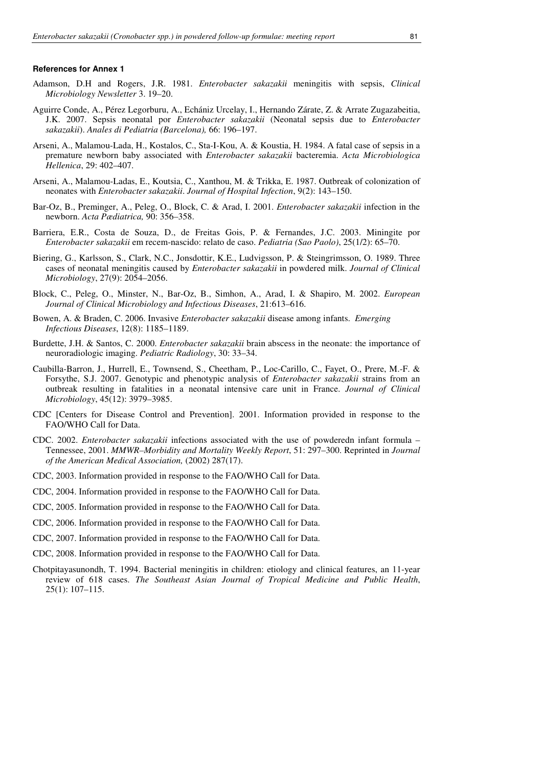**References for Annex 1**

Adamson, D.H and Rogers, J.R. 1981. *Enterobacter sakazakii* meningitis with sepsis, *Clinical Microbiology Newsletter* 3. 19–20.

Aguirre Conde, A., Pérez Legorburu, A., Echániz Urcelay, I., Hernando Zárate, Z. & Arrate Zugazabeitia, J.K. 2007. Sepsis neonatal por *Enterobacter sakazakii* (Neonatal sepsis due to *Enterobacter sakazakii*). *Anales di Pediatria (Barcelona),* 66: 196–197.

Arseni, A., Malamou-Lada, H., Kostalos, C., Sta-I-Kou, A. & Koustia, H. 1984. A fatal case of sepsis in a premature newborn baby associated with *Enterobacter sakazakii* bacteremia. *Acta Microbiologica Hellenica*, 29: 402–407.

Arseni, A., Malamou-Ladas, E., Koutsia, C., Xanthou, M. & Trikka, E. 1987. Outbreak of colonization of neonates with *Enterobacter sakazakii*. *Journal of Hospital Infection*, 9(2): 143–150.

Bar-Oz, B., Preminger, A., Peleg, O., Block, C. & Arad, I. 2001. *Enterobacter sakazakii* infection in the newborn. *Acta Pædiatrica,* 90: 356–358.

Barriera, E.R., Costa de Souza, D., de Freitas Gois, P. & Fernandes, J.C. 2003. Miningite por *Enterobacter sakazakii* em recem-nascido: relato de caso. *Pediatria (Sao Paolo)*, 25(1/2): 65–70.

Biering, G., Karlsson, S., Clark, N.C., Jonsdottir, K.E., Ludvigsson, P. & Steingrimsson, O. 1989. Three cases of neonatal meningitis caused by *Enterobacter sakazakii* in powdered milk. *Journal of Clinical Microbiology*, 27(9): 2054–2056.

Block, C., Peleg, O., Minster, N., Bar-Oz, B., Simhon, A., Arad, I. & Shapiro, M. 2002. *European Journal of Clinical Microbiology and Infectious Diseases*, 21:613–616.

Bowen, A. & Braden, C. 2006. Invasive *Enterobacter sakazakii* disease among infants. *Emerging Infectious Diseases*, 12(8): 1185–1189.

Burdette, J.H. & Santos, C. 2000. *Enterobacter sakazakii* brain abscess in the neonate: the importance of neuroradiologic imaging. *Pediatric Radiology*, 30: 33–34.

Caubilla-Barron, J., Hurrell, E., Townsend, S., Cheetham, P., Loc-Carillo, C., Fayet, O., Prere, M.-F. & Forsythe, S.J. 2007. Genotypic and phenotypic analysis of *Enterobacter sakazakii* strains from an outbreak resulting in fatalities in a neonatal intensive care unit in France. *Journal of Clinical Microbiology*, 45(12): 3979–3985.

CDC [Centers for Disease Control and Prevention]. 2001. Information provided in response to the FAO/WHO Call for Data.

CDC. 2002. *Enterobacter sakazakii* infections associated with the use of powderedn infant formula – Tennessee, 2001. *MMWR–Morbidity and Mortality Weekly Report*, 51: 297–300. Reprinted in *Journal of the American Medical Association,* (2002) 287(17).

CDC, 2003. Information provided in response to the FAO/WHO Call for Data.

CDC, 2004. Information provided in response to the FAO/WHO Call for Data.

CDC, 2005. Information provided in response to the FAO/WHO Call for Data.

CDC, 2006. Information provided in response to the FAO/WHO Call for Data.

CDC, 2007. Information provided in response to the FAO/WHO Call for Data.

CDC, 2008. Information provided in response to the FAO/WHO Call for Data.

Chotpitayasunondh, T. 1994. Bacterial meningitis in children: etiology and clinical features, an 11-year review of 618 cases. *The Southeast Asian Journal of Tropical Medicine and Public Health*, 25(1): 107–115.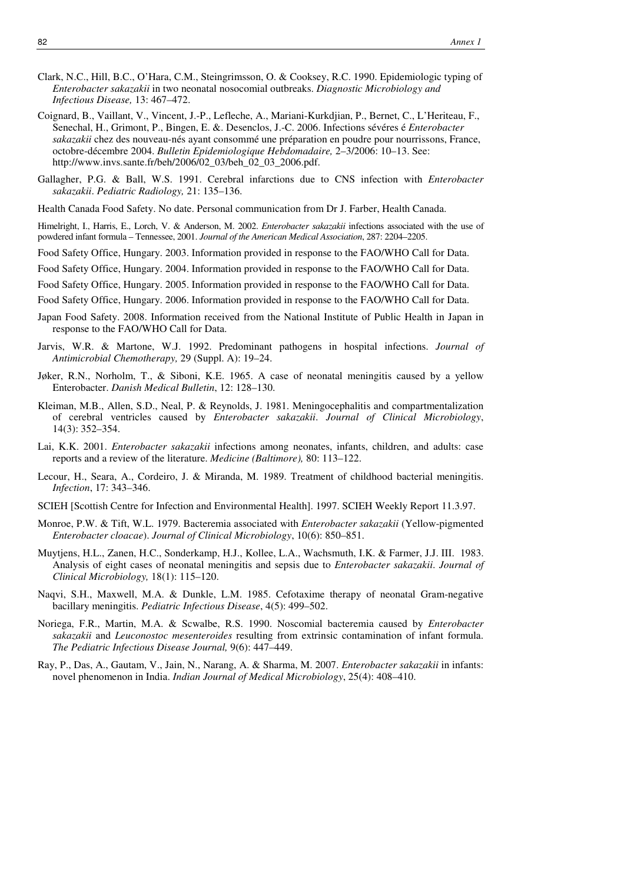Clark, N.C., Hill, B.C., O'Hara, C.M., Steingrimsson, O. & Cooksey, R.C. 1990. Epidemiologic typing of *Enterobacter sakazakii* in two neonatal nosocomial outbreaks. *Diagnostic Microbiology and Infectious Disease,* 13: 467–472.

Coignard, B., Vaillant, V., Vincent, J.-P., Lefleche, A., Mariani-Kurkdjian, P., Bernet, C., L'Heriteau, F., Senechal, H., Grimont, P., Bingen, E. &. Desenclos, J.-C. 2006. Infections sévéres é *Enterobacter sakazakii* chez des nouveau-nés ayant consommé une préparation en poudre pour nourrissons, France, octobre-décembre 2004. *Bulletin Epidemiologique Hebdomadaire,* 2–3/2006: 10–13. See: http://www.invs.sante.fr/beh/2006/02_03/beh_02_03_2006.pdf.

Gallagher, P.G. & Ball, W.S. 1991. Cerebral infarctions due to CNS infection with *Enterobacter sakazakii*. *Pediatric Radiology,* 21: 135–136.

Health Canada Food Safety. No date. Personal communication from Dr J. Farber, Health Canada.

Himelright, I., Harris, E., Lorch, V. & Anderson, M. 2002. *Enterobacter sakazakii* infections associated with the use of powdered infant formula – Tennessee, 2001. *Journal of the American Medical Association*, 287: 2204–2205.

Food Safety Office, Hungary. 2003. Information provided in response to the FAO/WHO Call for Data.

Food Safety Office, Hungary. 2004. Information provided in response to the FAO/WHO Call for Data.

Food Safety Office, Hungary. 2005. Information provided in response to the FAO/WHO Call for Data.

Food Safety Office, Hungary. 2006. Information provided in response to the FAO/WHO Call for Data.

Japan Food Safety. 2008. Information received from the National Institute of Public Health in Japan in response to the FAO/WHO Call for Data.

Jarvis, W.R. & Martone, W.J. 1992. Predominant pathogens in hospital infections. *Journal of Antimicrobial Chemotherapy,* 29 (Suppl. A): 19–24.

Jøker, R.N., Norholm, T., & Siboni, K.E. 1965. A case of neonatal meningitis caused by a yellow Enterobacter. *Danish Medical Bulletin*, 12: 128–130.

Kleiman, M.B., Allen, S.D., Neal, P. & Reynolds, J. 1981. Meningocephalitis and compartmentalization of cerebral ventricles caused by *Enterobacter sakazakii*. *Journal of Clinical Microbiology*, 14(3): 352–354.

Lai, K.K. 2001. *Enterobacter sakazakii* infections among neonates, infants, children, and adults: case reports and a review of the literature. *Medicine (Baltimore),* 80: 113–122.

Lecour, H., Seara, A., Cordeiro, J. & Miranda, M. 1989. Treatment of childhood bacterial meningitis. *Infection*, 17: 343–346.

SCIEH [Scottish Centre for Infection and Environmental Health]. 1997. SCIEH Weekly Report 11.3.97.

Monroe, P.W. & Tift, W.L. 1979. Bacteremia associated with *Enterobacter sakazakii* (Yellow-pigmented *Enterobacter cloacae*). *Journal of Clinical Microbiology*, 10(6): 850–851.

Muytjens, H.L., Zanen, H.C., Sonderkamp, H.J., Kollee, L.A., Wachsmuth, I.K. & Farmer, J.J. III. 1983. Analysis of eight cases of neonatal meningitis and sepsis due to *Enterobacter sakazakii*. *Journal of Clinical Microbiology,* 18(1): 115–120.

Naqvi, S.H., Maxwell, M.A. & Dunkle, L.M. 1985. Cefotaxime therapy of neonatal Gram-negative bacillary meningitis. *Pediatric Infectious Disease*, 4(5): 499–502.

Noriega, F.R., Martin, M.A. & Scwalbe, R.S. 1990. Noscomial bacteremia caused by *Enterobacter sakazakii* and *Leuconostoc mesenteroides* resulting from extrinsic contamination of infant formula. *The Pediatric Infectious Disease Journal,* 9(6): 447–449.

Ray, P., Das, A., Gautam, V., Jain, N., Narang, A. & Sharma, M. 2007. *Enterobacter sakazakii* in infants: novel phenomenon in India. *Indian Journal of Medical Microbiology*, 25(4): 408–410.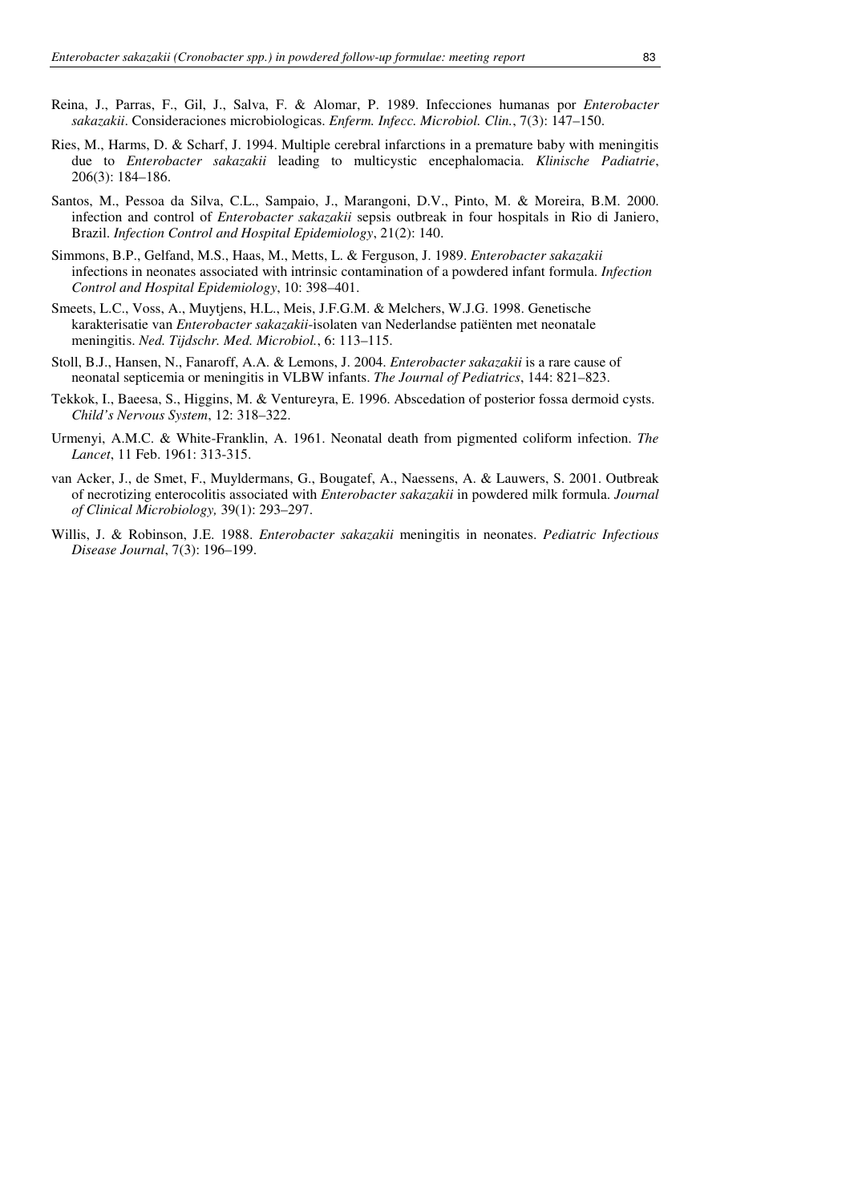Reina, J., Parras, F., Gil, J., Salva, F. & Alomar, P. 1989. Infecciones humanas por *Enterobacter sakazakii*. Consideraciones microbiologicas. *Enferm. Infecc. Microbiol. Clin.*, 7(3): 147–150.

Ries, M., Harms, D. & Scharf, J. 1994. Multiple cerebral infarctions in a premature baby with meningitis due to *Enterobacter sakazakii* leading to multicystic encephalomacia. *Klinische Padiatrie*, 206(3): 184–186.

Santos, M., Pessoa da Silva, C.L., Sampaio, J., Marangoni, D.V., Pinto, M. & Moreira, B.M. 2000. infection and control of *Enterobacter sakazakii* sepsis outbreak in four hospitals in Rio di Janiero, Brazil. *Infection Control and Hospital Epidemiology*, 21(2): 140.

Simmons, B.P., Gelfand, M.S., Haas, M., Metts, L. & Ferguson, J. 1989. *Enterobacter sakazakii* infections in neonates associated with intrinsic contamination of a powdered infant formula. *Infection Control and Hospital Epidemiology*, 10: 398–401.

Smeets, L.C., Voss, A., Muytjens, H.L., Meis, J.F.G.M. & Melchers, W.J.G. 1998. Genetische karakterisatie van *Enterobacter sakazakii*-isolaten van Nederlandse patiënten met neonatale meningitis. *Ned. Tijdschr. Med. Microbiol.*, 6: 113–115.

Stoll, B.J., Hansen, N., Fanaroff, A.A. & Lemons, J. 2004. *Enterobacter sakazakii* is a rare cause of neonatal septicemia or meningitis in VLBW infants. *The Journal of Pediatrics*, 144: 821–823.

Tekkok, I., Baeesa, S., Higgins, M. & Ventureyra, E. 1996. Abscedation of posterior fossa dermoid cysts. *Child's Nervous System*, 12: 318–322.

Urmenyi, A.M.C. & White-Franklin, A. 1961. Neonatal death from pigmented coliform infection. *The Lancet*, 11 Feb. 1961: 313-315.

van Acker, J., de Smet, F., Muyldermans, G., Bougatef, A., Naessens, A. & Lauwers, S. 2001. Outbreak of necrotizing enterocolitis associated with *Enterobacter sakazakii* in powdered milk formula. *Journal of Clinical Microbiology,* 39(1): 293–297.

Willis, J. & Robinson, J.E. 1988. *Enterobacter sakazakii* meningitis in neonates. *Pediatric Infectious Disease Journal*, 7(3): 196–199.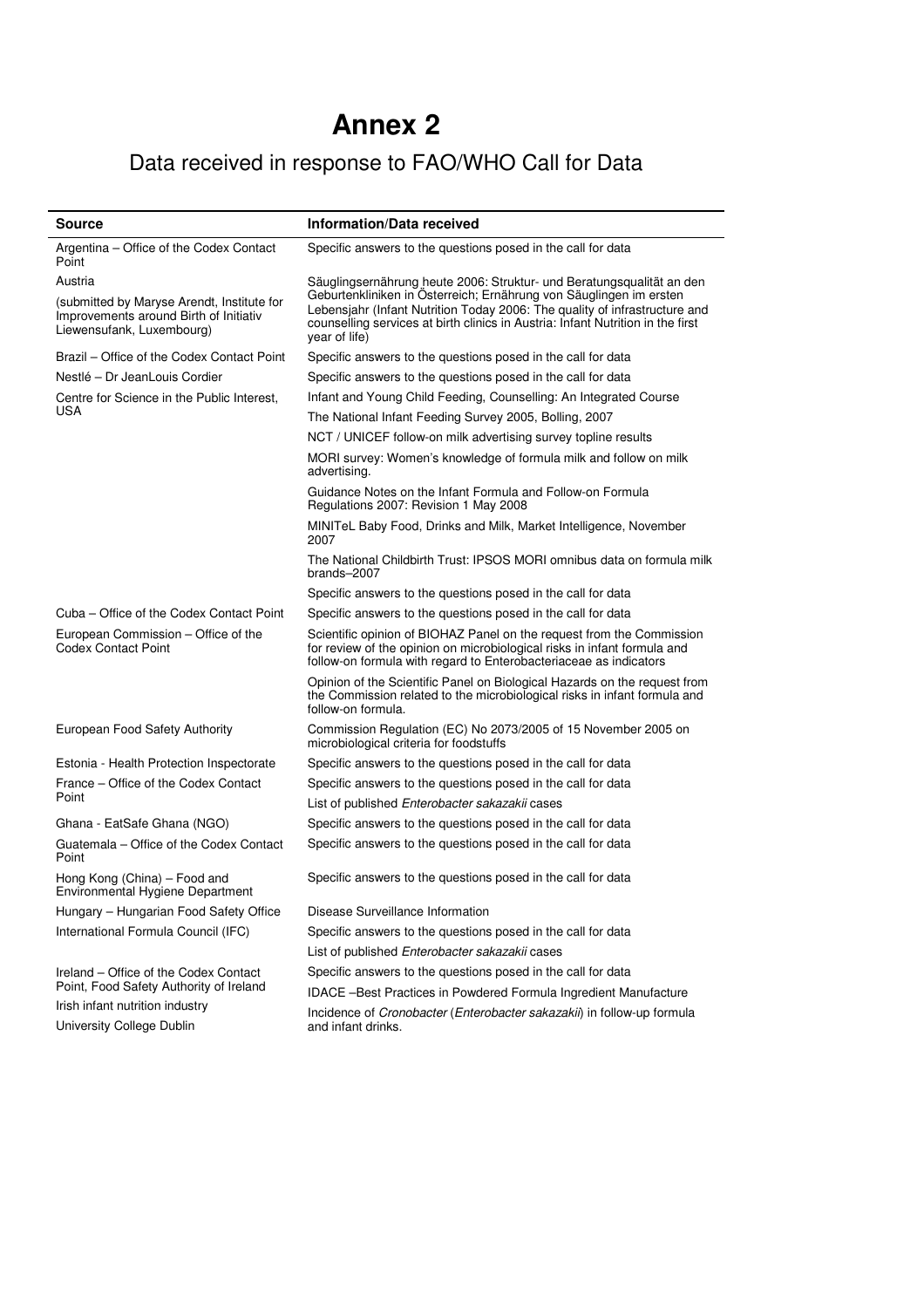# Annex 2

## Data received in response to FAO/WHO Call for Data

| Source | Information/Data received |
|---|---|
| Argentina – Office of the Codex Contact Point | Specific answers to the questions posed in the call for data |
| Austria<br><br>(submitted by Maryse Arendt, Institute for Improvements around Birth of Initiativ Liewensufank, Luxembourg) | Säuglingsernährung heute 2006: Struktur- und Beratungsqualität an den Geburtenkliniken in Österreich; Ernährung von Säuglingen im ersten Lebensjahr (Infant Nutrition Today 2006: The quality of infrastructure and counselling services at birth clinics in Austria: Infant Nutrition in the first year of life) |
| Brazil – Office of the Codex Contact Point | Specific answers to the questions posed in the call for data |
| Nestlé – Dr JeanLouis Cordier | Specific answers to the questions posed in the call for data |
| Centre for Science in the Public Interest, USA | Infant and Young Child Feeding, Counselling: An Integrated Course |
| | The National Infant Feeding Survey 2005, Bolling, 2007 |
| | NCT / UNICEF follow-on milk advertising survey topline results |
| | MORI survey: Women's knowledge of formula milk and follow on milk advertising. |
| | Guidance Notes on the Infant Formula and Follow-on Formula Regulations 2007: Revision 1 May 2008 |
| | MINITeL Baby Food, Drinks and Milk, Market Intelligence, November 2007 |
| | The National Childbirth Trust: IPSOS MORI omnibus data on formula milk brands–2007 |
| | Specific answers to the questions posed in the call for data |
| Cuba – Office of the Codex Contact Point | Specific answers to the questions posed in the call for data |
| European Commission – Office of the Codex Contact Point | Scientific opinion of BIOHAZ Panel on the request from the Commission for review of the opinion on microbiological risks in infant formula and follow-on formula with regard to Enterobacteriaceae as indicators |
| | Opinion of the Scientific Panel on Biological Hazards on the request from the Commission related to the microbiological risks in infant formula and follow-on formula. |
| European Food Safety Authority | Commission Regulation (EC) No 2073/2005 of 15 November 2005 on microbiological criteria for foodstuffs |
| Estonia - Health Protection Inspectorate | Specific answers to the questions posed in the call for data |
| France – Office of the Codex Contact Point | Specific answers to the questions posed in the call for data |
| | List of published *Enterobacter sakazakii* cases |
| Ghana - EatSafe Ghana (NGO) | Specific answers to the questions posed in the call for data |
| Guatemala – Office of the Codex Contact Point | Specific answers to the questions posed in the call for data |
| Hong Kong (China) – Food and Environmental Hygiene Department | Specific answers to the questions posed in the call for data |
| Hungary – Hungarian Food Safety Office | Disease Surveillance Information |
| International Formula Council (IFC) | Specific answers to the questions posed in the call for data |
| | List of published *Enterobacter sakazakii* cases |
| Ireland – Office of the Codex Contact Point, Food Safety Authority of Ireland | Specific answers to the questions posed in the call for data |
| Irish infant nutrition industry | IDACE –Best Practices in Powdered Formula Ingredient Manufacture |
| University College Dublin | Incidence of *Cronobacter* (*Enterobacter sakazakii*) in follow-up formula and infant drinks. |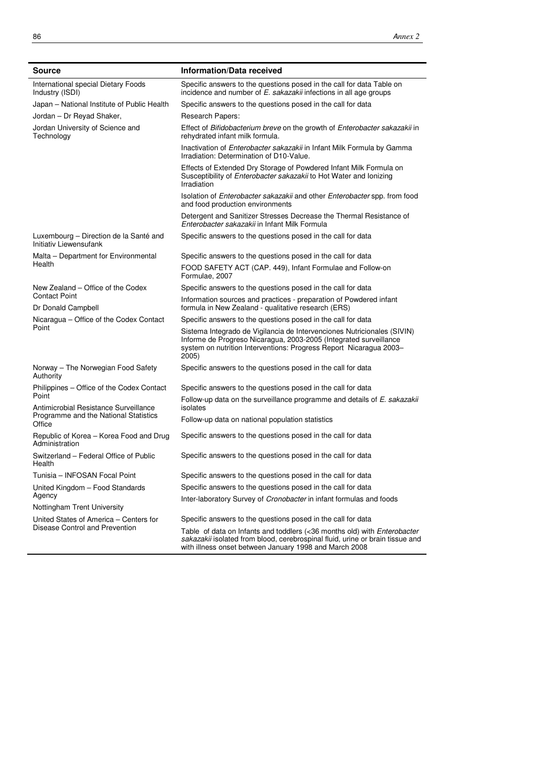| Source | Information/Data received |
|---|---|
| International special Dietary Foods Industry (ISDI) | Specific answers to the questions posed in the call for data Table on incidence and number of *E. sakazakii* infections in all age groups |
| Japan – National Institute of Public Health | Specific answers to the questions posed in the call for data |
| Jordan – Dr Reyad Shaker, | Research Papers: |
| Jordan University of Science and Technology | Effect of *Bifidobacterium breve* on the growth of *Enterobacter sakazakii* in rehydrated infant milk formula. |
| | Inactivation of *Enterobacter sakazakii* in Infant Milk Formula by Gamma Irradiation: Determination of D10-Value. |
| | Effects of Extended Dry Storage of Powdered Infant Milk Formula on Susceptibility of *Enterobacter sakazakii* to Hot Water and Ionizing Irradiation |
| | Isolation of *Enterobacter sakazakii* and other *Enterobacter* spp. from food and food production environments |
| | Detergent and Sanitizer Stresses Decrease the Thermal Resistance of *Enterobacter sakazakii* in Infant Milk Formula |
| Luxembourg – Direction de la Santé and Initiativ Liewensufank | Specific answers to the questions posed in the call for data |
| Malta – Department for Environmental Health | Specific answers to the questions posed in the call for data |
| | FOOD SAFETY ACT (CAP. 449), Infant Formulae and Follow-on Formulae, 2007 |
| New Zealand – Office of the Codex Contact Point | Specific answers to the questions posed in the call for data |
| Dr Donald Campbell | Information sources and practices - preparation of Powdered infant formula in New Zealand - qualitative research (ERS) |
| Nicaragua – Office of the Codex Contact Point | Specific answers to the questions posed in the call for data |
| | Sistema Integrado de Vigilancia de Intervenciones Nutricionales (SIVIN) Informe de Progreso Nicaragua, 2003-2005 (Integrated surveillance system on nutrition Interventions: Progress Report Nicaragua 2003–2005) |
| Norway – The Norwegian Food Safety Authority | Specific answers to the questions posed in the call for data |
| Philippines – Office of the Codex Contact Point | Specific answers to the questions posed in the call for data |
| Antimicrobial Resistance Surveillance Programme and the National Statistics Office | Follow-up data on the surveillance programme and details of *E. sakazakii* isolates |
| | Follow-up data on national population statistics |
| Republic of Korea – Korea Food and Drug Administration | Specific answers to the questions posed in the call for data |
| Switzerland – Federal Office of Public Health | Specific answers to the questions posed in the call for data |
| Tunisia – INFOSAN Focal Point | Specific answers to the questions posed in the call for data |
| United Kingdom – Food Standards Agency | Specific answers to the questions posed in the call for data |
| Nottingham Trent University | Inter-laboratory Survey of *Cronobacter* in infant formulas and foods |
| United States of America – Centers for Disease Control and Prevention | Specific answers to the questions posed in the call for data |
| | Table of data on Infants and toddlers (<36 months old) with *Enterobacter sakazakii* isolated from blood, cerebrospinal fluid, urine or brain tissue and with illness onset between January 1998 and March 2008 |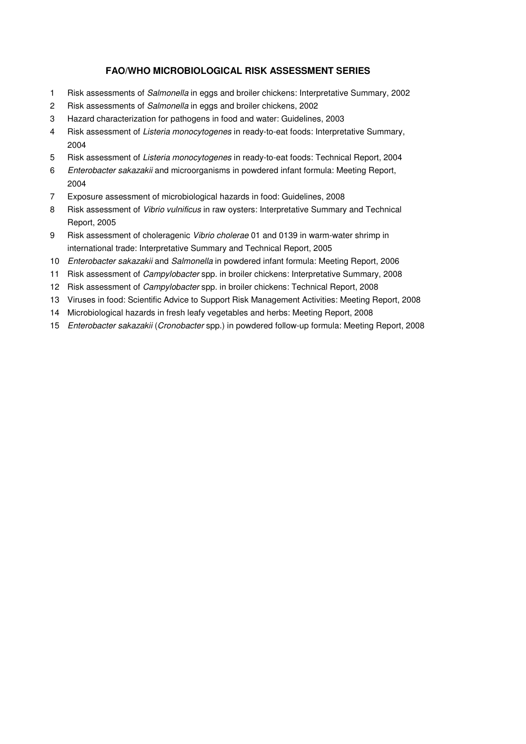# FAO/WHO MICROBIOLOGICAL RISK ASSESSMENT SERIES

1. Risk assessments of *Salmonella* in eggs and broiler chickens: Interpretative Summary, 2002
2. Risk assessments of *Salmonella* in eggs and broiler chickens, 2002
3. Hazard characterization for pathogens in food and water: Guidelines, 2003
4. Risk assessment of *Listeria monocytogenes* in ready-to-eat foods: Interpretative Summary, 2004
5. Risk assessment of *Listeria monocytogenes* in ready-to-eat foods: Technical Report, 2004
6. *Enterobacter sakazakii* and microorganisms in powdered infant formula: Meeting Report, 2004
7. Exposure assessment of microbiological hazards in food: Guidelines, 2008
8. Risk assessment of *Vibrio vulnificus* in raw oysters: Interpretative Summary and Technical Report, 2005
9. Risk assessment of choleragenic *Vibrio cholerae* 01 and 0139 in warm-water shrimp in international trade: Interpretative Summary and Technical Report, 2005
10. *Enterobacter sakazakii* and *Salmonella* in powdered infant formula: Meeting Report, 2006
11. Risk assessment of *Campylobacter* spp. in broiler chickens: Interpretative Summary, 2008
12. Risk assessment of *Campylobacter* spp. in broiler chickens: Technical Report, 2008
13. Viruses in food: Scientific Advice to Support Risk Management Activities: Meeting Report, 2008
14. Microbiological hazards in fresh leafy vegetables and herbs: Meeting Report, 2008
15. *Enterobacter sakazakii* (*Cronobacter* spp.) in powdered follow-up formula: Meeting Report, 2008